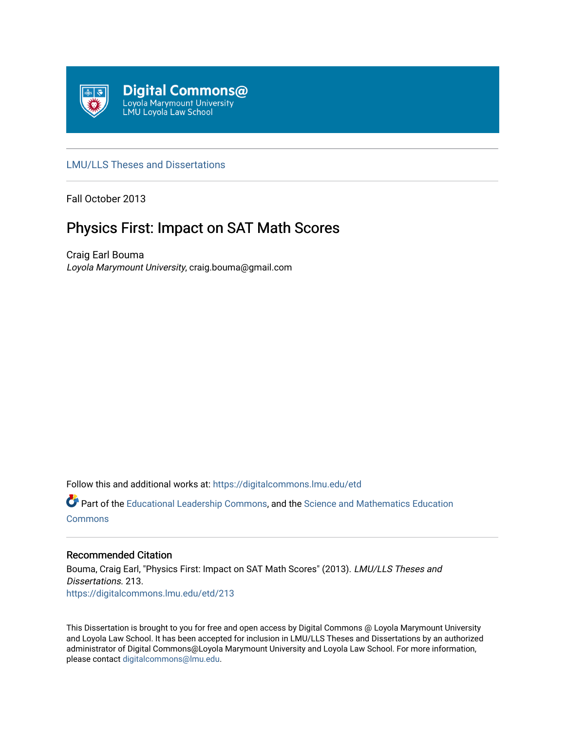Digital Commons@
Loyola Marymount University
LMU Loyola Law School

LMU/LLS Theses and Dissertations

Fall October 2013

# Physics First: Impact on SAT Math Scores

Craig Earl Bouma
*Loyola Marymount University*, craig.bouma@gmail.com

Follow this and additional works at: https://digitalcommons.lmu.edu/etd

Part of the Educational Leadership Commons, and the Science and Mathematics Education Commons

## Recommended Citation

Bouma, Craig Earl, "Physics First: Impact on SAT Math Scores" (2013). *LMU/LLS Theses and Dissertations*. 213.
https://digitalcommons.lmu.edu/etd/213

This Dissertation is brought to you for free and open access by Digital Commons @ Loyola Marymount University and Loyola Law School. It has been accepted for inclusion in LMU/LLS Theses and Dissertations by an authorized administrator of Digital Commons@Loyola Marymount University and Loyola Law School. For more information, please contact digitalcommons@lmu.edu.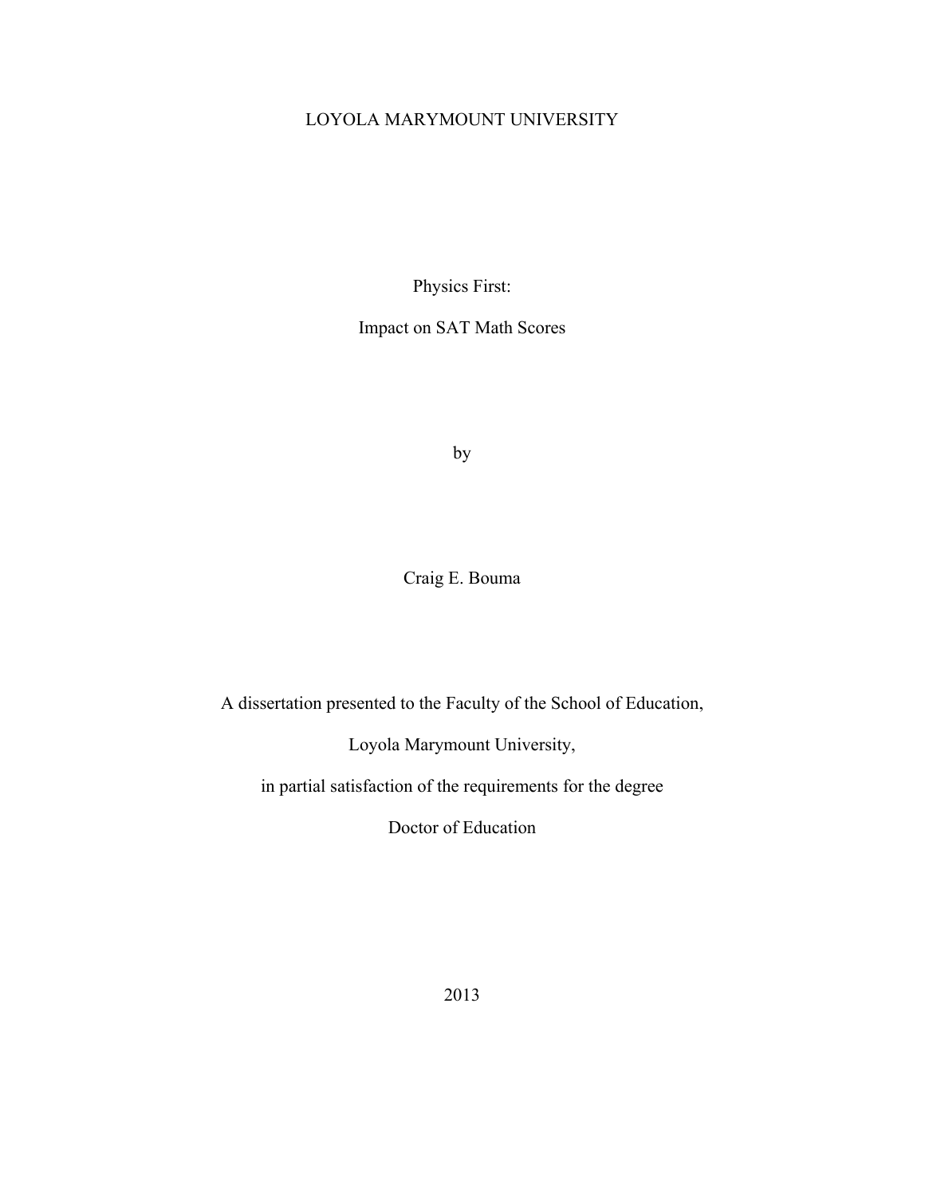LOYOLA MARYMOUNT UNIVERSITY

# Physics First:

# Impact on SAT Math Scores

by

Craig E. Bouma

A dissertation presented to the Faculty of the School of Education,

Loyola Marymount University,

in partial satisfaction of the requirements for the degree

Doctor of Education

2013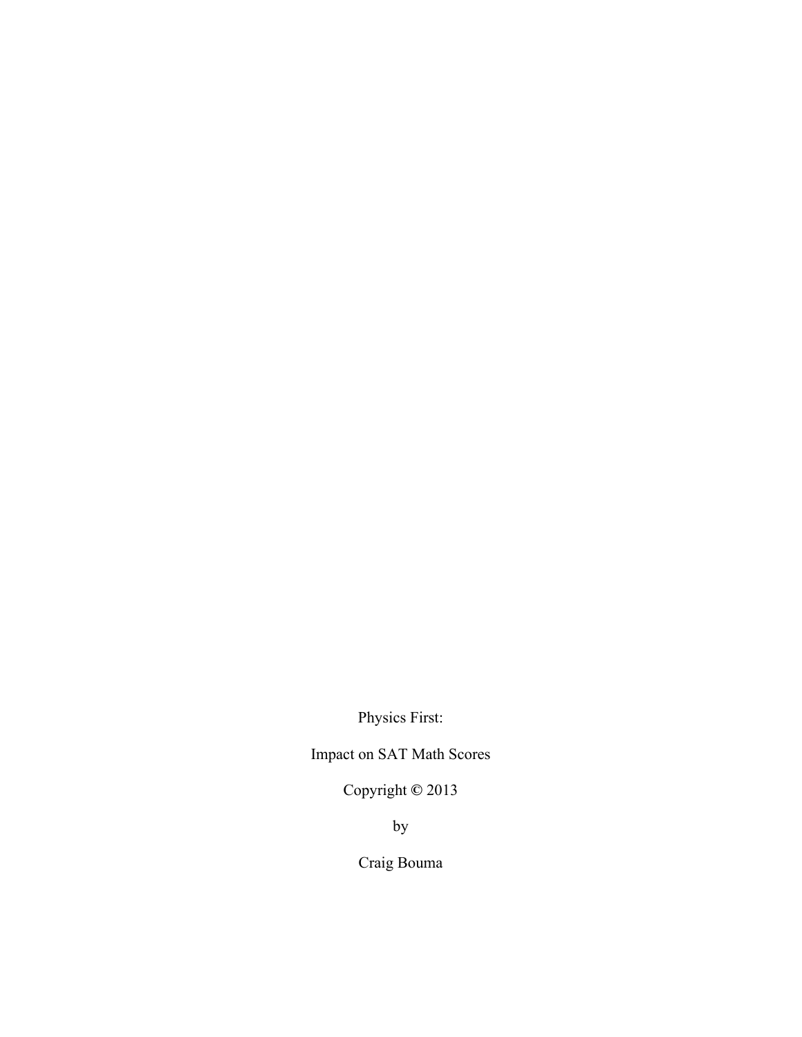Physics First:

Impact on SAT Math Scores

Copyright © 2013

by

Craig Bouma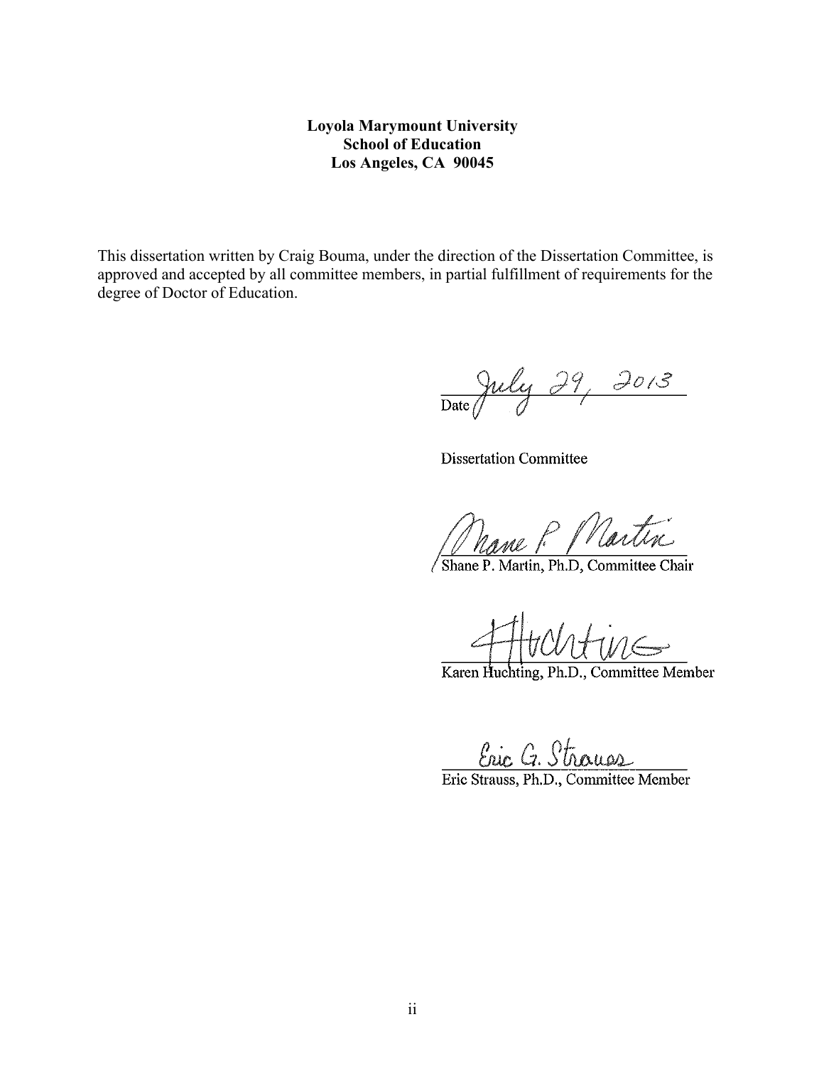**Loyola Marymount University**
**School of Education**
**Los Angeles, CA 90045**

This dissertation written by Craig Bouma, under the direction of the Dissertation Committee, is approved and accepted by all committee members, in partial fulfillment of requirements for the degree of Doctor of Education.

July 29, 2013
Date

Dissertation Committee

Shane P. Martin, Ph.D, Committee Chair

Karen Huchting, Ph.D., Committee Member

Eric Strauss, Ph.D., Committee Member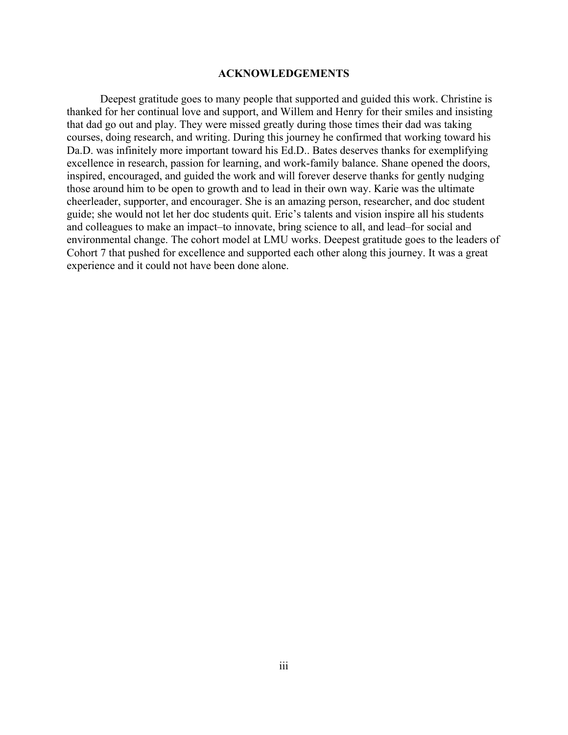# ACKNOWLEDGEMENTS

Deepest gratitude goes to many people that supported and guided this work. Christine is thanked for her continual love and support, and Willem and Henry for their smiles and insisting that dad go out and play. They were missed greatly during those times their dad was taking courses, doing research, and writing. During this journey he confirmed that working toward his Da.D. was infinitely more important toward his Ed.D.. Bates deserves thanks for exemplifying excellence in research, passion for learning, and work-family balance. Shane opened the doors, inspired, encouraged, and guided the work and will forever deserve thanks for gently nudging those around him to be open to growth and to lead in their own way. Karie was the ultimate cheerleader, supporter, and encourager. She is an amazing person, researcher, and doc student guide; she would not let her doc students quit. Eric's talents and vision inspire all his students and colleagues to make an impact–to innovate, bring science to all, and lead–for social and environmental change. The cohort model at LMU works. Deepest gratitude goes to the leaders of Cohort 7 that pushed for excellence and supported each other along this journey. It was a great experience and it could not have been done alone.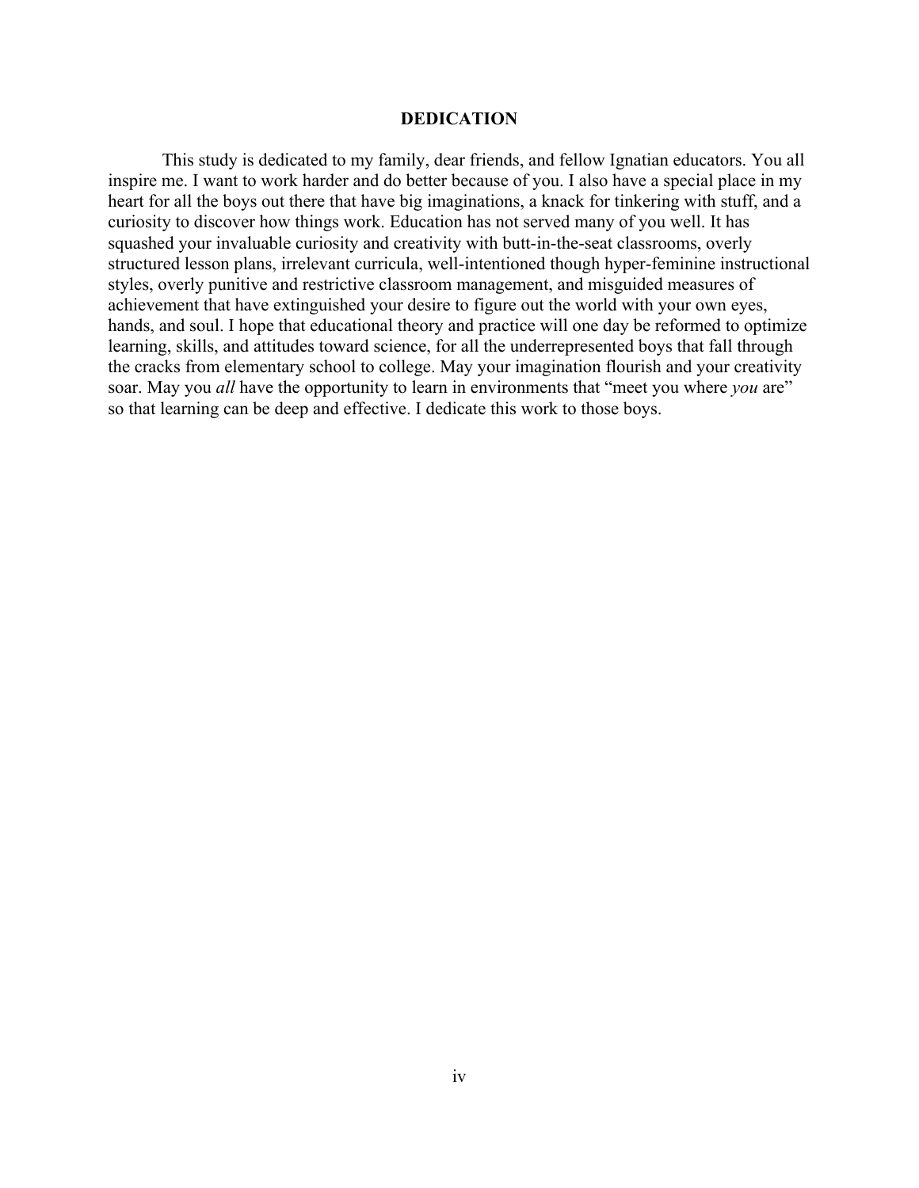# DEDICATION

This study is dedicated to my family, dear friends, and fellow Ignatian educators. You all inspire me. I want to work harder and do better because of you. I also have a special place in my heart for all the boys out there that have big imaginations, a knack for tinkering with stuff, and a curiosity to discover how things work. Education has not served many of you well. It has squashed your invaluable curiosity and creativity with butt-in-the-seat classrooms, overly structured lesson plans, irrelevant curricula, well-intentioned though hyper-feminine instructional styles, overly punitive and restrictive classroom management, and misguided measures of achievement that have extinguished your desire to figure out the world with your own eyes, hands, and soul. I hope that educational theory and practice will one day be reformed to optimize learning, skills, and attitudes toward science, for all the underrepresented boys that fall through the cracks from elementary school to college. May your imagination flourish and your creativity soar. May you *all* have the opportunity to learn in environments that "meet you where *you* are" so that learning can be deep and effective. I dedicate this work to those boys.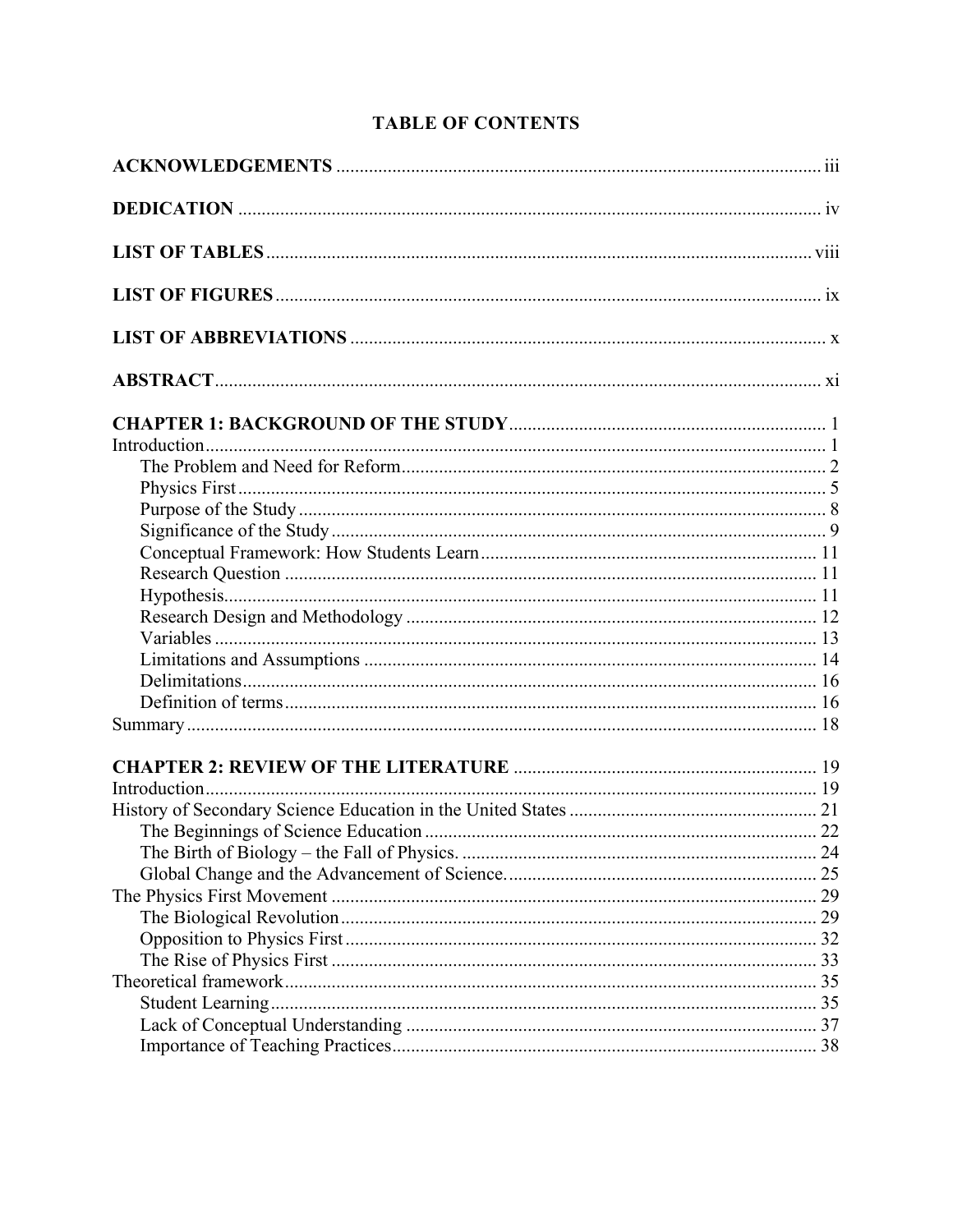# TABLE OF CONTENTS

**ACKNOWLEDGEMENTS** .......... iii

**DEDICATION** .......... iv

**LIST OF TABLES** .......... viii

**LIST OF FIGURES** .......... ix

**LIST OF ABBREVIATIONS** .......... x

**ABSTRACT** .......... xi

**CHAPTER 1: BACKGROUND OF THE STUDY** .......... 1

Introduction .......... 1

- The Problem and Need for Reform .......... 2
- Physics First .......... 5
- Purpose of the Study .......... 8
- Significance of the Study .......... 9
- Conceptual Framework: How Students Learn .......... 11
- Research Question .......... 11
- Hypothesis .......... 11
- Research Design and Methodology .......... 12
- Variables .......... 13
- Limitations and Assumptions .......... 14
- Delimitations .......... 16
- Definition of terms .......... 16

Summary .......... 18

**CHAPTER 2: REVIEW OF THE LITERATURE** .......... 19

Introduction .......... 19

History of Secondary Science Education in the United States .......... 21

- The Beginnings of Science Education .......... 22
- The Birth of Biology – the Fall of Physics. .......... 24
- Global Change and the Advancement of Science. .......... 25

The Physics First Movement .......... 29

- The Biological Revolution .......... 29
- Opposition to Physics First .......... 32
- The Rise of Physics First .......... 33

Theoretical framework .......... 35

- Student Learning .......... 35
- Lack of Conceptual Understanding .......... 37
- Importance of Teaching Practices .......... 38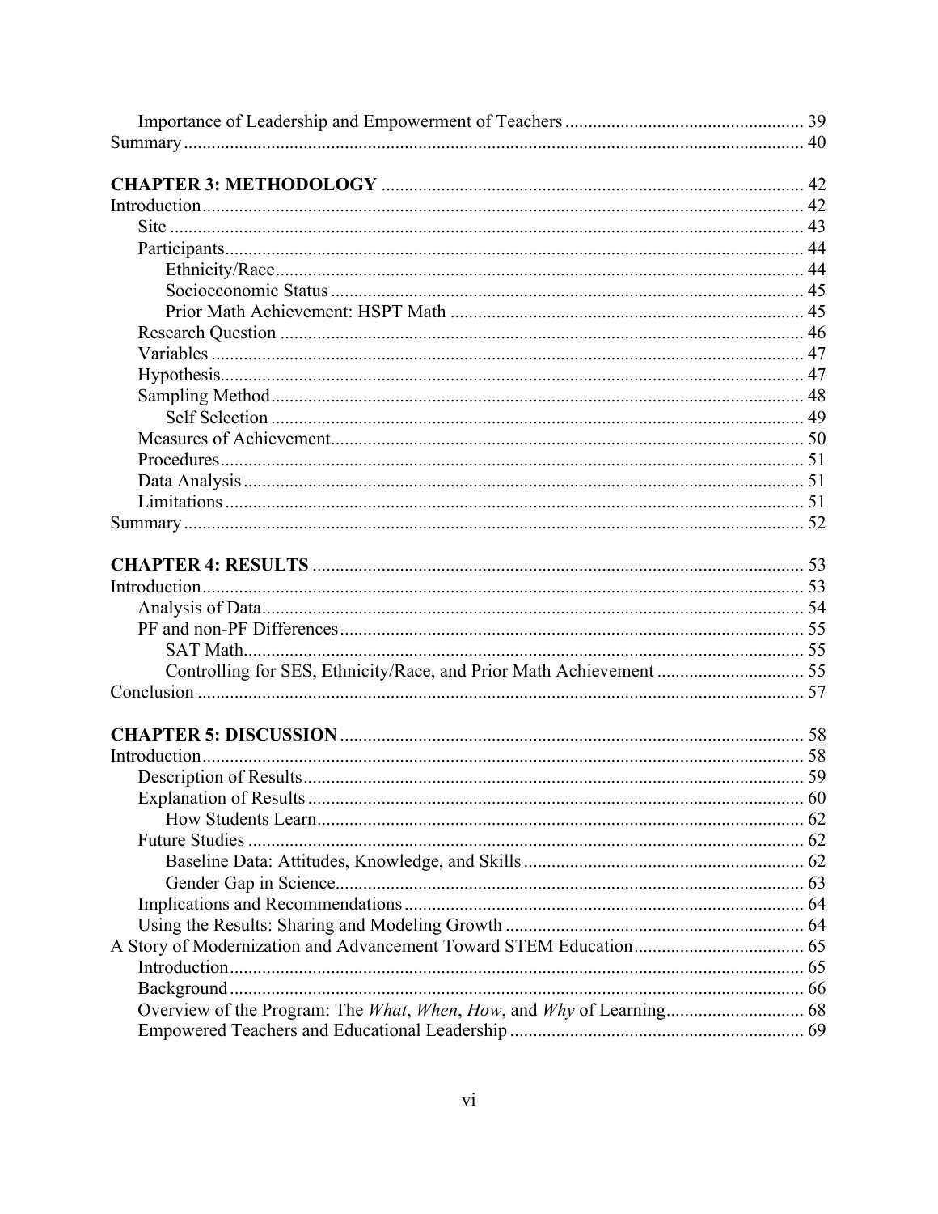Importance of Leadership and Empowerment of Teachers ................................................... 39
Summary ...................................................................................................................... 40

**CHAPTER 3: METHODOLOGY** ........................................................................... 42
Introduction .................................................................................................................. 42
Site ........................................................................................................................... 43
Participants ............................................................................................................... 44
Ethnicity/Race ..................................................................................................... 44
Socioeconomic Status .......................................................................................... 45
Prior Math Achievement: HSPT Math ................................................................ 45
Research Question ................................................................................................... 46
Variables .................................................................................................................. 47
Hypothesis ................................................................................................................ 47
Sampling Method ..................................................................................................... 48
Self Selection ....................................................................................................... 49
Measures of Achievement ........................................................................................ 50
Procedures ................................................................................................................ 51
Data Analysis ........................................................................................................... 51
Limitations ............................................................................................................... 51
Summary ...................................................................................................................... 52

**CHAPTER 4: RESULTS** ......................................................................................... 53
Introduction .................................................................................................................. 53
Analysis of Data ....................................................................................................... 54
PF and non-PF Differences ....................................................................................... 55
SAT Math ............................................................................................................ 55
Controlling for SES, Ethnicity/Race, and Prior Math Achievement ................... 55
Conclusion ................................................................................................................... 57

**CHAPTER 5: DISCUSSION** .................................................................................. 58
Introduction .................................................................................................................. 58
Description of Results .............................................................................................. 59
Explanation of Results .............................................................................................. 60
How Students Learn ............................................................................................. 62
Future Studies ........................................................................................................... 62
Baseline Data: Attitudes, Knowledge, and Skills ................................................ 62
Gender Gap in Science ......................................................................................... 63
Implications and Recommendations ........................................................................ 64
Using the Results: Sharing and Modeling Growth ................................................... 64
A Story of Modernization and Advancement Toward STEM Education ..................... 65
Introduction ............................................................................................................... 65
Background ............................................................................................................... 66
Overview of the Program: The *What*, *When*, *How*, and *Why* of Learning ............... 68
Empowered Teachers and Educational Leadership ................................................... 69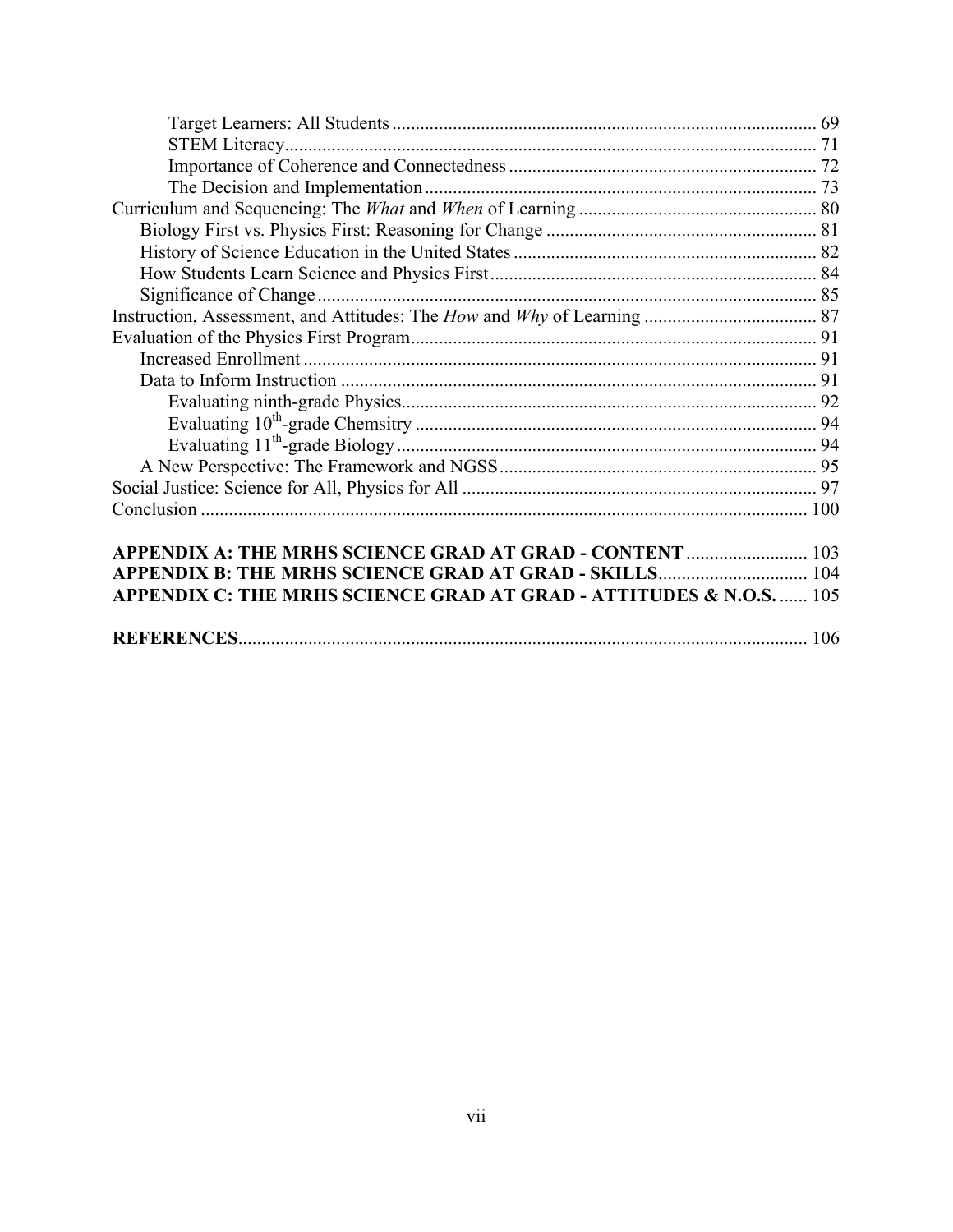Target Learners: All Students .......... 69
STEM Literacy .......... 71
Importance of Coherence and Connectedness .......... 72
The Decision and Implementation .......... 73
Curriculum and Sequencing: The *What* and *When* of Learning .......... 80
Biology First vs. Physics First: Reasoning for Change .......... 81
History of Science Education in the United States .......... 82
How Students Learn Science and Physics First .......... 84
Significance of Change .......... 85
Instruction, Assessment, and Attitudes: The *How* and *Why* of Learning .......... 87
Evaluation of the Physics First Program .......... 91
Increased Enrollment .......... 91
Data to Inform Instruction .......... 91
Evaluating ninth-grade Physics .......... 92
Evaluating $10^{th}$-grade Chemsitry .......... 94
Evaluating $11^{th}$-grade Biology .......... 94
A New Perspective: The Framework and NGSS .......... 95
Social Justice: Science for All, Physics for All .......... 97
Conclusion .......... 100

**APPENDIX A: THE MRHS SCIENCE GRAD AT GRAD - CONTENT** .......... 103
**APPENDIX B: THE MRHS SCIENCE GRAD AT GRAD - SKILLS** .......... 104
**APPENDIX C: THE MRHS SCIENCE GRAD AT GRAD - ATTITUDES & N.O.S.** .......... 105

**REFERENCES** .......... 106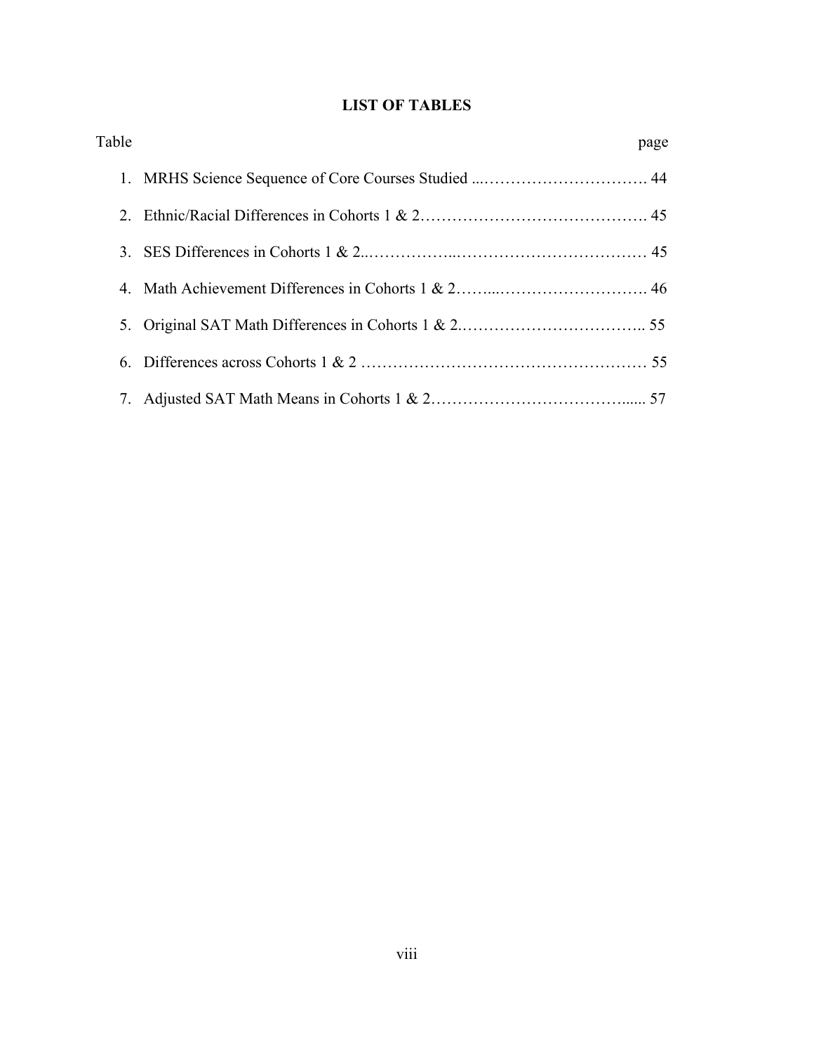## LIST OF TABLES

| Table | | page |
|---|---|---|
| 1. | MRHS Science Sequence of Core Courses Studied | 44 |
| 2. | Ethnic/Racial Differences in Cohorts 1 & 2 | 45 |
| 3. | SES Differences in Cohorts 1 & 2 | 45 |
| 4. | Math Achievement Differences in Cohorts 1 & 2 | 46 |
| 5. | Original SAT Math Differences in Cohorts 1 & 2 | 55 |
| 6. | Differences across Cohorts 1 & 2 | 55 |
| 7. | Adjusted SAT Math Means in Cohorts 1 & 2 | 57 |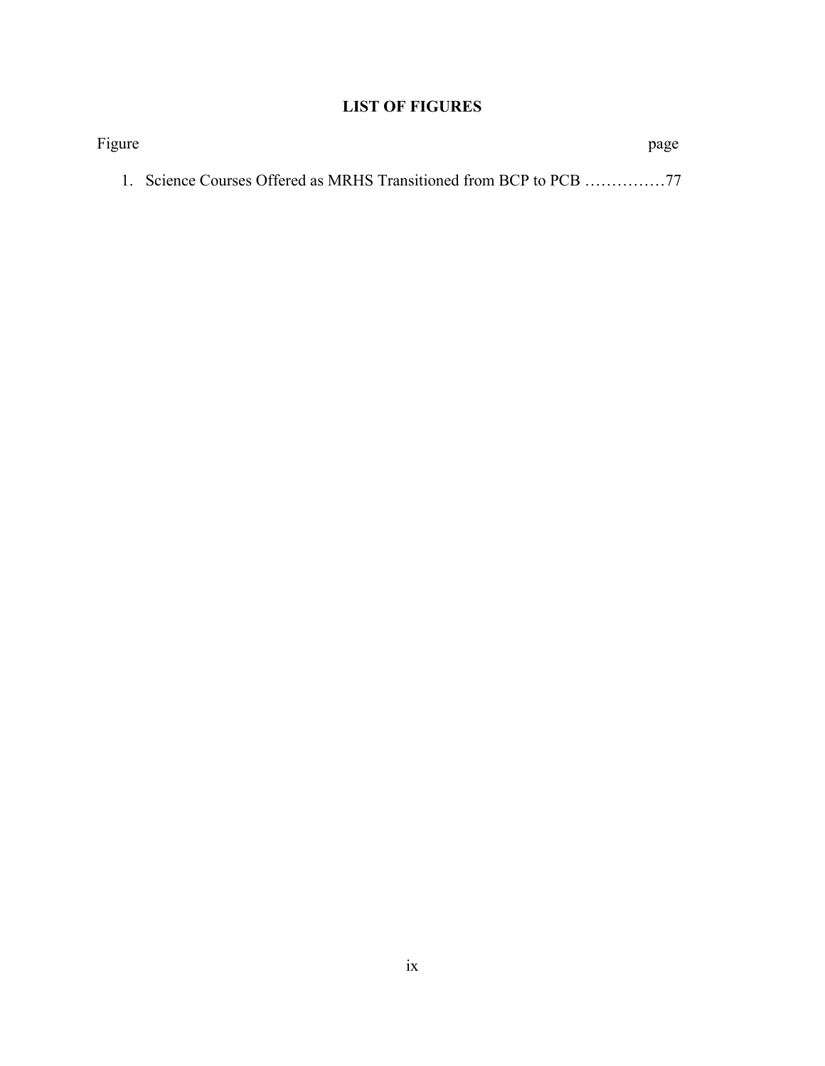## LIST OF FIGURES

Figure page

1. Science Courses Offered as MRHS Transitioned from BCP to PCB ……………77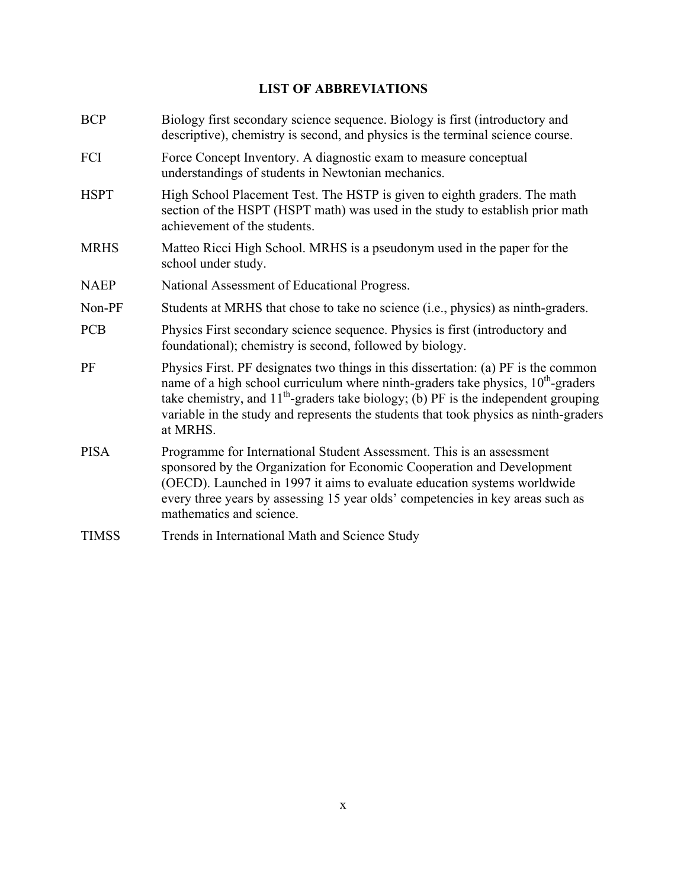# LIST OF ABBREVIATIONS

| | |
|---|---|
| BCP | Biology first secondary science sequence. Biology is first (introductory and descriptive), chemistry is second, and physics is the terminal science course. |
| FCI | Force Concept Inventory. A diagnostic exam to measure conceptual understandings of students in Newtonian mechanics. |
| HSPT | High School Placement Test. The HSTP is given to eighth graders. The math section of the HSPT (HSPT math) was used in the study to establish prior math achievement of the students. |
| MRHS | Matteo Ricci High School. MRHS is a pseudonym used in the paper for the school under study. |
| NAEP | National Assessment of Educational Progress. |
| Non-PF | Students at MRHS that chose to take no science (i.e., physics) as ninth-graders. |
| PCB | Physics First secondary science sequence. Physics is first (introductory and foundational); chemistry is second, followed by biology. |
| PF | Physics First. PF designates two things in this dissertation: (a) PF is the common name of a high school curriculum where ninth-graders take physics, 10th-graders take chemistry, and 11th-graders take biology; (b) PF is the independent grouping variable in the study and represents the students that took physics as ninth-graders at MRHS. |
| PISA | Programme for International Student Assessment. This is an assessment sponsored by the Organization for Economic Cooperation and Development (OECD). Launched in 1997 it aims to evaluate education systems worldwide every three years by assessing 15 year olds' competencies in key areas such as mathematics and science. |
| TIMSS | Trends in International Math and Science Study |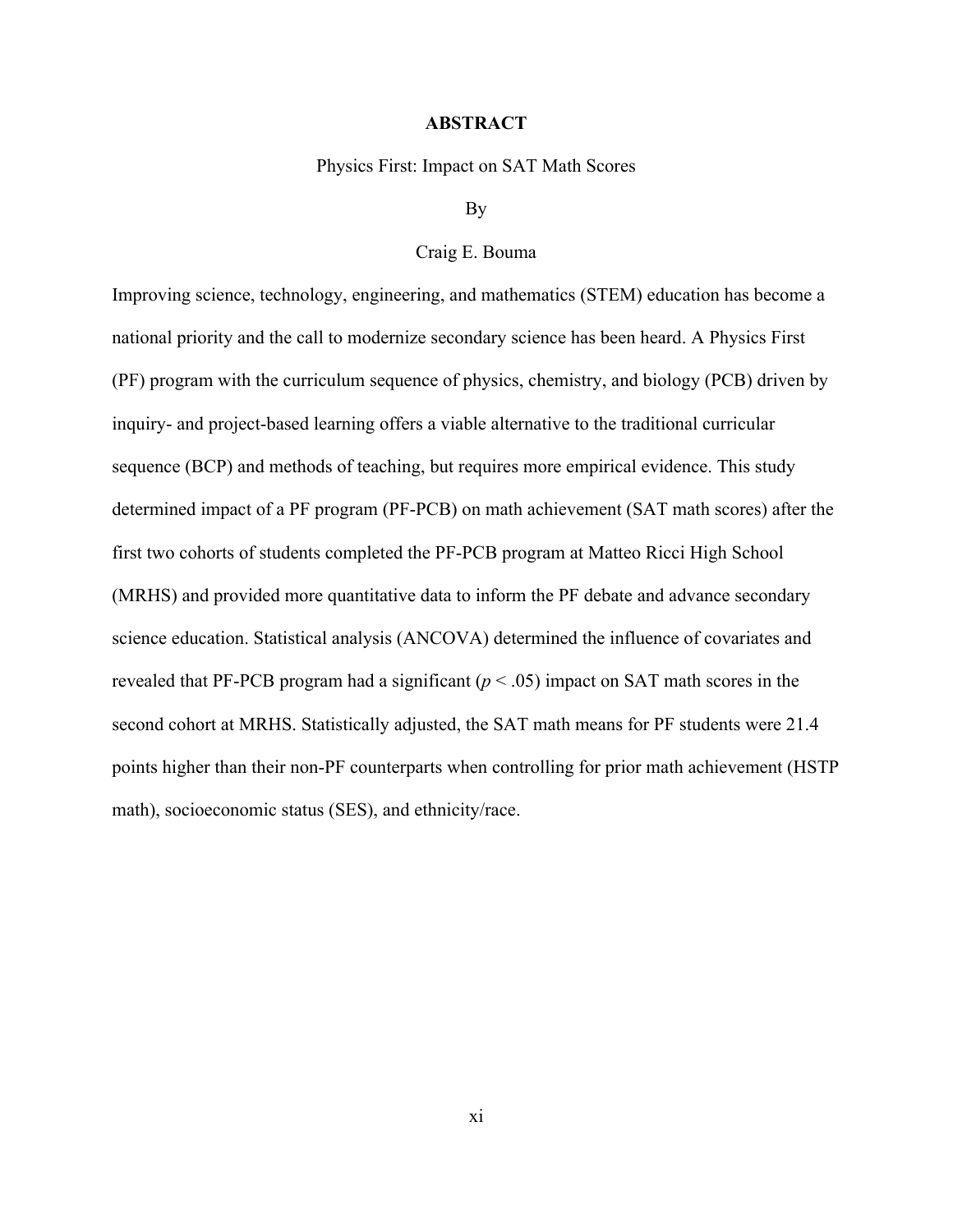# ABSTRACT

Physics First: Impact on SAT Math Scores

By

Craig E. Bouma

Improving science, technology, engineering, and mathematics (STEM) education has become a national priority and the call to modernize secondary science has been heard. A Physics First (PF) program with the curriculum sequence of physics, chemistry, and biology (PCB) driven by inquiry- and project-based learning offers a viable alternative to the traditional curricular sequence (BCP) and methods of teaching, but requires more empirical evidence. This study determined impact of a PF program (PF-PCB) on math achievement (SAT math scores) after the first two cohorts of students completed the PF-PCB program at Matteo Ricci High School (MRHS) and provided more quantitative data to inform the PF debate and advance secondary science education. Statistical analysis (ANCOVA) determined the influence of covariates and revealed that PF-PCB program had a significant ($p < .05$) impact on SAT math scores in the second cohort at MRHS. Statistically adjusted, the SAT math means for PF students were 21.4 points higher than their non-PF counterparts when controlling for prior math achievement (HSTP math), socioeconomic status (SES), and ethnicity/race.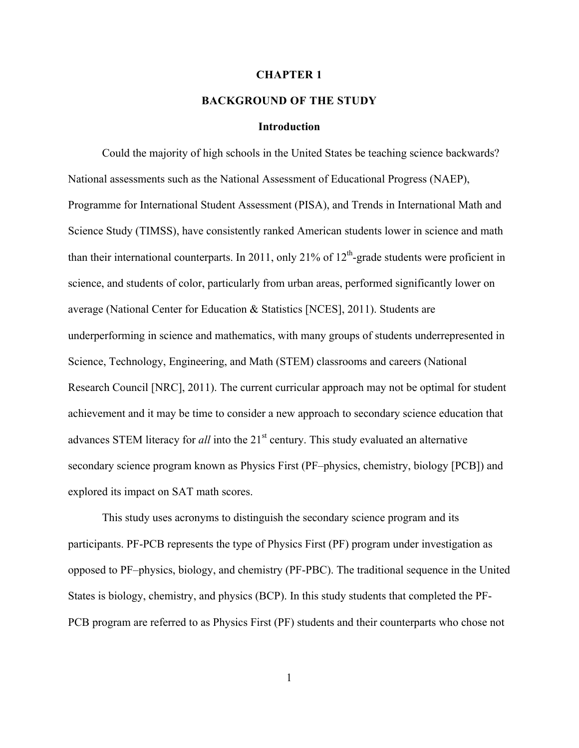# CHAPTER 1

# BACKGROUND OF THE STUDY

## Introduction

Could the majority of high schools in the United States be teaching science backwards? National assessments such as the National Assessment of Educational Progress (NAEP), Programme for International Student Assessment (PISA), and Trends in International Math and Science Study (TIMSS), have consistently ranked American students lower in science and math than their international counterparts. In 2011, only 21% of $12^{th}$-grade students were proficient in science, and students of color, particularly from urban areas, performed significantly lower on average (National Center for Education & Statistics [NCES], 2011). Students are underperforming in science and mathematics, with many groups of students underrepresented in Science, Technology, Engineering, and Math (STEM) classrooms and careers (National Research Council [NRC], 2011). The current curricular approach may not be optimal for student achievement and it may be time to consider a new approach to secondary science education that advances STEM literacy for *all* into the $21^{st}$ century. This study evaluated an alternative secondary science program known as Physics First (PF–physics, chemistry, biology [PCB]) and explored its impact on SAT math scores.

This study uses acronyms to distinguish the secondary science program and its participants. PF-PCB represents the type of Physics First (PF) program under investigation as opposed to PF–physics, biology, and chemistry (PF-PBC). The traditional sequence in the United States is biology, chemistry, and physics (BCP). In this study students that completed the PF-PCB program are referred to as Physics First (PF) students and their counterparts who chose not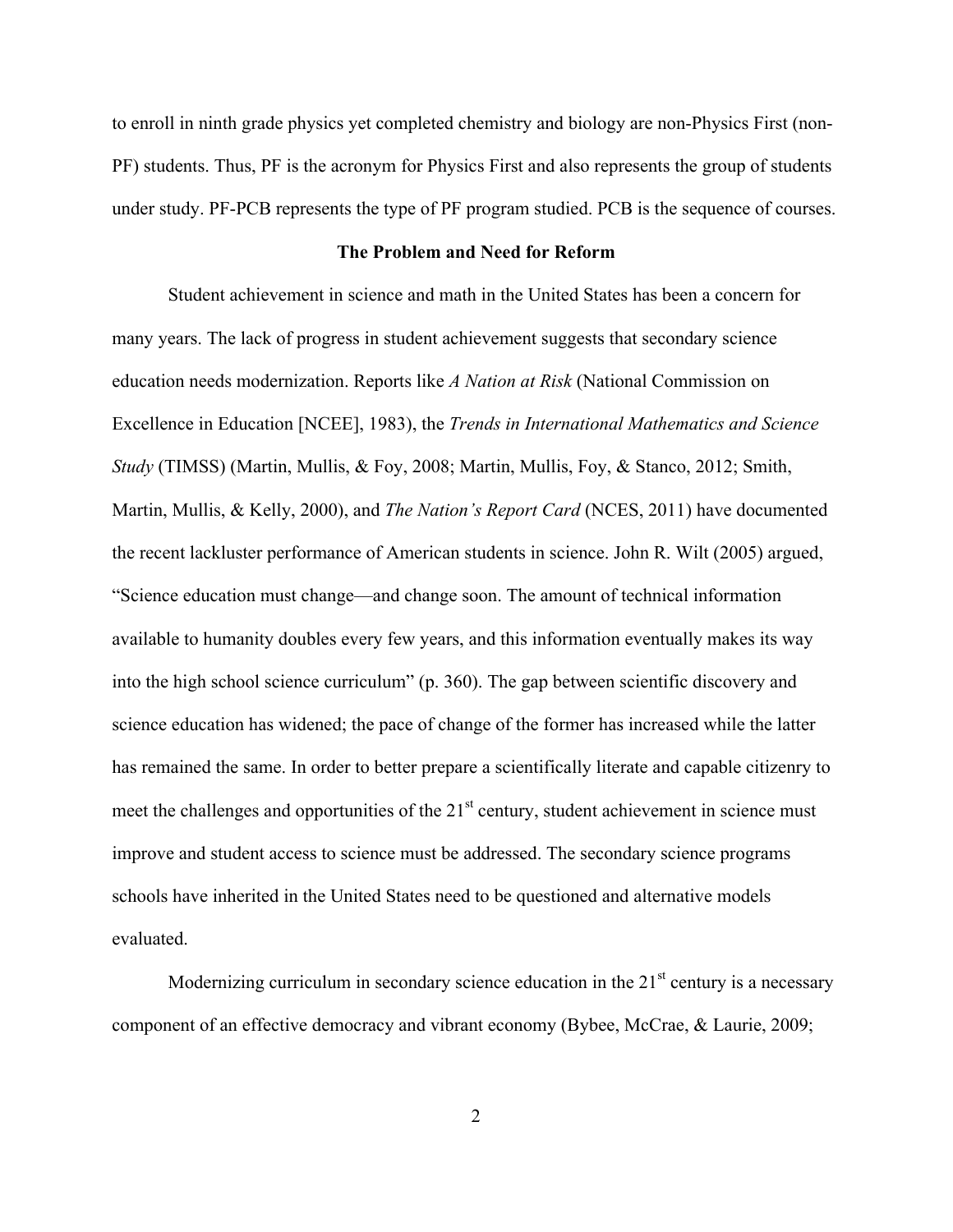to enroll in ninth grade physics yet completed chemistry and biology are non-Physics First (non-PF) students. Thus, PF is the acronym for Physics First and also represents the group of students under study. PF-PCB represents the type of PF program studied. PCB is the sequence of courses.

## The Problem and Need for Reform

Student achievement in science and math in the United States has been a concern for many years. The lack of progress in student achievement suggests that secondary science education needs modernization. Reports like *A Nation at Risk* (National Commission on Excellence in Education [NCEE], 1983), the *Trends in International Mathematics and Science Study* (TIMSS) (Martin, Mullis, & Foy, 2008; Martin, Mullis, Foy, & Stanco, 2012; Smith, Martin, Mullis, & Kelly, 2000), and *The Nation's Report Card* (NCES, 2011) have documented the recent lackluster performance of American students in science. John R. Wilt (2005) argued, "Science education must change—and change soon. The amount of technical information available to humanity doubles every few years, and this information eventually makes its way into the high school science curriculum" (p. 360). The gap between scientific discovery and science education has widened; the pace of change of the former has increased while the latter has remained the same. In order to better prepare a scientifically literate and capable citizenry to meet the challenges and opportunities of the 21st century, student achievement in science must improve and student access to science must be addressed. The secondary science programs schools have inherited in the United States need to be questioned and alternative models evaluated.

Modernizing curriculum in secondary science education in the 21st century is a necessary component of an effective democracy and vibrant economy (Bybee, McCrae, & Laurie, 2009;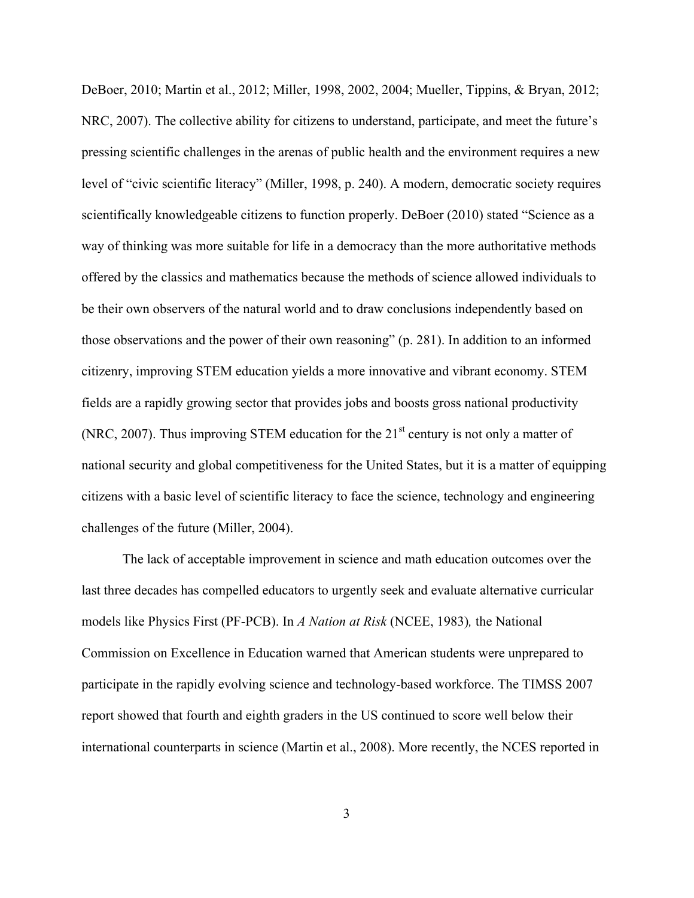DeBoer, 2010; Martin et al., 2012; Miller, 1998, 2002, 2004; Mueller, Tippins, & Bryan, 2012; NRC, 2007). The collective ability for citizens to understand, participate, and meet the future's pressing scientific challenges in the arenas of public health and the environment requires a new level of "civic scientific literacy" (Miller, 1998, p. 240). A modern, democratic society requires scientifically knowledgeable citizens to function properly. DeBoer (2010) stated "Science as a way of thinking was more suitable for life in a democracy than the more authoritative methods offered by the classics and mathematics because the methods of science allowed individuals to be their own observers of the natural world and to draw conclusions independently based on those observations and the power of their own reasoning" (p. 281). In addition to an informed citizenry, improving STEM education yields a more innovative and vibrant economy. STEM fields are a rapidly growing sector that provides jobs and boosts gross national productivity (NRC, 2007). Thus improving STEM education for the 21st century is not only a matter of national security and global competitiveness for the United States, but it is a matter of equipping citizens with a basic level of scientific literacy to face the science, technology and engineering challenges of the future (Miller, 2004).

The lack of acceptable improvement in science and math education outcomes over the last three decades has compelled educators to urgently seek and evaluate alternative curricular models like Physics First (PF-PCB). In *A Nation at Risk* (NCEE, 1983), the National Commission on Excellence in Education warned that American students were unprepared to participate in the rapidly evolving science and technology-based workforce. The TIMSS 2007 report showed that fourth and eighth graders in the US continued to score well below their international counterparts in science (Martin et al., 2008). More recently, the NCES reported in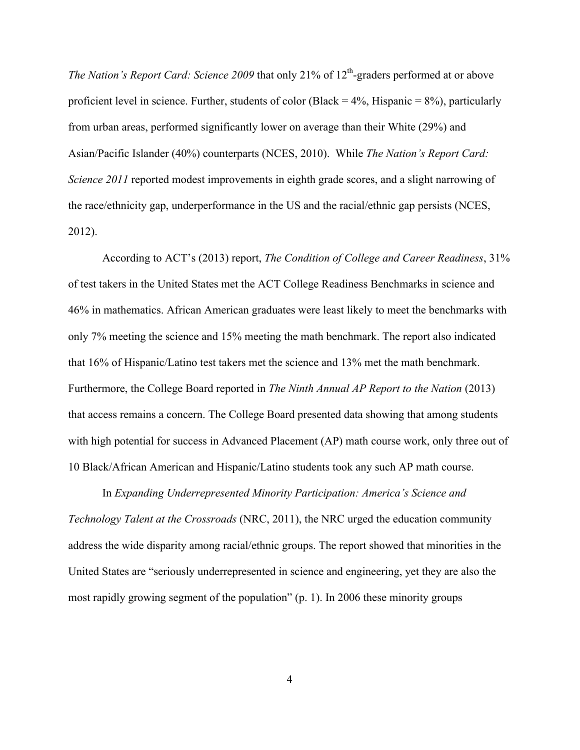*The Nation's Report Card: Science 2009* that only 21% of 12$^{th}$-graders performed at or above proficient level in science. Further, students of color (Black = 4%, Hispanic = 8%), particularly from urban areas, performed significantly lower on average than their White (29%) and Asian/Pacific Islander (40%) counterparts (NCES, 2010). While *The Nation's Report Card: Science 2011* reported modest improvements in eighth grade scores, and a slight narrowing of the race/ethnicity gap, underperformance in the US and the racial/ethnic gap persists (NCES, 2012).

According to ACT's (2013) report, *The Condition of College and Career Readiness*, 31% of test takers in the United States met the ACT College Readiness Benchmarks in science and 46% in mathematics. African American graduates were least likely to meet the benchmarks with only 7% meeting the science and 15% meeting the math benchmark. The report also indicated that 16% of Hispanic/Latino test takers met the science and 13% met the math benchmark. Furthermore, the College Board reported in *The Ninth Annual AP Report to the Nation* (2013) that access remains a concern. The College Board presented data showing that among students with high potential for success in Advanced Placement (AP) math course work, only three out of 10 Black/African American and Hispanic/Latino students took any such AP math course.

In *Expanding Underrepresented Minority Participation: America's Science and Technology Talent at the Crossroads* (NRC, 2011), the NRC urged the education community address the wide disparity among racial/ethnic groups. The report showed that minorities in the United States are "seriously underrepresented in science and engineering, yet they are also the most rapidly growing segment of the population" (p. 1). In 2006 these minority groups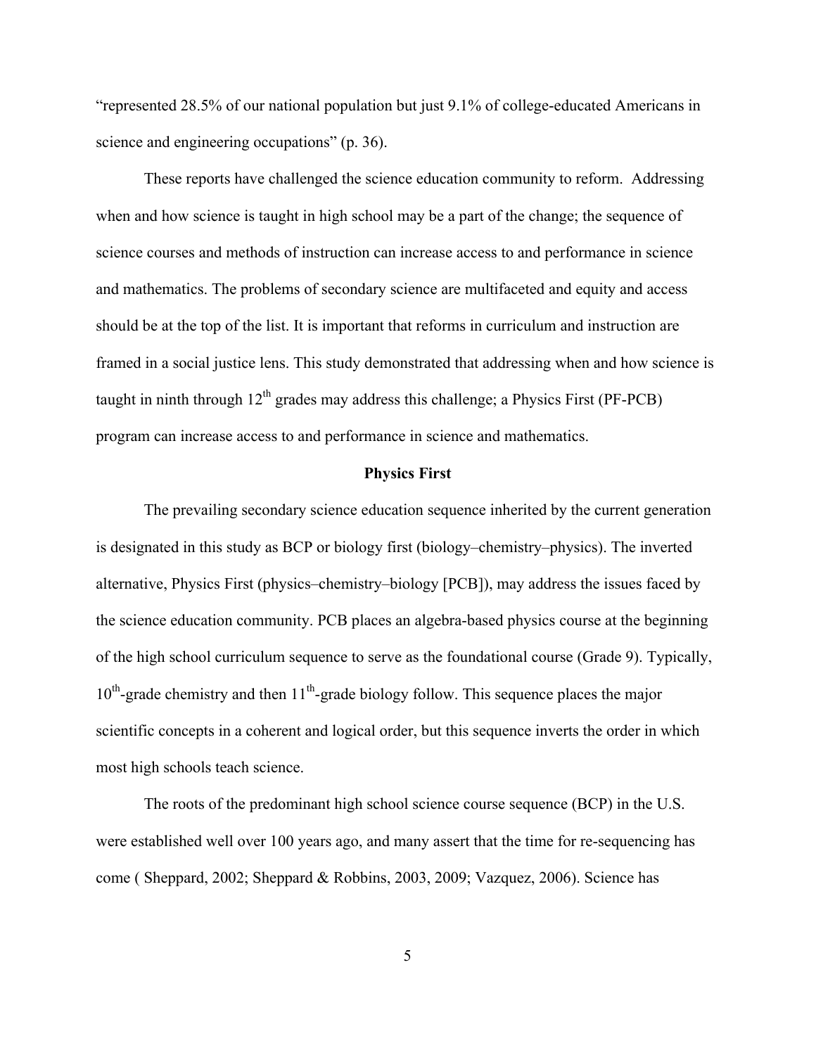"represented 28.5% of our national population but just 9.1% of college-educated Americans in science and engineering occupations" (p. 36).

These reports have challenged the science education community to reform. Addressing when and how science is taught in high school may be a part of the change; the sequence of science courses and methods of instruction can increase access to and performance in science and mathematics. The problems of secondary science are multifaceted and equity and access should be at the top of the list. It is important that reforms in curriculum and instruction are framed in a social justice lens. This study demonstrated that addressing when and how science is taught in ninth through 12th grades may address this challenge; a Physics First (PF-PCB) program can increase access to and performance in science and mathematics.

## Physics First

The prevailing secondary science education sequence inherited by the current generation is designated in this study as BCP or biology first (biology–chemistry–physics). The inverted alternative, Physics First (physics–chemistry–biology [PCB]), may address the issues faced by the science education community. PCB places an algebra-based physics course at the beginning of the high school curriculum sequence to serve as the foundational course (Grade 9). Typically, 10th-grade chemistry and then 11th-grade biology follow. This sequence places the major scientific concepts in a coherent and logical order, but this sequence inverts the order in which most high schools teach science.

The roots of the predominant high school science course sequence (BCP) in the U.S. were established well over 100 years ago, and many assert that the time for re-sequencing has come ( Sheppard, 2002; Sheppard & Robbins, 2003, 2009; Vazquez, 2006). Science has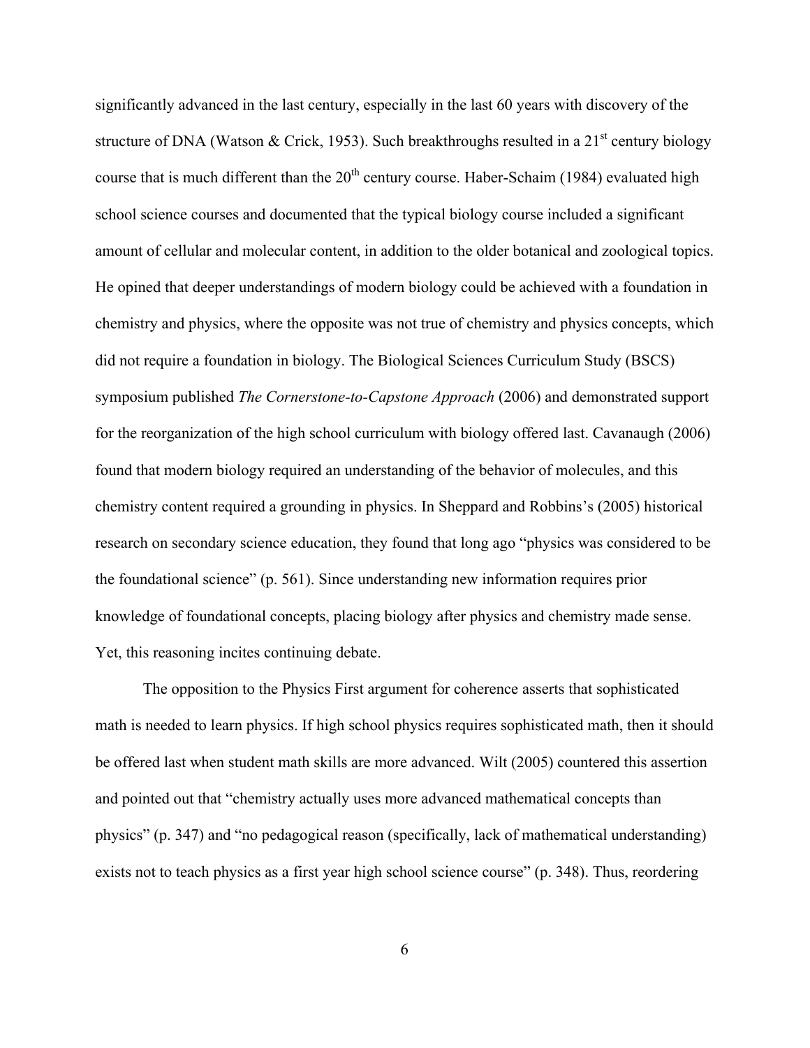significantly advanced in the last century, especially in the last 60 years with discovery of the structure of DNA (Watson & Crick, 1953). Such breakthroughs resulted in a 21st century biology course that is much different than the 20th century course. Haber-Schaim (1984) evaluated high school science courses and documented that the typical biology course included a significant amount of cellular and molecular content, in addition to the older botanical and zoological topics. He opined that deeper understandings of modern biology could be achieved with a foundation in chemistry and physics, where the opposite was not true of chemistry and physics concepts, which did not require a foundation in biology. The Biological Sciences Curriculum Study (BSCS) symposium published *The Cornerstone-to-Capstone Approach* (2006) and demonstrated support for the reorganization of the high school curriculum with biology offered last. Cavanaugh (2006) found that modern biology required an understanding of the behavior of molecules, and this chemistry content required a grounding in physics. In Sheppard and Robbins's (2005) historical research on secondary science education, they found that long ago "physics was considered to be the foundational science" (p. 561). Since understanding new information requires prior knowledge of foundational concepts, placing biology after physics and chemistry made sense. Yet, this reasoning incites continuing debate.

The opposition to the Physics First argument for coherence asserts that sophisticated math is needed to learn physics. If high school physics requires sophisticated math, then it should be offered last when student math skills are more advanced. Wilt (2005) countered this assertion and pointed out that "chemistry actually uses more advanced mathematical concepts than physics" (p. 347) and "no pedagogical reason (specifically, lack of mathematical understanding) exists not to teach physics as a first year high school science course" (p. 348). Thus, reordering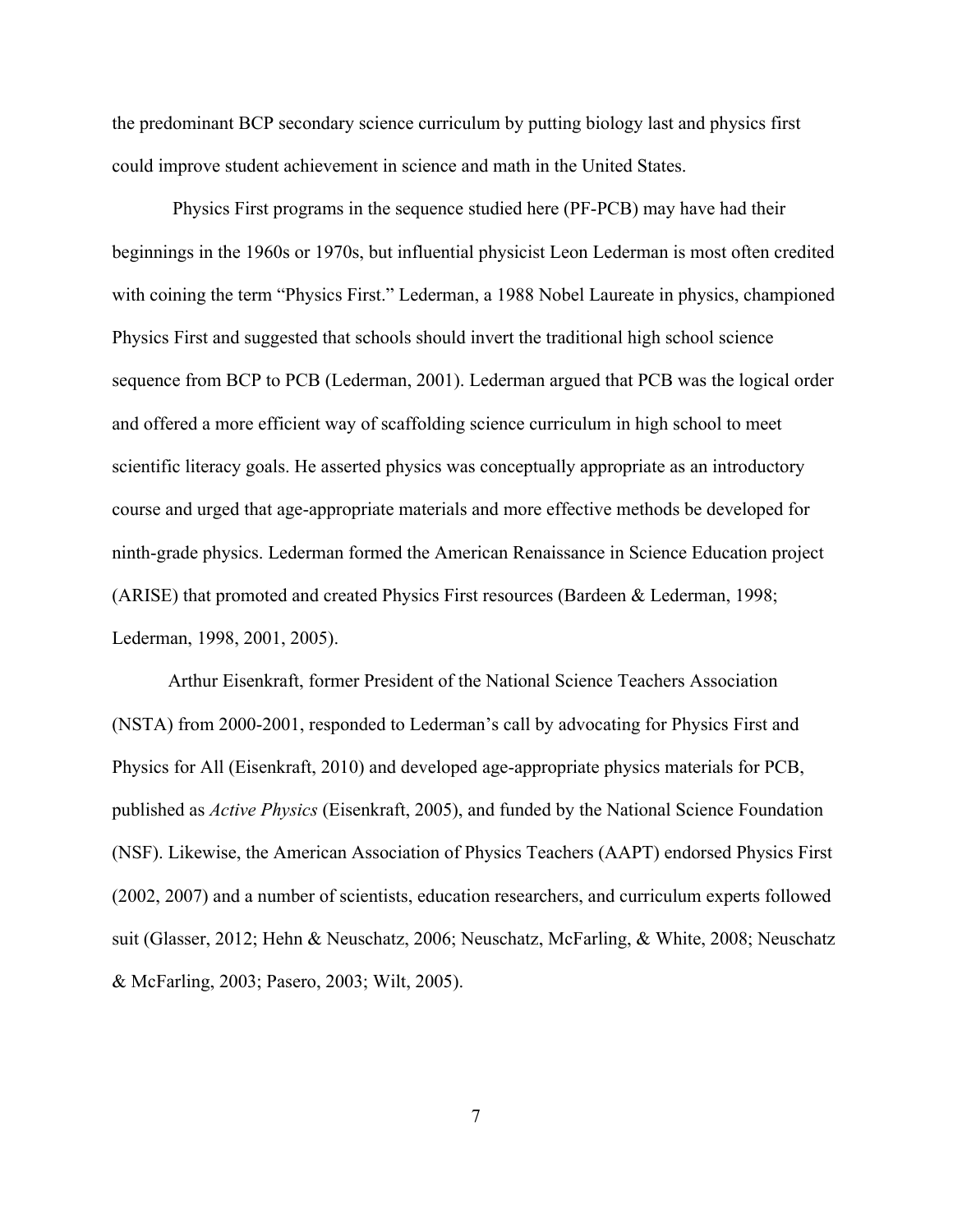the predominant BCP secondary science curriculum by putting biology last and physics first could improve student achievement in science and math in the United States.

Physics First programs in the sequence studied here (PF-PCB) may have had their beginnings in the 1960s or 1970s, but influential physicist Leon Lederman is most often credited with coining the term "Physics First." Lederman, a 1988 Nobel Laureate in physics, championed Physics First and suggested that schools should invert the traditional high school science sequence from BCP to PCB (Lederman, 2001). Lederman argued that PCB was the logical order and offered a more efficient way of scaffolding science curriculum in high school to meet scientific literacy goals. He asserted physics was conceptually appropriate as an introductory course and urged that age-appropriate materials and more effective methods be developed for ninth-grade physics. Lederman formed the American Renaissance in Science Education project (ARISE) that promoted and created Physics First resources (Bardeen & Lederman, 1998; Lederman, 1998, 2001, 2005).

Arthur Eisenkraft, former President of the National Science Teachers Association (NSTA) from 2000-2001, responded to Lederman's call by advocating for Physics First and Physics for All (Eisenkraft, 2010) and developed age-appropriate physics materials for PCB, published as *Active Physics* (Eisenkraft, 2005), and funded by the National Science Foundation (NSF). Likewise, the American Association of Physics Teachers (AAPT) endorsed Physics First (2002, 2007) and a number of scientists, education researchers, and curriculum experts followed suit (Glasser, 2012; Hehn & Neuschatz, 2006; Neuschatz, McFarling, & White, 2008; Neuschatz & McFarling, 2003; Pasero, 2003; Wilt, 2005).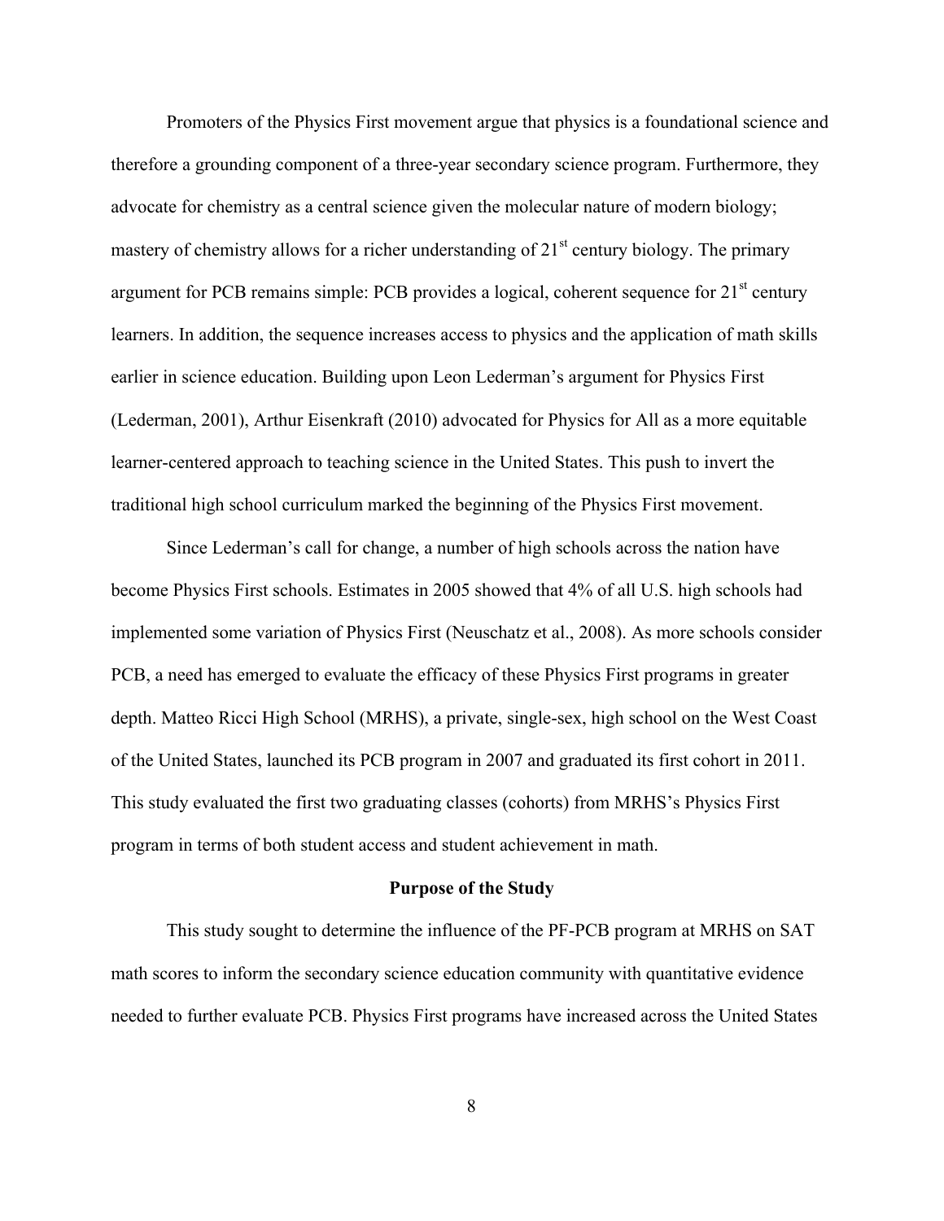Promoters of the Physics First movement argue that physics is a foundational science and therefore a grounding component of a three-year secondary science program. Furthermore, they advocate for chemistry as a central science given the molecular nature of modern biology; mastery of chemistry allows for a richer understanding of 21st century biology. The primary argument for PCB remains simple: PCB provides a logical, coherent sequence for 21st century learners. In addition, the sequence increases access to physics and the application of math skills earlier in science education. Building upon Leon Lederman's argument for Physics First (Lederman, 2001), Arthur Eisenkraft (2010) advocated for Physics for All as a more equitable learner-centered approach to teaching science in the United States. This push to invert the traditional high school curriculum marked the beginning of the Physics First movement.

Since Lederman's call for change, a number of high schools across the nation have become Physics First schools. Estimates in 2005 showed that 4% of all U.S. high schools had implemented some variation of Physics First (Neuschatz et al., 2008). As more schools consider PCB, a need has emerged to evaluate the efficacy of these Physics First programs in greater depth. Matteo Ricci High School (MRHS), a private, single-sex, high school on the West Coast of the United States, launched its PCB program in 2007 and graduated its first cohort in 2011. This study evaluated the first two graduating classes (cohorts) from MRHS's Physics First program in terms of both student access and student achievement in math.

## Purpose of the Study

This study sought to determine the influence of the PF-PCB program at MRHS on SAT math scores to inform the secondary science education community with quantitative evidence needed to further evaluate PCB. Physics First programs have increased across the United States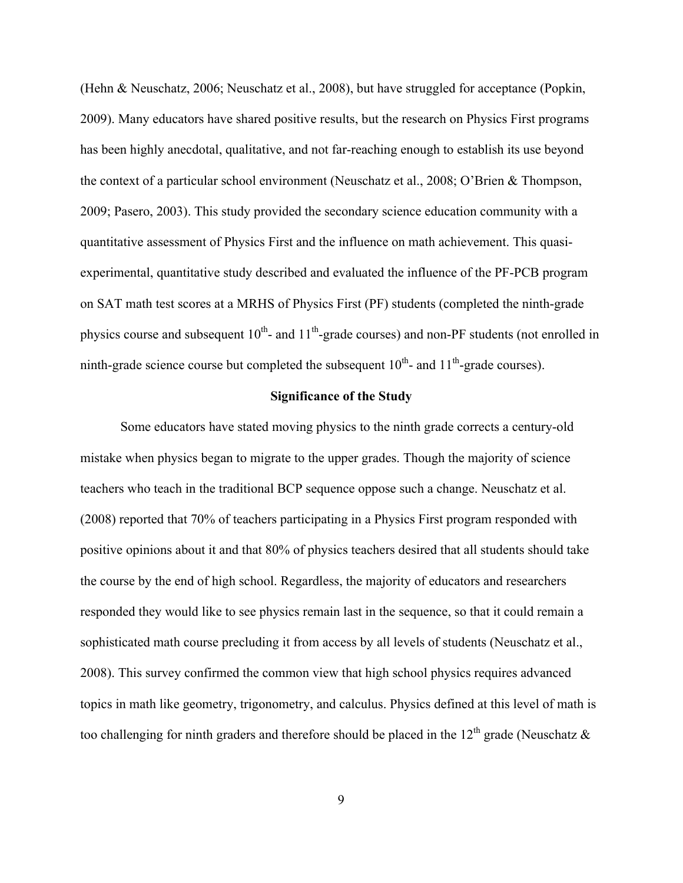(Hehn & Neuschatz, 2006; Neuschatz et al., 2008), but have struggled for acceptance (Popkin, 2009). Many educators have shared positive results, but the research on Physics First programs has been highly anecdotal, qualitative, and not far-reaching enough to establish its use beyond the context of a particular school environment (Neuschatz et al., 2008; O'Brien & Thompson, 2009; Pasero, 2003). This study provided the secondary science education community with a quantitative assessment of Physics First and the influence on math achievement. This quasi-experimental, quantitative study described and evaluated the influence of the PF-PCB program on SAT math test scores at a MRHS of Physics First (PF) students (completed the ninth-grade physics course and subsequent 10th- and 11th-grade courses) and non-PF students (not enrolled in ninth-grade science course but completed the subsequent 10th- and 11th-grade courses).

## Significance of the Study

Some educators have stated moving physics to the ninth grade corrects a century-old mistake when physics began to migrate to the upper grades. Though the majority of science teachers who teach in the traditional BCP sequence oppose such a change. Neuschatz et al. (2008) reported that 70% of teachers participating in a Physics First program responded with positive opinions about it and that 80% of physics teachers desired that all students should take the course by the end of high school. Regardless, the majority of educators and researchers responded they would like to see physics remain last in the sequence, so that it could remain a sophisticated math course precluding it from access by all levels of students (Neuschatz et al., 2008). This survey confirmed the common view that high school physics requires advanced topics in math like geometry, trigonometry, and calculus. Physics defined at this level of math is too challenging for ninth graders and therefore should be placed in the 12th grade (Neuschatz &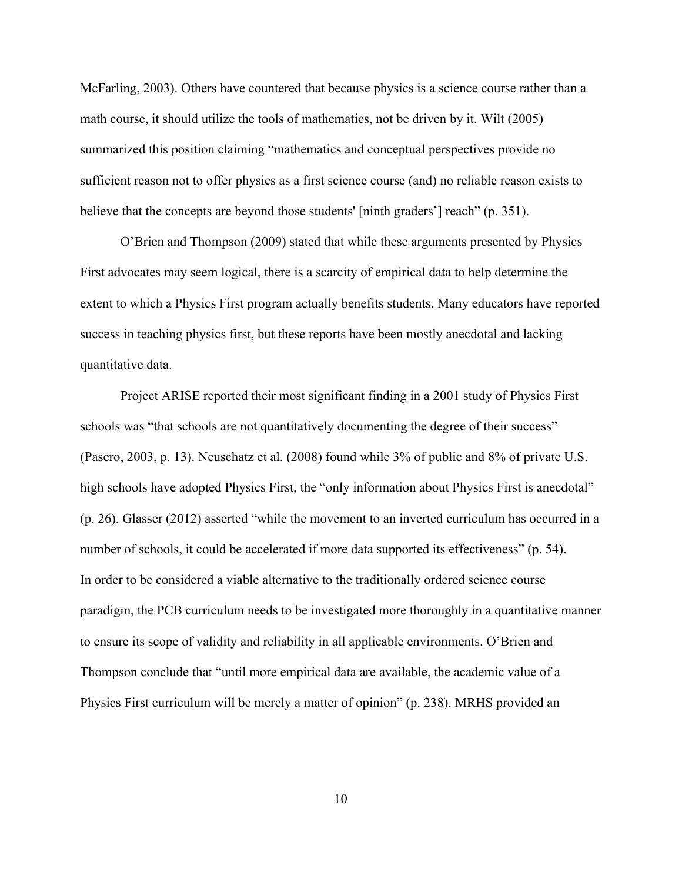McFarling, 2003). Others have countered that because physics is a science course rather than a math course, it should utilize the tools of mathematics, not be driven by it. Wilt (2005) summarized this position claiming “mathematics and conceptual perspectives provide no sufficient reason not to offer physics as a first science course (and) no reliable reason exists to believe that the concepts are beyond those students' [ninth graders’] reach” (p. 351).

O’Brien and Thompson (2009) stated that while these arguments presented by Physics First advocates may seem logical, there is a scarcity of empirical data to help determine the extent to which a Physics First program actually benefits students. Many educators have reported success in teaching physics first, but these reports have been mostly anecdotal and lacking quantitative data.

Project ARISE reported their most significant finding in a 2001 study of Physics First schools was “that schools are not quantitatively documenting the degree of their success” (Pasero, 2003, p. 13). Neuschatz et al. (2008) found while 3% of public and 8% of private U.S. high schools have adopted Physics First, the “only information about Physics First is anecdotal” (p. 26). Glasser (2012) asserted “while the movement to an inverted curriculum has occurred in a number of schools, it could be accelerated if more data supported its effectiveness” (p. 54). In order to be considered a viable alternative to the traditionally ordered science course paradigm, the PCB curriculum needs to be investigated more thoroughly in a quantitative manner to ensure its scope of validity and reliability in all applicable environments. O’Brien and Thompson conclude that “until more empirical data are available, the academic value of a Physics First curriculum will be merely a matter of opinion” (p. 238). MRHS provided an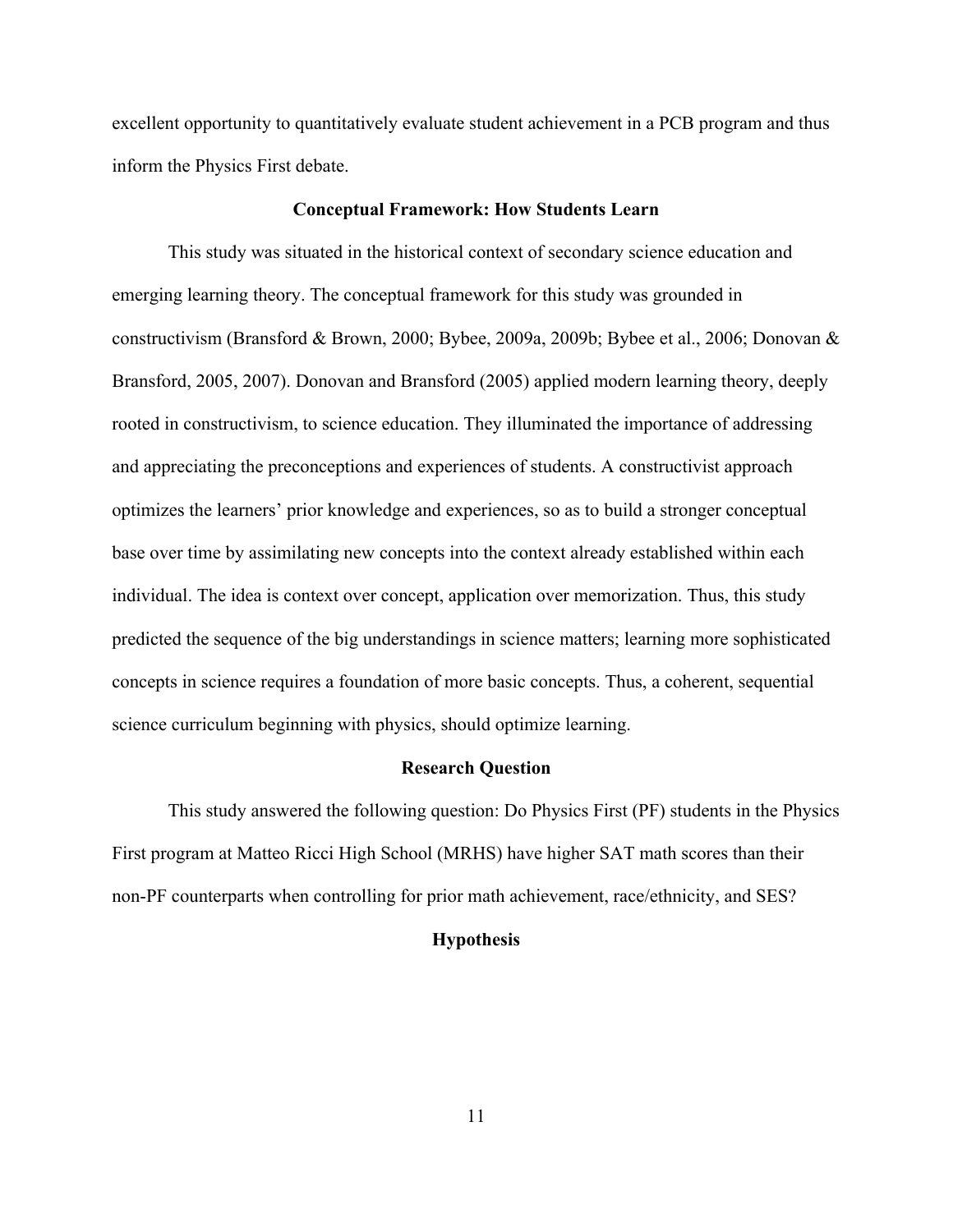excellent opportunity to quantitatively evaluate student achievement in a PCB program and thus inform the Physics First debate.

## Conceptual Framework: How Students Learn

This study was situated in the historical context of secondary science education and emerging learning theory. The conceptual framework for this study was grounded in constructivism (Bransford & Brown, 2000; Bybee, 2009a, 2009b; Bybee et al., 2006; Donovan & Bransford, 2005, 2007). Donovan and Bransford (2005) applied modern learning theory, deeply rooted in constructivism, to science education. They illuminated the importance of addressing and appreciating the preconceptions and experiences of students. A constructivist approach optimizes the learners' prior knowledge and experiences, so as to build a stronger conceptual base over time by assimilating new concepts into the context already established within each individual. The idea is context over concept, application over memorization. Thus, this study predicted the sequence of the big understandings in science matters; learning more sophisticated concepts in science requires a foundation of more basic concepts. Thus, a coherent, sequential science curriculum beginning with physics, should optimize learning.

## Research Question

This study answered the following question: Do Physics First (PF) students in the Physics First program at Matteo Ricci High School (MRHS) have higher SAT math scores than their non-PF counterparts when controlling for prior math achievement, race/ethnicity, and SES?

## Hypothesis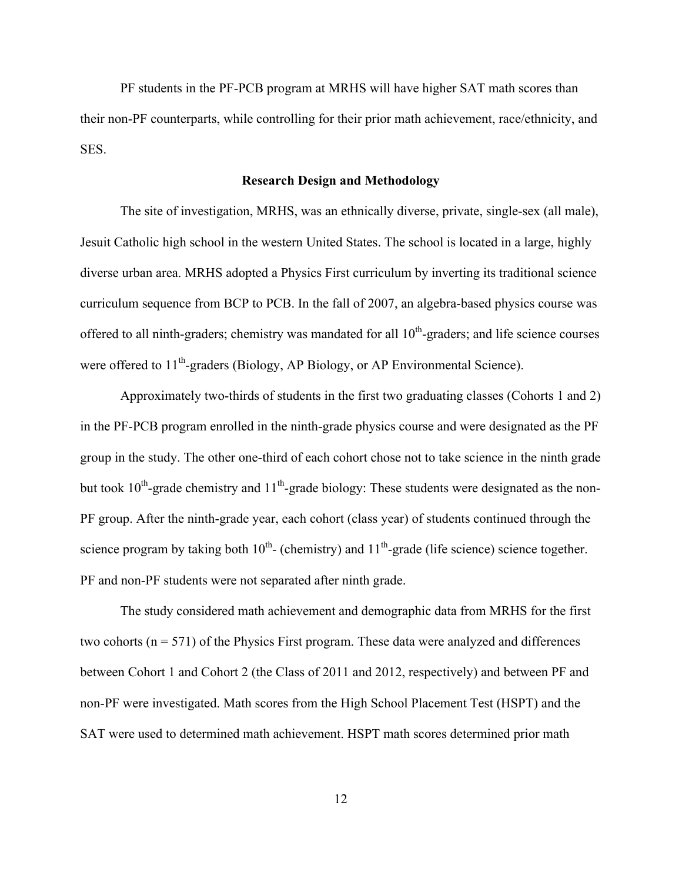PF students in the PF-PCB program at MRHS will have higher SAT math scores than their non-PF counterparts, while controlling for their prior math achievement, race/ethnicity, and SES.

## Research Design and Methodology

The site of investigation, MRHS, was an ethnically diverse, private, single-sex (all male), Jesuit Catholic high school in the western United States. The school is located in a large, highly diverse urban area. MRHS adopted a Physics First curriculum by inverting its traditional science curriculum sequence from BCP to PCB. In the fall of 2007, an algebra-based physics course was offered to all ninth-graders; chemistry was mandated for all 10th-graders; and life science courses were offered to 11th-graders (Biology, AP Biology, or AP Environmental Science).

Approximately two-thirds of students in the first two graduating classes (Cohorts 1 and 2) in the PF-PCB program enrolled in the ninth-grade physics course and were designated as the PF group in the study. The other one-third of each cohort chose not to take science in the ninth grade but took 10th-grade chemistry and 11th-grade biology: These students were designated as the non-PF group. After the ninth-grade year, each cohort (class year) of students continued through the science program by taking both 10th- (chemistry) and 11th-grade (life science) science together. PF and non-PF students were not separated after ninth grade.

The study considered math achievement and demographic data from MRHS for the first two cohorts ($n = 571$) of the Physics First program. These data were analyzed and differences between Cohort 1 and Cohort 2 (the Class of 2011 and 2012, respectively) and between PF and non-PF were investigated. Math scores from the High School Placement Test (HSPT) and the SAT were used to determined math achievement. HSPT math scores determined prior math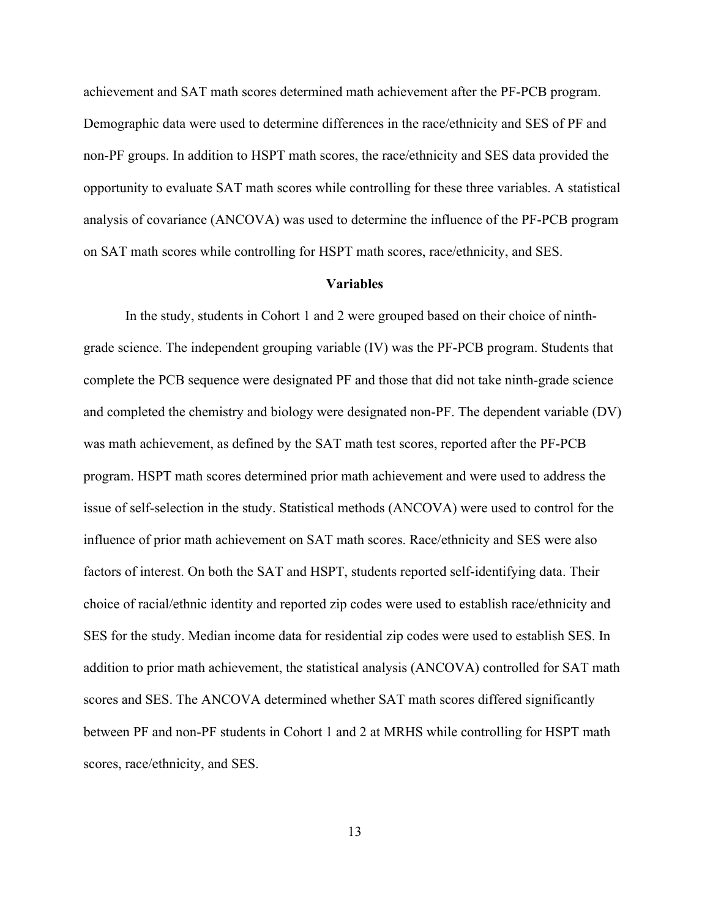achievement and SAT math scores determined math achievement after the PF-PCB program. Demographic data were used to determine differences in the race/ethnicity and SES of PF and non-PF groups. In addition to HSPT math scores, the race/ethnicity and SES data provided the opportunity to evaluate SAT math scores while controlling for these three variables. A statistical analysis of covariance (ANCOVA) was used to determine the influence of the PF-PCB program on SAT math scores while controlling for HSPT math scores, race/ethnicity, and SES.

**Variables**

In the study, students in Cohort 1 and 2 were grouped based on their choice of ninth-grade science. The independent grouping variable (IV) was the PF-PCB program. Students that complete the PCB sequence were designated PF and those that did not take ninth-grade science and completed the chemistry and biology were designated non-PF. The dependent variable (DV) was math achievement, as defined by the SAT math test scores, reported after the PF-PCB program. HSPT math scores determined prior math achievement and were used to address the issue of self-selection in the study. Statistical methods (ANCOVA) were used to control for the influence of prior math achievement on SAT math scores. Race/ethnicity and SES were also factors of interest. On both the SAT and HSPT, students reported self-identifying data. Their choice of racial/ethnic identity and reported zip codes were used to establish race/ethnicity and SES for the study. Median income data for residential zip codes were used to establish SES. In addition to prior math achievement, the statistical analysis (ANCOVA) controlled for SAT math scores and SES. The ANCOVA determined whether SAT math scores differed significantly between PF and non-PF students in Cohort 1 and 2 at MRHS while controlling for HSPT math scores, race/ethnicity, and SES.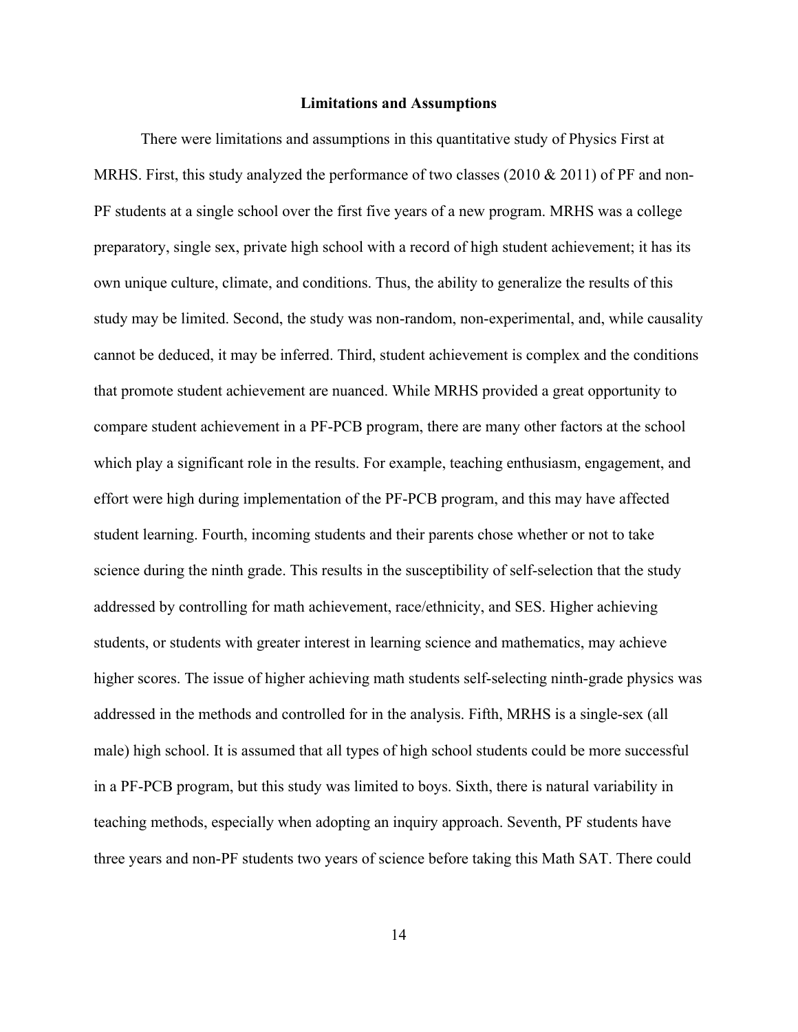## Limitations and Assumptions

There were limitations and assumptions in this quantitative study of Physics First at MRHS. First, this study analyzed the performance of two classes (2010 & 2011) of PF and non-PF students at a single school over the first five years of a new program. MRHS was a college preparatory, single sex, private high school with a record of high student achievement; it has its own unique culture, climate, and conditions. Thus, the ability to generalize the results of this study may be limited. Second, the study was non-random, non-experimental, and, while causality cannot be deduced, it may be inferred. Third, student achievement is complex and the conditions that promote student achievement are nuanced. While MRHS provided a great opportunity to compare student achievement in a PF-PCB program, there are many other factors at the school which play a significant role in the results. For example, teaching enthusiasm, engagement, and effort were high during implementation of the PF-PCB program, and this may have affected student learning. Fourth, incoming students and their parents chose whether or not to take science during the ninth grade. This results in the susceptibility of self-selection that the study addressed by controlling for math achievement, race/ethnicity, and SES. Higher achieving students, or students with greater interest in learning science and mathematics, may achieve higher scores. The issue of higher achieving math students self-selecting ninth-grade physics was addressed in the methods and controlled for in the analysis. Fifth, MRHS is a single-sex (all male) high school. It is assumed that all types of high school students could be more successful in a PF-PCB program, but this study was limited to boys. Sixth, there is natural variability in teaching methods, especially when adopting an inquiry approach. Seventh, PF students have three years and non-PF students two years of science before taking this Math SAT. There could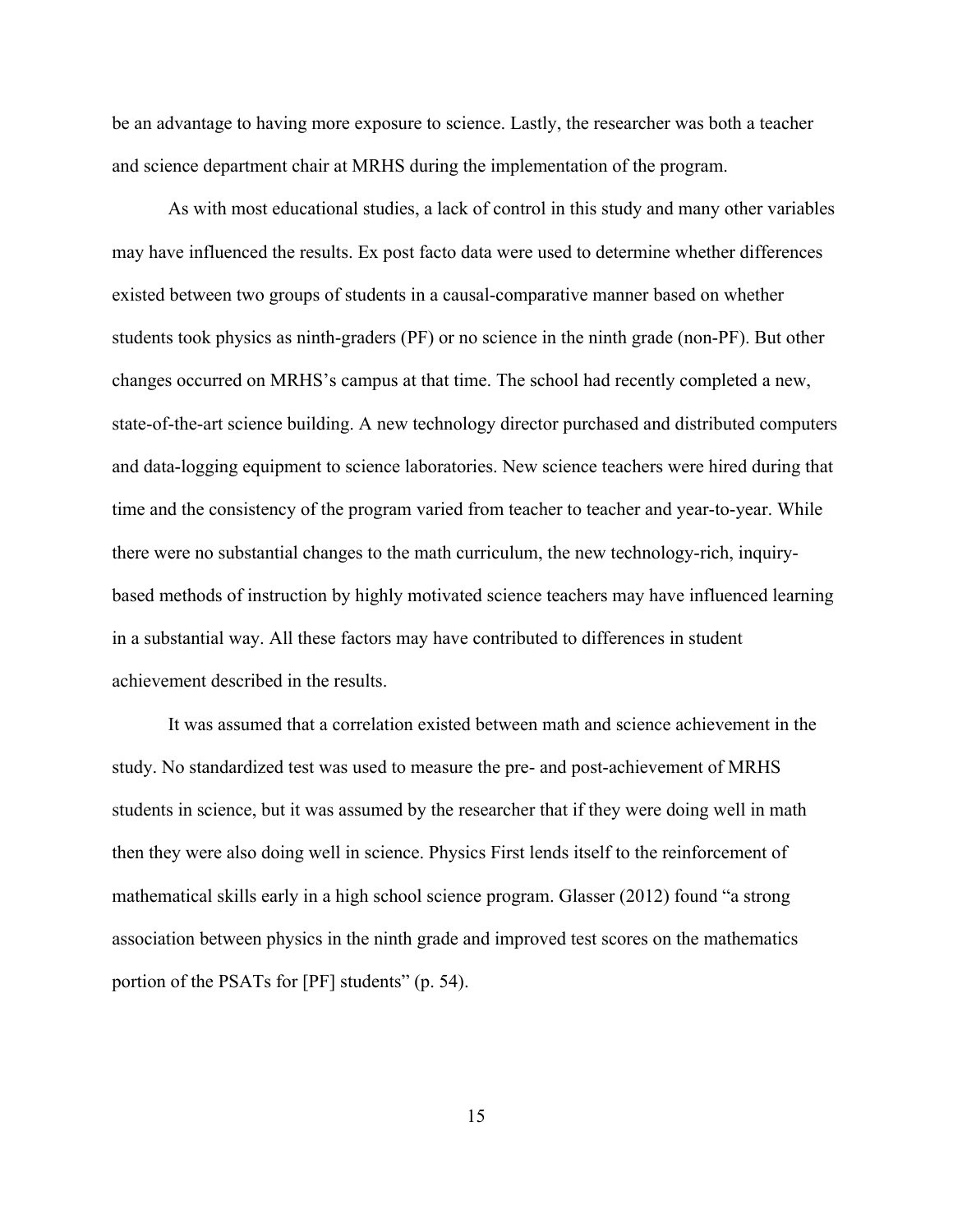be an advantage to having more exposure to science. Lastly, the researcher was both a teacher and science department chair at MRHS during the implementation of the program.

As with most educational studies, a lack of control in this study and many other variables may have influenced the results. Ex post facto data were used to determine whether differences existed between two groups of students in a causal-comparative manner based on whether students took physics as ninth-graders (PF) or no science in the ninth grade (non-PF). But other changes occurred on MRHS's campus at that time. The school had recently completed a new, state-of-the-art science building. A new technology director purchased and distributed computers and data-logging equipment to science laboratories. New science teachers were hired during that time and the consistency of the program varied from teacher to teacher and year-to-year. While there were no substantial changes to the math curriculum, the new technology-rich, inquiry-based methods of instruction by highly motivated science teachers may have influenced learning in a substantial way. All these factors may have contributed to differences in student achievement described in the results.

It was assumed that a correlation existed between math and science achievement in the study. No standardized test was used to measure the pre- and post-achievement of MRHS students in science, but it was assumed by the researcher that if they were doing well in math then they were also doing well in science. Physics First lends itself to the reinforcement of mathematical skills early in a high school science program. Glasser (2012) found "a strong association between physics in the ninth grade and improved test scores on the mathematics portion of the PSATs for [PF] students" (p. 54).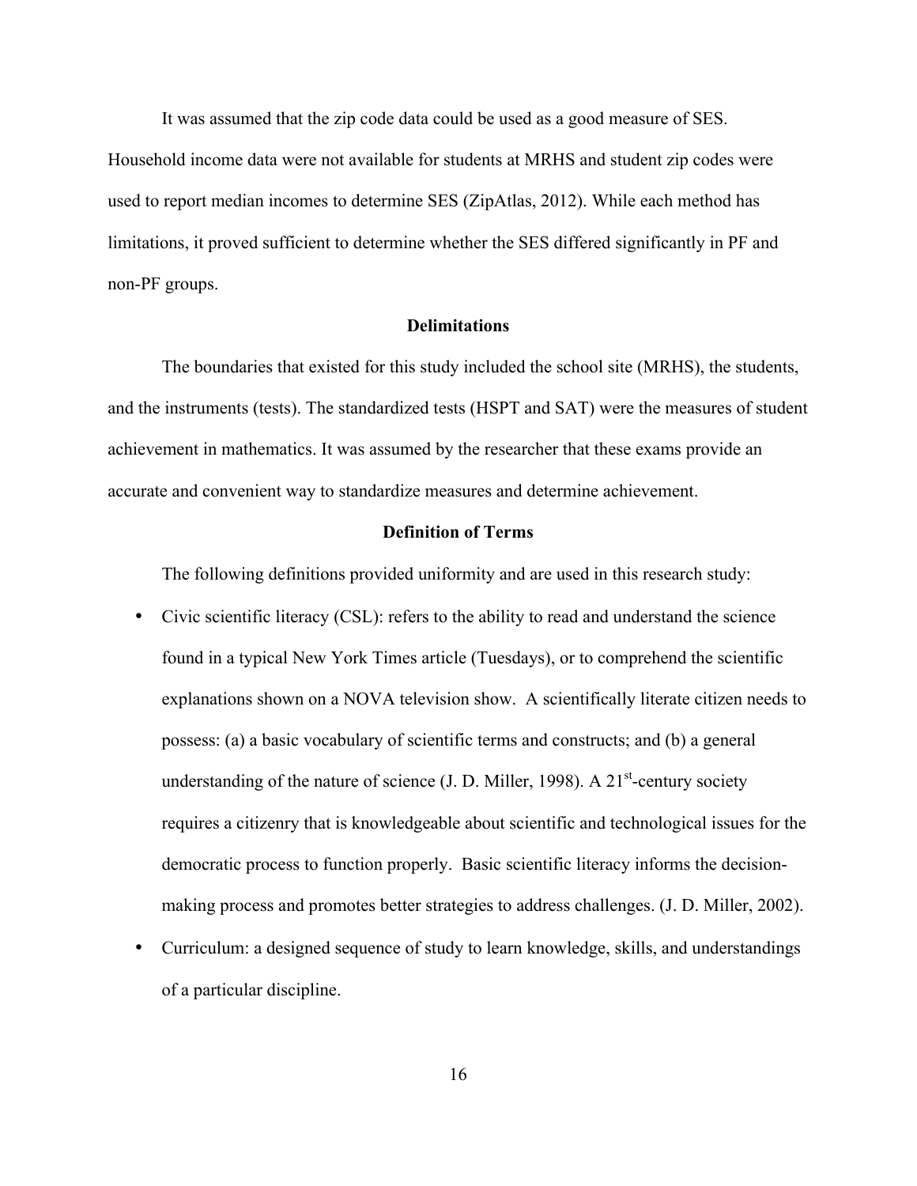It was assumed that the zip code data could be used as a good measure of SES. Household income data were not available for students at MRHS and student zip codes were used to report median incomes to determine SES (ZipAtlas, 2012). While each method has limitations, it proved sufficient to determine whether the SES differed significantly in PF and non-PF groups.

## Delimitations

The boundaries that existed for this study included the school site (MRHS), the students, and the instruments (tests). The standardized tests (HSPT and SAT) were the measures of student achievement in mathematics. It was assumed by the researcher that these exams provide an accurate and convenient way to standardize measures and determine achievement.

## Definition of Terms

The following definitions provided uniformity and are used in this research study:

- Civic scientific literacy (CSL): refers to the ability to read and understand the science found in a typical New York Times article (Tuesdays), or to comprehend the scientific explanations shown on a NOVA television show. A scientifically literate citizen needs to possess: (a) a basic vocabulary of scientific terms and constructs; and (b) a general understanding of the nature of science (J. D. Miller, 1998). A 21st-century society requires a citizenry that is knowledgeable about scientific and technological issues for the democratic process to function properly. Basic scientific literacy informs the decision-making process and promotes better strategies to address challenges. (J. D. Miller, 2002).
- Curriculum: a designed sequence of study to learn knowledge, skills, and understandings of a particular discipline.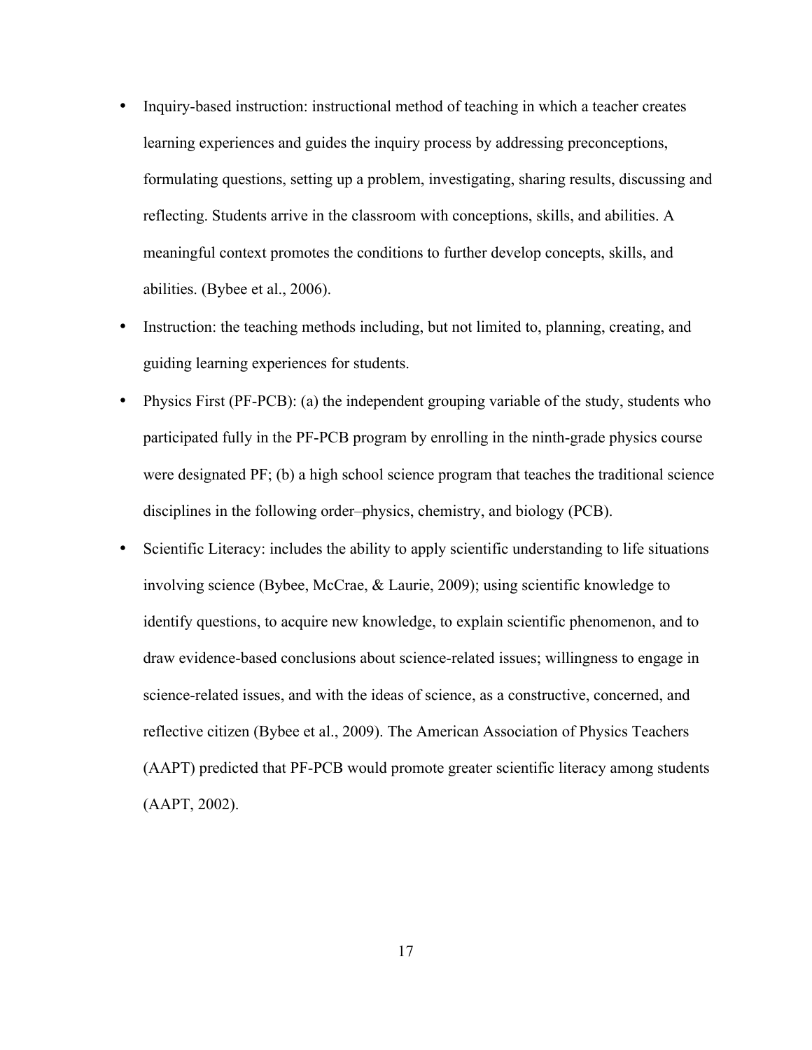- Inquiry-based instruction: instructional method of teaching in which a teacher creates learning experiences and guides the inquiry process by addressing preconceptions, formulating questions, setting up a problem, investigating, sharing results, discussing and reflecting. Students arrive in the classroom with conceptions, skills, and abilities. A meaningful context promotes the conditions to further develop concepts, skills, and abilities. (Bybee et al., 2006).
- Instruction: the teaching methods including, but not limited to, planning, creating, and guiding learning experiences for students.
- Physics First (PF-PCB): (a) the independent grouping variable of the study, students who participated fully in the PF-PCB program by enrolling in the ninth-grade physics course were designated PF; (b) a high school science program that teaches the traditional science disciplines in the following order–physics, chemistry, and biology (PCB).
- Scientific Literacy: includes the ability to apply scientific understanding to life situations involving science (Bybee, McCrae, & Laurie, 2009); using scientific knowledge to identify questions, to acquire new knowledge, to explain scientific phenomenon, and to draw evidence-based conclusions about science-related issues; willingness to engage in science-related issues, and with the ideas of science, as a constructive, concerned, and reflective citizen (Bybee et al., 2009). The American Association of Physics Teachers (AAPT) predicted that PF-PCB would promote greater scientific literacy among students (AAPT, 2002).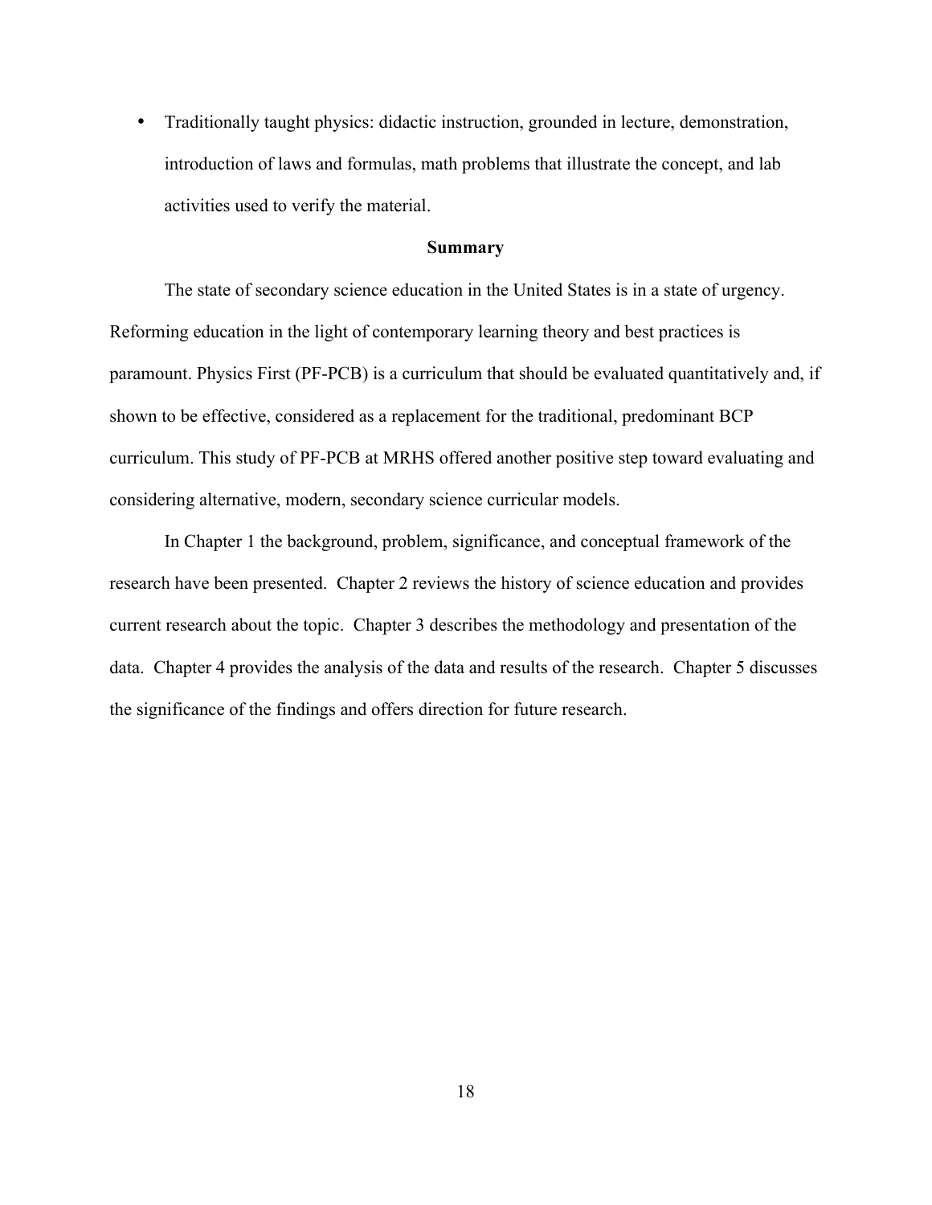- Traditionally taught physics: didactic instruction, grounded in lecture, demonstration, introduction of laws and formulas, math problems that illustrate the concept, and lab activities used to verify the material.

## Summary

The state of secondary science education in the United States is in a state of urgency. Reforming education in the light of contemporary learning theory and best practices is paramount. Physics First (PF-PCB) is a curriculum that should be evaluated quantitatively and, if shown to be effective, considered as a replacement for the traditional, predominant BCP curriculum. This study of PF-PCB at MRHS offered another positive step toward evaluating and considering alternative, modern, secondary science curricular models.

In Chapter 1 the background, problem, significance, and conceptual framework of the research have been presented. Chapter 2 reviews the history of science education and provides current research about the topic. Chapter 3 describes the methodology and presentation of the data. Chapter 4 provides the analysis of the data and results of the research. Chapter 5 discusses the significance of the findings and offers direction for future research.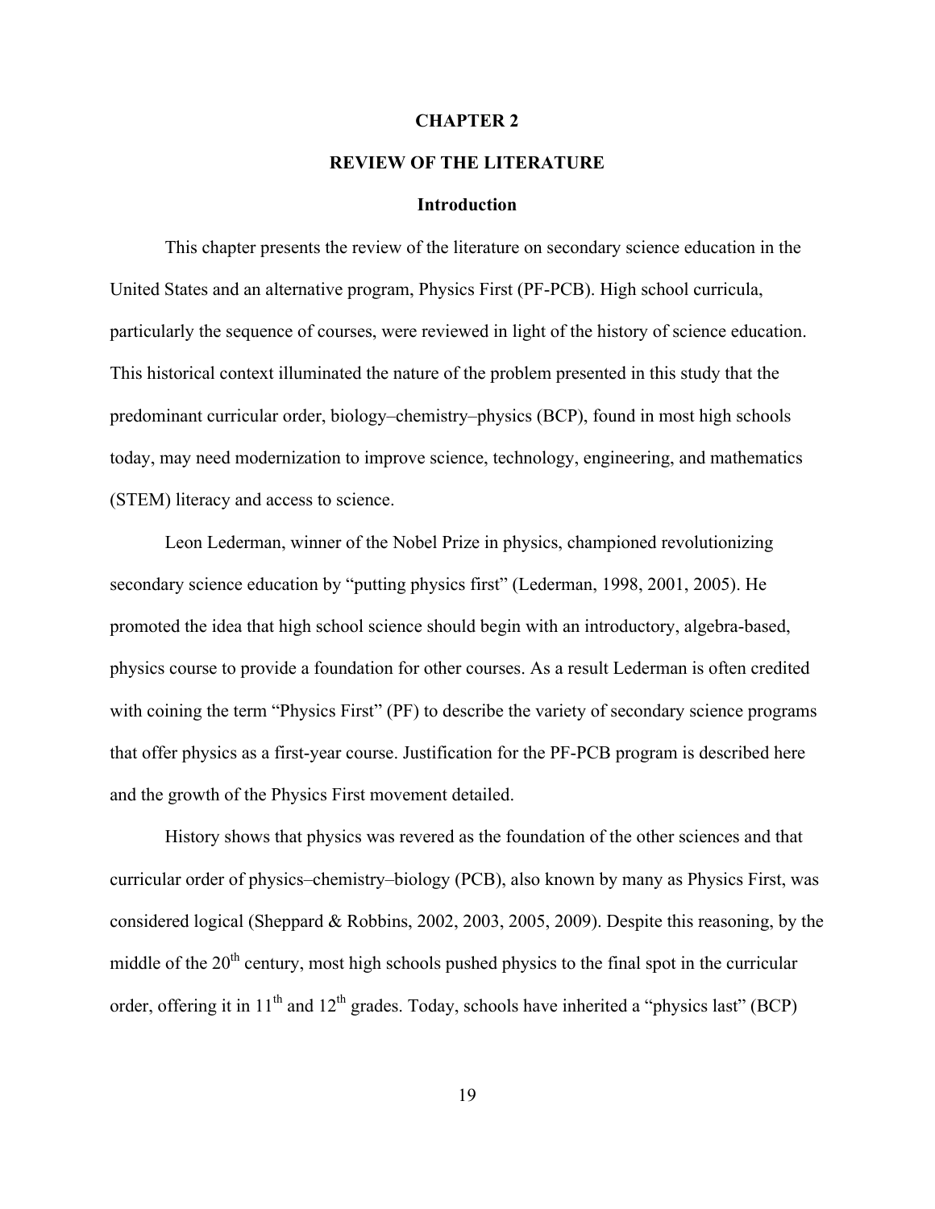# CHAPTER 2

# REVIEW OF THE LITERATURE

## Introduction

This chapter presents the review of the literature on secondary science education in the United States and an alternative program, Physics First (PF-PCB). High school curricula, particularly the sequence of courses, were reviewed in light of the history of science education. This historical context illuminated the nature of the problem presented in this study that the predominant curricular order, biology–chemistry–physics (BCP), found in most high schools today, may need modernization to improve science, technology, engineering, and mathematics (STEM) literacy and access to science.

Leon Lederman, winner of the Nobel Prize in physics, championed revolutionizing secondary science education by "putting physics first" (Lederman, 1998, 2001, 2005). He promoted the idea that high school science should begin with an introductory, algebra-based, physics course to provide a foundation for other courses. As a result Lederman is often credited with coining the term "Physics First" (PF) to describe the variety of secondary science programs that offer physics as a first-year course. Justification for the PF-PCB program is described here and the growth of the Physics First movement detailed.

History shows that physics was revered as the foundation of the other sciences and that curricular order of physics–chemistry–biology (PCB), also known by many as Physics First, was considered logical (Sheppard & Robbins, 2002, 2003, 2005, 2009). Despite this reasoning, by the middle of the 20th century, most high schools pushed physics to the final spot in the curricular order, offering it in 11th and 12th grades. Today, schools have inherited a "physics last" (BCP)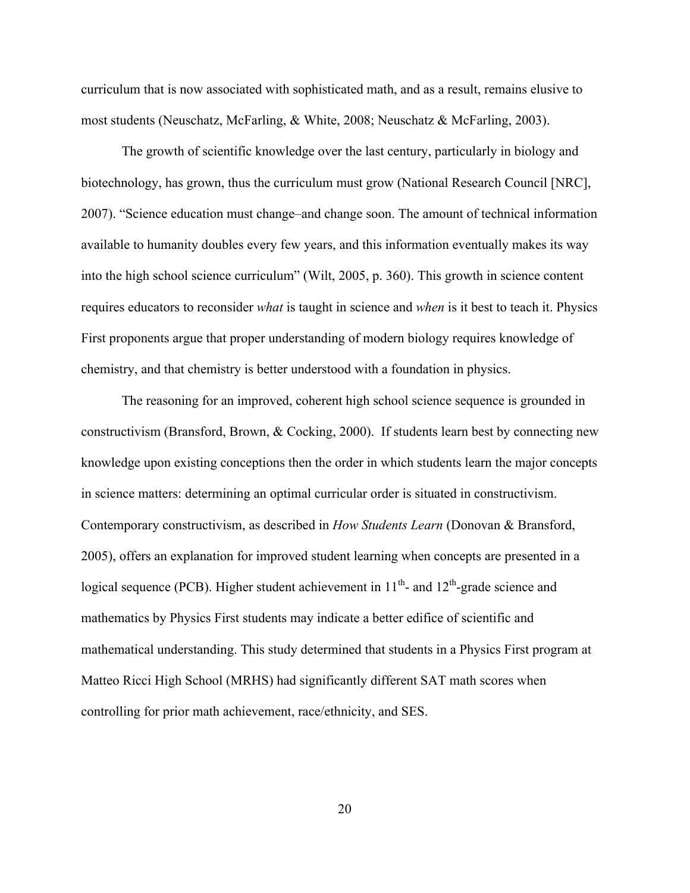curriculum that is now associated with sophisticated math, and as a result, remains elusive to most students (Neuschatz, McFarling, & White, 2008; Neuschatz & McFarling, 2003).

The growth of scientific knowledge over the last century, particularly in biology and biotechnology, has grown, thus the curriculum must grow (National Research Council [NRC], 2007). "Science education must change–and change soon. The amount of technical information available to humanity doubles every few years, and this information eventually makes its way into the high school science curriculum" (Wilt, 2005, p. 360). This growth in science content requires educators to reconsider *what* is taught in science and *when* is it best to teach it. Physics First proponents argue that proper understanding of modern biology requires knowledge of chemistry, and that chemistry is better understood with a foundation in physics.

The reasoning for an improved, coherent high school science sequence is grounded in constructivism (Bransford, Brown, & Cocking, 2000). If students learn best by connecting new knowledge upon existing conceptions then the order in which students learn the major concepts in science matters: determining an optimal curricular order is situated in constructivism. Contemporary constructivism, as described in *How Students Learn* (Donovan & Bransford, 2005), offers an explanation for improved student learning when concepts are presented in a logical sequence (PCB). Higher student achievement in 11th- and 12th-grade science and mathematics by Physics First students may indicate a better edifice of scientific and mathematical understanding. This study determined that students in a Physics First program at Matteo Ricci High School (MRHS) had significantly different SAT math scores when controlling for prior math achievement, race/ethnicity, and SES.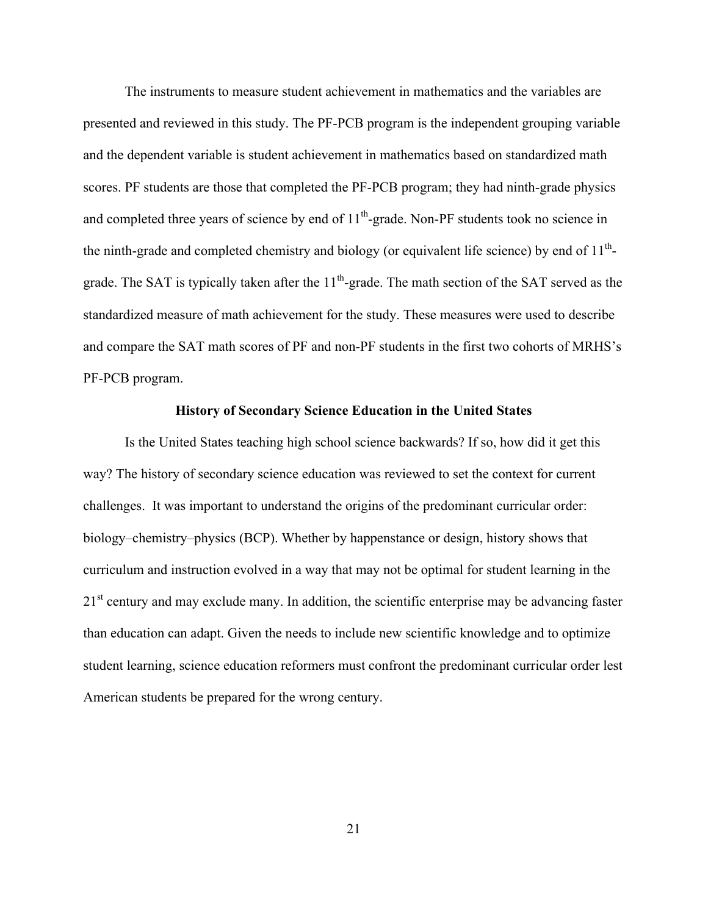The instruments to measure student achievement in mathematics and the variables are presented and reviewed in this study. The PF-PCB program is the independent grouping variable and the dependent variable is student achievement in mathematics based on standardized math scores. PF students are those that completed the PF-PCB program; they had ninth-grade physics and completed three years of science by end of $11^{th}$-grade. Non-PF students took no science in the ninth-grade and completed chemistry and biology (or equivalent life science) by end of $11^{th}$-grade. The SAT is typically taken after the $11^{th}$-grade. The math section of the SAT served as the standardized measure of math achievement for the study. These measures were used to describe and compare the SAT math scores of PF and non-PF students in the first two cohorts of MRHS's PF-PCB program.

## History of Secondary Science Education in the United States

Is the United States teaching high school science backwards? If so, how did it get this way? The history of secondary science education was reviewed to set the context for current challenges. It was important to understand the origins of the predominant curricular order: biology–chemistry–physics (BCP). Whether by happenstance or design, history shows that curriculum and instruction evolved in a way that may not be optimal for student learning in the $21^{st}$ century and may exclude many. In addition, the scientific enterprise may be advancing faster than education can adapt. Given the needs to include new scientific knowledge and to optimize student learning, science education reformers must confront the predominant curricular order lest American students be prepared for the wrong century.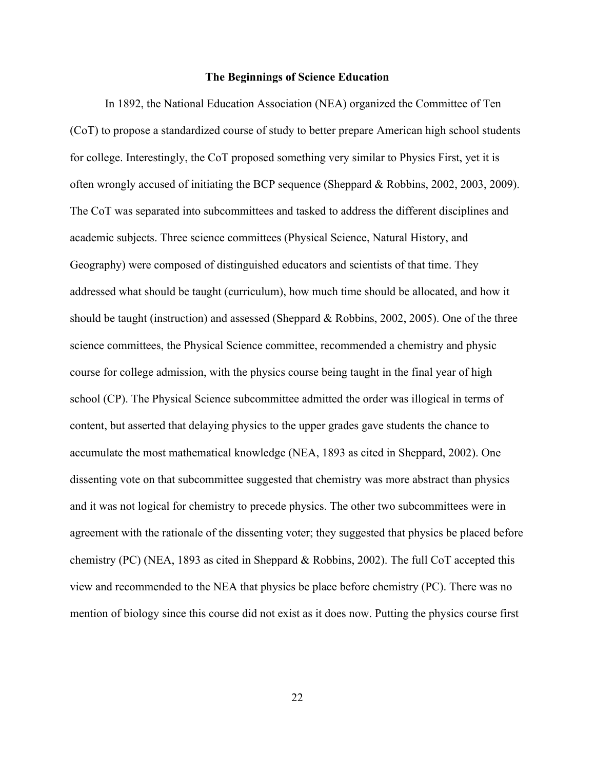## The Beginnings of Science Education

In 1892, the National Education Association (NEA) organized the Committee of Ten (CoT) to propose a standardized course of study to better prepare American high school students for college. Interestingly, the CoT proposed something very similar to Physics First, yet it is often wrongly accused of initiating the BCP sequence (Sheppard & Robbins, 2002, 2003, 2009). The CoT was separated into subcommittees and tasked to address the different disciplines and academic subjects. Three science committees (Physical Science, Natural History, and Geography) were composed of distinguished educators and scientists of that time. They addressed what should be taught (curriculum), how much time should be allocated, and how it should be taught (instruction) and assessed (Sheppard & Robbins, 2002, 2005). One of the three science committees, the Physical Science committee, recommended a chemistry and physic course for college admission, with the physics course being taught in the final year of high school (CP). The Physical Science subcommittee admitted the order was illogical in terms of content, but asserted that delaying physics to the upper grades gave students the chance to accumulate the most mathematical knowledge (NEA, 1893 as cited in Sheppard, 2002). One dissenting vote on that subcommittee suggested that chemistry was more abstract than physics and it was not logical for chemistry to precede physics. The other two subcommittees were in agreement with the rationale of the dissenting voter; they suggested that physics be placed before chemistry (PC) (NEA, 1893 as cited in Sheppard & Robbins, 2002). The full CoT accepted this view and recommended to the NEA that physics be place before chemistry (PC). There was no mention of biology since this course did not exist as it does now. Putting the physics course first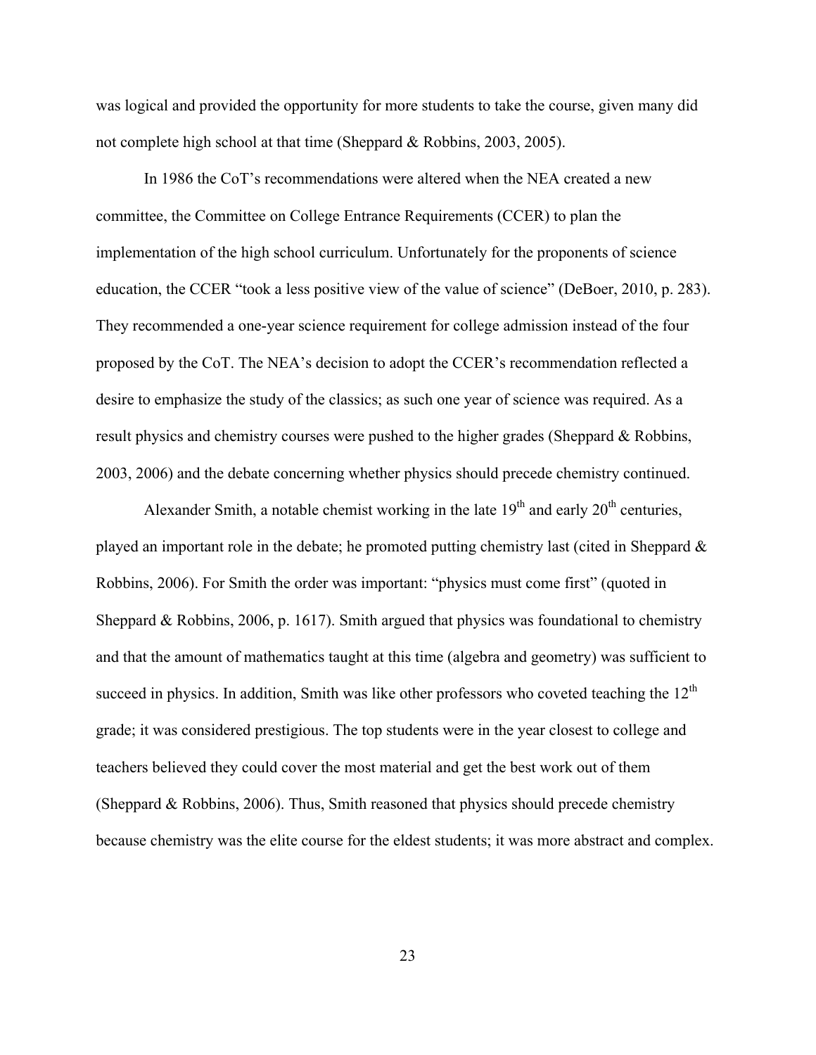was logical and provided the opportunity for more students to take the course, given many did not complete high school at that time (Sheppard & Robbins, 2003, 2005).

In 1986 the CoT's recommendations were altered when the NEA created a new committee, the Committee on College Entrance Requirements (CCER) to plan the implementation of the high school curriculum. Unfortunately for the proponents of science education, the CCER "took a less positive view of the value of science" (DeBoer, 2010, p. 283). They recommended a one-year science requirement for college admission instead of the four proposed by the CoT. The NEA's decision to adopt the CCER's recommendation reflected a desire to emphasize the study of the classics; as such one year of science was required. As a result physics and chemistry courses were pushed to the higher grades (Sheppard & Robbins, 2003, 2006) and the debate concerning whether physics should precede chemistry continued.

Alexander Smith, a notable chemist working in the late 19th and early 20th centuries, played an important role in the debate; he promoted putting chemistry last (cited in Sheppard & Robbins, 2006). For Smith the order was important: "physics must come first" (quoted in Sheppard & Robbins, 2006, p. 1617). Smith argued that physics was foundational to chemistry and that the amount of mathematics taught at this time (algebra and geometry) was sufficient to succeed in physics. In addition, Smith was like other professors who coveted teaching the 12th grade; it was considered prestigious. The top students were in the year closest to college and teachers believed they could cover the most material and get the best work out of them (Sheppard & Robbins, 2006). Thus, Smith reasoned that physics should precede chemistry because chemistry was the elite course for the eldest students; it was more abstract and complex.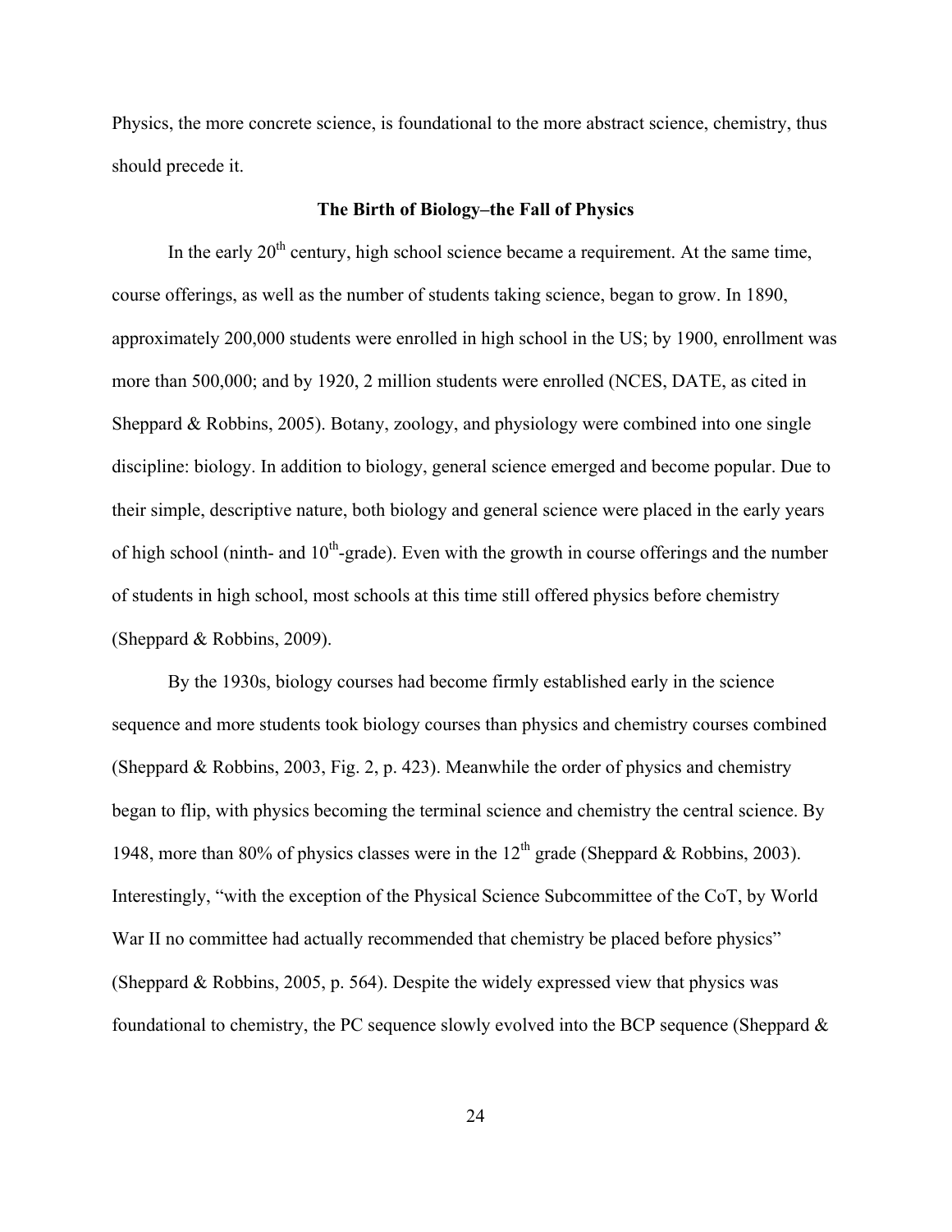Physics, the more concrete science, is foundational to the more abstract science, chemistry, thus should precede it.

### The Birth of Biology–the Fall of Physics

In the early 20th century, high school science became a requirement. At the same time, course offerings, as well as the number of students taking science, began to grow. In 1890, approximately 200,000 students were enrolled in high school in the US; by 1900, enrollment was more than 500,000; and by 1920, 2 million students were enrolled (NCES, DATE, as cited in Sheppard & Robbins, 2005). Botany, zoology, and physiology were combined into one single discipline: biology. In addition to biology, general science emerged and become popular. Due to their simple, descriptive nature, both biology and general science were placed in the early years of high school (ninth- and 10th-grade). Even with the growth in course offerings and the number of students in high school, most schools at this time still offered physics before chemistry (Sheppard & Robbins, 2009).

By the 1930s, biology courses had become firmly established early in the science sequence and more students took biology courses than physics and chemistry courses combined (Sheppard & Robbins, 2003, Fig. 2, p. 423). Meanwhile the order of physics and chemistry began to flip, with physics becoming the terminal science and chemistry the central science. By 1948, more than 80% of physics classes were in the 12th grade (Sheppard & Robbins, 2003). Interestingly, "with the exception of the Physical Science Subcommittee of the CoT, by World War II no committee had actually recommended that chemistry be placed before physics" (Sheppard & Robbins, 2005, p. 564). Despite the widely expressed view that physics was foundational to chemistry, the PC sequence slowly evolved into the BCP sequence (Sheppard &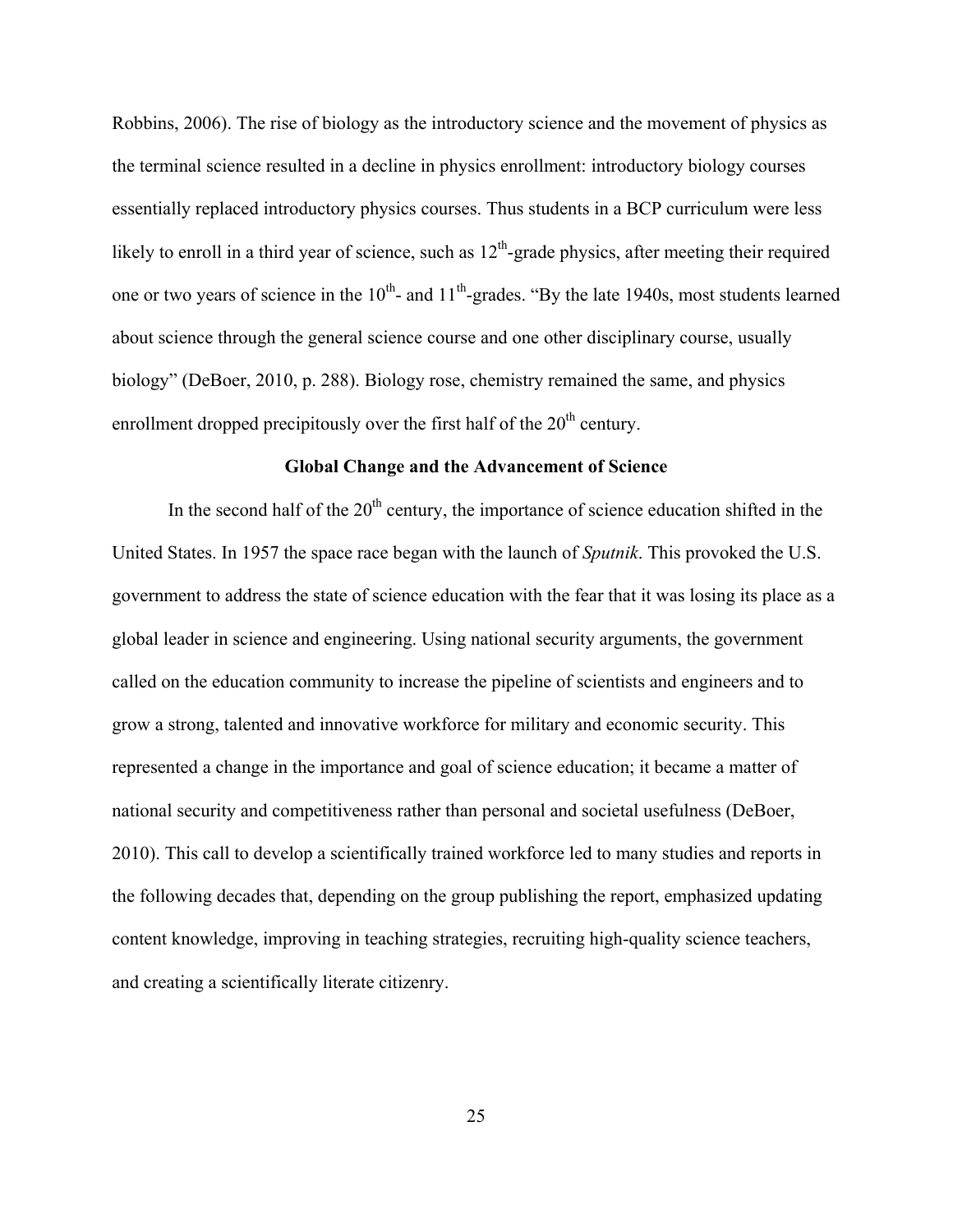Robbins, 2006). The rise of biology as the introductory science and the movement of physics as the terminal science resulted in a decline in physics enrollment: introductory biology courses essentially replaced introductory physics courses. Thus students in a BCP curriculum were less likely to enroll in a third year of science, such as 12th-grade physics, after meeting their required one or two years of science in the 10th- and 11th-grades. "By the late 1940s, most students learned about science through the general science course and one other disciplinary course, usually biology" (DeBoer, 2010, p. 288). Biology rose, chemistry remained the same, and physics enrollment dropped precipitously over the first half of the 20th century.

## Global Change and the Advancement of Science

In the second half of the 20th century, the importance of science education shifted in the United States. In 1957 the space race began with the launch of *Sputnik*. This provoked the U.S. government to address the state of science education with the fear that it was losing its place as a global leader in science and engineering. Using national security arguments, the government called on the education community to increase the pipeline of scientists and engineers and to grow a strong, talented and innovative workforce for military and economic security. This represented a change in the importance and goal of science education; it became a matter of national security and competitiveness rather than personal and societal usefulness (DeBoer, 2010). This call to develop a scientifically trained workforce led to many studies and reports in the following decades that, depending on the group publishing the report, emphasized updating content knowledge, improving in teaching strategies, recruiting high-quality science teachers, and creating a scientifically literate citizenry.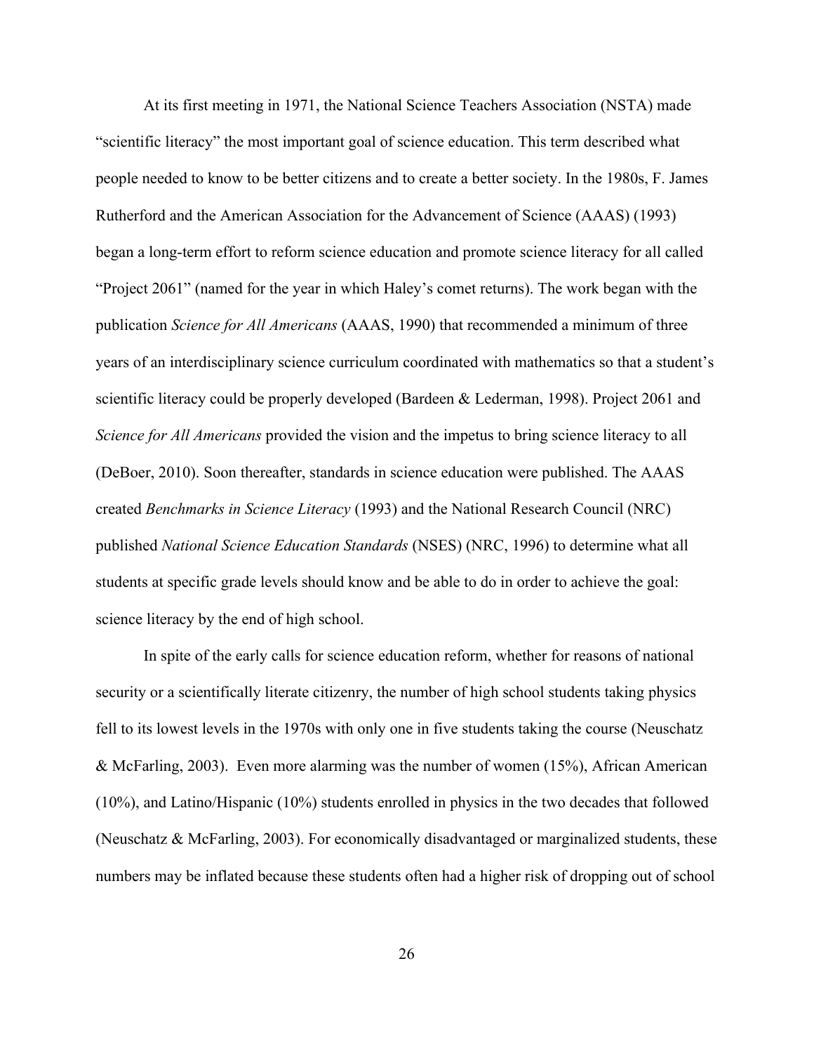At its first meeting in 1971, the National Science Teachers Association (NSTA) made "scientific literacy" the most important goal of science education. This term described what people needed to know to be better citizens and to create a better society. In the 1980s, F. James Rutherford and the American Association for the Advancement of Science (AAAS) (1993) began a long-term effort to reform science education and promote science literacy for all called "Project 2061" (named for the year in which Haley's comet returns). The work began with the publication *Science for All Americans* (AAAS, 1990) that recommended a minimum of three years of an interdisciplinary science curriculum coordinated with mathematics so that a student's scientific literacy could be properly developed (Bardeen & Lederman, 1998). Project 2061 and *Science for All Americans* provided the vision and the impetus to bring science literacy to all (DeBoer, 2010). Soon thereafter, standards in science education were published. The AAAS created *Benchmarks in Science Literacy* (1993) and the National Research Council (NRC) published *National Science Education Standards* (NSES) (NRC, 1996) to determine what all students at specific grade levels should know and be able to do in order to achieve the goal: science literacy by the end of high school.

In spite of the early calls for science education reform, whether for reasons of national security or a scientifically literate citizenry, the number of high school students taking physics fell to its lowest levels in the 1970s with only one in five students taking the course (Neuschatz & McFarling, 2003). Even more alarming was the number of women (15%), African American (10%), and Latino/Hispanic (10%) students enrolled in physics in the two decades that followed (Neuschatz & McFarling, 2003). For economically disadvantaged or marginalized students, these numbers may be inflated because these students often had a higher risk of dropping out of school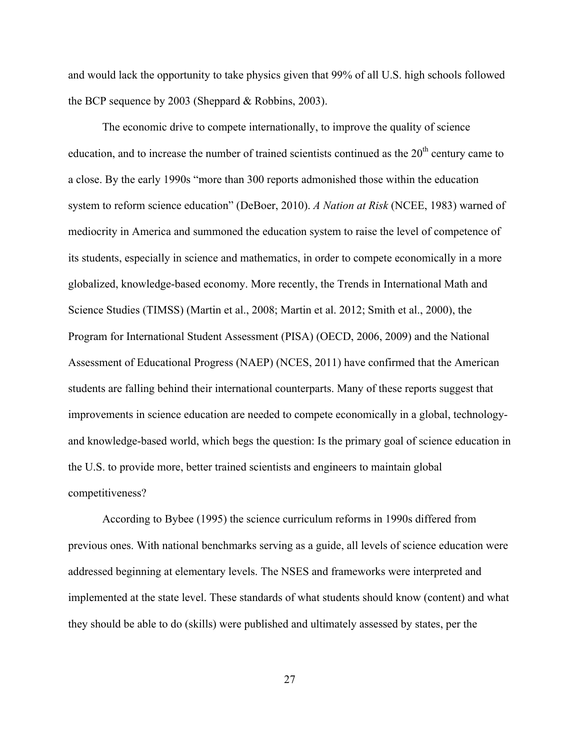and would lack the opportunity to take physics given that 99% of all U.S. high schools followed the BCP sequence by 2003 (Sheppard & Robbins, 2003).

The economic drive to compete internationally, to improve the quality of science education, and to increase the number of trained scientists continued as the $20^{th}$ century came to a close. By the early 1990s "more than 300 reports admonished those within the education system to reform science education" (DeBoer, 2010). *A Nation at Risk* (NCEE, 1983) warned of mediocrity in America and summoned the education system to raise the level of competence of its students, especially in science and mathematics, in order to compete economically in a more globalized, knowledge-based economy. More recently, the Trends in International Math and Science Studies (TIMSS) (Martin et al., 2008; Martin et al. 2012; Smith et al., 2000), the Program for International Student Assessment (PISA) (OECD, 2006, 2009) and the National Assessment of Educational Progress (NAEP) (NCES, 2011) have confirmed that the American students are falling behind their international counterparts. Many of these reports suggest that improvements in science education are needed to compete economically in a global, technology- and knowledge-based world, which begs the question: Is the primary goal of science education in the U.S. to provide more, better trained scientists and engineers to maintain global competitiveness?

According to Bybee (1995) the science curriculum reforms in 1990s differed from previous ones. With national benchmarks serving as a guide, all levels of science education were addressed beginning at elementary levels. The NSES and frameworks were interpreted and implemented at the state level. These standards of what students should know (content) and what they should be able to do (skills) were published and ultimately assessed by states, per the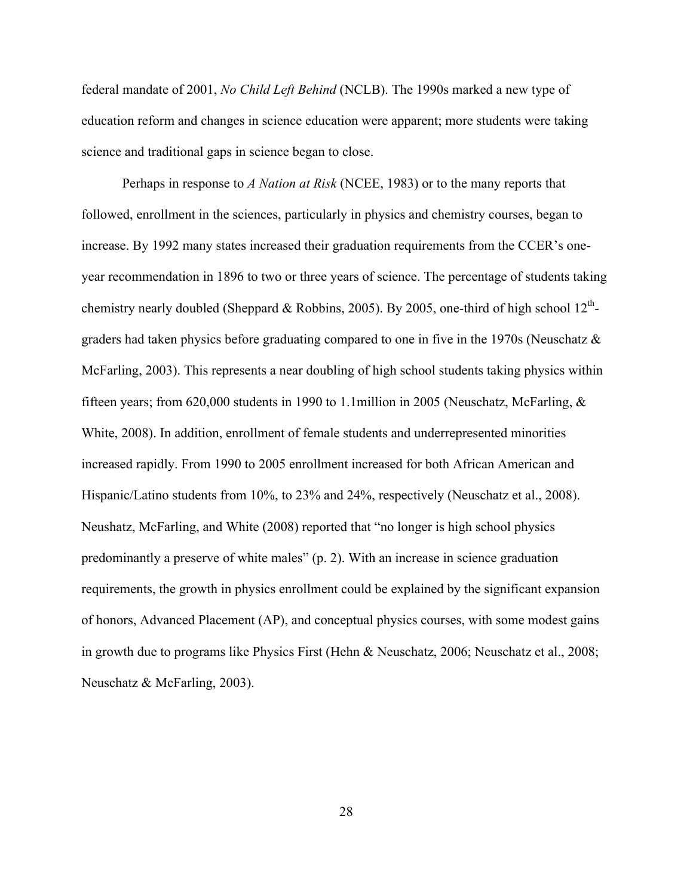federal mandate of 2001, *No Child Left Behind* (NCLB). The 1990s marked a new type of education reform and changes in science education were apparent; more students were taking science and traditional gaps in science began to close.

Perhaps in response to *A Nation at Risk* (NCEE, 1983) or to the many reports that followed, enrollment in the sciences, particularly in physics and chemistry courses, began to increase. By 1992 many states increased their graduation requirements from the CCER's one-year recommendation in 1896 to two or three years of science. The percentage of students taking chemistry nearly doubled (Sheppard & Robbins, 2005). By 2005, one-third of high school 12th-graders had taken physics before graduating compared to one in five in the 1970s (Neuschatz & McFarling, 2003). This represents a near doubling of high school students taking physics within fifteen years; from 620,000 students in 1990 to 1.1million in 2005 (Neuschatz, McFarling, & White, 2008). In addition, enrollment of female students and underrepresented minorities increased rapidly. From 1990 to 2005 enrollment increased for both African American and Hispanic/Latino students from 10%, to 23% and 24%, respectively (Neuschatz et al., 2008). Neushatz, McFarling, and White (2008) reported that "no longer is high school physics predominantly a preserve of white males" (p. 2). With an increase in science graduation requirements, the growth in physics enrollment could be explained by the significant expansion of honors, Advanced Placement (AP), and conceptual physics courses, with some modest gains in growth due to programs like Physics First (Hehn & Neuschatz, 2006; Neuschatz et al., 2008; Neuschatz & McFarling, 2003).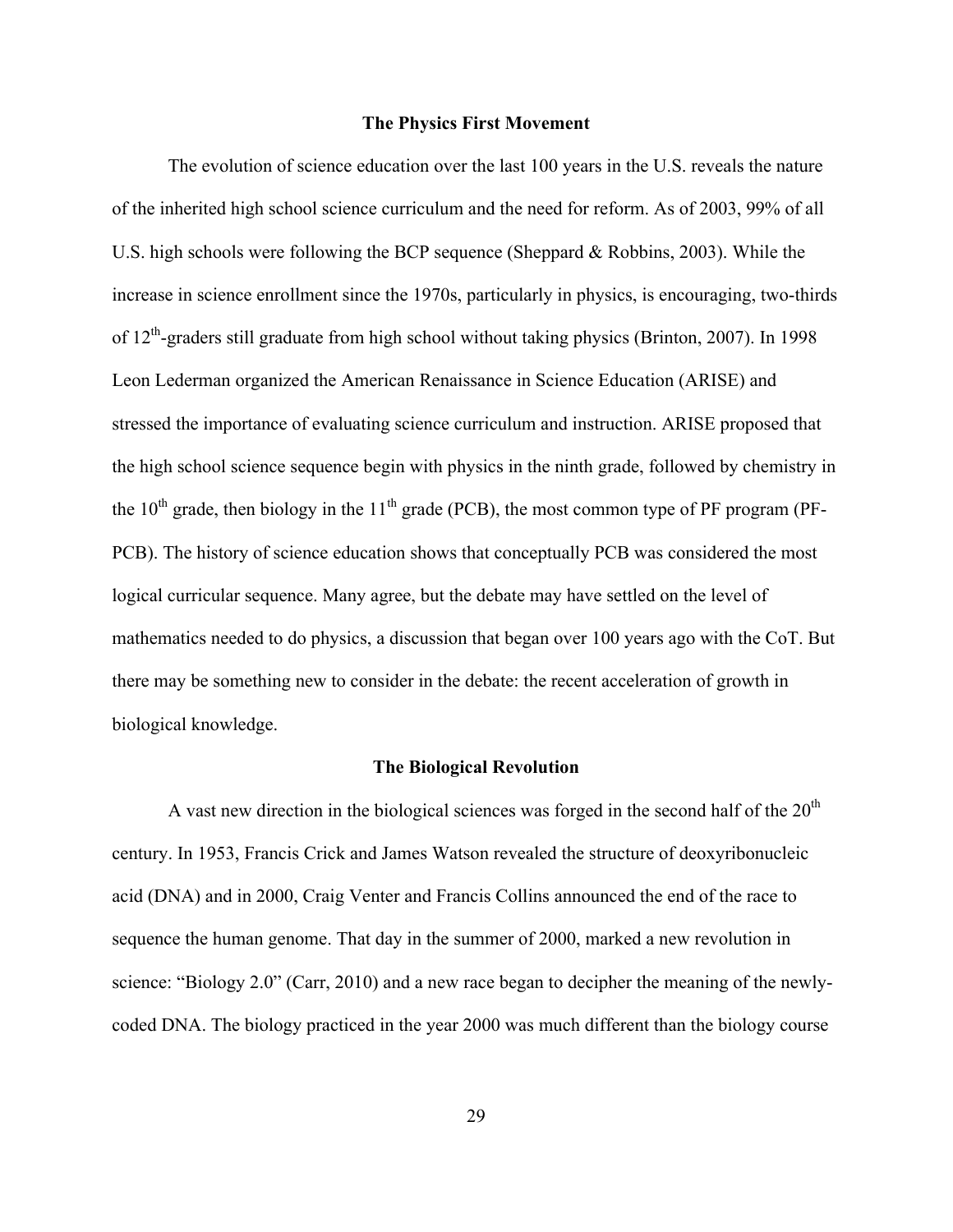## The Physics First Movement

The evolution of science education over the last 100 years in the U.S. reveals the nature of the inherited high school science curriculum and the need for reform. As of 2003, 99% of all U.S. high schools were following the BCP sequence (Sheppard & Robbins, 2003). While the increase in science enrollment since the 1970s, particularly in physics, is encouraging, two-thirds of $12^{th}$-graders still graduate from high school without taking physics (Brinton, 2007). In 1998 Leon Lederman organized the American Renaissance in Science Education (ARISE) and stressed the importance of evaluating science curriculum and instruction. ARISE proposed that the high school science sequence begin with physics in the ninth grade, followed by chemistry in the $10^{th}$ grade, then biology in the $11^{th}$ grade (PCB), the most common type of PF program (PF-PCB). The history of science education shows that conceptually PCB was considered the most logical curricular sequence. Many agree, but the debate may have settled on the level of mathematics needed to do physics, a discussion that began over 100 years ago with the CoT. But there may be something new to consider in the debate: the recent acceleration of growth in biological knowledge.

## The Biological Revolution

A vast new direction in the biological sciences was forged in the second half of the $20^{th}$ century. In 1953, Francis Crick and James Watson revealed the structure of deoxyribonucleic acid (DNA) and in 2000, Craig Venter and Francis Collins announced the end of the race to sequence the human genome. That day in the summer of 2000, marked a new revolution in science: "Biology 2.0" (Carr, 2010) and a new race began to decipher the meaning of the newly-coded DNA. The biology practiced in the year 2000 was much different than the biology course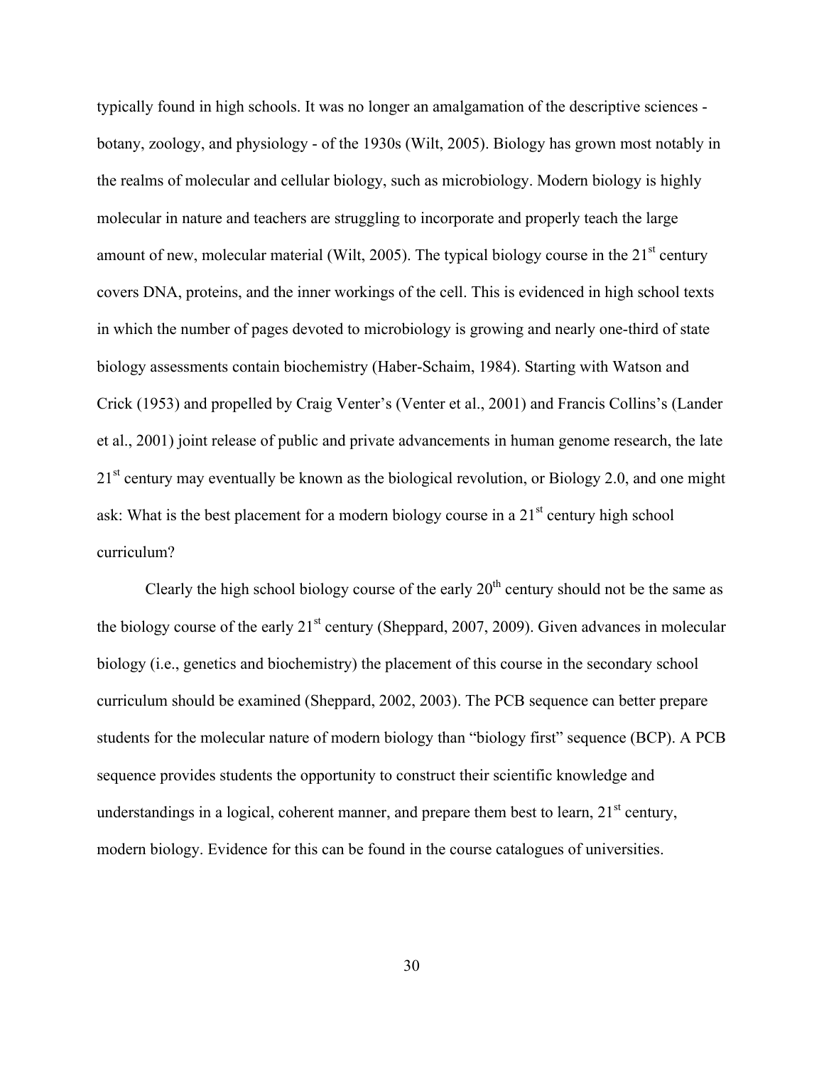typically found in high schools. It was no longer an amalgamation of the descriptive sciences - botany, zoology, and physiology - of the 1930s (Wilt, 2005). Biology has grown most notably in the realms of molecular and cellular biology, such as microbiology. Modern biology is highly molecular in nature and teachers are struggling to incorporate and properly teach the large amount of new, molecular material (Wilt, 2005). The typical biology course in the 21st century covers DNA, proteins, and the inner workings of the cell. This is evidenced in high school texts in which the number of pages devoted to microbiology is growing and nearly one-third of state biology assessments contain biochemistry (Haber-Schaim, 1984). Starting with Watson and Crick (1953) and propelled by Craig Venter's (Venter et al., 2001) and Francis Collins's (Lander et al., 2001) joint release of public and private advancements in human genome research, the late 21st century may eventually be known as the biological revolution, or Biology 2.0, and one might ask: What is the best placement for a modern biology course in a 21st century high school curriculum?

Clearly the high school biology course of the early 20th century should not be the same as the biology course of the early 21st century (Sheppard, 2007, 2009). Given advances in molecular biology (i.e., genetics and biochemistry) the placement of this course in the secondary school curriculum should be examined (Sheppard, 2002, 2003). The PCB sequence can better prepare students for the molecular nature of modern biology than "biology first" sequence (BCP). A PCB sequence provides students the opportunity to construct their scientific knowledge and understandings in a logical, coherent manner, and prepare them best to learn, 21st century, modern biology. Evidence for this can be found in the course catalogues of universities.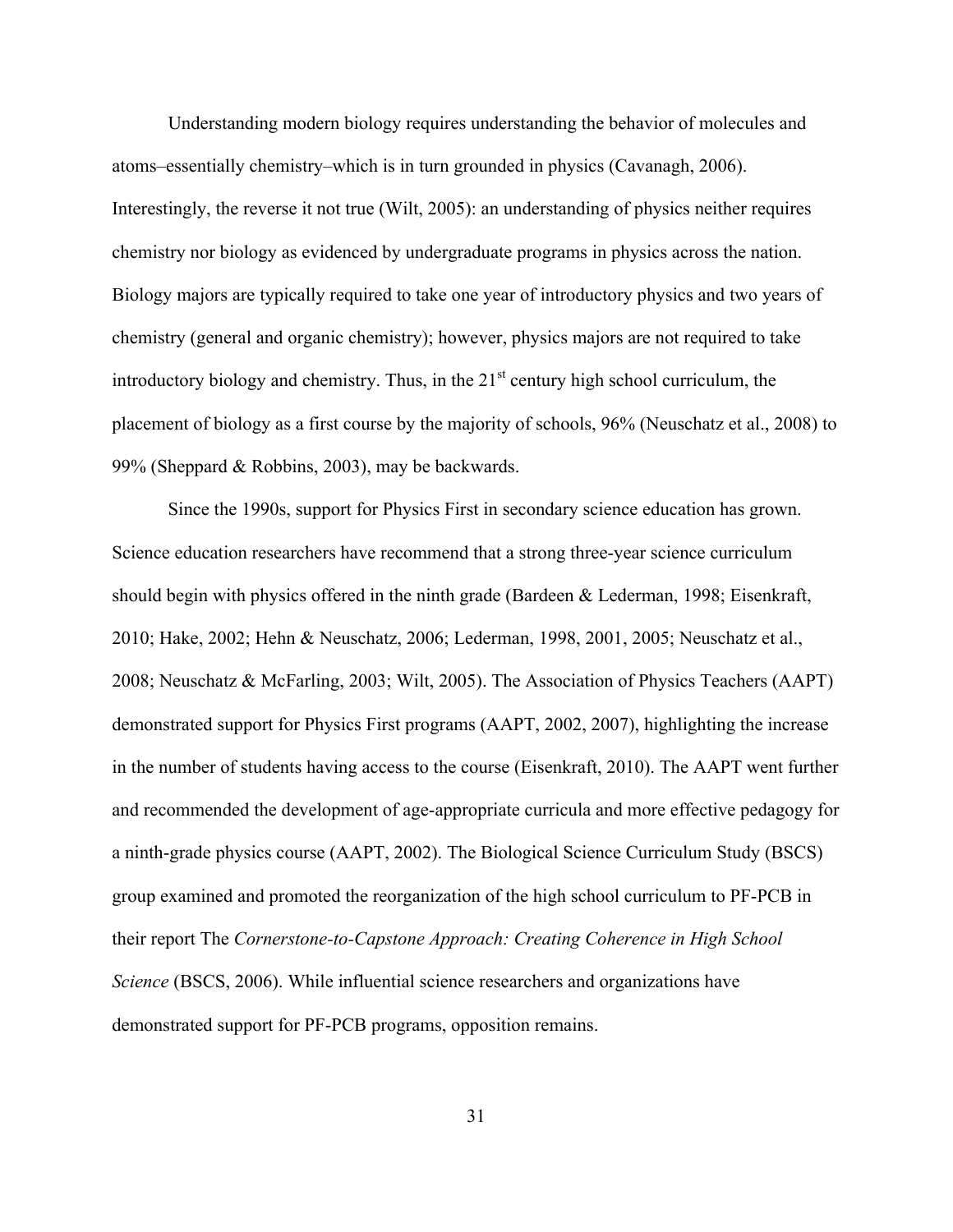Understanding modern biology requires understanding the behavior of molecules and atoms–essentially chemistry–which is in turn grounded in physics (Cavanagh, 2006). Interestingly, the reverse it not true (Wilt, 2005): an understanding of physics neither requires chemistry nor biology as evidenced by undergraduate programs in physics across the nation. Biology majors are typically required to take one year of introductory physics and two years of chemistry (general and organic chemistry); however, physics majors are not required to take introductory biology and chemistry. Thus, in the 21st century high school curriculum, the placement of biology as a first course by the majority of schools, 96% (Neuschatz et al., 2008) to 99% (Sheppard & Robbins, 2003), may be backwards.

Since the 1990s, support for Physics First in secondary science education has grown. Science education researchers have recommend that a strong three-year science curriculum should begin with physics offered in the ninth grade (Bardeen & Lederman, 1998; Eisenkraft, 2010; Hake, 2002; Hehn & Neuschatz, 2006; Lederman, 1998, 2001, 2005; Neuschatz et al., 2008; Neuschatz & McFarling, 2003; Wilt, 2005). The Association of Physics Teachers (AAPT) demonstrated support for Physics First programs (AAPT, 2002, 2007), highlighting the increase in the number of students having access to the course (Eisenkraft, 2010). The AAPT went further and recommended the development of age-appropriate curricula and more effective pedagogy for a ninth-grade physics course (AAPT, 2002). The Biological Science Curriculum Study (BSCS) group examined and promoted the reorganization of the high school curriculum to PF-PCB in their report The *Cornerstone-to-Capstone Approach: Creating Coherence in High School Science* (BSCS, 2006). While influential science researchers and organizations have demonstrated support for PF-PCB programs, opposition remains.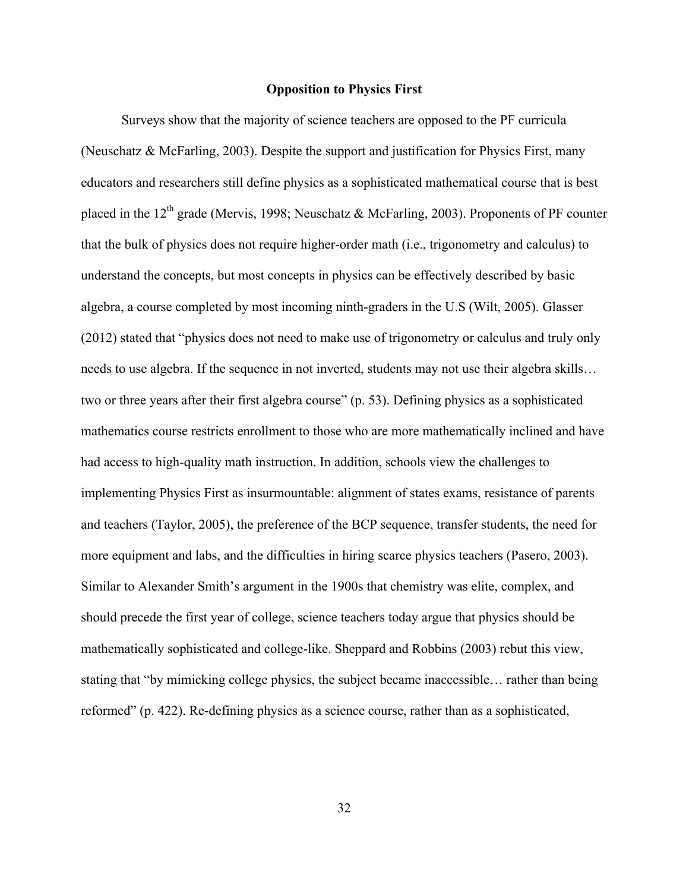## Opposition to Physics First

Surveys show that the majority of science teachers are opposed to the PF curricula (Neuschatz & McFarling, 2003). Despite the support and justification for Physics First, many educators and researchers still define physics as a sophisticated mathematical course that is best placed in the $12^{th}$ grade (Mervis, 1998; Neuschatz & McFarling, 2003). Proponents of PF counter that the bulk of physics does not require higher-order math (i.e., trigonometry and calculus) to understand the concepts, but most concepts in physics can be effectively described by basic algebra, a course completed by most incoming ninth-graders in the U.S (Wilt, 2005). Glasser (2012) stated that "physics does not need to make use of trigonometry or calculus and truly only needs to use algebra. If the sequence in not inverted, students may not use their algebra skills… two or three years after their first algebra course" (p. 53). Defining physics as a sophisticated mathematics course restricts enrollment to those who are more mathematically inclined and have had access to high-quality math instruction. In addition, schools view the challenges to implementing Physics First as insurmountable: alignment of states exams, resistance of parents and teachers (Taylor, 2005), the preference of the BCP sequence, transfer students, the need for more equipment and labs, and the difficulties in hiring scarce physics teachers (Pasero, 2003). Similar to Alexander Smith's argument in the 1900s that chemistry was elite, complex, and should precede the first year of college, science teachers today argue that physics should be mathematically sophisticated and college-like. Sheppard and Robbins (2003) rebut this view, stating that "by mimicking college physics, the subject became inaccessible… rather than being reformed" (p. 422). Re-defining physics as a science course, rather than as a sophisticated,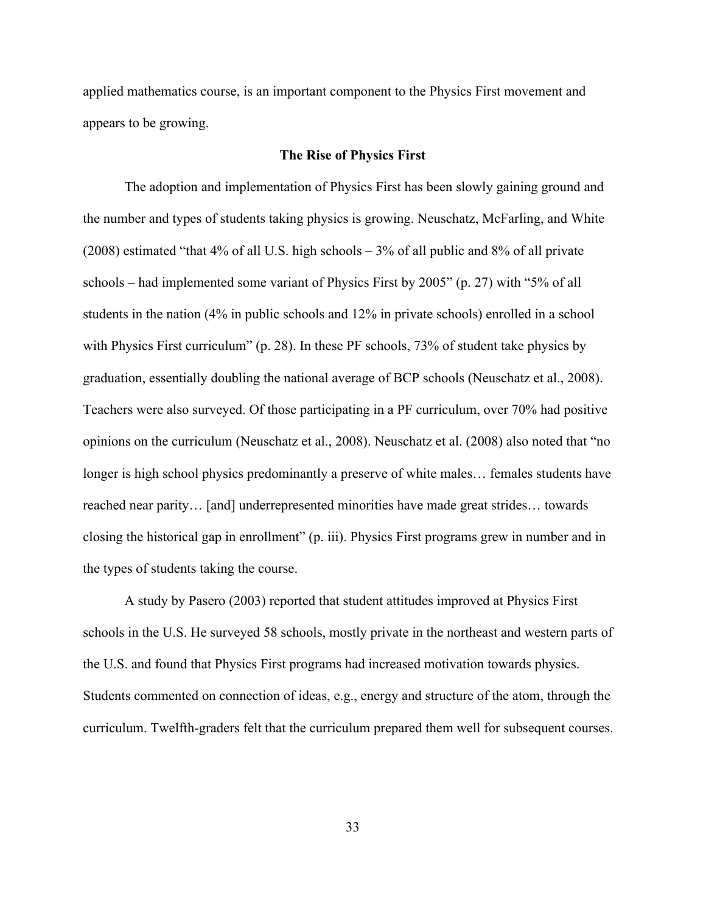applied mathematics course, is an important component to the Physics First movement and appears to be growing.

## The Rise of Physics First

The adoption and implementation of Physics First has been slowly gaining ground and the number and types of students taking physics is growing. Neuschatz, McFarling, and White (2008) estimated "that 4% of all U.S. high schools – 3% of all public and 8% of all private schools – had implemented some variant of Physics First by 2005" (p. 27) with "5% of all students in the nation (4% in public schools and 12% in private schools) enrolled in a school with Physics First curriculum" (p. 28). In these PF schools, 73% of student take physics by graduation, essentially doubling the national average of BCP schools (Neuschatz et al., 2008). Teachers were also surveyed. Of those participating in a PF curriculum, over 70% had positive opinions on the curriculum (Neuschatz et al., 2008). Neuschatz et al. (2008) also noted that "no longer is high school physics predominantly a preserve of white males… females students have reached near parity… [and] underrepresented minorities have made great strides… towards closing the historical gap in enrollment" (p. iii). Physics First programs grew in number and in the types of students taking the course.

A study by Pasero (2003) reported that student attitudes improved at Physics First schools in the U.S. He surveyed 58 schools, mostly private in the northeast and western parts of the U.S. and found that Physics First programs had increased motivation towards physics. Students commented on connection of ideas, e.g., energy and structure of the atom, through the curriculum. Twelfth-graders felt that the curriculum prepared them well for subsequent courses.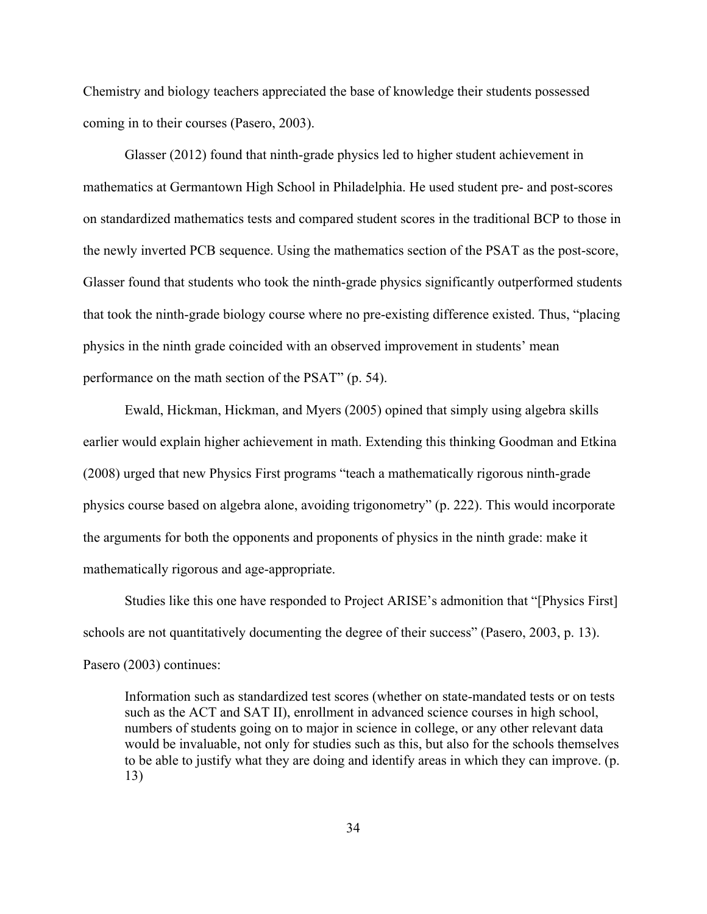Chemistry and biology teachers appreciated the base of knowledge their students possessed coming in to their courses (Pasero, 2003).

Glasser (2012) found that ninth-grade physics led to higher student achievement in mathematics at Germantown High School in Philadelphia. He used student pre- and post-scores on standardized mathematics tests and compared student scores in the traditional BCP to those in the newly inverted PCB sequence. Using the mathematics section of the PSAT as the post-score, Glasser found that students who took the ninth-grade physics significantly outperformed students that took the ninth-grade biology course where no pre-existing difference existed. Thus, "placing physics in the ninth grade coincided with an observed improvement in students' mean performance on the math section of the PSAT" (p. 54).

Ewald, Hickman, Hickman, and Myers (2005) opined that simply using algebra skills earlier would explain higher achievement in math. Extending this thinking Goodman and Etkina (2008) urged that new Physics First programs "teach a mathematically rigorous ninth-grade physics course based on algebra alone, avoiding trigonometry" (p. 222). This would incorporate the arguments for both the opponents and proponents of physics in the ninth grade: make it mathematically rigorous and age-appropriate.

Studies like this one have responded to Project ARISE's admonition that "[Physics First] schools are not quantitatively documenting the degree of their success" (Pasero, 2003, p. 13). Pasero (2003) continues:

> Information such as standardized test scores (whether on state-mandated tests or on tests such as the ACT and SAT II), enrollment in advanced science courses in high school, numbers of students going on to major in science in college, or any other relevant data would be invaluable, not only for studies such as this, but also for the schools themselves to be able to justify what they are doing and identify areas in which they can improve. (p. 13)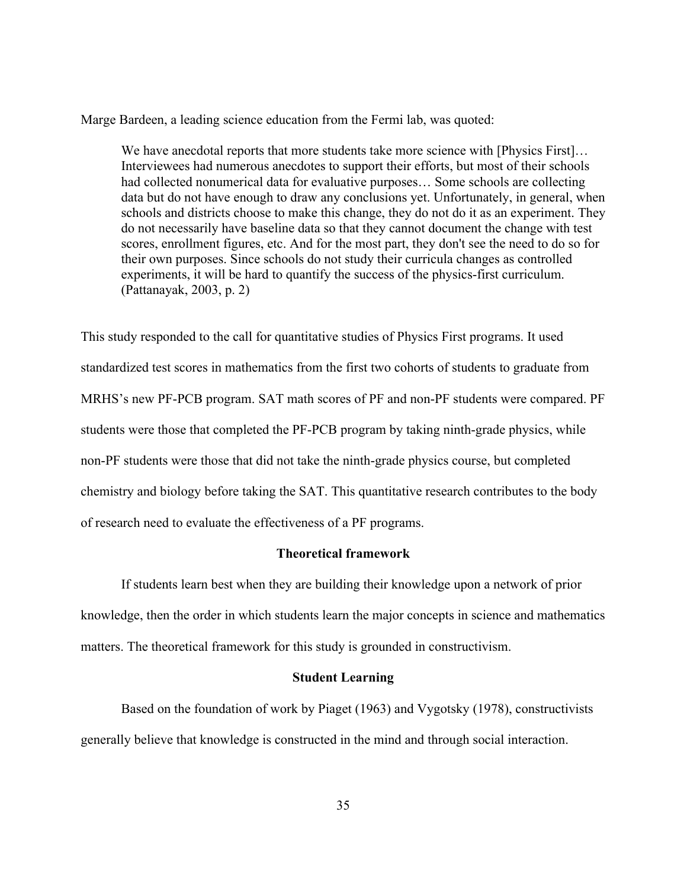Marge Bardeen, a leading science education from the Fermi lab, was quoted:

> We have anecdotal reports that more students take more science with [Physics First]… Interviewees had numerous anecdotes to support their efforts, but most of their schools had collected nonumerical data for evaluative purposes… Some schools are collecting data but do not have enough to draw any conclusions yet. Unfortunately, in general, when schools and districts choose to make this change, they do not do it as an experiment. They do not necessarily have baseline data so that they cannot document the change with test scores, enrollment figures, etc. And for the most part, they don't see the need to do so for their own purposes. Since schools do not study their curricula changes as controlled experiments, it will be hard to quantify the success of the physics-first curriculum. (Pattanayak, 2003, p. 2)

This study responded to the call for quantitative studies of Physics First programs. It used standardized test scores in mathematics from the first two cohorts of students to graduate from MRHS's new PF-PCB program. SAT math scores of PF and non-PF students were compared. PF students were those that completed the PF-PCB program by taking ninth-grade physics, while non-PF students were those that did not take the ninth-grade physics course, but completed chemistry and biology before taking the SAT. This quantitative research contributes to the body of research need to evaluate the effectiveness of a PF programs.

## Theoretical framework

If students learn best when they are building their knowledge upon a network of prior knowledge, then the order in which students learn the major concepts in science and mathematics matters. The theoretical framework for this study is grounded in constructivism.

## Student Learning

Based on the foundation of work by Piaget (1963) and Vygotsky (1978), constructivists generally believe that knowledge is constructed in the mind and through social interaction.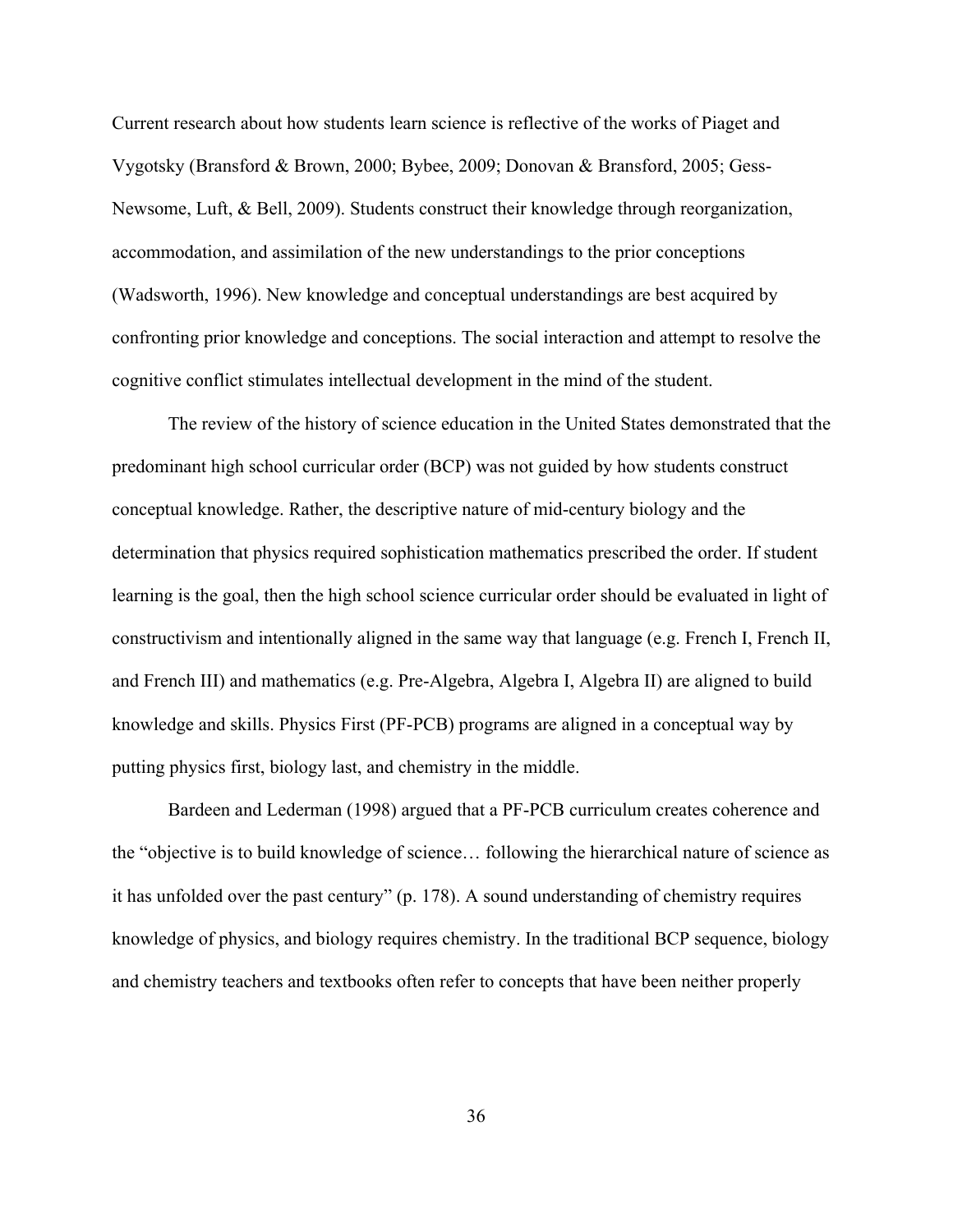Current research about how students learn science is reflective of the works of Piaget and Vygotsky (Bransford & Brown, 2000; Bybee, 2009; Donovan & Bransford, 2005; Gess-Newsome, Luft, & Bell, 2009). Students construct their knowledge through reorganization, accommodation, and assimilation of the new understandings to the prior conceptions (Wadsworth, 1996). New knowledge and conceptual understandings are best acquired by confronting prior knowledge and conceptions. The social interaction and attempt to resolve the cognitive conflict stimulates intellectual development in the mind of the student.

The review of the history of science education in the United States demonstrated that the predominant high school curricular order (BCP) was not guided by how students construct conceptual knowledge. Rather, the descriptive nature of mid-century biology and the determination that physics required sophistication mathematics prescribed the order. If student learning is the goal, then the high school science curricular order should be evaluated in light of constructivism and intentionally aligned in the same way that language (e.g. French I, French II, and French III) and mathematics (e.g. Pre-Algebra, Algebra I, Algebra II) are aligned to build knowledge and skills. Physics First (PF-PCB) programs are aligned in a conceptual way by putting physics first, biology last, and chemistry in the middle.

Bardeen and Lederman (1998) argued that a PF-PCB curriculum creates coherence and the "objective is to build knowledge of science… following the hierarchical nature of science as it has unfolded over the past century" (p. 178). A sound understanding of chemistry requires knowledge of physics, and biology requires chemistry. In the traditional BCP sequence, biology and chemistry teachers and textbooks often refer to concepts that have been neither properly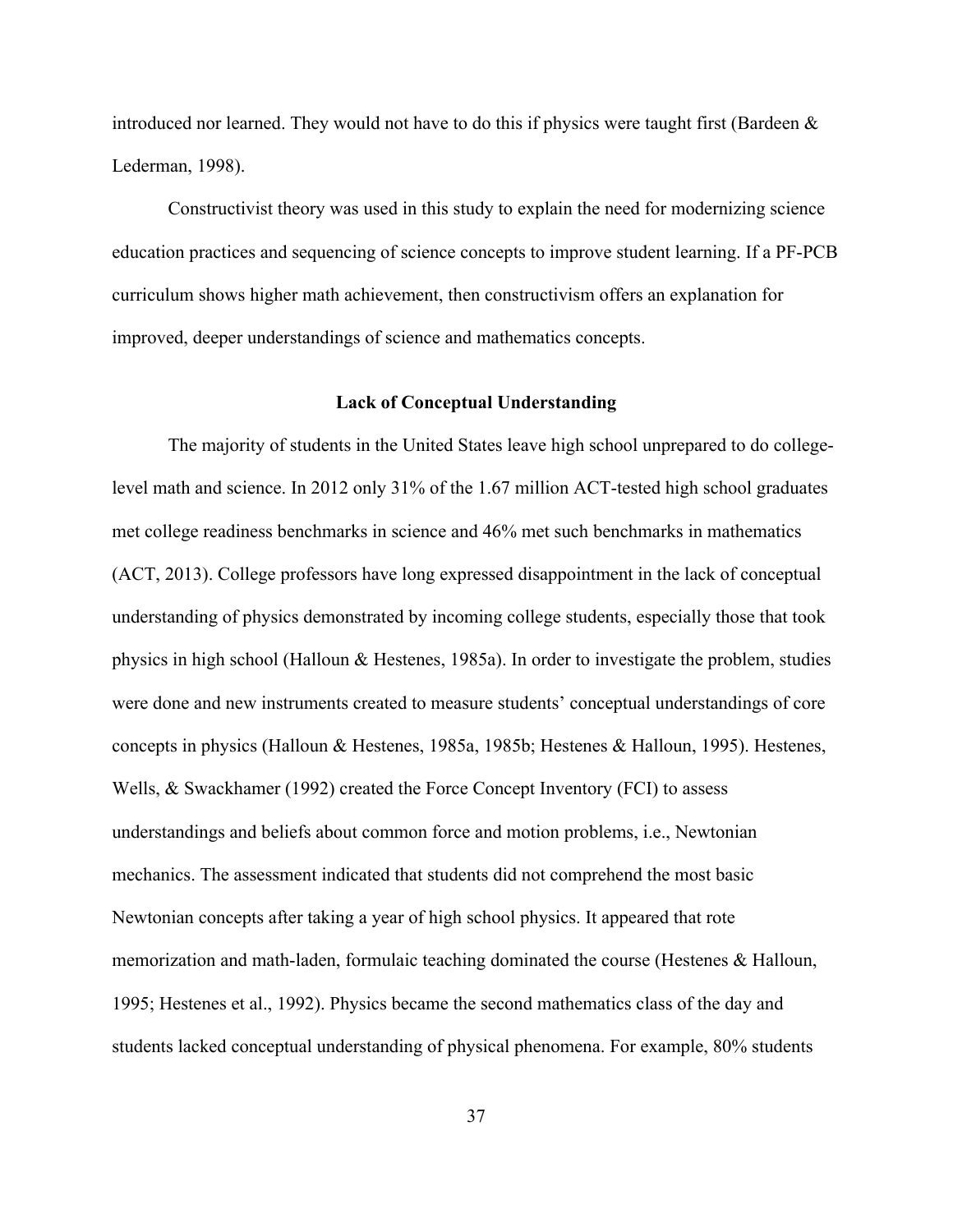introduced nor learned. They would not have to do this if physics were taught first (Bardeen & Lederman, 1998).

Constructivist theory was used in this study to explain the need for modernizing science education practices and sequencing of science concepts to improve student learning. If a PF-PCB curriculum shows higher math achievement, then constructivism offers an explanation for improved, deeper understandings of science and mathematics concepts.

## Lack of Conceptual Understanding

The majority of students in the United States leave high school unprepared to do college-level math and science. In 2012 only 31% of the 1.67 million ACT-tested high school graduates met college readiness benchmarks in science and 46% met such benchmarks in mathematics (ACT, 2013). College professors have long expressed disappointment in the lack of conceptual understanding of physics demonstrated by incoming college students, especially those that took physics in high school (Halloun & Hestenes, 1985a). In order to investigate the problem, studies were done and new instruments created to measure students' conceptual understandings of core concepts in physics (Halloun & Hestenes, 1985a, 1985b; Hestenes & Halloun, 1995). Hestenes, Wells, & Swackhamer (1992) created the Force Concept Inventory (FCI) to assess understandings and beliefs about common force and motion problems, i.e., Newtonian mechanics. The assessment indicated that students did not comprehend the most basic Newtonian concepts after taking a year of high school physics. It appeared that rote memorization and math-laden, formulaic teaching dominated the course (Hestenes & Halloun, 1995; Hestenes et al., 1992). Physics became the second mathematics class of the day and students lacked conceptual understanding of physical phenomena. For example, 80% students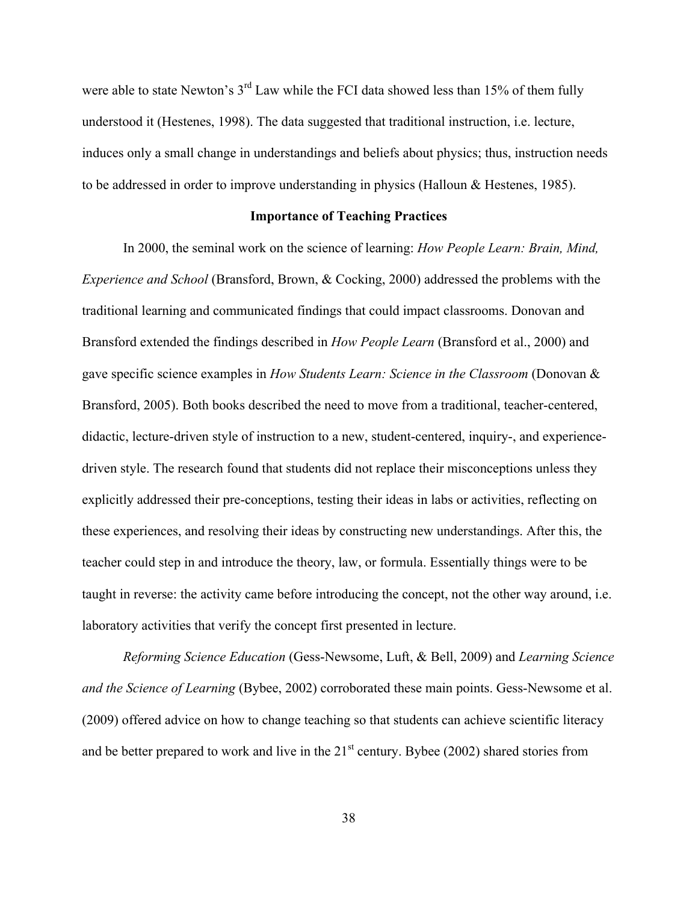were able to state Newton's 3rd Law while the FCI data showed less than 15% of them fully understood it (Hestenes, 1998). The data suggested that traditional instruction, i.e. lecture, induces only a small change in understandings and beliefs about physics; thus, instruction needs to be addressed in order to improve understanding in physics (Halloun & Hestenes, 1985).

## Importance of Teaching Practices

In 2000, the seminal work on the science of learning: *How People Learn: Brain, Mind, Experience and School* (Bransford, Brown, & Cocking, 2000) addressed the problems with the traditional learning and communicated findings that could impact classrooms. Donovan and Bransford extended the findings described in *How People Learn* (Bransford et al., 2000) and gave specific science examples in *How Students Learn: Science in the Classroom* (Donovan & Bransford, 2005). Both books described the need to move from a traditional, teacher-centered, didactic, lecture-driven style of instruction to a new, student-centered, inquiry-, and experience-driven style. The research found that students did not replace their misconceptions unless they explicitly addressed their pre-conceptions, testing their ideas in labs or activities, reflecting on these experiences, and resolving their ideas by constructing new understandings. After this, the teacher could step in and introduce the theory, law, or formula. Essentially things were to be taught in reverse: the activity came before introducing the concept, not the other way around, i.e. laboratory activities that verify the concept first presented in lecture.

*Reforming Science Education* (Gess-Newsome, Luft, & Bell, 2009) and *Learning Science and the Science of Learning* (Bybee, 2002) corroborated these main points. Gess-Newsome et al. (2009) offered advice on how to change teaching so that students can achieve scientific literacy and be better prepared to work and live in the 21st century. Bybee (2002) shared stories from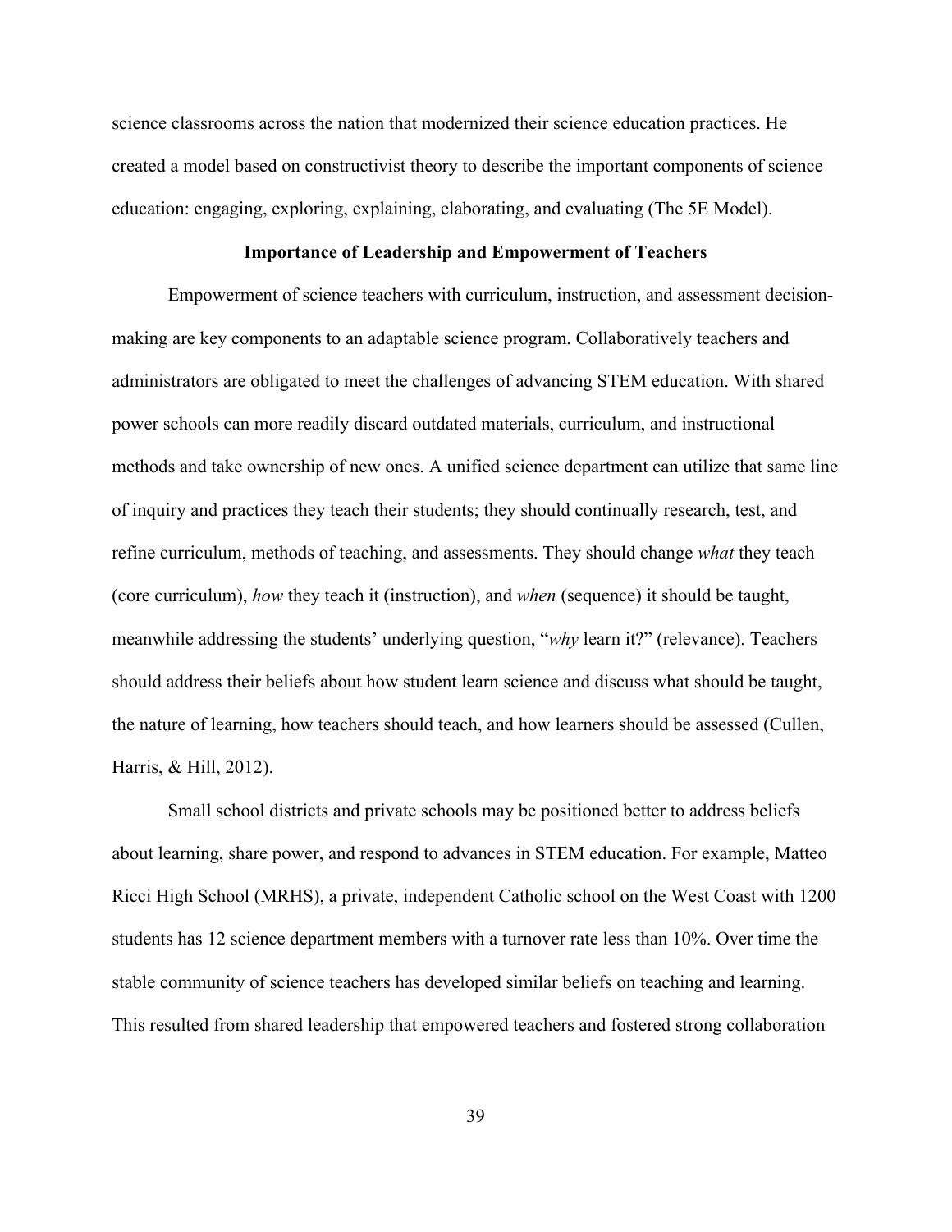science classrooms across the nation that modernized their science education practices. He created a model based on constructivist theory to describe the important components of science education: engaging, exploring, explaining, elaborating, and evaluating (The 5E Model).

## Importance of Leadership and Empowerment of Teachers

Empowerment of science teachers with curriculum, instruction, and assessment decision-making are key components to an adaptable science program. Collaboratively teachers and administrators are obligated to meet the challenges of advancing STEM education. With shared power schools can more readily discard outdated materials, curriculum, and instructional methods and take ownership of new ones. A unified science department can utilize that same line of inquiry and practices they teach their students; they should continually research, test, and refine curriculum, methods of teaching, and assessments. They should change *what* they teach (core curriculum), *how* they teach it (instruction), and *when* (sequence) it should be taught, meanwhile addressing the students' underlying question, "*why* learn it?" (relevance). Teachers should address their beliefs about how student learn science and discuss what should be taught, the nature of learning, how teachers should teach, and how learners should be assessed (Cullen, Harris, & Hill, 2012).

Small school districts and private schools may be positioned better to address beliefs about learning, share power, and respond to advances in STEM education. For example, Matteo Ricci High School (MRHS), a private, independent Catholic school on the West Coast with 1200 students has 12 science department members with a turnover rate less than 10%. Over time the stable community of science teachers has developed similar beliefs on teaching and learning. This resulted from shared leadership that empowered teachers and fostered strong collaboration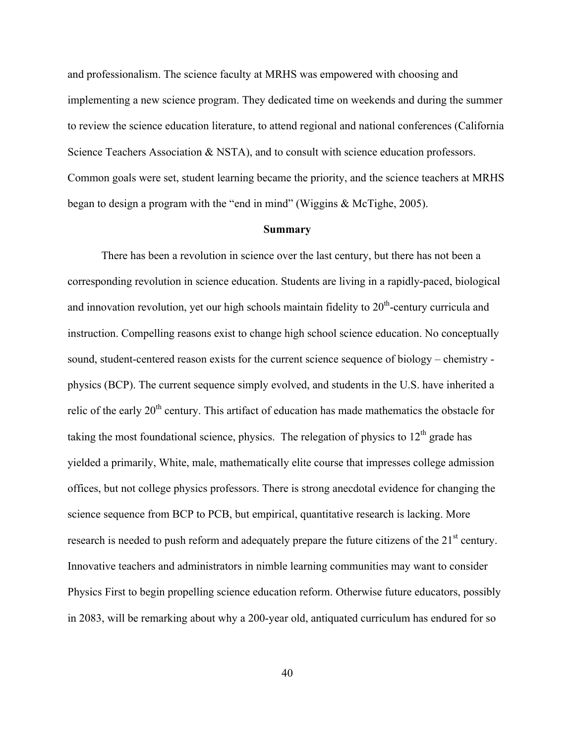and professionalism. The science faculty at MRHS was empowered with choosing and implementing a new science program. They dedicated time on weekends and during the summer to review the science education literature, to attend regional and national conferences (California Science Teachers Association & NSTA), and to consult with science education professors. Common goals were set, student learning became the priority, and the science teachers at MRHS began to design a program with the "end in mind" (Wiggins & McTighe, 2005).

## Summary

There has been a revolution in science over the last century, but there has not been a corresponding revolution in science education. Students are living in a rapidly-paced, biological and innovation revolution, yet our high schools maintain fidelity to 20th-century curricula and instruction. Compelling reasons exist to change high school science education. No conceptually sound, student-centered reason exists for the current science sequence of biology – chemistry - physics (BCP). The current sequence simply evolved, and students in the U.S. have inherited a relic of the early 20th century. This artifact of education has made mathematics the obstacle for taking the most foundational science, physics. The relegation of physics to 12th grade has yielded a primarily, White, male, mathematically elite course that impresses college admission offices, but not college physics professors. There is strong anecdotal evidence for changing the science sequence from BCP to PCB, but empirical, quantitative research is lacking. More research is needed to push reform and adequately prepare the future citizens of the 21st century. Innovative teachers and administrators in nimble learning communities may want to consider Physics First to begin propelling science education reform. Otherwise future educators, possibly in 2083, will be remarking about why a 200-year old, antiquated curriculum has endured for so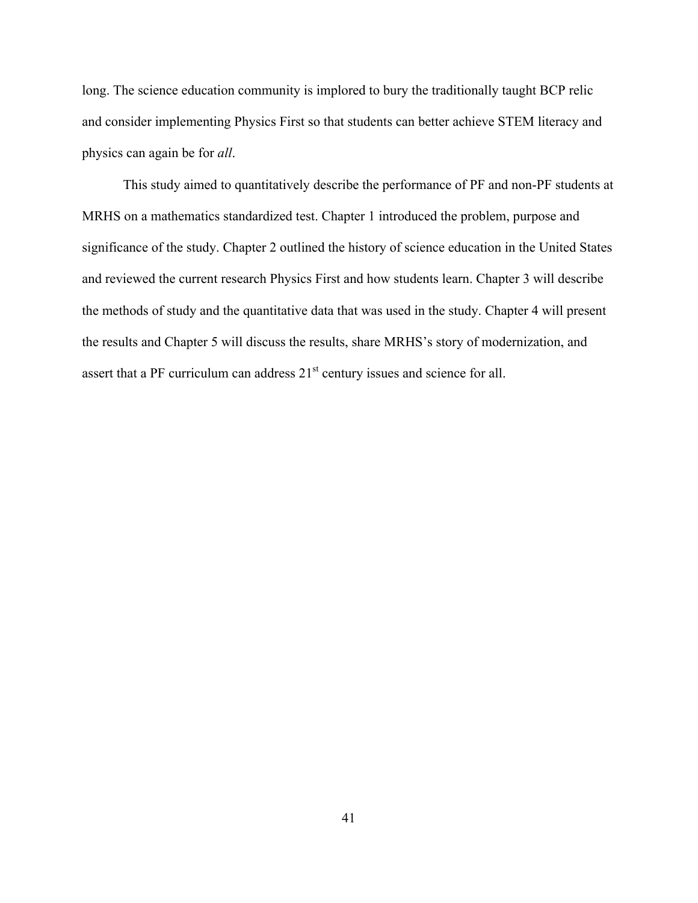long. The science education community is implored to bury the traditionally taught BCP relic and consider implementing Physics First so that students can better achieve STEM literacy and physics can again be for *all*.

This study aimed to quantitatively describe the performance of PF and non-PF students at MRHS on a mathematics standardized test. Chapter 1 introduced the problem, purpose and significance of the study. Chapter 2 outlined the history of science education in the United States and reviewed the current research Physics First and how students learn. Chapter 3 will describe the methods of study and the quantitative data that was used in the study. Chapter 4 will present the results and Chapter 5 will discuss the results, share MRHS's story of modernization, and assert that a PF curriculum can address 21st century issues and science for all.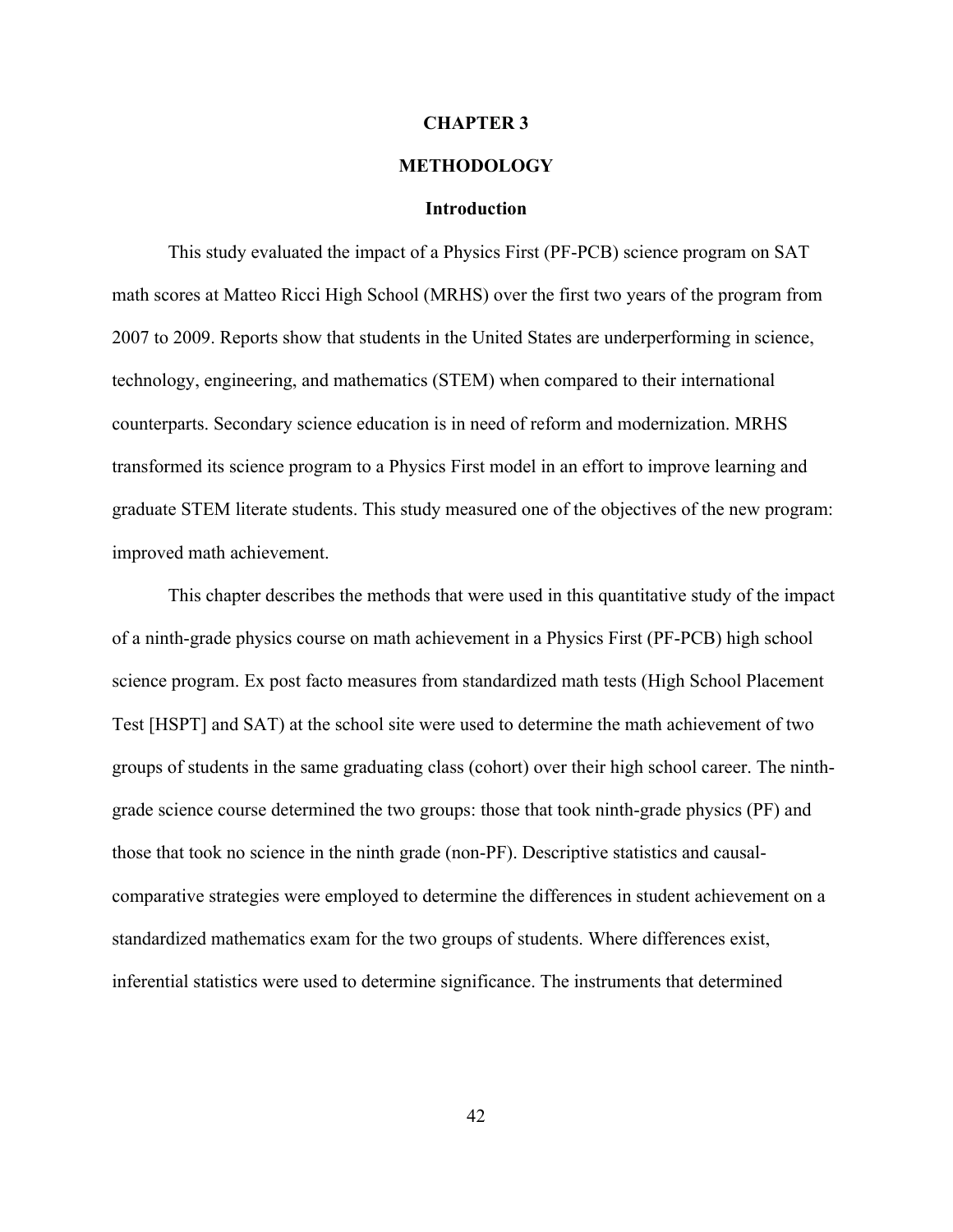# CHAPTER 3

# METHODOLOGY

## Introduction

This study evaluated the impact of a Physics First (PF-PCB) science program on SAT math scores at Matteo Ricci High School (MRHS) over the first two years of the program from 2007 to 2009. Reports show that students in the United States are underperforming in science, technology, engineering, and mathematics (STEM) when compared to their international counterparts. Secondary science education is in need of reform and modernization. MRHS transformed its science program to a Physics First model in an effort to improve learning and graduate STEM literate students. This study measured one of the objectives of the new program: improved math achievement.

This chapter describes the methods that were used in this quantitative study of the impact of a ninth-grade physics course on math achievement in a Physics First (PF-PCB) high school science program. Ex post facto measures from standardized math tests (High School Placement Test [HSPT] and SAT) at the school site were used to determine the math achievement of two groups of students in the same graduating class (cohort) over their high school career. The ninth-grade science course determined the two groups: those that took ninth-grade physics (PF) and those that took no science in the ninth grade (non-PF). Descriptive statistics and causal-comparative strategies were employed to determine the differences in student achievement on a standardized mathematics exam for the two groups of students. Where differences exist, inferential statistics were used to determine significance. The instruments that determined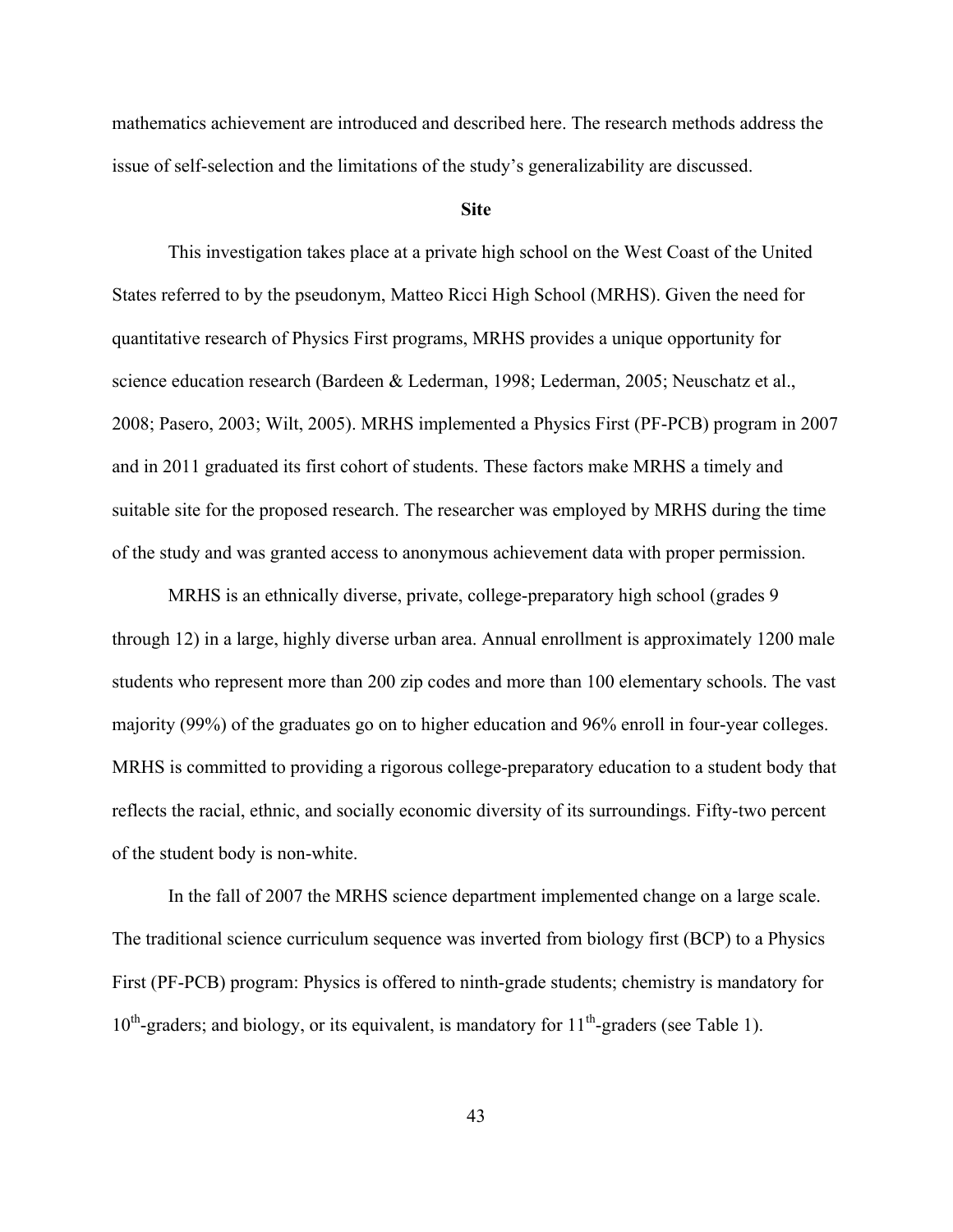mathematics achievement are introduced and described here. The research methods address the issue of self-selection and the limitations of the study's generalizability are discussed.

## Site

This investigation takes place at a private high school on the West Coast of the United States referred to by the pseudonym, Matteo Ricci High School (MRHS). Given the need for quantitative research of Physics First programs, MRHS provides a unique opportunity for science education research (Bardeen & Lederman, 1998; Lederman, 2005; Neuschatz et al., 2008; Pasero, 2003; Wilt, 2005). MRHS implemented a Physics First (PF-PCB) program in 2007 and in 2011 graduated its first cohort of students. These factors make MRHS a timely and suitable site for the proposed research. The researcher was employed by MRHS during the time of the study and was granted access to anonymous achievement data with proper permission.

MRHS is an ethnically diverse, private, college-preparatory high school (grades 9 through 12) in a large, highly diverse urban area. Annual enrollment is approximately 1200 male students who represent more than 200 zip codes and more than 100 elementary schools. The vast majority (99%) of the graduates go on to higher education and 96% enroll in four-year colleges. MRHS is committed to providing a rigorous college-preparatory education to a student body that reflects the racial, ethnic, and socially economic diversity of its surroundings. Fifty-two percent of the student body is non-white.

In the fall of 2007 the MRHS science department implemented change on a large scale. The traditional science curriculum sequence was inverted from biology first (BCP) to a Physics First (PF-PCB) program: Physics is offered to ninth-grade students; chemistry is mandatory for 10th-graders; and biology, or its equivalent, is mandatory for 11th-graders (see Table 1).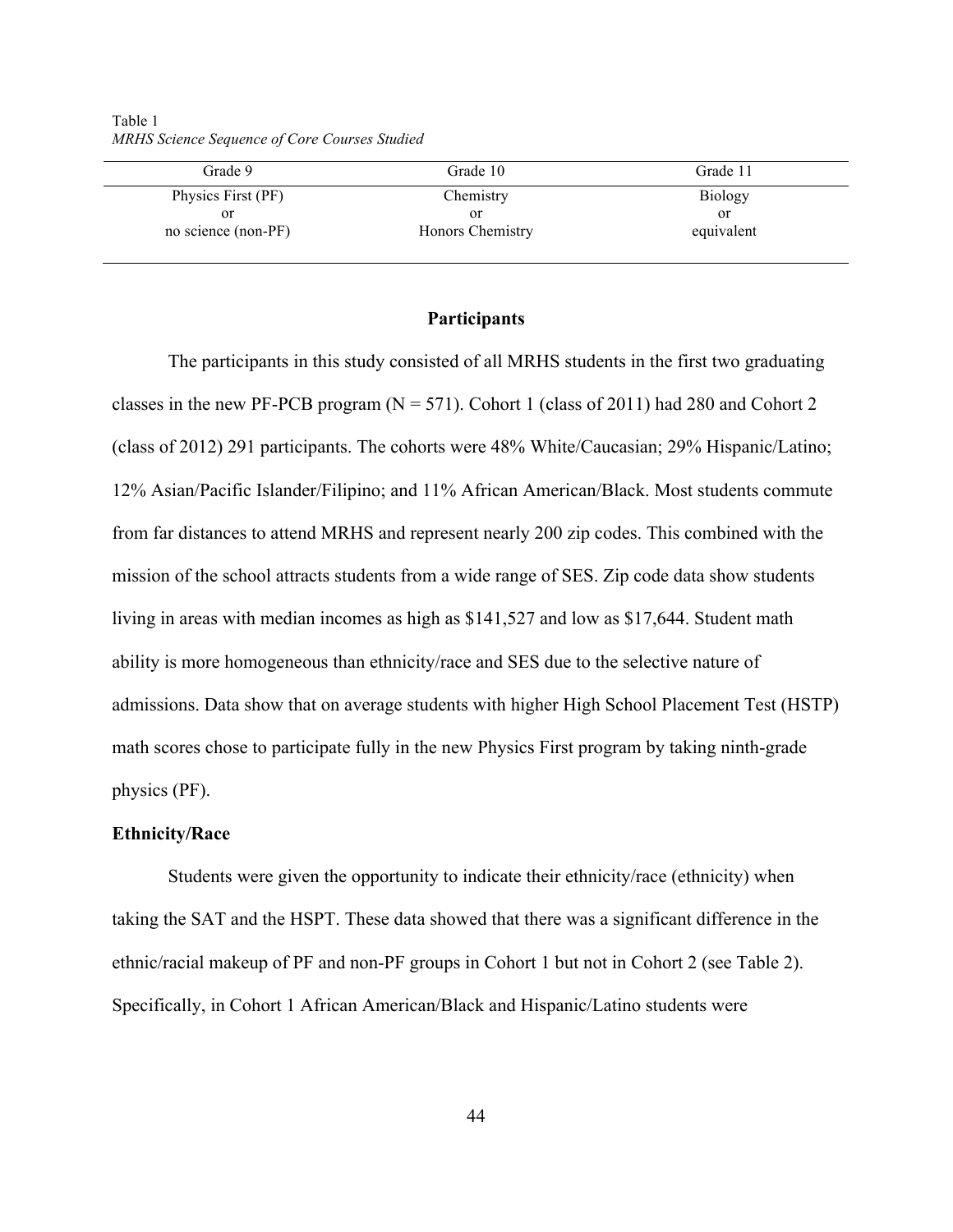Table 1
*MRHS Science Sequence of Core Courses Studied*

| Grade 9 | Grade 10 | Grade 11 |
|---|---|---|
| Physics First (PF)<br>or<br>no science (non-PF) | Chemistry<br>or<br>Honors Chemistry | Biology<br>or<br>equivalent |

## Participants

The participants in this study consisted of all MRHS students in the first two graduating classes in the new PF-PCB program (N = 571). Cohort 1 (class of 2011) had 280 and Cohort 2 (class of 2012) 291 participants. The cohorts were 48% White/Caucasian; 29% Hispanic/Latino; 12% Asian/Pacific Islander/Filipino; and 11% African American/Black. Most students commute from far distances to attend MRHS and represent nearly 200 zip codes. This combined with the mission of the school attracts students from a wide range of SES. Zip code data show students living in areas with median incomes as high as $141,527 and low as $17,644. Student math ability is more homogeneous than ethnicity/race and SES due to the selective nature of admissions. Data show that on average students with higher High School Placement Test (HSTP) math scores chose to participate fully in the new Physics First program by taking ninth-grade physics (PF).

### Ethnicity/Race

Students were given the opportunity to indicate their ethnicity/race (ethnicity) when taking the SAT and the HSPT. These data showed that there was a significant difference in the ethnic/racial makeup of PF and non-PF groups in Cohort 1 but not in Cohort 2 (see Table 2). Specifically, in Cohort 1 African American/Black and Hispanic/Latino students were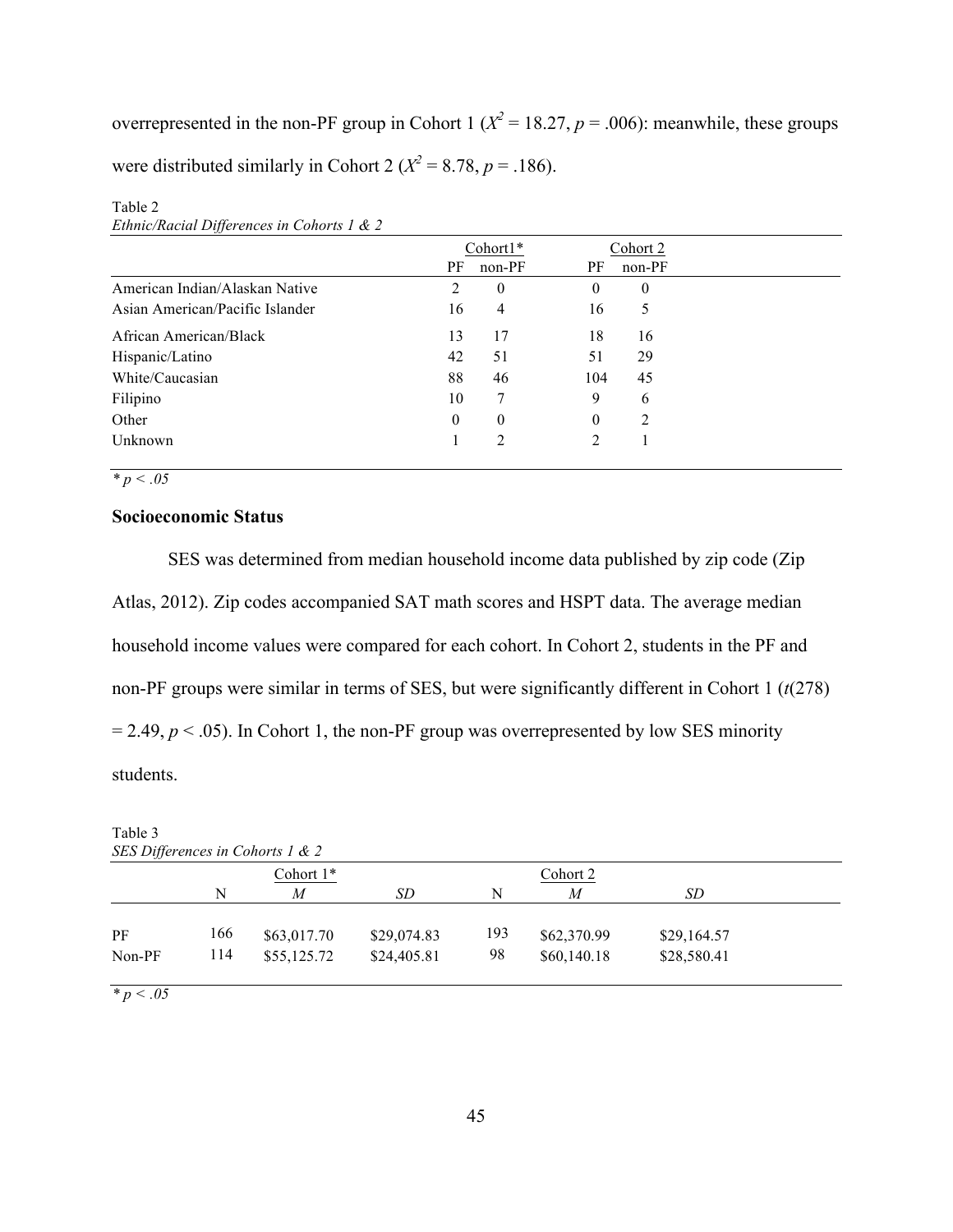overrepresented in the non-PF group in Cohort 1 ($X^2 = 18.27$, $p = .006$): meanwhile, these groups were distributed similarly in Cohort 2 ($X^2 = 8.78$, $p = .186$).

Table 2
*Ethnic/Racial Differences in Cohorts 1 & 2*

| | Cohort1* | | Cohort 2 | |
|---|---|---|---|---|
| | PF | non-PF | PF | non-PF |
| American Indian/Alaskan Native | 2 | 0 | 0 | 0 |
| Asian American/Pacific Islander | 16 | 4 | 16 | 5 |
| African American/Black | 13 | 17 | 18 | 16 |
| Hispanic/Latino | 42 | 51 | 51 | 29 |
| White/Caucasian | 88 | 46 | 104 | 45 |
| Filipino | 10 | 7 | 9 | 6 |
| Other | 0 | 0 | 0 | 2 |
| Unknown | 1 | 2 | 2 | 1 |

*\* p < .05*

### Socioeconomic Status

SES was determined from median household income data published by zip code (Zip Atlas, 2012). Zip codes accompanied SAT math scores and HSPT data. The average median household income values were compared for each cohort. In Cohort 2, students in the PF and non-PF groups were similar in terms of SES, but were significantly different in Cohort 1 ($t(278) = 2.49$, $p < .05$). In Cohort 1, the non-PF group was overrepresented by low SES minority students.

Table 3
*SES Differences in Cohorts 1 & 2*

| | Cohort 1* | | | Cohort 2 | | |
|---|---|---|---|---|---|---|
| | N | *M* | *SD* | N | *M* | *SD* |
| PF | 166 | $63,017.70 | $29,074.83 | 193 | $62,370.99 | $29,164.57 |
| Non-PF | 114 | $55,125.72 | $24,405.81 | 98 | $60,140.18 | $28,580.41 |

*\* p < .05*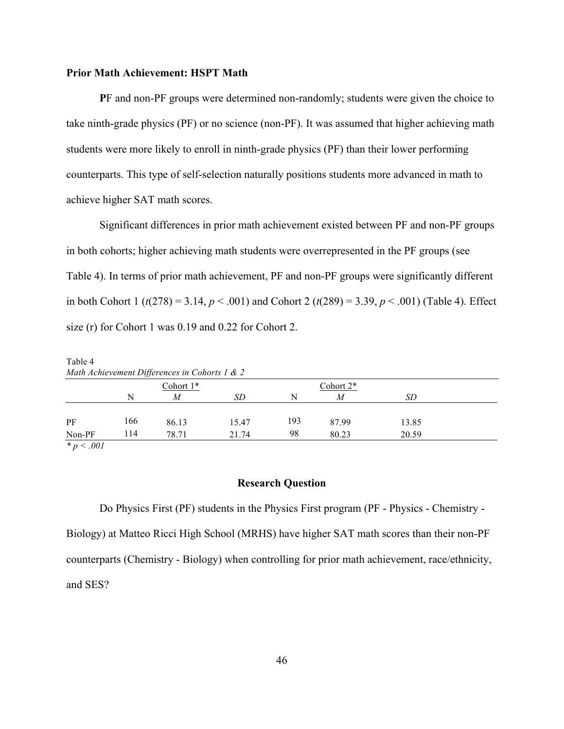### Prior Math Achievement: HSPT Math

PF and non-PF groups were determined non-randomly; students were given the choice to take ninth-grade physics (PF) or no science (non-PF). It was assumed that higher achieving math students were more likely to enroll in ninth-grade physics (PF) than their lower performing counterparts. This type of self-selection naturally positions students more advanced in math to achieve higher SAT math scores.

Significant differences in prior math achievement existed between PF and non-PF groups in both cohorts; higher achieving math students were overrepresented in the PF groups (see Table 4). In terms of prior math achievement, PF and non-PF groups were significantly different in both Cohort 1 ($t(278) = 3.14$, $p < .001$) and Cohort 2 ($t(289) = 3.39$, $p < .001$) (Table 4). Effect size (r) for Cohort 1 was 0.19 and 0.22 for Cohort 2.

Table 4
*Math Achievement Differences in Cohorts 1 & 2*

| | Cohort 1* | | | Cohort 2* | | |
|---|---|---|---|---|---|---|
| | N | *M* | *SD* | N | *M* | *SD* |
| PF | 166 | 86.13 | 15.47 | 193 | 87.99 | 13.85 |
| Non-PF | 114 | 78.71 | 21.74 | 98 | 80.23 | 20.59 |

$* p < .001$

### Research Question

Do Physics First (PF) students in the Physics First program (PF - Physics - Chemistry - Biology) at Matteo Ricci High School (MRHS) have higher SAT math scores than their non-PF counterparts (Chemistry - Biology) when controlling for prior math achievement, race/ethnicity, and SES?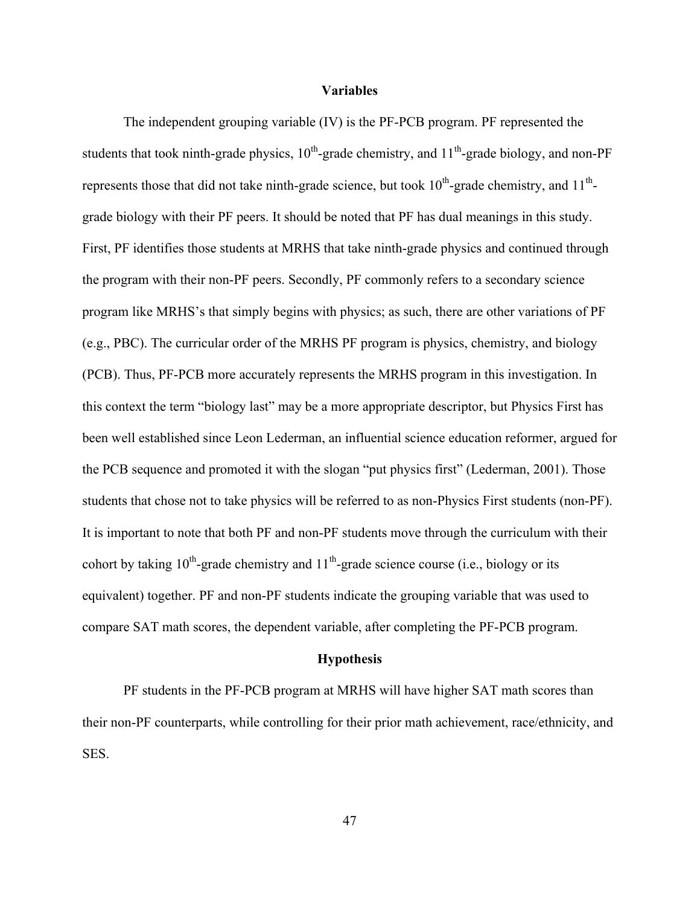## Variables

The independent grouping variable (IV) is the PF-PCB program. PF represented the students that took ninth-grade physics, 10th-grade chemistry, and 11th-grade biology, and non-PF represents those that did not take ninth-grade science, but took 10th-grade chemistry, and 11th-grade biology with their PF peers. It should be noted that PF has dual meanings in this study. First, PF identifies those students at MRHS that take ninth-grade physics and continued through the program with their non-PF peers. Secondly, PF commonly refers to a secondary science program like MRHS's that simply begins with physics; as such, there are other variations of PF (e.g., PBC). The curricular order of the MRHS PF program is physics, chemistry, and biology (PCB). Thus, PF-PCB more accurately represents the MRHS program in this investigation. In this context the term "biology last" may be a more appropriate descriptor, but Physics First has been well established since Leon Lederman, an influential science education reformer, argued for the PCB sequence and promoted it with the slogan "put physics first" (Lederman, 2001). Those students that chose not to take physics will be referred to as non-Physics First students (non-PF). It is important to note that both PF and non-PF students move through the curriculum with their cohort by taking 10th-grade chemistry and 11th-grade science course (i.e., biology or its equivalent) together. PF and non-PF students indicate the grouping variable that was used to compare SAT math scores, the dependent variable, after completing the PF-PCB program.

## Hypothesis

PF students in the PF-PCB program at MRHS will have higher SAT math scores than their non-PF counterparts, while controlling for their prior math achievement, race/ethnicity, and SES.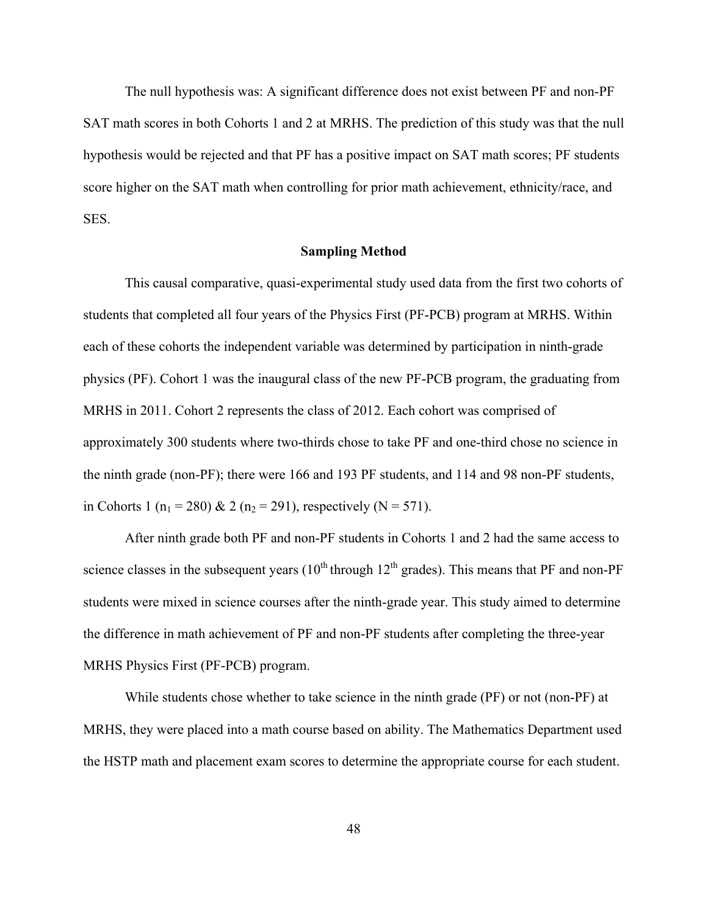The null hypothesis was: A significant difference does not exist between PF and non-PF SAT math scores in both Cohorts 1 and 2 at MRHS. The prediction of this study was that the null hypothesis would be rejected and that PF has a positive impact on SAT math scores; PF students score higher on the SAT math when controlling for prior math achievement, ethnicity/race, and SES.

## Sampling Method

This causal comparative, quasi-experimental study used data from the first two cohorts of students that completed all four years of the Physics First (PF-PCB) program at MRHS. Within each of these cohorts the independent variable was determined by participation in ninth-grade physics (PF). Cohort 1 was the inaugural class of the new PF-PCB program, the graduating from MRHS in 2011. Cohort 2 represents the class of 2012. Each cohort was comprised of approximately 300 students where two-thirds chose to take PF and one-third chose no science in the ninth grade (non-PF); there were 166 and 193 PF students, and 114 and 98 non-PF students, in Cohorts 1 ($n_1 = 280$) & 2 ($n_2 = 291$), respectively ($N = 571$).

After ninth grade both PF and non-PF students in Cohorts 1 and 2 had the same access to science classes in the subsequent years ($10^{th}$ through $12^{th}$ grades). This means that PF and non-PF students were mixed in science courses after the ninth-grade year. This study aimed to determine the difference in math achievement of PF and non-PF students after completing the three-year MRHS Physics First (PF-PCB) program.

While students chose whether to take science in the ninth grade (PF) or not (non-PF) at MRHS, they were placed into a math course based on ability. The Mathematics Department used the HSTP math and placement exam scores to determine the appropriate course for each student.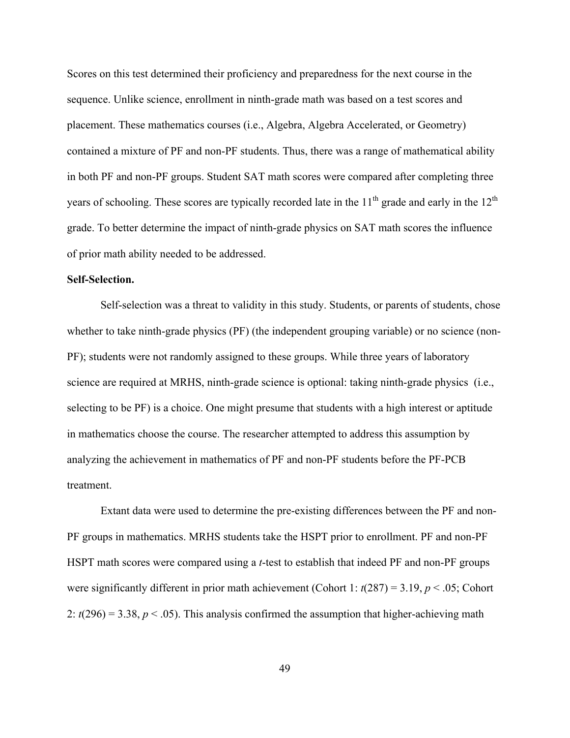Scores on this test determined their proficiency and preparedness for the next course in the sequence. Unlike science, enrollment in ninth-grade math was based on a test scores and placement. These mathematics courses (i.e., Algebra, Algebra Accelerated, or Geometry) contained a mixture of PF and non-PF students. Thus, there was a range of mathematical ability in both PF and non-PF groups. Student SAT math scores were compared after completing three years of schooling. These scores are typically recorded late in the 11th grade and early in the 12th grade. To better determine the impact of ninth-grade physics on SAT math scores the influence of prior math ability needed to be addressed.

**Self-Selection.**

Self-selection was a threat to validity in this study. Students, or parents of students, chose whether to take ninth-grade physics (PF) (the independent grouping variable) or no science (non-PF); students were not randomly assigned to these groups. While three years of laboratory science are required at MRHS, ninth-grade science is optional: taking ninth-grade physics (i.e., selecting to be PF) is a choice. One might presume that students with a high interest or aptitude in mathematics choose the course. The researcher attempted to address this assumption by analyzing the achievement in mathematics of PF and non-PF students before the PF-PCB treatment.

Extant data were used to determine the pre-existing differences between the PF and non-PF groups in mathematics. MRHS students take the HSPT prior to enrollment. PF and non-PF HSPT math scores were compared using a *t*-test to establish that indeed PF and non-PF groups were significantly different in prior math achievement (Cohort 1: $t(287) = 3.19$, $p < .05$; Cohort 2: $t(296) = 3.38$, $p < .05$). This analysis confirmed the assumption that higher-achieving math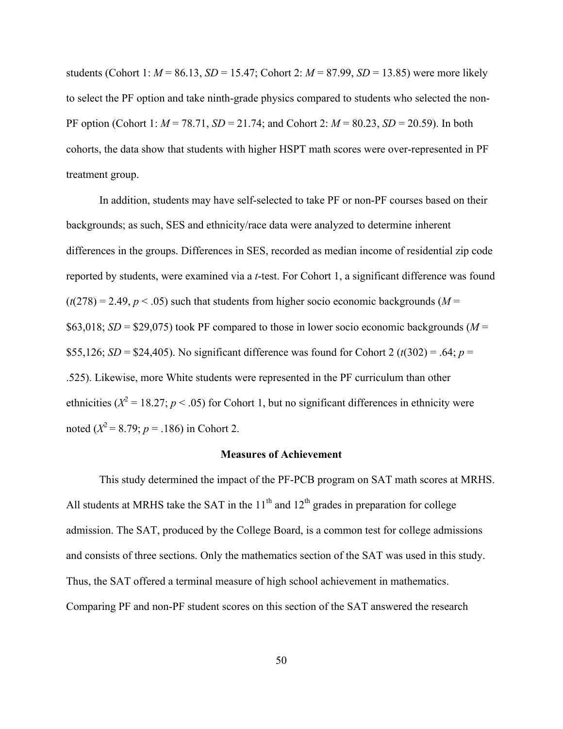students (Cohort 1: $M = 86.13$, $SD = 15.47$; Cohort 2: $M = 87.99$, $SD = 13.85$) were more likely to select the PF option and take ninth-grade physics compared to students who selected the non-PF option (Cohort 1: $M = 78.71$, $SD = 21.74$; and Cohort 2: $M = 80.23$, $SD = 20.59$). In both cohorts, the data show that students with higher HSPT math scores were over-represented in PF treatment group.

In addition, students may have self-selected to take PF or non-PF courses based on their backgrounds; as such, SES and ethnicity/race data were analyzed to determine inherent differences in the groups. Differences in SES, recorded as median income of residential zip code reported by students, were examined via a *t*-test. For Cohort 1, a significant difference was found ($t(278) = 2.49$, $p < .05$) such that students from higher socio economic backgrounds ($M =$ \$63,018; $SD =$ \$29,075) took PF compared to those in lower socio economic backgrounds ($M =$ \$55,126; $SD =$ \$24,405). No significant difference was found for Cohort 2 ($t(302) = .64$; $p = .525$). Likewise, more White students were represented in the PF curriculum than other ethnicities ($X^2 = 18.27$; $p < .05$) for Cohort 1, but no significant differences in ethnicity were noted ($X^2 = 8.79$; $p = .186$) in Cohort 2.

### Measures of Achievement

This study determined the impact of the PF-PCB program on SAT math scores at MRHS. All students at MRHS take the SAT in the 11th and 12th grades in preparation for college admission. The SAT, produced by the College Board, is a common test for college admissions and consists of three sections. Only the mathematics section of the SAT was used in this study. Thus, the SAT offered a terminal measure of high school achievement in mathematics. Comparing PF and non-PF student scores on this section of the SAT answered the research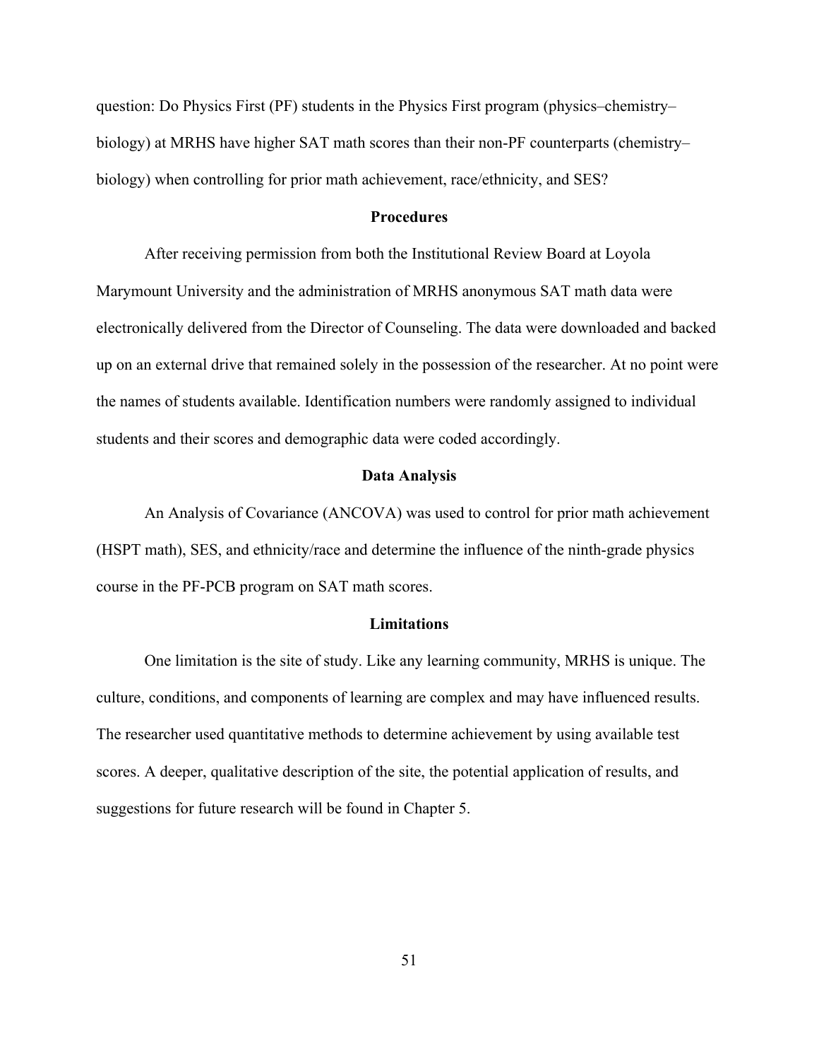question: Do Physics First (PF) students in the Physics First program (physics–chemistry–biology) at MRHS have higher SAT math scores than their non-PF counterparts (chemistry–biology) when controlling for prior math achievement, race/ethnicity, and SES?

## Procedures

After receiving permission from both the Institutional Review Board at Loyola Marymount University and the administration of MRHS anonymous SAT math data were electronically delivered from the Director of Counseling. The data were downloaded and backed up on an external drive that remained solely in the possession of the researcher. At no point were the names of students available. Identification numbers were randomly assigned to individual students and their scores and demographic data were coded accordingly.

## Data Analysis

An Analysis of Covariance (ANCOVA) was used to control for prior math achievement (HSPT math), SES, and ethnicity/race and determine the influence of the ninth-grade physics course in the PF-PCB program on SAT math scores.

## Limitations

One limitation is the site of study. Like any learning community, MRHS is unique. The culture, conditions, and components of learning are complex and may have influenced results. The researcher used quantitative methods to determine achievement by using available test scores. A deeper, qualitative description of the site, the potential application of results, and suggestions for future research will be found in Chapter 5.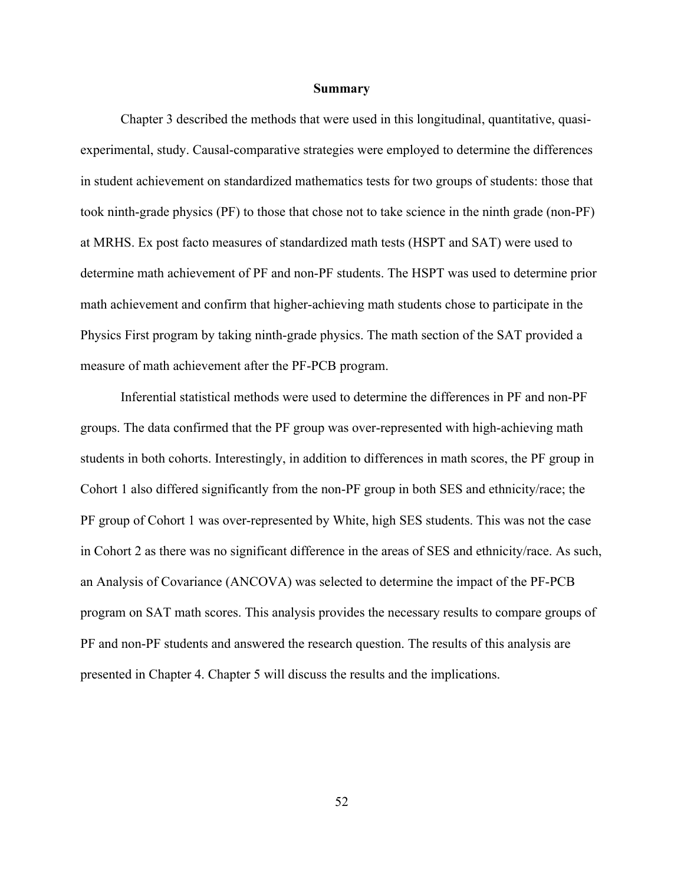## Summary

Chapter 3 described the methods that were used in this longitudinal, quantitative, quasi-experimental, study. Causal-comparative strategies were employed to determine the differences in student achievement on standardized mathematics tests for two groups of students: those that took ninth-grade physics (PF) to those that chose not to take science in the ninth grade (non-PF) at MRHS. Ex post facto measures of standardized math tests (HSPT and SAT) were used to determine math achievement of PF and non-PF students. The HSPT was used to determine prior math achievement and confirm that higher-achieving math students chose to participate in the Physics First program by taking ninth-grade physics. The math section of the SAT provided a measure of math achievement after the PF-PCB program.

Inferential statistical methods were used to determine the differences in PF and non-PF groups. The data confirmed that the PF group was over-represented with high-achieving math students in both cohorts. Interestingly, in addition to differences in math scores, the PF group in Cohort 1 also differed significantly from the non-PF group in both SES and ethnicity/race; the PF group of Cohort 1 was over-represented by White, high SES students. This was not the case in Cohort 2 as there was no significant difference in the areas of SES and ethnicity/race. As such, an Analysis of Covariance (ANCOVA) was selected to determine the impact of the PF-PCB program on SAT math scores. This analysis provides the necessary results to compare groups of PF and non-PF students and answered the research question. The results of this analysis are presented in Chapter 4. Chapter 5 will discuss the results and the implications.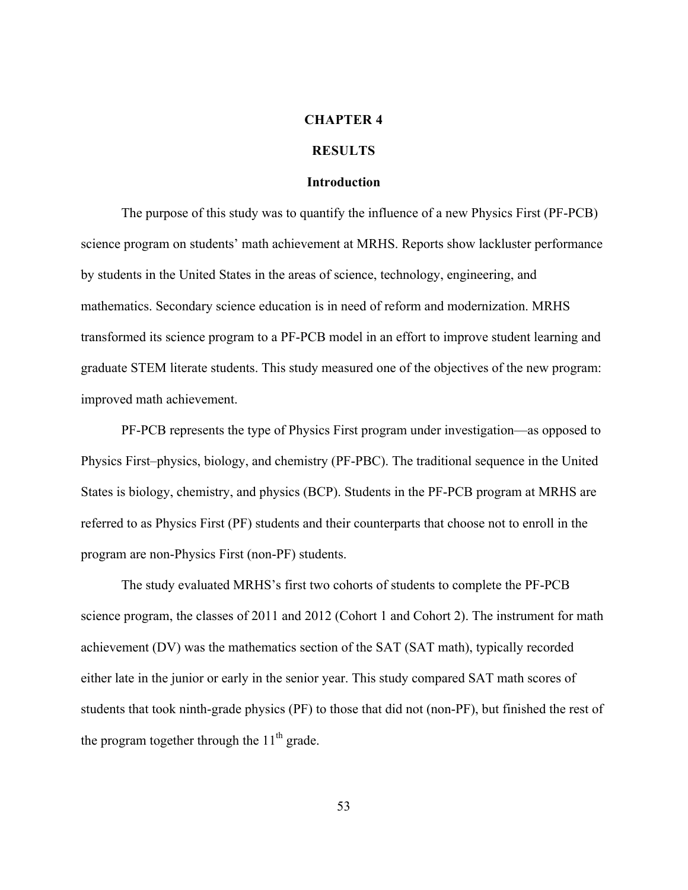# CHAPTER 4

# RESULTS

## Introduction

The purpose of this study was to quantify the influence of a new Physics First (PF-PCB) science program on students' math achievement at MRHS. Reports show lackluster performance by students in the United States in the areas of science, technology, engineering, and mathematics. Secondary science education is in need of reform and modernization. MRHS transformed its science program to a PF-PCB model in an effort to improve student learning and graduate STEM literate students. This study measured one of the objectives of the new program: improved math achievement.

PF-PCB represents the type of Physics First program under investigation—as opposed to Physics First–physics, biology, and chemistry (PF-PBC). The traditional sequence in the United States is biology, chemistry, and physics (BCP). Students in the PF-PCB program at MRHS are referred to as Physics First (PF) students and their counterparts that choose not to enroll in the program are non-Physics First (non-PF) students.

The study evaluated MRHS's first two cohorts of students to complete the PF-PCB science program, the classes of 2011 and 2012 (Cohort 1 and Cohort 2). The instrument for math achievement (DV) was the mathematics section of the SAT (SAT math), typically recorded either late in the junior or early in the senior year. This study compared SAT math scores of students that took ninth-grade physics (PF) to those that did not (non-PF), but finished the rest of the program together through the $11^{th}$ grade.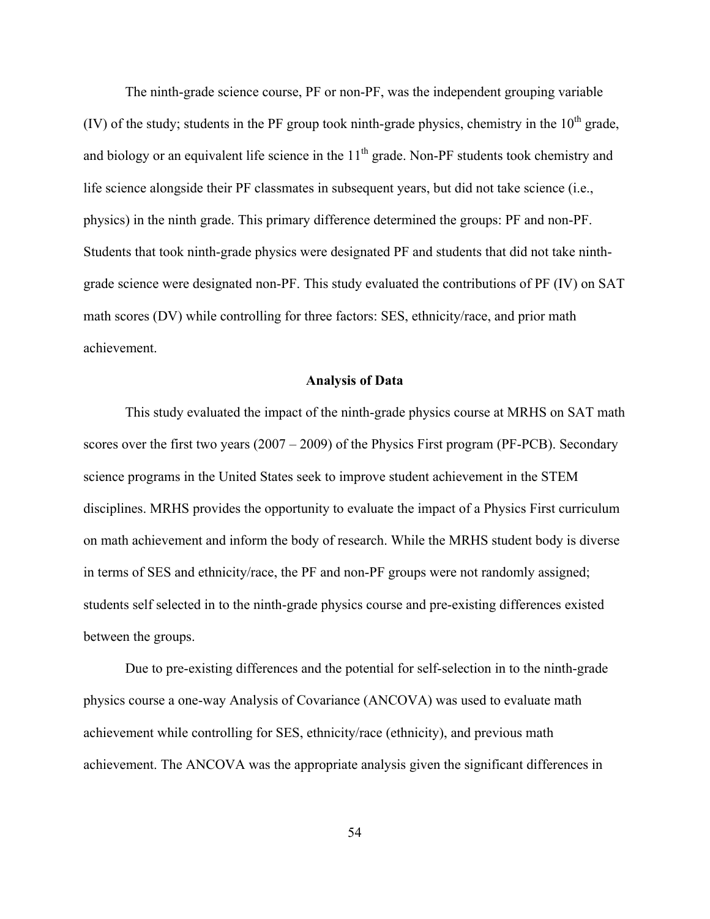The ninth-grade science course, PF or non-PF, was the independent grouping variable (IV) of the study; students in the PF group took ninth-grade physics, chemistry in the $10^{th}$ grade, and biology or an equivalent life science in the $11^{th}$ grade. Non-PF students took chemistry and life science alongside their PF classmates in subsequent years, but did not take science (i.e., physics) in the ninth grade. This primary difference determined the groups: PF and non-PF. Students that took ninth-grade physics were designated PF and students that did not take ninth-grade science were designated non-PF. This study evaluated the contributions of PF (IV) on SAT math scores (DV) while controlling for three factors: SES, ethnicity/race, and prior math achievement.

## Analysis of Data

This study evaluated the impact of the ninth-grade physics course at MRHS on SAT math scores over the first two years (2007 – 2009) of the Physics First program (PF-PCB). Secondary science programs in the United States seek to improve student achievement in the STEM disciplines. MRHS provides the opportunity to evaluate the impact of a Physics First curriculum on math achievement and inform the body of research. While the MRHS student body is diverse in terms of SES and ethnicity/race, the PF and non-PF groups were not randomly assigned; students self selected in to the ninth-grade physics course and pre-existing differences existed between the groups.

Due to pre-existing differences and the potential for self-selection in to the ninth-grade physics course a one-way Analysis of Covariance (ANCOVA) was used to evaluate math achievement while controlling for SES, ethnicity/race (ethnicity), and previous math achievement. The ANCOVA was the appropriate analysis given the significant differences in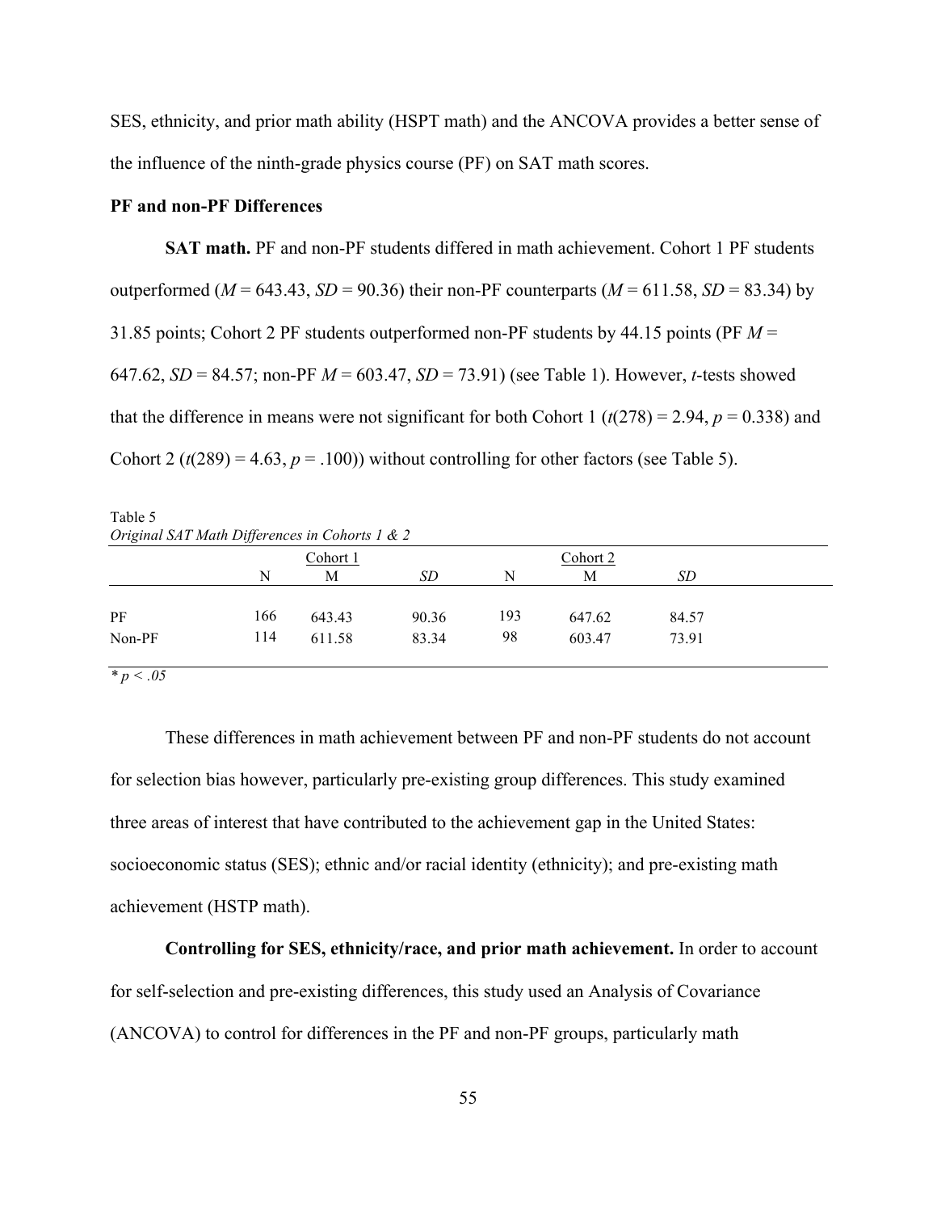SES, ethnicity, and prior math ability (HSPT math) and the ANCOVA provides a better sense of the influence of the ninth-grade physics course (PF) on SAT math scores.

**PF and non-PF Differences**

**SAT math.** PF and non-PF students differed in math achievement. Cohort 1 PF students outperformed ($M$ = 643.43, $SD$ = 90.36) their non-PF counterparts ($M$ = 611.58, $SD$ = 83.34) by 31.85 points; Cohort 2 PF students outperformed non-PF students by 44.15 points (PF $M$ = 647.62, $SD$ = 84.57; non-PF $M$ = 603.47, $SD$ = 73.91) (see Table 1). However, *t*-tests showed that the difference in means were not significant for both Cohort 1 ($t(278) = 2.94$, $p = 0.338$) and Cohort 2 ($t(289) = 4.63$, $p = .100$)) without controlling for other factors (see Table 5).

Table 5
*Original SAT Math Differences in Cohorts 1 & 2*

| | Cohort 1 | | | Cohort 2 | | |
|---|---|---|---|---|---|---|
| | N | M | *SD* | N | M | *SD* |
| PF | 166 | 643.43 | 90.36 | 193 | 647.62 | 84.57 |
| Non-PF | 114 | 611.58 | 83.34 | 98 | 603.47 | 73.91 |

$* p < .05$

These differences in math achievement between PF and non-PF students do not account for selection bias however, particularly pre-existing group differences. This study examined three areas of interest that have contributed to the achievement gap in the United States: socioeconomic status (SES); ethnic and/or racial identity (ethnicity); and pre-existing math achievement (HSTP math).

**Controlling for SES, ethnicity/race, and prior math achievement.** In order to account for self-selection and pre-existing differences, this study used an Analysis of Covariance (ANCOVA) to control for differences in the PF and non-PF groups, particularly math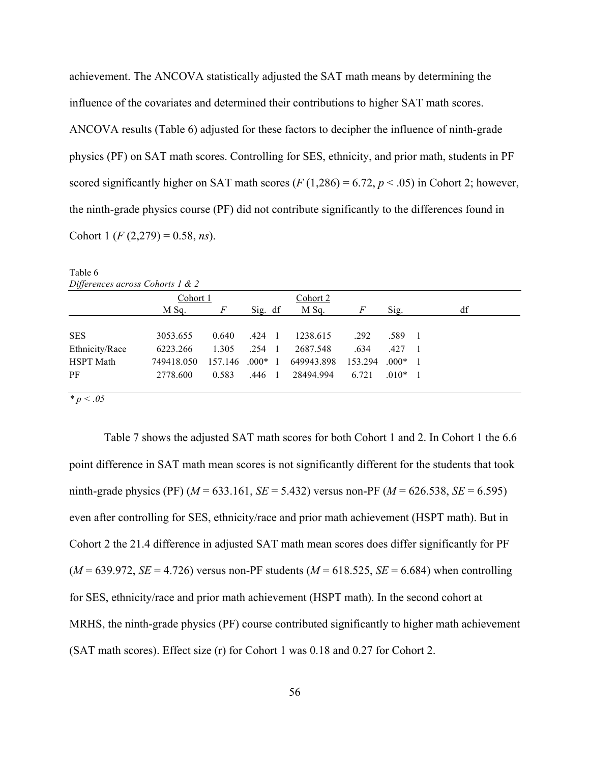achievement. The ANCOVA statistically adjusted the SAT math means by determining the influence of the covariates and determined their contributions to higher SAT math scores. ANCOVA results (Table 6) adjusted for these factors to decipher the influence of ninth-grade physics (PF) on SAT math scores. Controlling for SES, ethnicity, and prior math, students in PF scored significantly higher on SAT math scores ($F$ (1,286) = 6.72, $p$ < .05) in Cohort 2; however, the ninth-grade physics course (PF) did not contribute significantly to the differences found in Cohort 1 ($F$ (2,279) = 0.58, *ns*).

Table 6
*Differences across Cohorts 1 & 2*

| | Cohort 1 | | | | Cohort 2 | | | |
|---|---|---|---|---|---|---|---|---|
| | M Sq. | *F* | Sig. | df | M Sq. | *F* | Sig. | df |
| SES | 3053.655 | 0.640 | .424 | 1 | 1238.615 | .292 | .589 | 1 |
| Ethnicity/Race | 6223.266 | 1.305 | .254 | 1 | 2687.548 | .634 | .427 | 1 |
| HSPT Math | 749418.050 | 157.146 | .000* | 1 | 649943.898 | 153.294 | .000* | 1 |
| PF | 2778.600 | 0.583 | .446 | 1 | 28494.994 | 6.721 | .010* | 1 |

\* $p < .05$

Table 7 shows the adjusted SAT math scores for both Cohort 1 and 2. In Cohort 1 the 6.6 point difference in SAT math mean scores is not significantly different for the students that took ninth-grade physics (PF) ($M$ = 633.161, $SE$ = 5.432) versus non-PF ($M$ = 626.538, $SE$ = 6.595) even after controlling for SES, ethnicity/race and prior math achievement (HSPT math). But in Cohort 2 the 21.4 difference in adjusted SAT math mean scores does differ significantly for PF ($M$ = 639.972, $SE$ = 4.726) versus non-PF students ($M$ = 618.525, $SE$ = 6.684) when controlling for SES, ethnicity/race and prior math achievement (HSPT math). In the second cohort at MRHS, the ninth-grade physics (PF) course contributed significantly to higher math achievement (SAT math scores). Effect size (r) for Cohort 1 was 0.18 and 0.27 for Cohort 2.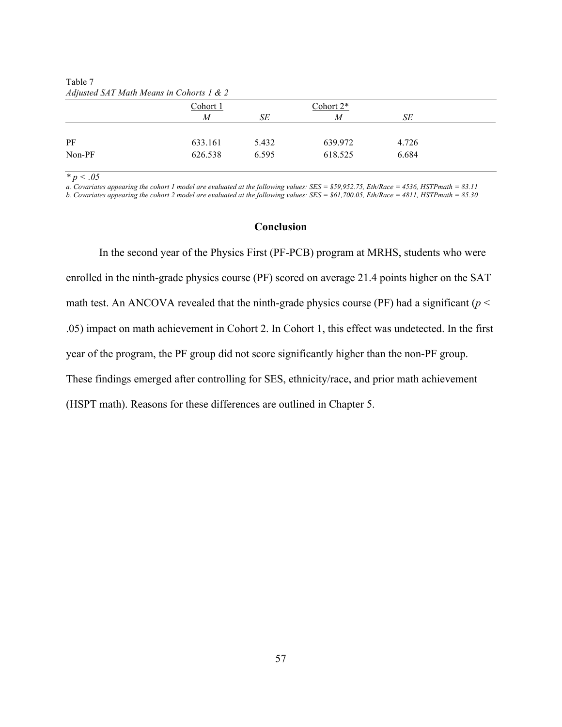Table 7

*Adjusted SAT Math Means in Cohorts 1 & 2*

| | Cohort 1 | | Cohort 2* | |
|---|---|---|---|---|
| | *M* | *SE* | *M* | *SE* |
| PF | 633.161 | 5.432 | 639.972 | 4.726 |
| Non-PF | 626.538 | 6.595 | 618.525 | 6.684 |

* $p < .05$

*a. Covariates appearing the cohort 1 model are evaluated at the following values: SES = $59,952.75, Eth/Race = 4536, HSTPmath = 83.11*

*b. Covariates appearing the cohort 2 model are evaluated at the following values: SES = $61,700.05, Eth/Race = 4811, HSTPmath = 85.30*

## Conclusion

In the second year of the Physics First (PF-PCB) program at MRHS, students who were enrolled in the ninth-grade physics course (PF) scored on average 21.4 points higher on the SAT math test. An ANCOVA revealed that the ninth-grade physics course (PF) had a significant ($p < .05$) impact on math achievement in Cohort 2. In Cohort 1, this effect was undetected. In the first year of the program, the PF group did not score significantly higher than the non-PF group. These findings emerged after controlling for SES, ethnicity/race, and prior math achievement (HSPT math). Reasons for these differences are outlined in Chapter 5.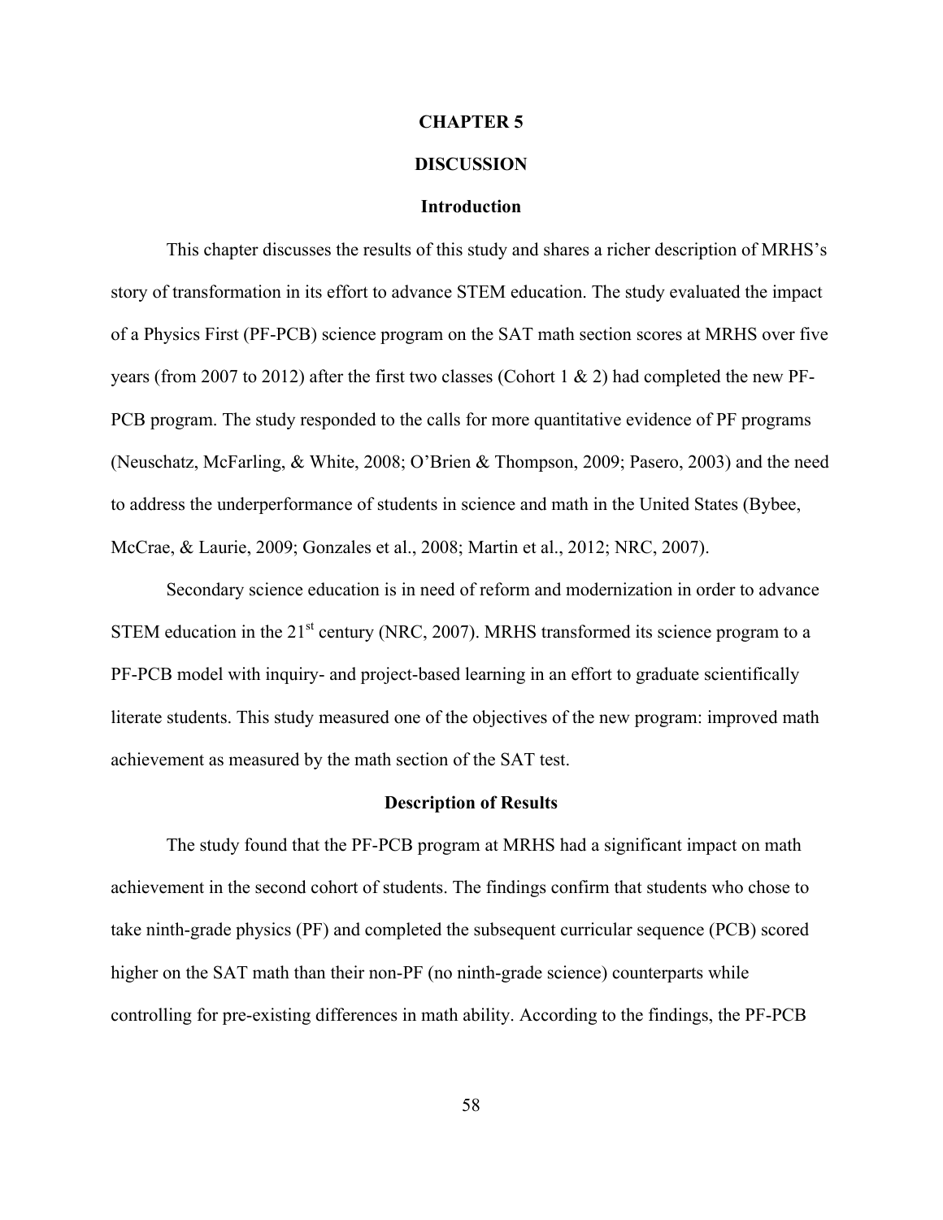# CHAPTER 5

# DISCUSSION

## Introduction

This chapter discusses the results of this study and shares a richer description of MRHS's story of transformation in its effort to advance STEM education. The study evaluated the impact of a Physics First (PF-PCB) science program on the SAT math section scores at MRHS over five years (from 2007 to 2012) after the first two classes (Cohort 1 & 2) had completed the new PF-PCB program. The study responded to the calls for more quantitative evidence of PF programs (Neuschatz, McFarling, & White, 2008; O'Brien & Thompson, 2009; Pasero, 2003) and the need to address the underperformance of students in science and math in the United States (Bybee, McCrae, & Laurie, 2009; Gonzales et al., 2008; Martin et al., 2012; NRC, 2007).

Secondary science education is in need of reform and modernization in order to advance STEM education in the 21st century (NRC, 2007). MRHS transformed its science program to a PF-PCB model with inquiry- and project-based learning in an effort to graduate scientifically literate students. This study measured one of the objectives of the new program: improved math achievement as measured by the math section of the SAT test.

## Description of Results

The study found that the PF-PCB program at MRHS had a significant impact on math achievement in the second cohort of students. The findings confirm that students who chose to take ninth-grade physics (PF) and completed the subsequent curricular sequence (PCB) scored higher on the SAT math than their non-PF (no ninth-grade science) counterparts while controlling for pre-existing differences in math ability. According to the findings, the PF-PCB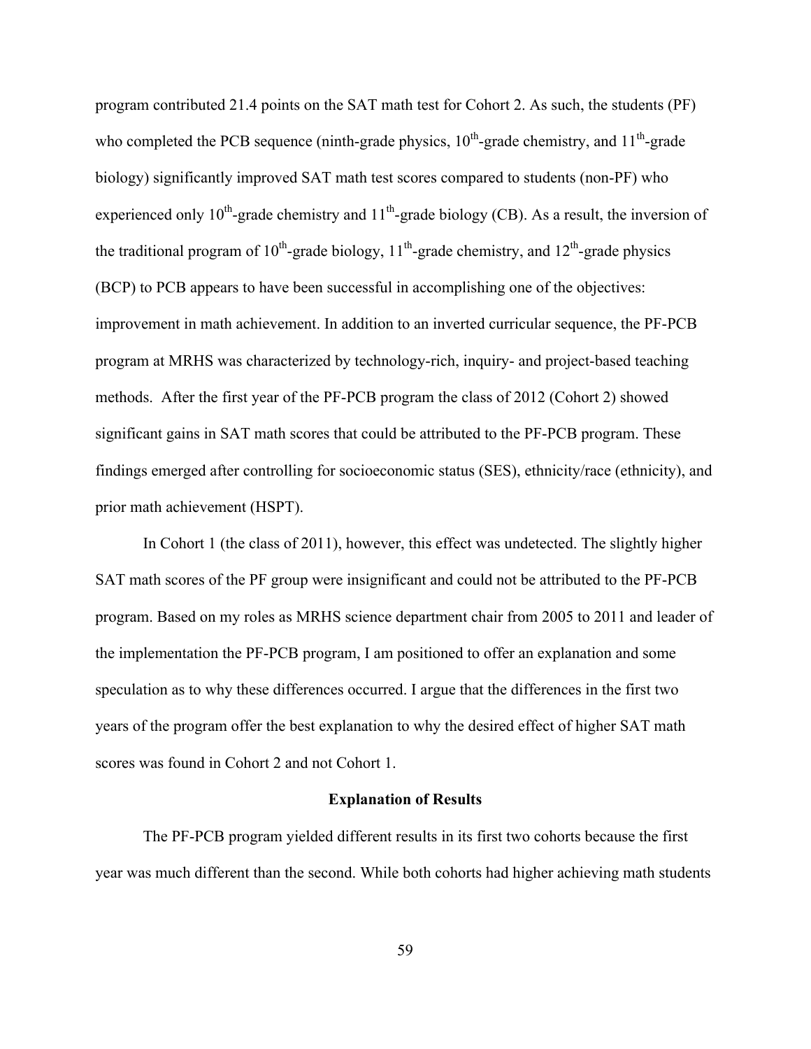program contributed 21.4 points on the SAT math test for Cohort 2. As such, the students (PF) who completed the PCB sequence (ninth-grade physics, $10^{th}$-grade chemistry, and $11^{th}$-grade biology) significantly improved SAT math test scores compared to students (non-PF) who experienced only $10^{th}$-grade chemistry and $11^{th}$-grade biology (CB). As a result, the inversion of the traditional program of $10^{th}$-grade biology, $11^{th}$-grade chemistry, and $12^{th}$-grade physics (BCP) to PCB appears to have been successful in accomplishing one of the objectives: improvement in math achievement. In addition to an inverted curricular sequence, the PF-PCB program at MRHS was characterized by technology-rich, inquiry- and project-based teaching methods. After the first year of the PF-PCB program the class of 2012 (Cohort 2) showed significant gains in SAT math scores that could be attributed to the PF-PCB program. These findings emerged after controlling for socioeconomic status (SES), ethnicity/race (ethnicity), and prior math achievement (HSPT).

In Cohort 1 (the class of 2011), however, this effect was undetected. The slightly higher SAT math scores of the PF group were insignificant and could not be attributed to the PF-PCB program. Based on my roles as MRHS science department chair from 2005 to 2011 and leader of the implementation the PF-PCB program, I am positioned to offer an explanation and some speculation as to why these differences occurred. I argue that the differences in the first two years of the program offer the best explanation to why the desired effect of higher SAT math scores was found in Cohort 2 and not Cohort 1.

## Explanation of Results

The PF-PCB program yielded different results in its first two cohorts because the first year was much different than the second. While both cohorts had higher achieving math students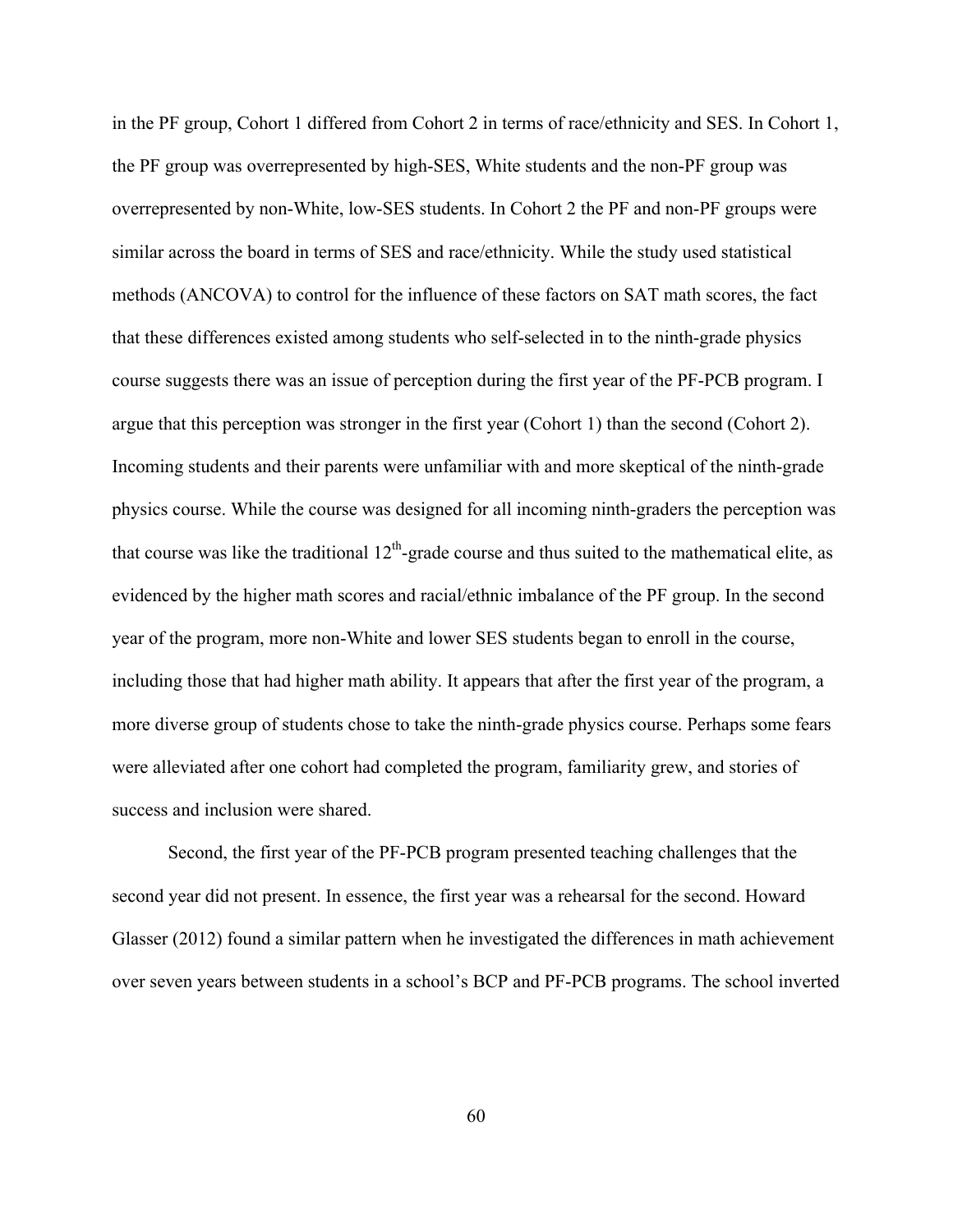in the PF group, Cohort 1 differed from Cohort 2 in terms of race/ethnicity and SES. In Cohort 1, the PF group was overrepresented by high-SES, White students and the non-PF group was overrepresented by non-White, low-SES students. In Cohort 2 the PF and non-PF groups were similar across the board in terms of SES and race/ethnicity. While the study used statistical methods (ANCOVA) to control for the influence of these factors on SAT math scores, the fact that these differences existed among students who self-selected in to the ninth-grade physics course suggests there was an issue of perception during the first year of the PF-PCB program. I argue that this perception was stronger in the first year (Cohort 1) than the second (Cohort 2). Incoming students and their parents were unfamiliar with and more skeptical of the ninth-grade physics course. While the course was designed for all incoming ninth-graders the perception was that course was like the traditional 12th-grade course and thus suited to the mathematical elite, as evidenced by the higher math scores and racial/ethnic imbalance of the PF group. In the second year of the program, more non-White and lower SES students began to enroll in the course, including those that had higher math ability. It appears that after the first year of the program, a more diverse group of students chose to take the ninth-grade physics course. Perhaps some fears were alleviated after one cohort had completed the program, familiarity grew, and stories of success and inclusion were shared.

Second, the first year of the PF-PCB program presented teaching challenges that the second year did not present. In essence, the first year was a rehearsal for the second. Howard Glasser (2012) found a similar pattern when he investigated the differences in math achievement over seven years between students in a school's BCP and PF-PCB programs. The school inverted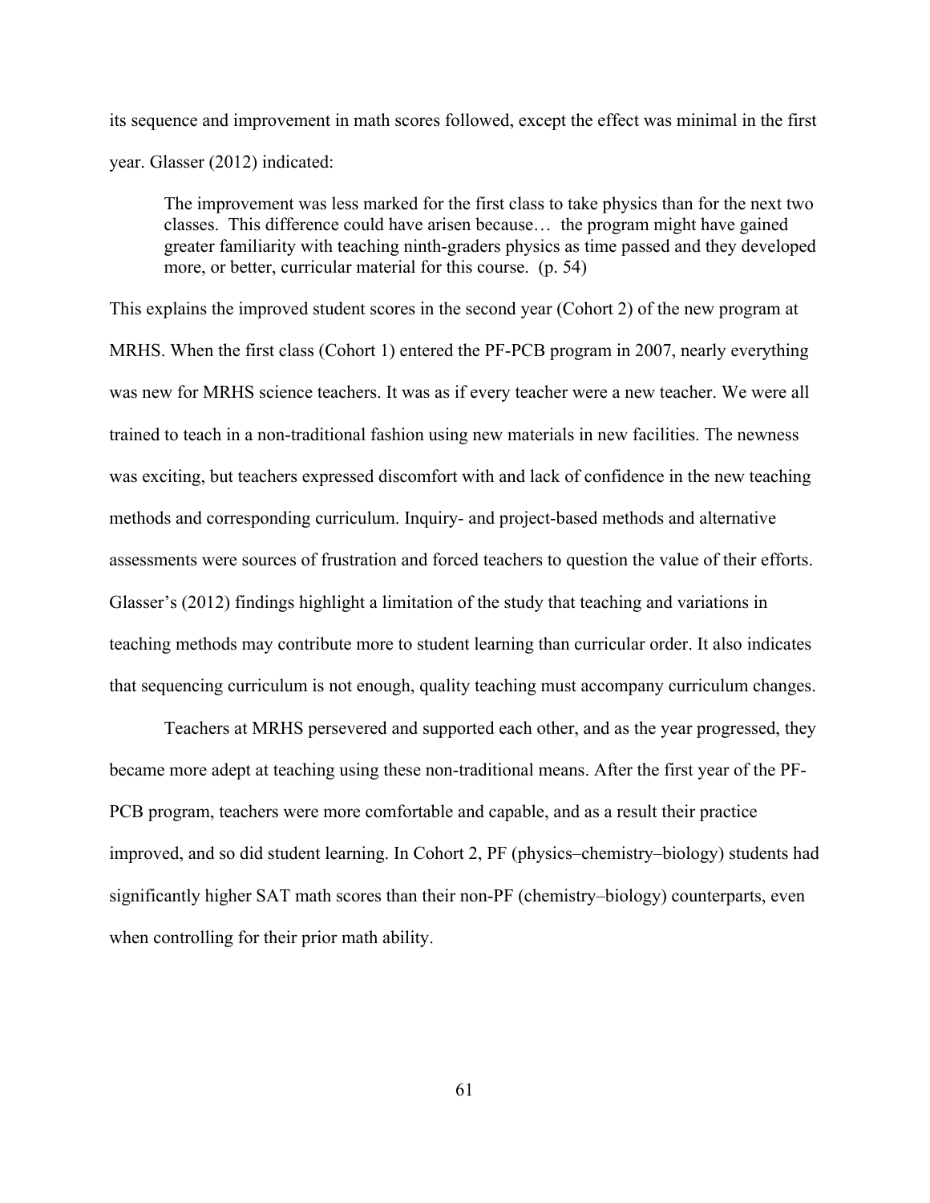its sequence and improvement in math scores followed, except the effect was minimal in the first year. Glasser (2012) indicated:

> The improvement was less marked for the first class to take physics than for the next two classes. This difference could have arisen because… the program might have gained greater familiarity with teaching ninth-graders physics as time passed and they developed more, or better, curricular material for this course. (p. 54)

This explains the improved student scores in the second year (Cohort 2) of the new program at MRHS. When the first class (Cohort 1) entered the PF-PCB program in 2007, nearly everything was new for MRHS science teachers. It was as if every teacher were a new teacher. We were all trained to teach in a non-traditional fashion using new materials in new facilities. The newness was exciting, but teachers expressed discomfort with and lack of confidence in the new teaching methods and corresponding curriculum. Inquiry- and project-based methods and alternative assessments were sources of frustration and forced teachers to question the value of their efforts. Glasser's (2012) findings highlight a limitation of the study that teaching and variations in teaching methods may contribute more to student learning than curricular order. It also indicates that sequencing curriculum is not enough, quality teaching must accompany curriculum changes.

Teachers at MRHS persevered and supported each other, and as the year progressed, they became more adept at teaching using these non-traditional means. After the first year of the PF-PCB program, teachers were more comfortable and capable, and as a result their practice improved, and so did student learning. In Cohort 2, PF (physics–chemistry–biology) students had significantly higher SAT math scores than their non-PF (chemistry–biology) counterparts, even when controlling for their prior math ability.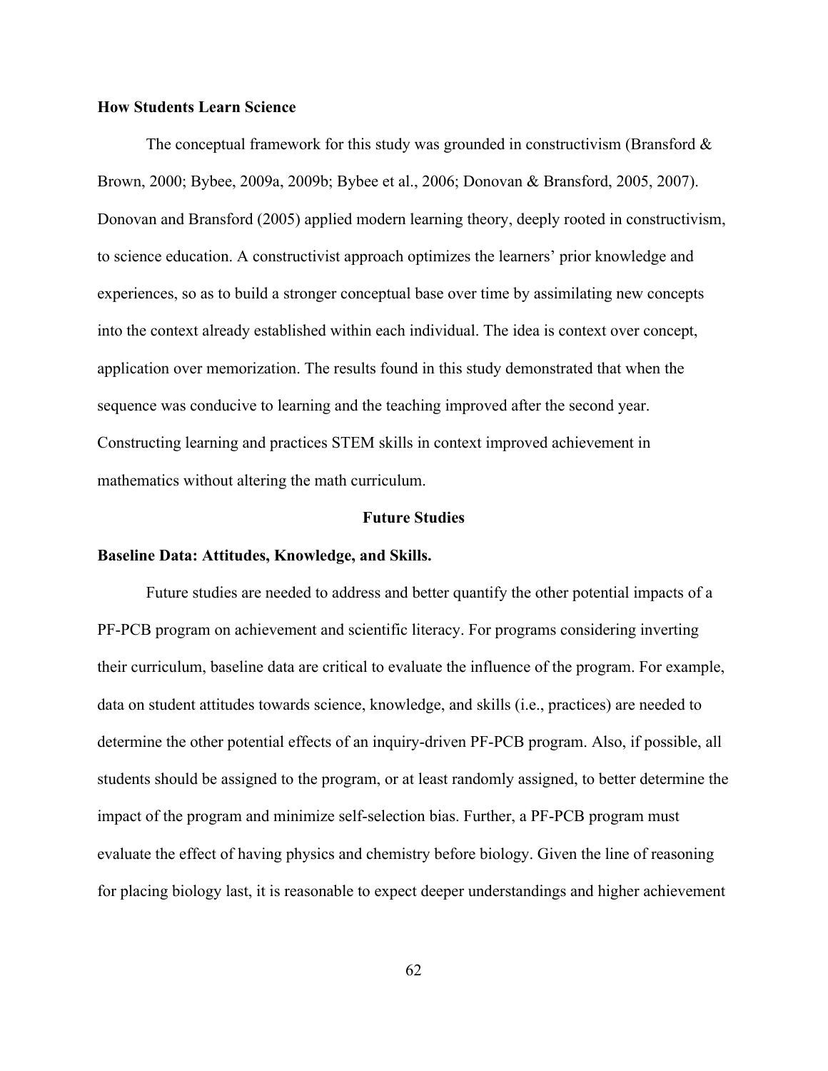**How Students Learn Science**

The conceptual framework for this study was grounded in constructivism (Bransford & Brown, 2000; Bybee, 2009a, 2009b; Bybee et al., 2006; Donovan & Bransford, 2005, 2007). Donovan and Bransford (2005) applied modern learning theory, deeply rooted in constructivism, to science education. A constructivist approach optimizes the learners' prior knowledge and experiences, so as to build a stronger conceptual base over time by assimilating new concepts into the context already established within each individual. The idea is context over concept, application over memorization. The results found in this study demonstrated that when the sequence was conducive to learning and the teaching improved after the second year. Constructing learning and practices STEM skills in context improved achievement in mathematics without altering the math curriculum.

## Future Studies

**Baseline Data: Attitudes, Knowledge, and Skills.**

Future studies are needed to address and better quantify the other potential impacts of a PF-PCB program on achievement and scientific literacy. For programs considering inverting their curriculum, baseline data are critical to evaluate the influence of the program. For example, data on student attitudes towards science, knowledge, and skills (i.e., practices) are needed to determine the other potential effects of an inquiry-driven PF-PCB program. Also, if possible, all students should be assigned to the program, or at least randomly assigned, to better determine the impact of the program and minimize self-selection bias. Further, a PF-PCB program must evaluate the effect of having physics and chemistry before biology. Given the line of reasoning for placing biology last, it is reasonable to expect deeper understandings and higher achievement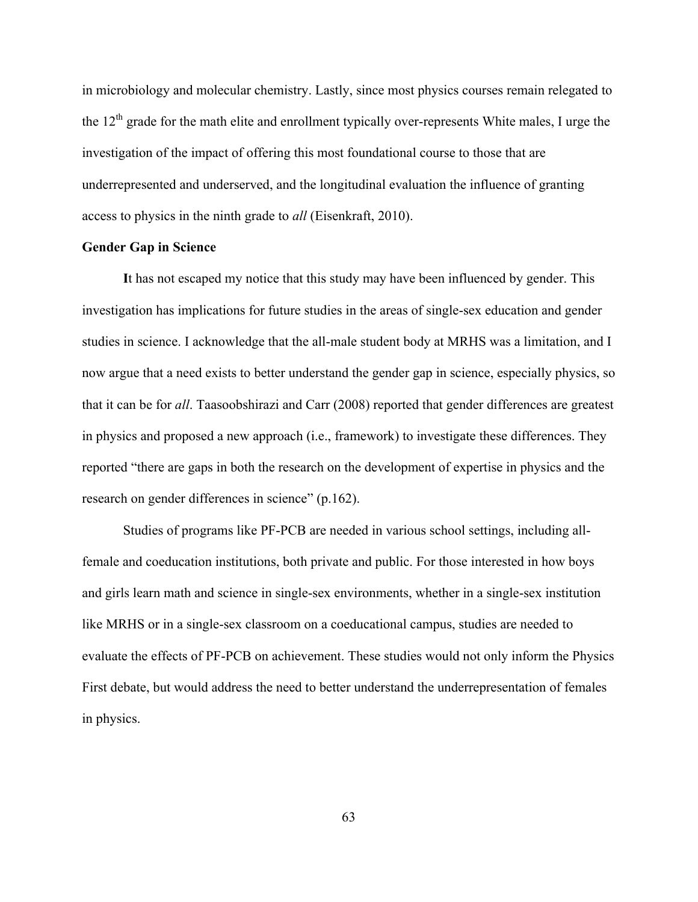in microbiology and molecular chemistry. Lastly, since most physics courses remain relegated to the 12th grade for the math elite and enrollment typically over-represents White males, I urge the investigation of the impact of offering this most foundational course to those that are underrepresented and underserved, and the longitudinal evaluation the influence of granting access to physics in the ninth grade to *all* (Eisenkraft, 2010).

### Gender Gap in Science

**I**t has not escaped my notice that this study may have been influenced by gender. This investigation has implications for future studies in the areas of single-sex education and gender studies in science. I acknowledge that the all-male student body at MRHS was a limitation, and I now argue that a need exists to better understand the gender gap in science, especially physics, so that it can be for *all*. Taasoobshirazi and Carr (2008) reported that gender differences are greatest in physics and proposed a new approach (i.e., framework) to investigate these differences. They reported "there are gaps in both the research on the development of expertise in physics and the research on gender differences in science" (p.162).

Studies of programs like PF-PCB are needed in various school settings, including all-female and coeducation institutions, both private and public. For those interested in how boys and girls learn math and science in single-sex environments, whether in a single-sex institution like MRHS or in a single-sex classroom on a coeducational campus, studies are needed to evaluate the effects of PF-PCB on achievement. These studies would not only inform the Physics First debate, but would address the need to better understand the underrepresentation of females in physics.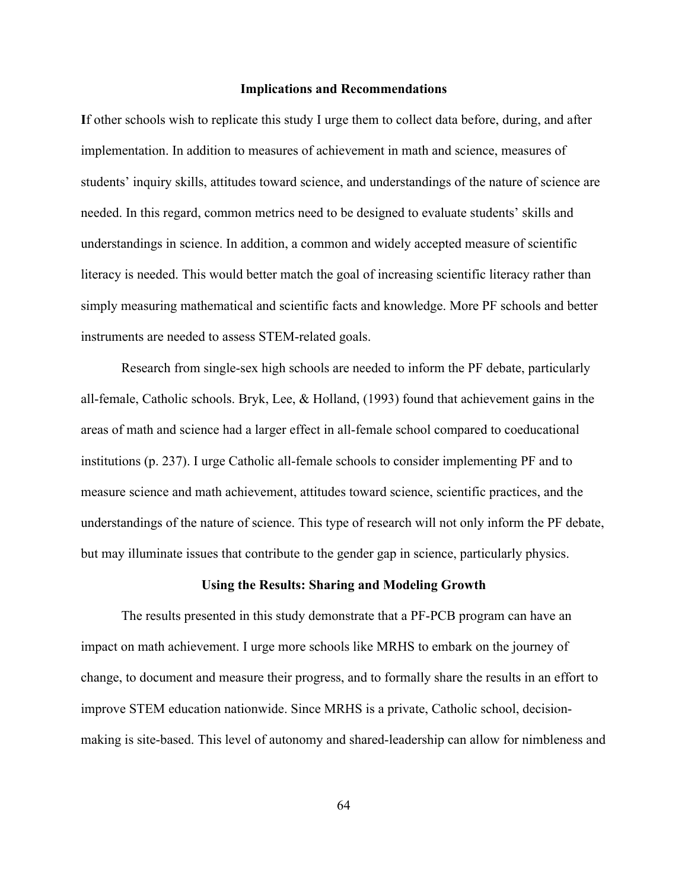## Implications and Recommendations

**I**f other schools wish to replicate this study I urge them to collect data before, during, and after implementation. In addition to measures of achievement in math and science, measures of students' inquiry skills, attitudes toward science, and understandings of the nature of science are needed. In this regard, common metrics need to be designed to evaluate students' skills and understandings in science. In addition, a common and widely accepted measure of scientific literacy is needed. This would better match the goal of increasing scientific literacy rather than simply measuring mathematical and scientific facts and knowledge. More PF schools and better instruments are needed to assess STEM-related goals.

Research from single-sex high schools are needed to inform the PF debate, particularly all-female, Catholic schools. Bryk, Lee, & Holland, (1993) found that achievement gains in the areas of math and science had a larger effect in all-female school compared to coeducational institutions (p. 237). I urge Catholic all-female schools to consider implementing PF and to measure science and math achievement, attitudes toward science, scientific practices, and the understandings of the nature of science. This type of research will not only inform the PF debate, but may illuminate issues that contribute to the gender gap in science, particularly physics.

## Using the Results: Sharing and Modeling Growth

The results presented in this study demonstrate that a PF-PCB program can have an impact on math achievement. I urge more schools like MRHS to embark on the journey of change, to document and measure their progress, and to formally share the results in an effort to improve STEM education nationwide. Since MRHS is a private, Catholic school, decision-making is site-based. This level of autonomy and shared-leadership can allow for nimbleness and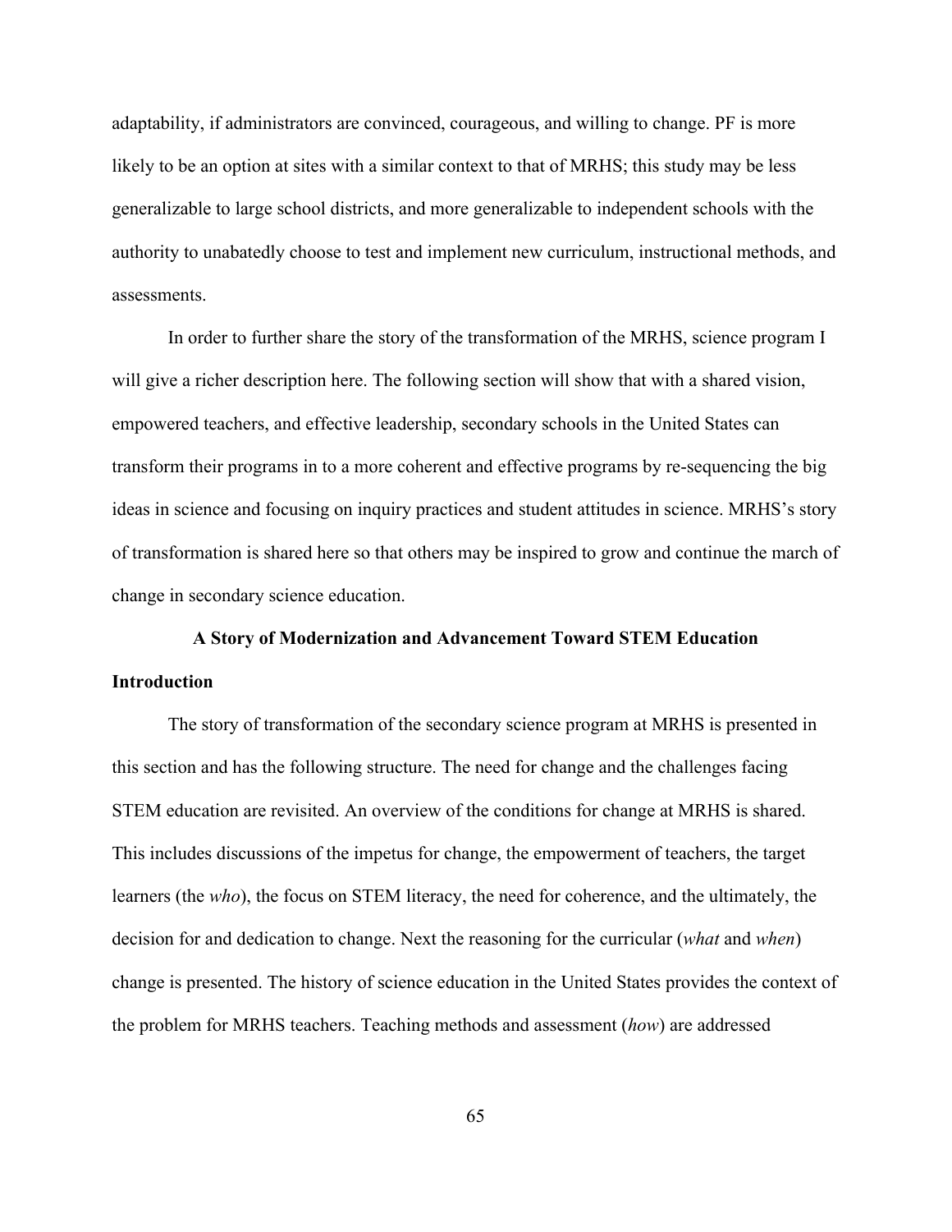adaptability, if administrators are convinced, courageous, and willing to change. PF is more likely to be an option at sites with a similar context to that of MRHS; this study may be less generalizable to large school districts, and more generalizable to independent schools with the authority to unabatedly choose to test and implement new curriculum, instructional methods, and assessments.

In order to further share the story of the transformation of the MRHS, science program I will give a richer description here. The following section will show that with a shared vision, empowered teachers, and effective leadership, secondary schools in the United States can transform their programs in to a more coherent and effective programs by re-sequencing the big ideas in science and focusing on inquiry practices and student attitudes in science. MRHS's story of transformation is shared here so that others may be inspired to grow and continue the march of change in secondary science education.

## A Story of Modernization and Advancement Toward STEM Education

### Introduction

The story of transformation of the secondary science program at MRHS is presented in this section and has the following structure. The need for change and the challenges facing STEM education are revisited. An overview of the conditions for change at MRHS is shared. This includes discussions of the impetus for change, the empowerment of teachers, the target learners (the *who*), the focus on STEM literacy, the need for coherence, and the ultimately, the decision for and dedication to change. Next the reasoning for the curricular (*what* and *when*) change is presented. The history of science education in the United States provides the context of the problem for MRHS teachers. Teaching methods and assessment (*how*) are addressed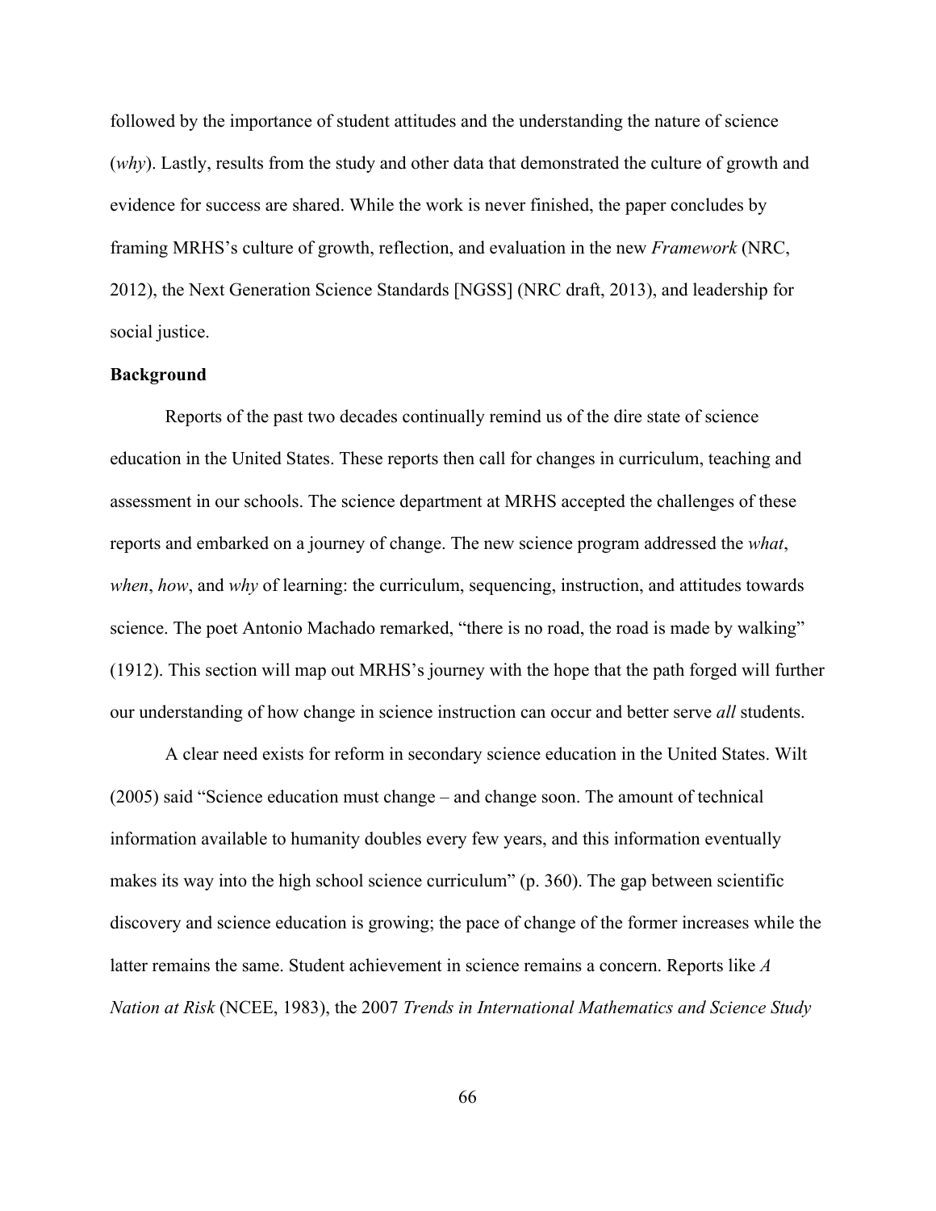followed by the importance of student attitudes and the understanding the nature of science (*why*). Lastly, results from the study and other data that demonstrated the culture of growth and evidence for success are shared. While the work is never finished, the paper concludes by framing MRHS's culture of growth, reflection, and evaluation in the new *Framework* (NRC, 2012), the Next Generation Science Standards [NGSS] (NRC draft, 2013), and leadership for social justice.

**Background**

Reports of the past two decades continually remind us of the dire state of science education in the United States. These reports then call for changes in curriculum, teaching and assessment in our schools. The science department at MRHS accepted the challenges of these reports and embarked on a journey of change. The new science program addressed the *what*, *when*, *how*, and *why* of learning: the curriculum, sequencing, instruction, and attitudes towards science. The poet Antonio Machado remarked, "there is no road, the road is made by walking" (1912). This section will map out MRHS's journey with the hope that the path forged will further our understanding of how change in science instruction can occur and better serve *all* students.

A clear need exists for reform in secondary science education in the United States. Wilt (2005) said "Science education must change – and change soon. The amount of technical information available to humanity doubles every few years, and this information eventually makes its way into the high school science curriculum" (p. 360). The gap between scientific discovery and science education is growing; the pace of change of the former increases while the latter remains the same. Student achievement in science remains a concern. Reports like *A Nation at Risk* (NCEE, 1983), the 2007 *Trends in International Mathematics and Science Study*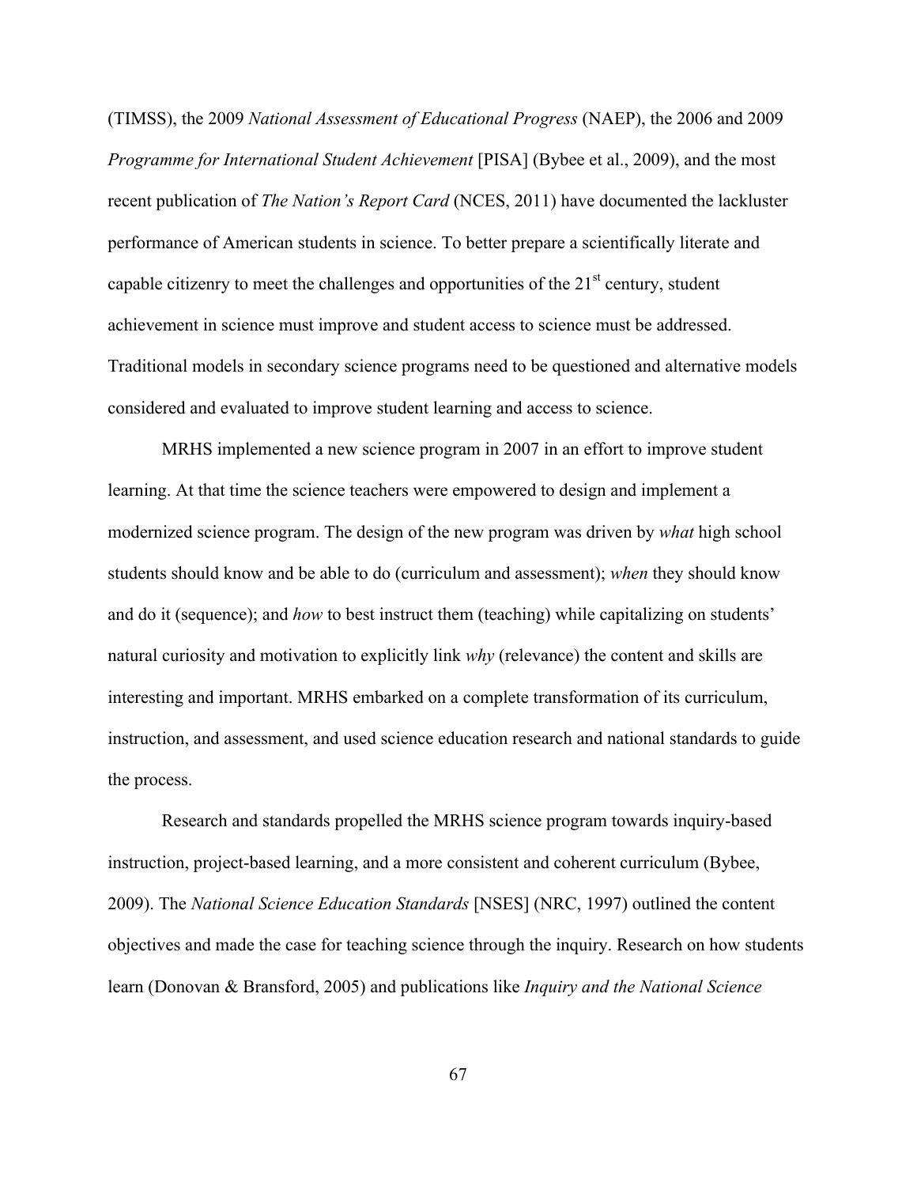(TIMSS), the 2009 *National Assessment of Educational Progress* (NAEP), the 2006 and 2009 *Programme for International Student Achievement* [PISA] (Bybee et al., 2009), and the most recent publication of *The Nation's Report Card* (NCES, 2011) have documented the lackluster performance of American students in science. To better prepare a scientifically literate and capable citizenry to meet the challenges and opportunities of the 21st century, student achievement in science must improve and student access to science must be addressed. Traditional models in secondary science programs need to be questioned and alternative models considered and evaluated to improve student learning and access to science.

MRHS implemented a new science program in 2007 in an effort to improve student learning. At that time the science teachers were empowered to design and implement a modernized science program. The design of the new program was driven by *what* high school students should know and be able to do (curriculum and assessment); *when* they should know and do it (sequence); and *how* to best instruct them (teaching) while capitalizing on students' natural curiosity and motivation to explicitly link *why* (relevance) the content and skills are interesting and important. MRHS embarked on a complete transformation of its curriculum, instruction, and assessment, and used science education research and national standards to guide the process.

Research and standards propelled the MRHS science program towards inquiry-based instruction, project-based learning, and a more consistent and coherent curriculum (Bybee, 2009). The *National Science Education Standards* [NSES] (NRC, 1997) outlined the content objectives and made the case for teaching science through the inquiry. Research on how students learn (Donovan & Bransford, 2005) and publications like *Inquiry and the National Science*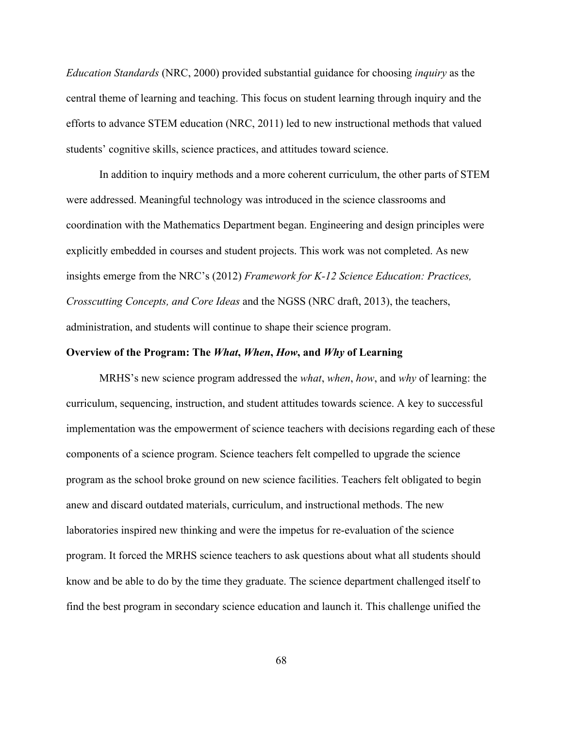*Education Standards* (NRC, 2000) provided substantial guidance for choosing *inquiry* as the central theme of learning and teaching. This focus on student learning through inquiry and the efforts to advance STEM education (NRC, 2011) led to new instructional methods that valued students' cognitive skills, science practices, and attitudes toward science.

In addition to inquiry methods and a more coherent curriculum, the other parts of STEM were addressed. Meaningful technology was introduced in the science classrooms and coordination with the Mathematics Department began. Engineering and design principles were explicitly embedded in courses and student projects. This work was not completed. As new insights emerge from the NRC's (2012) *Framework for K-12 Science Education: Practices, Crosscutting Concepts, and Core Ideas* and the NGSS (NRC draft, 2013), the teachers, administration, and students will continue to shape their science program.

### Overview of the Program: The *What*, *When*, *How*, and *Why* of Learning

MRHS's new science program addressed the *what*, *when*, *how*, and *why* of learning: the curriculum, sequencing, instruction, and student attitudes towards science. A key to successful implementation was the empowerment of science teachers with decisions regarding each of these components of a science program. Science teachers felt compelled to upgrade the science program as the school broke ground on new science facilities. Teachers felt obligated to begin anew and discard outdated materials, curriculum, and instructional methods. The new laboratories inspired new thinking and were the impetus for re-evaluation of the science program. It forced the MRHS science teachers to ask questions about what all students should know and be able to do by the time they graduate. The science department challenged itself to find the best program in secondary science education and launch it. This challenge unified the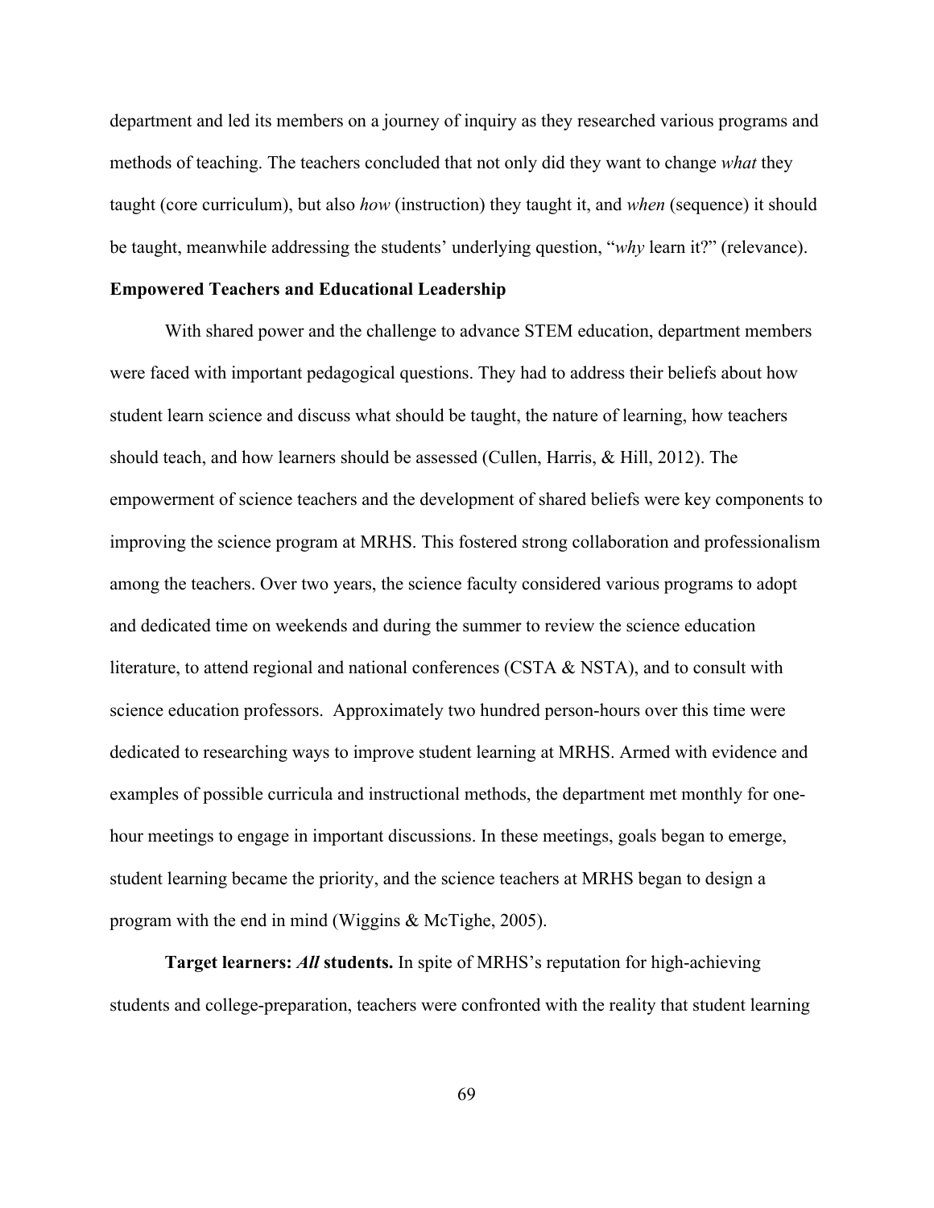department and led its members on a journey of inquiry as they researched various programs and methods of teaching. The teachers concluded that not only did they want to change *what* they taught (core curriculum), but also *how* (instruction) they taught it, and *when* (sequence) it should be taught, meanwhile addressing the students' underlying question, "*why* learn it?" (relevance).

**Empowered Teachers and Educational Leadership**

With shared power and the challenge to advance STEM education, department members were faced with important pedagogical questions. They had to address their beliefs about how student learn science and discuss what should be taught, the nature of learning, how teachers should teach, and how learners should be assessed (Cullen, Harris, & Hill, 2012). The empowerment of science teachers and the development of shared beliefs were key components to improving the science program at MRHS. This fostered strong collaboration and professionalism among the teachers. Over two years, the science faculty considered various programs to adopt and dedicated time on weekends and during the summer to review the science education literature, to attend regional and national conferences (CSTA & NSTA), and to consult with science education professors. Approximately two hundred person-hours over this time were dedicated to researching ways to improve student learning at MRHS. Armed with evidence and examples of possible curricula and instructional methods, the department met monthly for one-hour meetings to engage in important discussions. In these meetings, goals began to emerge, student learning became the priority, and the science teachers at MRHS began to design a program with the end in mind (Wiggins & McTighe, 2005).

**Target learners: *All* students.** In spite of MRHS's reputation for high-achieving students and college-preparation, teachers were confronted with the reality that student learning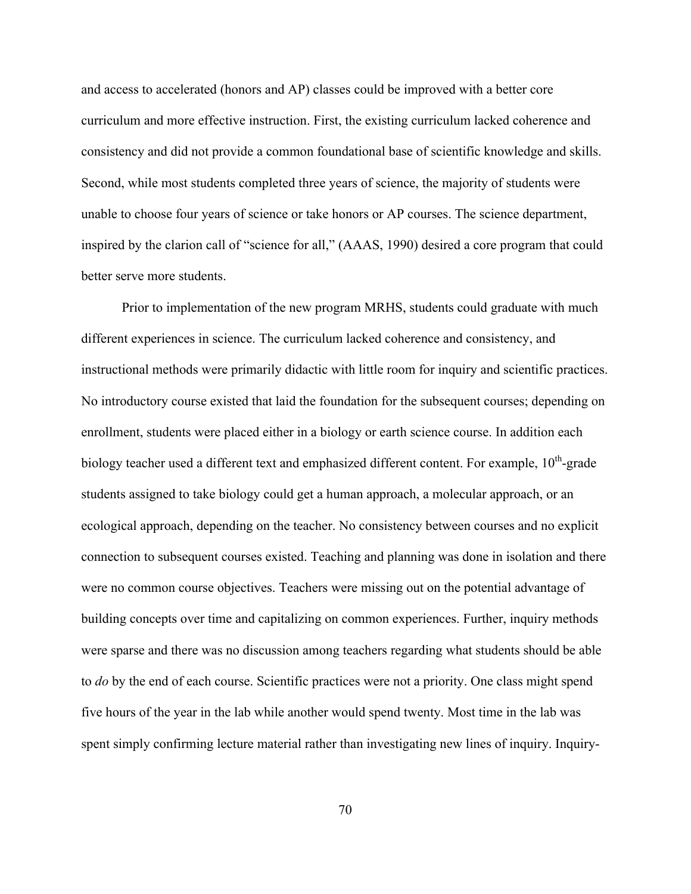and access to accelerated (honors and AP) classes could be improved with a better core curriculum and more effective instruction. First, the existing curriculum lacked coherence and consistency and did not provide a common foundational base of scientific knowledge and skills. Second, while most students completed three years of science, the majority of students were unable to choose four years of science or take honors or AP courses. The science department, inspired by the clarion call of "science for all," (AAAS, 1990) desired a core program that could better serve more students.

Prior to implementation of the new program MRHS, students could graduate with much different experiences in science. The curriculum lacked coherence and consistency, and instructional methods were primarily didactic with little room for inquiry and scientific practices. No introductory course existed that laid the foundation for the subsequent courses; depending on enrollment, students were placed either in a biology or earth science course. In addition each biology teacher used a different text and emphasized different content. For example, 10th-grade students assigned to take biology could get a human approach, a molecular approach, or an ecological approach, depending on the teacher. No consistency between courses and no explicit connection to subsequent courses existed. Teaching and planning was done in isolation and there were no common course objectives. Teachers were missing out on the potential advantage of building concepts over time and capitalizing on common experiences. Further, inquiry methods were sparse and there was no discussion among teachers regarding what students should be able to *do* by the end of each course. Scientific practices were not a priority. One class might spend five hours of the year in the lab while another would spend twenty. Most time in the lab was spent simply confirming lecture material rather than investigating new lines of inquiry. Inquiry-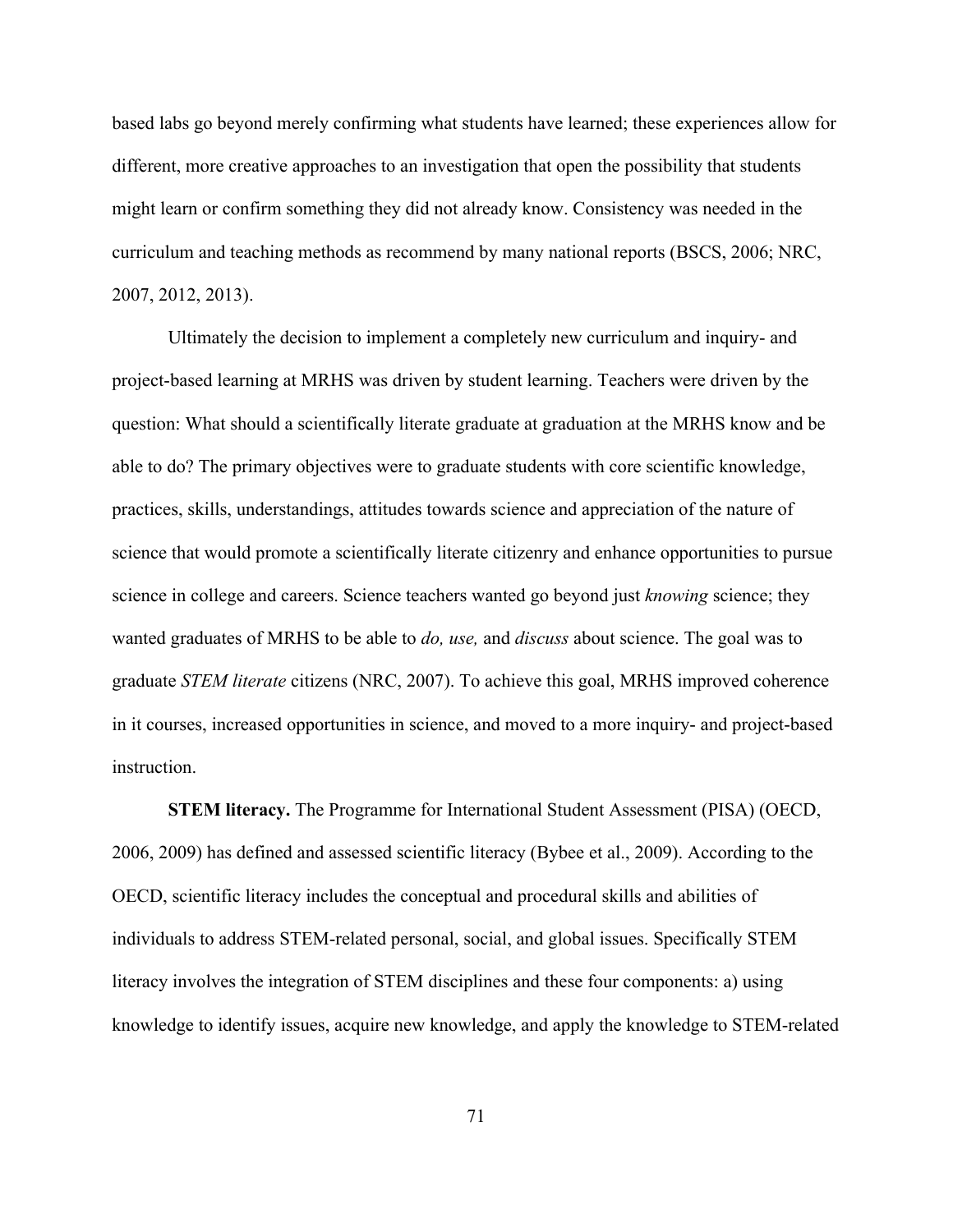based labs go beyond merely confirming what students have learned; these experiences allow for different, more creative approaches to an investigation that open the possibility that students might learn or confirm something they did not already know. Consistency was needed in the curriculum and teaching methods as recommend by many national reports (BSCS, 2006; NRC, 2007, 2012, 2013).

Ultimately the decision to implement a completely new curriculum and inquiry- and project-based learning at MRHS was driven by student learning. Teachers were driven by the question: What should a scientifically literate graduate at graduation at the MRHS know and be able to do? The primary objectives were to graduate students with core scientific knowledge, practices, skills, understandings, attitudes towards science and appreciation of the nature of science that would promote a scientifically literate citizenry and enhance opportunities to pursue science in college and careers. Science teachers wanted go beyond just *knowing* science; they wanted graduates of MRHS to be able to *do, use,* and *discuss* about science. The goal was to graduate *STEM literate* citizens (NRC, 2007). To achieve this goal, MRHS improved coherence in it courses, increased opportunities in science, and moved to a more inquiry- and project-based instruction.

**STEM literacy.** The Programme for International Student Assessment (PISA) (OECD, 2006, 2009) has defined and assessed scientific literacy (Bybee et al., 2009). According to the OECD, scientific literacy includes the conceptual and procedural skills and abilities of individuals to address STEM-related personal, social, and global issues. Specifically STEM literacy involves the integration of STEM disciplines and these four components: a) using knowledge to identify issues, acquire new knowledge, and apply the knowledge to STEM-related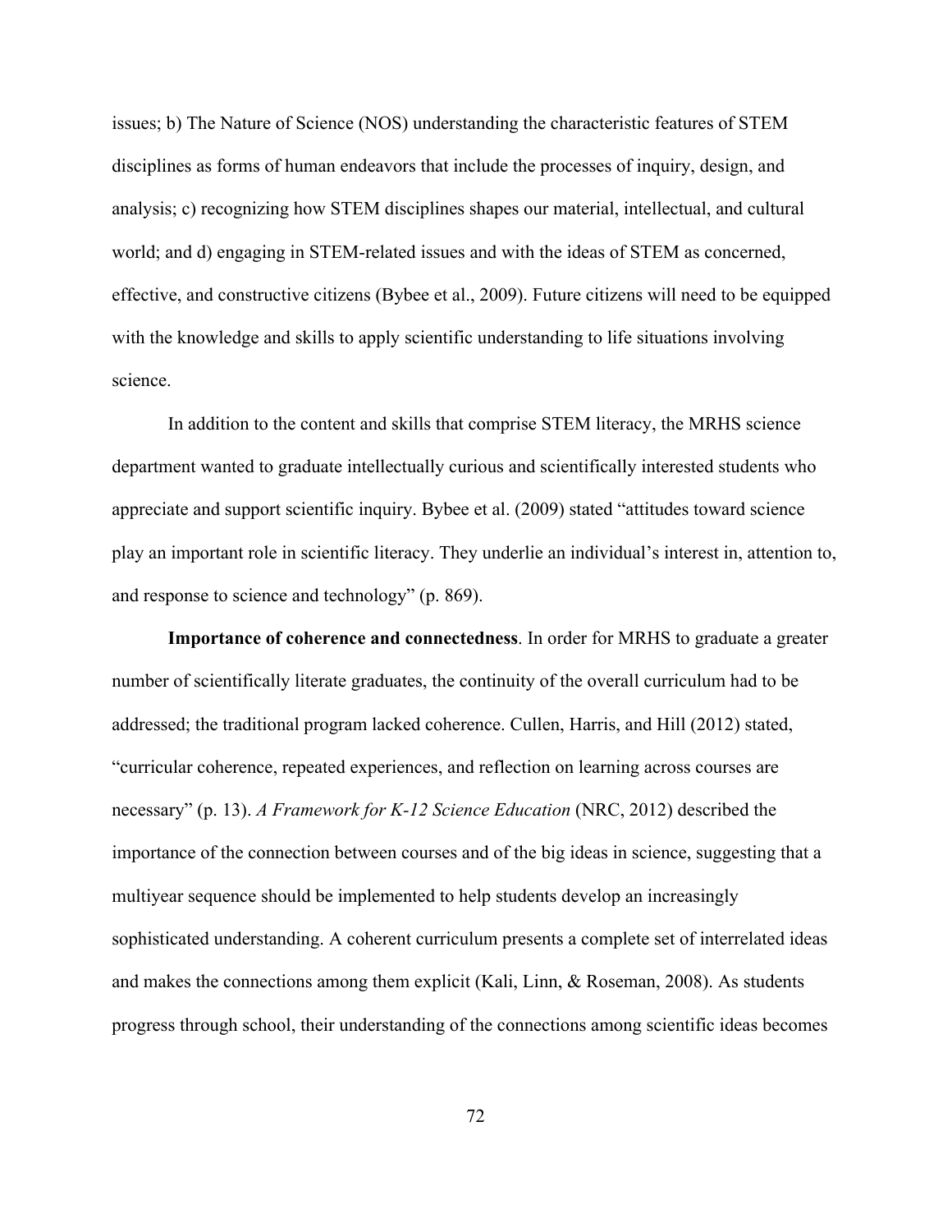issues; b) The Nature of Science (NOS) understanding the characteristic features of STEM disciplines as forms of human endeavors that include the processes of inquiry, design, and analysis; c) recognizing how STEM disciplines shapes our material, intellectual, and cultural world; and d) engaging in STEM-related issues and with the ideas of STEM as concerned, effective, and constructive citizens (Bybee et al., 2009). Future citizens will need to be equipped with the knowledge and skills to apply scientific understanding to life situations involving science.

In addition to the content and skills that comprise STEM literacy, the MRHS science department wanted to graduate intellectually curious and scientifically interested students who appreciate and support scientific inquiry. Bybee et al. (2009) stated "attitudes toward science play an important role in scientific literacy. They underlie an individual's interest in, attention to, and response to science and technology" (p. 869).

**Importance of coherence and connectedness**. In order for MRHS to graduate a greater number of scientifically literate graduates, the continuity of the overall curriculum had to be addressed; the traditional program lacked coherence. Cullen, Harris, and Hill (2012) stated, "curricular coherence, repeated experiences, and reflection on learning across courses are necessary" (p. 13). *A Framework for K-12 Science Education* (NRC, 2012) described the importance of the connection between courses and of the big ideas in science, suggesting that a multiyear sequence should be implemented to help students develop an increasingly sophisticated understanding. A coherent curriculum presents a complete set of interrelated ideas and makes the connections among them explicit (Kali, Linn, & Roseman, 2008). As students progress through school, their understanding of the connections among scientific ideas becomes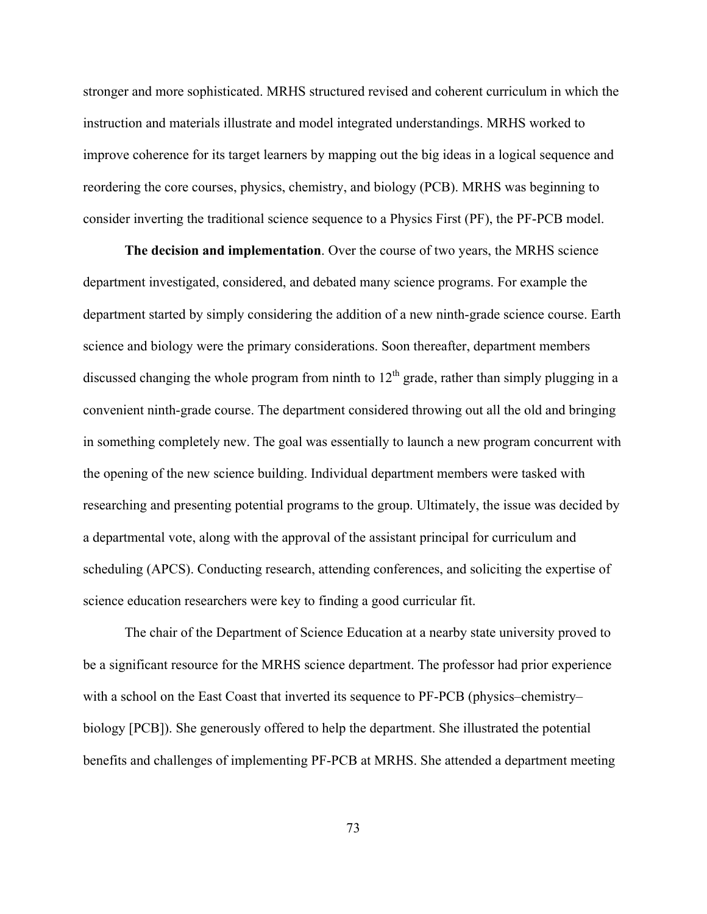stronger and more sophisticated. MRHS structured revised and coherent curriculum in which the instruction and materials illustrate and model integrated understandings. MRHS worked to improve coherence for its target learners by mapping out the big ideas in a logical sequence and reordering the core courses, physics, chemistry, and biology (PCB). MRHS was beginning to consider inverting the traditional science sequence to a Physics First (PF), the PF-PCB model.

**The decision and implementation**. Over the course of two years, the MRHS science department investigated, considered, and debated many science programs. For example the department started by simply considering the addition of a new ninth-grade science course. Earth science and biology were the primary considerations. Soon thereafter, department members discussed changing the whole program from ninth to 12th grade, rather than simply plugging in a convenient ninth-grade course. The department considered throwing out all the old and bringing in something completely new. The goal was essentially to launch a new program concurrent with the opening of the new science building. Individual department members were tasked with researching and presenting potential programs to the group. Ultimately, the issue was decided by a departmental vote, along with the approval of the assistant principal for curriculum and scheduling (APCS). Conducting research, attending conferences, and soliciting the expertise of science education researchers were key to finding a good curricular fit.

The chair of the Department of Science Education at a nearby state university proved to be a significant resource for the MRHS science department. The professor had prior experience with a school on the East Coast that inverted its sequence to PF-PCB (physics–chemistry–biology [PCB]). She generously offered to help the department. She illustrated the potential benefits and challenges of implementing PF-PCB at MRHS. She attended a department meeting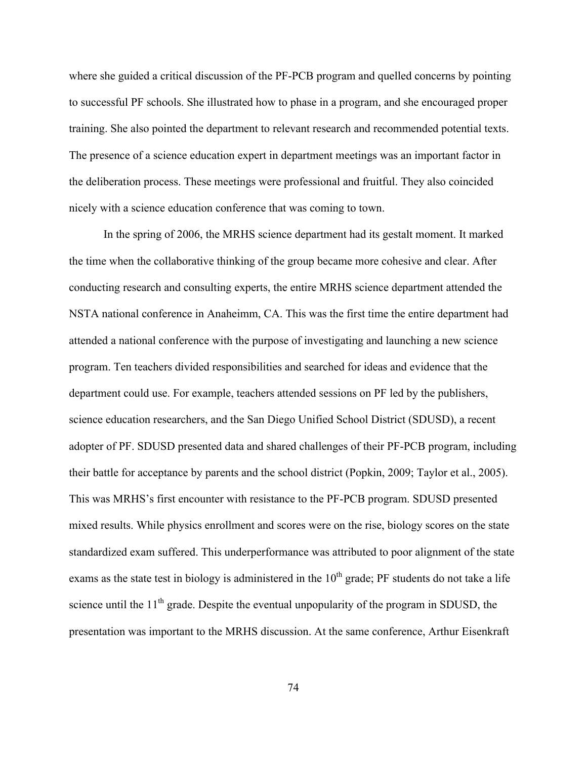where she guided a critical discussion of the PF-PCB program and quelled concerns by pointing to successful PF schools. She illustrated how to phase in a program, and she encouraged proper training. She also pointed the department to relevant research and recommended potential texts. The presence of a science education expert in department meetings was an important factor in the deliberation process. These meetings were professional and fruitful. They also coincided nicely with a science education conference that was coming to town.

In the spring of 2006, the MRHS science department had its gestalt moment. It marked the time when the collaborative thinking of the group became more cohesive and clear. After conducting research and consulting experts, the entire MRHS science department attended the NSTA national conference in Anaheimm, CA. This was the first time the entire department had attended a national conference with the purpose of investigating and launching a new science program. Ten teachers divided responsibilities and searched for ideas and evidence that the department could use. For example, teachers attended sessions on PF led by the publishers, science education researchers, and the San Diego Unified School District (SDUSD), a recent adopter of PF. SDUSD presented data and shared challenges of their PF-PCB program, including their battle for acceptance by parents and the school district (Popkin, 2009; Taylor et al., 2005). This was MRHS's first encounter with resistance to the PF-PCB program. SDUSD presented mixed results. While physics enrollment and scores were on the rise, biology scores on the state standardized exam suffered. This underperformance was attributed to poor alignment of the state exams as the state test in biology is administered in the 10th grade; PF students do not take a life science until the 11th grade. Despite the eventual unpopularity of the program in SDUSD, the presentation was important to the MRHS discussion. At the same conference, Arthur Eisenkraft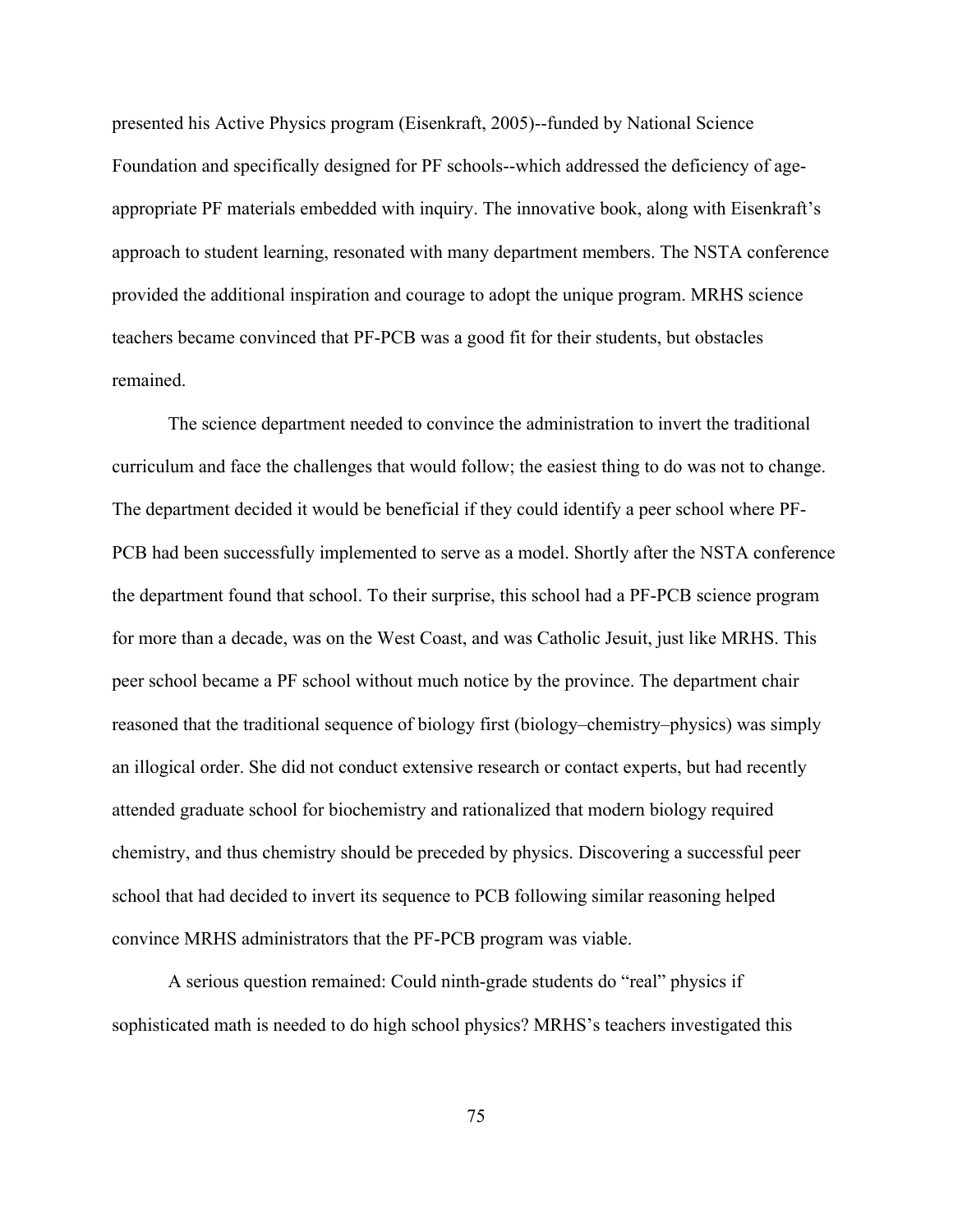presented his Active Physics program (Eisenkraft, 2005)--funded by National Science Foundation and specifically designed for PF schools--which addressed the deficiency of age-appropriate PF materials embedded with inquiry. The innovative book, along with Eisenkraft's approach to student learning, resonated with many department members. The NSTA conference provided the additional inspiration and courage to adopt the unique program. MRHS science teachers became convinced that PF-PCB was a good fit for their students, but obstacles remained.

The science department needed to convince the administration to invert the traditional curriculum and face the challenges that would follow; the easiest thing to do was not to change. The department decided it would be beneficial if they could identify a peer school where PF-PCB had been successfully implemented to serve as a model. Shortly after the NSTA conference the department found that school. To their surprise, this school had a PF-PCB science program for more than a decade, was on the West Coast, and was Catholic Jesuit, just like MRHS. This peer school became a PF school without much notice by the province. The department chair reasoned that the traditional sequence of biology first (biology–chemistry–physics) was simply an illogical order. She did not conduct extensive research or contact experts, but had recently attended graduate school for biochemistry and rationalized that modern biology required chemistry, and thus chemistry should be preceded by physics. Discovering a successful peer school that had decided to invert its sequence to PCB following similar reasoning helped convince MRHS administrators that the PF-PCB program was viable.

A serious question remained: Could ninth-grade students do "real" physics if sophisticated math is needed to do high school physics? MRHS's teachers investigated this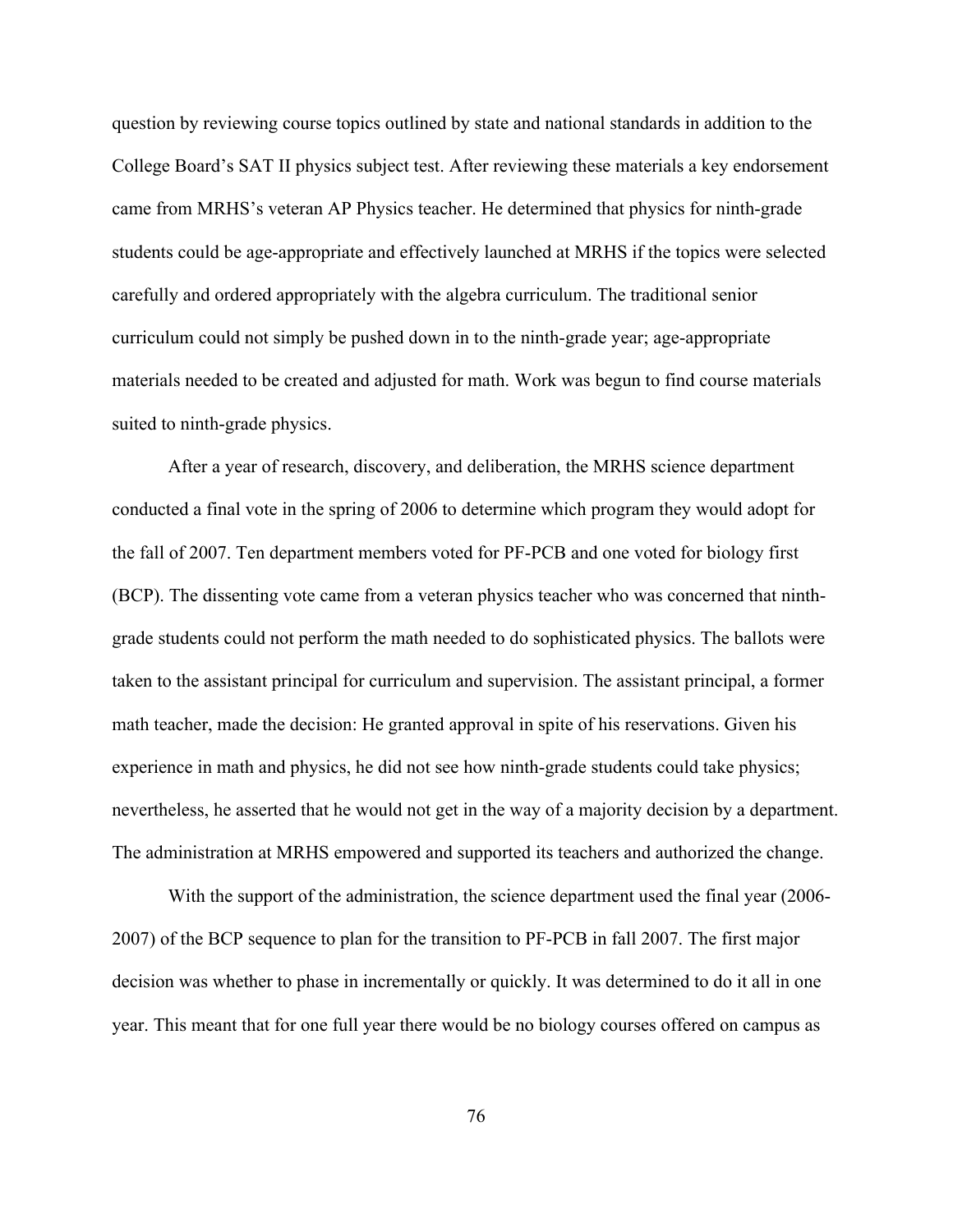question by reviewing course topics outlined by state and national standards in addition to the College Board's SAT II physics subject test. After reviewing these materials a key endorsement came from MRHS's veteran AP Physics teacher. He determined that physics for ninth-grade students could be age-appropriate and effectively launched at MRHS if the topics were selected carefully and ordered appropriately with the algebra curriculum. The traditional senior curriculum could not simply be pushed down in to the ninth-grade year; age-appropriate materials needed to be created and adjusted for math. Work was begun to find course materials suited to ninth-grade physics.

After a year of research, discovery, and deliberation, the MRHS science department conducted a final vote in the spring of 2006 to determine which program they would adopt for the fall of 2007. Ten department members voted for PF-PCB and one voted for biology first (BCP). The dissenting vote came from a veteran physics teacher who was concerned that ninth-grade students could not perform the math needed to do sophisticated physics. The ballots were taken to the assistant principal for curriculum and supervision. The assistant principal, a former math teacher, made the decision: He granted approval in spite of his reservations. Given his experience in math and physics, he did not see how ninth-grade students could take physics; nevertheless, he asserted that he would not get in the way of a majority decision by a department. The administration at MRHS empowered and supported its teachers and authorized the change.

With the support of the administration, the science department used the final year (2006-2007) of the BCP sequence to plan for the transition to PF-PCB in fall 2007. The first major decision was whether to phase in incrementally or quickly. It was determined to do it all in one year. This meant that for one full year there would be no biology courses offered on campus as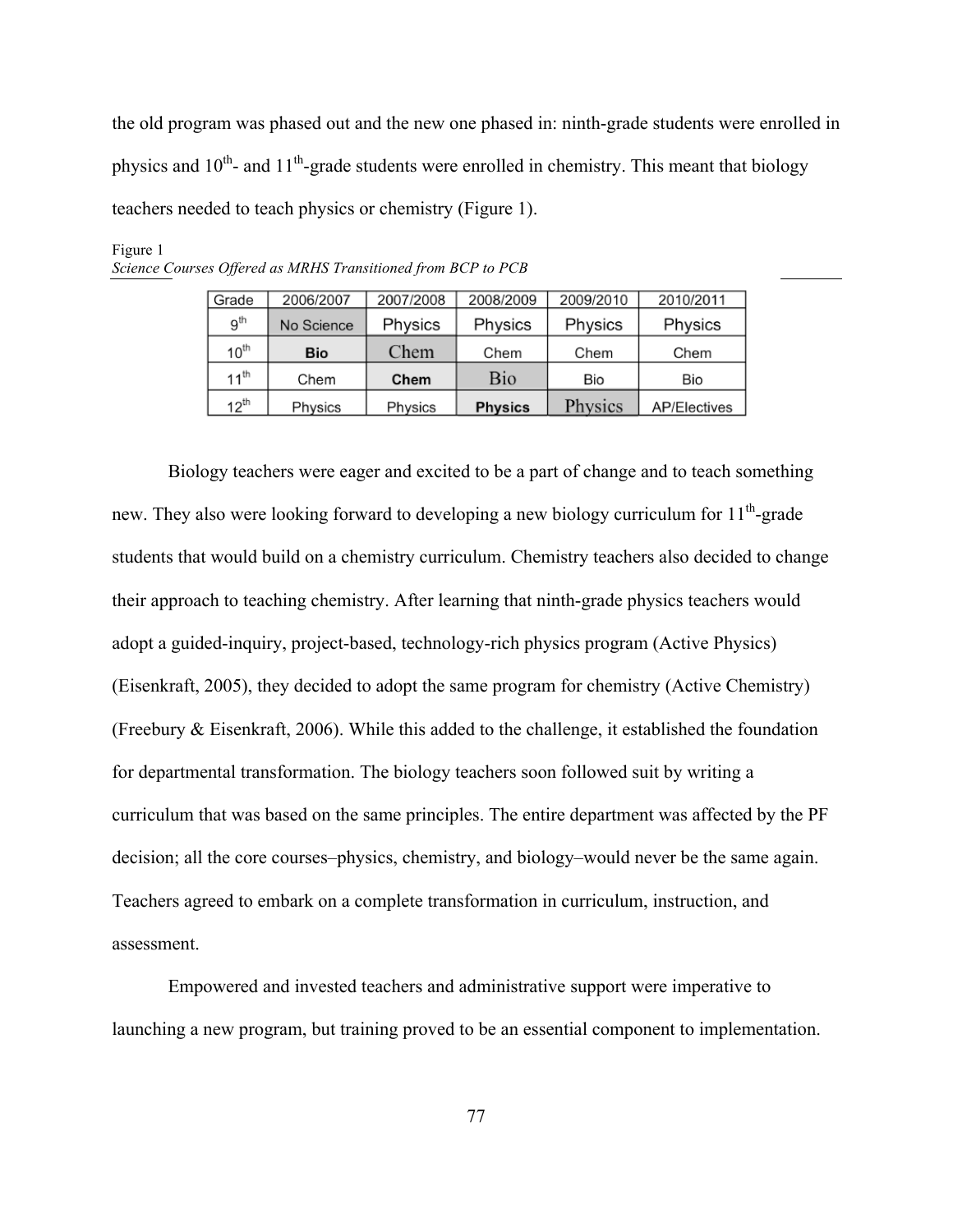the old program was phased out and the new one phased in: ninth-grade students were enrolled in physics and 10th- and 11th-grade students were enrolled in chemistry. This meant that biology teachers needed to teach physics or chemistry (Figure 1).

Figure 1
*Science Courses Offered as MRHS Transitioned from BCP to PCB*

| Grade | 2006/2007 | 2007/2008 | 2008/2009 | 2009/2010 | 2010/2011 |
|---|---|---|---|---|---|
| 9th | No Science | Physics | Physics | Physics | Physics |
| 10th | **Bio** | Chem | Chem | Chem | Chem |
| 11th | Chem | **Chem** | Bio | Bio | Bio |
| 12th | Physics | Physics | **Physics** | Physics | AP/Electives |

Biology teachers were eager and excited to be a part of change and to teach something new. They also were looking forward to developing a new biology curriculum for 11th-grade students that would build on a chemistry curriculum. Chemistry teachers also decided to change their approach to teaching chemistry. After learning that ninth-grade physics teachers would adopt a guided-inquiry, project-based, technology-rich physics program (Active Physics) (Eisenkraft, 2005), they decided to adopt the same program for chemistry (Active Chemistry) (Freebury & Eisenkraft, 2006). While this added to the challenge, it established the foundation for departmental transformation. The biology teachers soon followed suit by writing a curriculum that was based on the same principles. The entire department was affected by the PF decision; all the core courses–physics, chemistry, and biology–would never be the same again. Teachers agreed to embark on a complete transformation in curriculum, instruction, and assessment.

Empowered and invested teachers and administrative support were imperative to launching a new program, but training proved to be an essential component to implementation.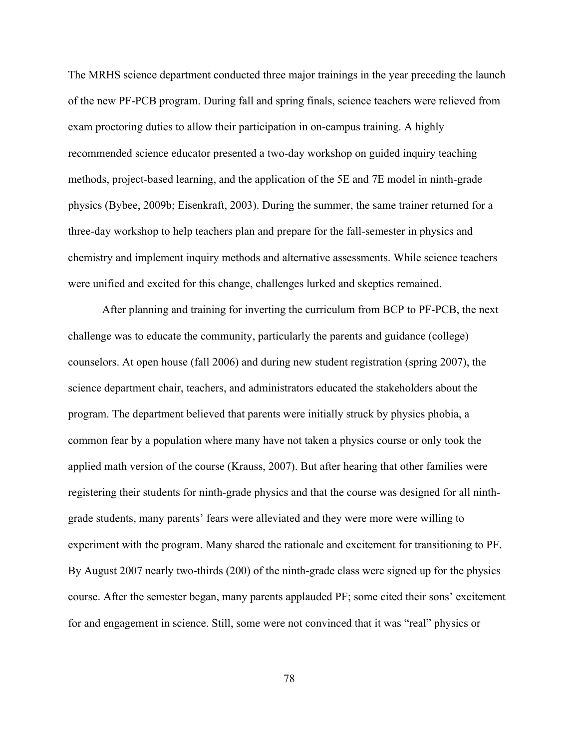The MRHS science department conducted three major trainings in the year preceding the launch of the new PF-PCB program. During fall and spring finals, science teachers were relieved from exam proctoring duties to allow their participation in on-campus training. A highly recommended science educator presented a two-day workshop on guided inquiry teaching methods, project-based learning, and the application of the 5E and 7E model in ninth-grade physics (Bybee, 2009b; Eisenkraft, 2003). During the summer, the same trainer returned for a three-day workshop to help teachers plan and prepare for the fall-semester in physics and chemistry and implement inquiry methods and alternative assessments. While science teachers were unified and excited for this change, challenges lurked and skeptics remained.

After planning and training for inverting the curriculum from BCP to PF-PCB, the next challenge was to educate the community, particularly the parents and guidance (college) counselors. At open house (fall 2006) and during new student registration (spring 2007), the science department chair, teachers, and administrators educated the stakeholders about the program. The department believed that parents were initially struck by physics phobia, a common fear by a population where many have not taken a physics course or only took the applied math version of the course (Krauss, 2007). But after hearing that other families were registering their students for ninth-grade physics and that the course was designed for all ninth-grade students, many parents' fears were alleviated and they were more were willing to experiment with the program. Many shared the rationale and excitement for transitioning to PF. By August 2007 nearly two-thirds (200) of the ninth-grade class were signed up for the physics course. After the semester began, many parents applauded PF; some cited their sons' excitement for and engagement in science. Still, some were not convinced that it was "real" physics or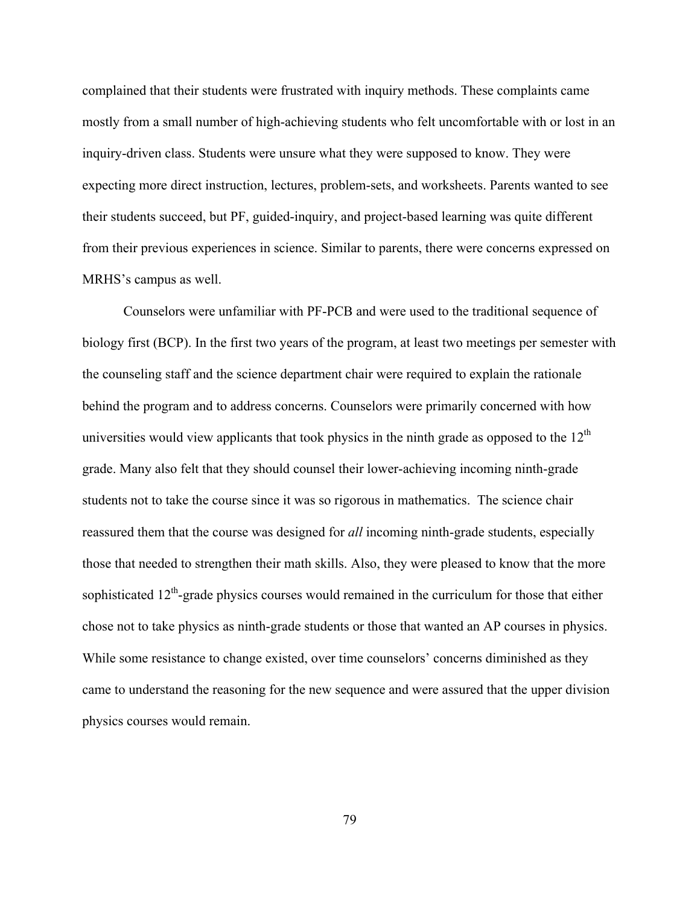complained that their students were frustrated with inquiry methods. These complaints came mostly from a small number of high-achieving students who felt uncomfortable with or lost in an inquiry-driven class. Students were unsure what they were supposed to know. They were expecting more direct instruction, lectures, problem-sets, and worksheets. Parents wanted to see their students succeed, but PF, guided-inquiry, and project-based learning was quite different from their previous experiences in science. Similar to parents, there were concerns expressed on MRHS's campus as well.

Counselors were unfamiliar with PF-PCB and were used to the traditional sequence of biology first (BCP). In the first two years of the program, at least two meetings per semester with the counseling staff and the science department chair were required to explain the rationale behind the program and to address concerns. Counselors were primarily concerned with how universities would view applicants that took physics in the ninth grade as opposed to the 12th grade. Many also felt that they should counsel their lower-achieving incoming ninth-grade students not to take the course since it was so rigorous in mathematics. The science chair reassured them that the course was designed for *all* incoming ninth-grade students, especially those that needed to strengthen their math skills. Also, they were pleased to know that the more sophisticated 12th-grade physics courses would remained in the curriculum for those that either chose not to take physics as ninth-grade students or those that wanted an AP courses in physics. While some resistance to change existed, over time counselors' concerns diminished as they came to understand the reasoning for the new sequence and were assured that the upper division physics courses would remain.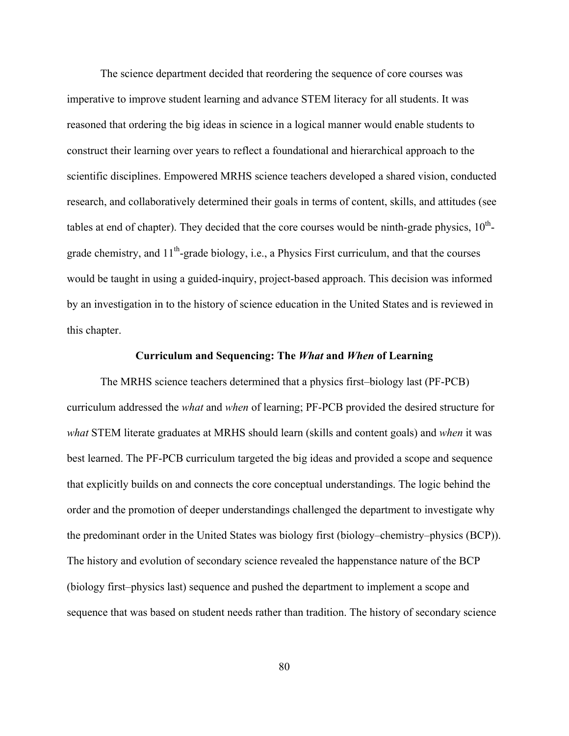The science department decided that reordering the sequence of core courses was imperative to improve student learning and advance STEM literacy for all students. It was reasoned that ordering the big ideas in science in a logical manner would enable students to construct their learning over years to reflect a foundational and hierarchical approach to the scientific disciplines. Empowered MRHS science teachers developed a shared vision, conducted research, and collaboratively determined their goals in terms of content, skills, and attitudes (see tables at end of chapter). They decided that the core courses would be ninth-grade physics, 10th-grade chemistry, and 11th-grade biology, i.e., a Physics First curriculum, and that the courses would be taught in using a guided-inquiry, project-based approach. This decision was informed by an investigation in to the history of science education in the United States and is reviewed in this chapter.

### Curriculum and Sequencing: The *What* and *When* of Learning

The MRHS science teachers determined that a physics first–biology last (PF-PCB) curriculum addressed the *what* and *when* of learning; PF-PCB provided the desired structure for *what* STEM literate graduates at MRHS should learn (skills and content goals) and *when* it was best learned. The PF-PCB curriculum targeted the big ideas and provided a scope and sequence that explicitly builds on and connects the core conceptual understandings. The logic behind the order and the promotion of deeper understandings challenged the department to investigate why the predominant order in the United States was biology first (biology–chemistry–physics (BCP)). The history and evolution of secondary science revealed the happenstance nature of the BCP (biology first–physics last) sequence and pushed the department to implement a scope and sequence that was based on student needs rather than tradition. The history of secondary science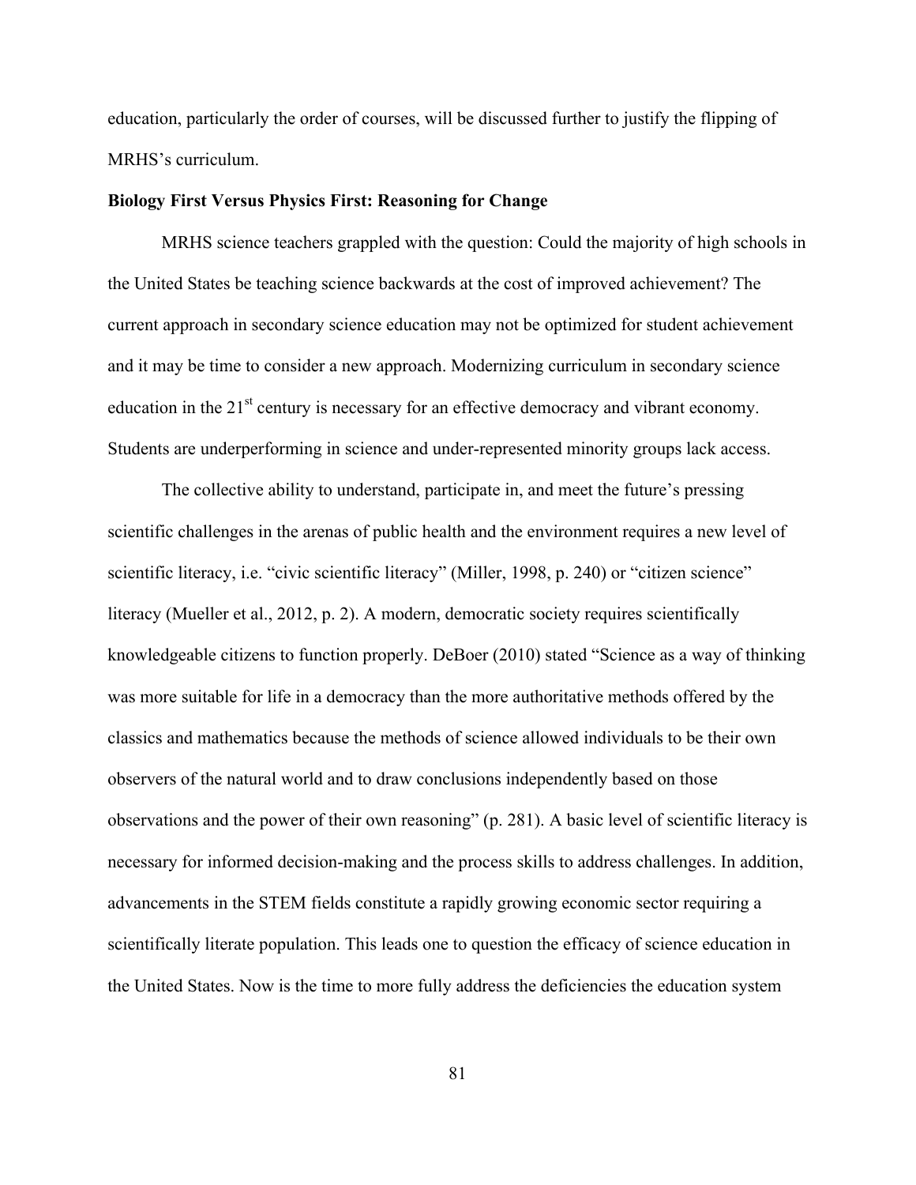education, particularly the order of courses, will be discussed further to justify the flipping of MRHS's curriculum.

**Biology First Versus Physics First: Reasoning for Change**

MRHS science teachers grappled with the question: Could the majority of high schools in the United States be teaching science backwards at the cost of improved achievement? The current approach in secondary science education may not be optimized for student achievement and it may be time to consider a new approach. Modernizing curriculum in secondary science education in the 21st century is necessary for an effective democracy and vibrant economy. Students are underperforming in science and under-represented minority groups lack access.

The collective ability to understand, participate in, and meet the future's pressing scientific challenges in the arenas of public health and the environment requires a new level of scientific literacy, i.e. "civic scientific literacy" (Miller, 1998, p. 240) or "citizen science" literacy (Mueller et al., 2012, p. 2). A modern, democratic society requires scientifically knowledgeable citizens to function properly. DeBoer (2010) stated "Science as a way of thinking was more suitable for life in a democracy than the more authoritative methods offered by the classics and mathematics because the methods of science allowed individuals to be their own observers of the natural world and to draw conclusions independently based on those observations and the power of their own reasoning" (p. 281). A basic level of scientific literacy is necessary for informed decision-making and the process skills to address challenges. In addition, advancements in the STEM fields constitute a rapidly growing economic sector requiring a scientifically literate population. This leads one to question the efficacy of science education in the United States. Now is the time to more fully address the deficiencies the education system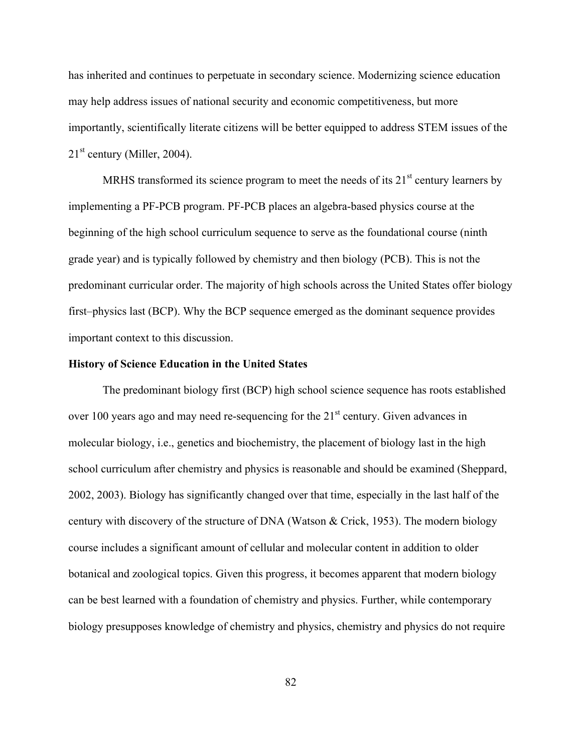has inherited and continues to perpetuate in secondary science. Modernizing science education may help address issues of national security and economic competitiveness, but more importantly, scientifically literate citizens will be better equipped to address STEM issues of the 21st century (Miller, 2004).

MRHS transformed its science program to meet the needs of its 21st century learners by implementing a PF-PCB program. PF-PCB places an algebra-based physics course at the beginning of the high school curriculum sequence to serve as the foundational course (ninth grade year) and is typically followed by chemistry and then biology (PCB). This is not the predominant curricular order. The majority of high schools across the United States offer biology first–physics last (BCP). Why the BCP sequence emerged as the dominant sequence provides important context to this discussion.

**History of Science Education in the United States**

The predominant biology first (BCP) high school science sequence has roots established over 100 years ago and may need re-sequencing for the 21st century. Given advances in molecular biology, i.e., genetics and biochemistry, the placement of biology last in the high school curriculum after chemistry and physics is reasonable and should be examined (Sheppard, 2002, 2003). Biology has significantly changed over that time, especially in the last half of the century with discovery of the structure of DNA (Watson & Crick, 1953). The modern biology course includes a significant amount of cellular and molecular content in addition to older botanical and zoological topics. Given this progress, it becomes apparent that modern biology can be best learned with a foundation of chemistry and physics. Further, while contemporary biology presupposes knowledge of chemistry and physics, chemistry and physics do not require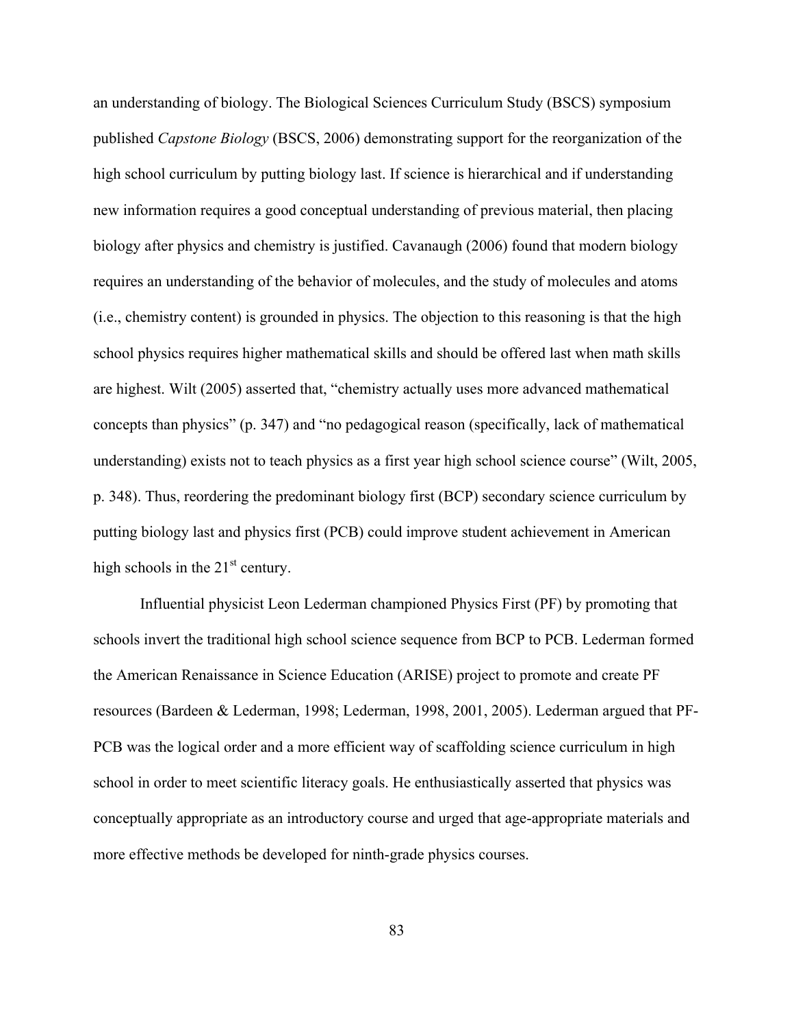an understanding of biology. The Biological Sciences Curriculum Study (BSCS) symposium published *Capstone Biology* (BSCS, 2006) demonstrating support for the reorganization of the high school curriculum by putting biology last. If science is hierarchical and if understanding new information requires a good conceptual understanding of previous material, then placing biology after physics and chemistry is justified. Cavanaugh (2006) found that modern biology requires an understanding of the behavior of molecules, and the study of molecules and atoms (i.e., chemistry content) is grounded in physics. The objection to this reasoning is that the high school physics requires higher mathematical skills and should be offered last when math skills are highest. Wilt (2005) asserted that, "chemistry actually uses more advanced mathematical concepts than physics" (p. 347) and "no pedagogical reason (specifically, lack of mathematical understanding) exists not to teach physics as a first year high school science course" (Wilt, 2005, p. 348). Thus, reordering the predominant biology first (BCP) secondary science curriculum by putting biology last and physics first (PCB) could improve student achievement in American high schools in the 21st century.

Influential physicist Leon Lederman championed Physics First (PF) by promoting that schools invert the traditional high school science sequence from BCP to PCB. Lederman formed the American Renaissance in Science Education (ARISE) project to promote and create PF resources (Bardeen & Lederman, 1998; Lederman, 1998, 2001, 2005). Lederman argued that PF-PCB was the logical order and a more efficient way of scaffolding science curriculum in high school in order to meet scientific literacy goals. He enthusiastically asserted that physics was conceptually appropriate as an introductory course and urged that age-appropriate materials and more effective methods be developed for ninth-grade physics courses.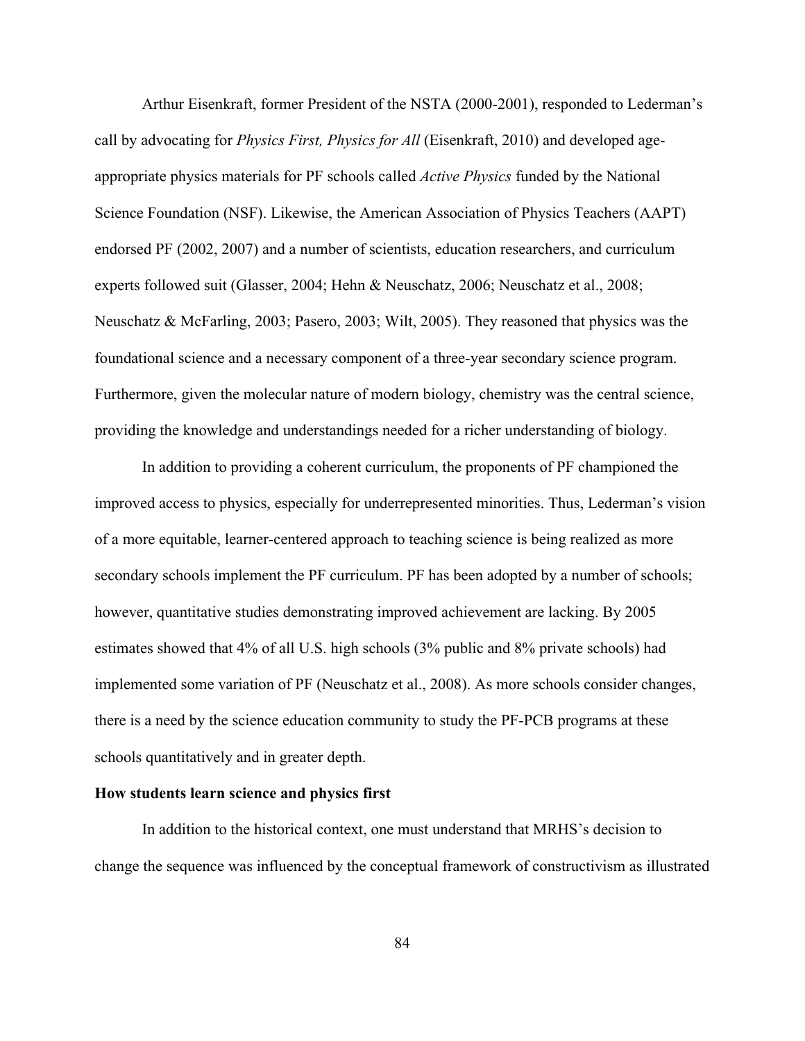Arthur Eisenkraft, former President of the NSTA (2000-2001), responded to Lederman's call by advocating for *Physics First, Physics for All* (Eisenkraft, 2010) and developed age-appropriate physics materials for PF schools called *Active Physics* funded by the National Science Foundation (NSF). Likewise, the American Association of Physics Teachers (AAPT) endorsed PF (2002, 2007) and a number of scientists, education researchers, and curriculum experts followed suit (Glasser, 2004; Hehn & Neuschatz, 2006; Neuschatz et al., 2008; Neuschatz & McFarling, 2003; Pasero, 2003; Wilt, 2005). They reasoned that physics was the foundational science and a necessary component of a three-year secondary science program. Furthermore, given the molecular nature of modern biology, chemistry was the central science, providing the knowledge and understandings needed for a richer understanding of biology.

In addition to providing a coherent curriculum, the proponents of PF championed the improved access to physics, especially for underrepresented minorities. Thus, Lederman's vision of a more equitable, learner-centered approach to teaching science is being realized as more secondary schools implement the PF curriculum. PF has been adopted by a number of schools; however, quantitative studies demonstrating improved achievement are lacking. By 2005 estimates showed that 4% of all U.S. high schools (3% public and 8% private schools) had implemented some variation of PF (Neuschatz et al., 2008). As more schools consider changes, there is a need by the science education community to study the PF-PCB programs at these schools quantitatively and in greater depth.

**How students learn science and physics first**

In addition to the historical context, one must understand that MRHS's decision to change the sequence was influenced by the conceptual framework of constructivism as illustrated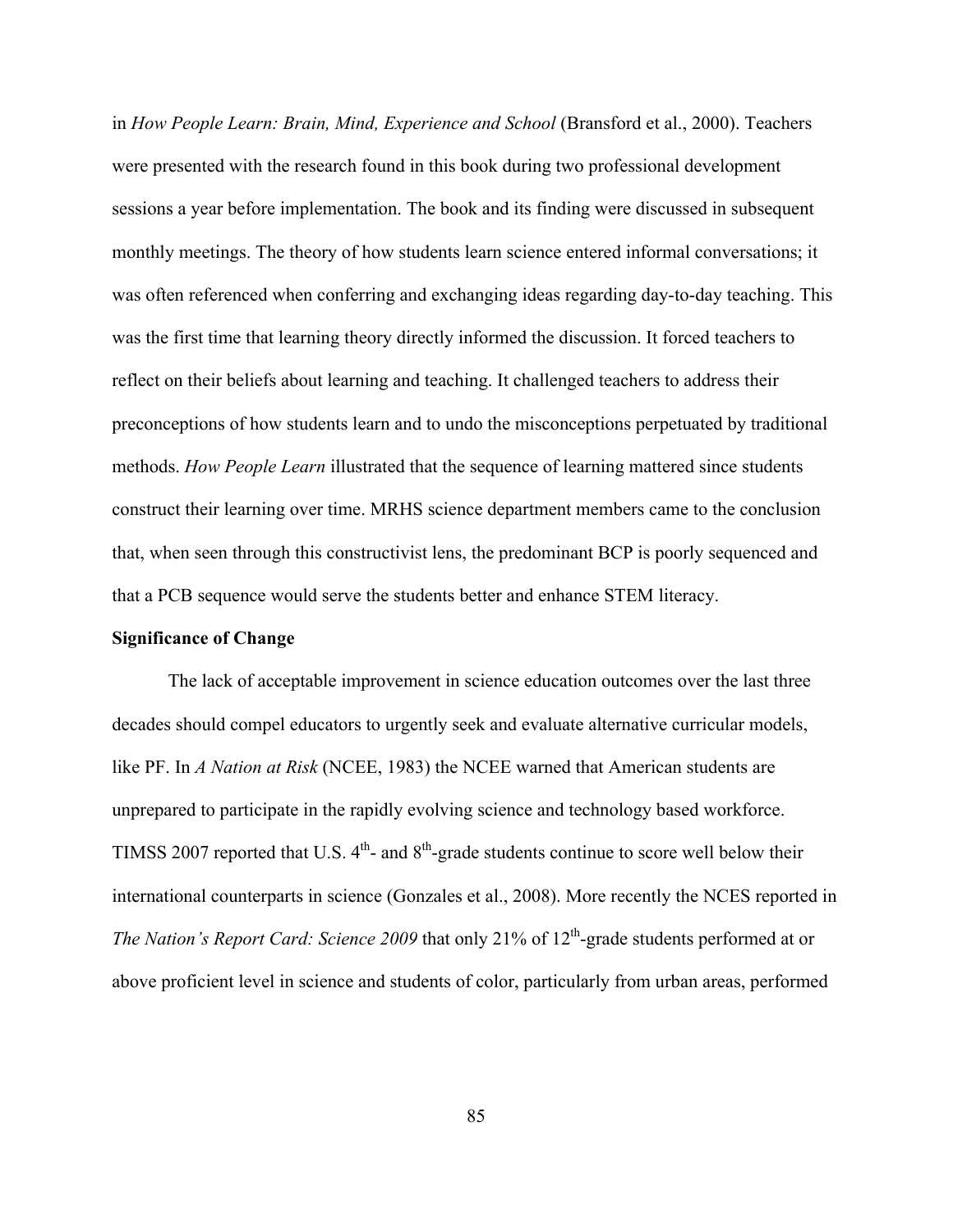in *How People Learn: Brain, Mind, Experience and School* (Bransford et al., 2000). Teachers were presented with the research found in this book during two professional development sessions a year before implementation. The book and its finding were discussed in subsequent monthly meetings. The theory of how students learn science entered informal conversations; it was often referenced when conferring and exchanging ideas regarding day-to-day teaching. This was the first time that learning theory directly informed the discussion. It forced teachers to reflect on their beliefs about learning and teaching. It challenged teachers to address their preconceptions of how students learn and to undo the misconceptions perpetuated by traditional methods. *How People Learn* illustrated that the sequence of learning mattered since students construct their learning over time. MRHS science department members came to the conclusion that, when seen through this constructivist lens, the predominant BCP is poorly sequenced and that a PCB sequence would serve the students better and enhance STEM literacy.

**Significance of Change**

The lack of acceptable improvement in science education outcomes over the last three decades should compel educators to urgently seek and evaluate alternative curricular models, like PF. In *A Nation at Risk* (NCEE, 1983) the NCEE warned that American students are unprepared to participate in the rapidly evolving science and technology based workforce. TIMSS 2007 reported that U.S. $4^{th}$- and $8^{th}$-grade students continue to score well below their international counterparts in science (Gonzales et al., 2008). More recently the NCES reported in *The Nation's Report Card: Science 2009* that only 21% of $12^{th}$-grade students performed at or above proficient level in science and students of color, particularly from urban areas, performed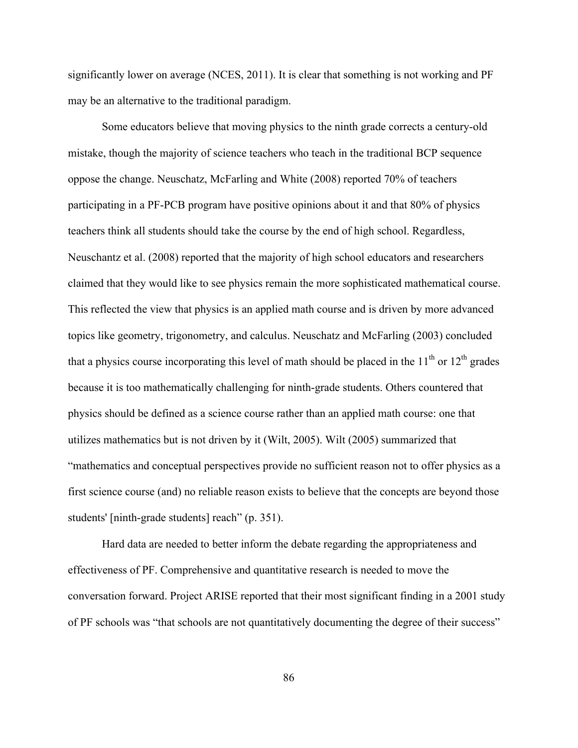significantly lower on average (NCES, 2011). It is clear that something is not working and PF may be an alternative to the traditional paradigm.

Some educators believe that moving physics to the ninth grade corrects a century-old mistake, though the majority of science teachers who teach in the traditional BCP sequence oppose the change. Neuschatz, McFarling and White (2008) reported 70% of teachers participating in a PF-PCB program have positive opinions about it and that 80% of physics teachers think all students should take the course by the end of high school. Regardless, Neuschantz et al. (2008) reported that the majority of high school educators and researchers claimed that they would like to see physics remain the more sophisticated mathematical course. This reflected the view that physics is an applied math course and is driven by more advanced topics like geometry, trigonometry, and calculus. Neuschatz and McFarling (2003) concluded that a physics course incorporating this level of math should be placed in the 11th or 12th grades because it is too mathematically challenging for ninth-grade students. Others countered that physics should be defined as a science course rather than an applied math course: one that utilizes mathematics but is not driven by it (Wilt, 2005). Wilt (2005) summarized that "mathematics and conceptual perspectives provide no sufficient reason not to offer physics as a first science course (and) no reliable reason exists to believe that the concepts are beyond those students' [ninth-grade students] reach" (p. 351).

Hard data are needed to better inform the debate regarding the appropriateness and effectiveness of PF. Comprehensive and quantitative research is needed to move the conversation forward. Project ARISE reported that their most significant finding in a 2001 study of PF schools was "that schools are not quantitatively documenting the degree of their success"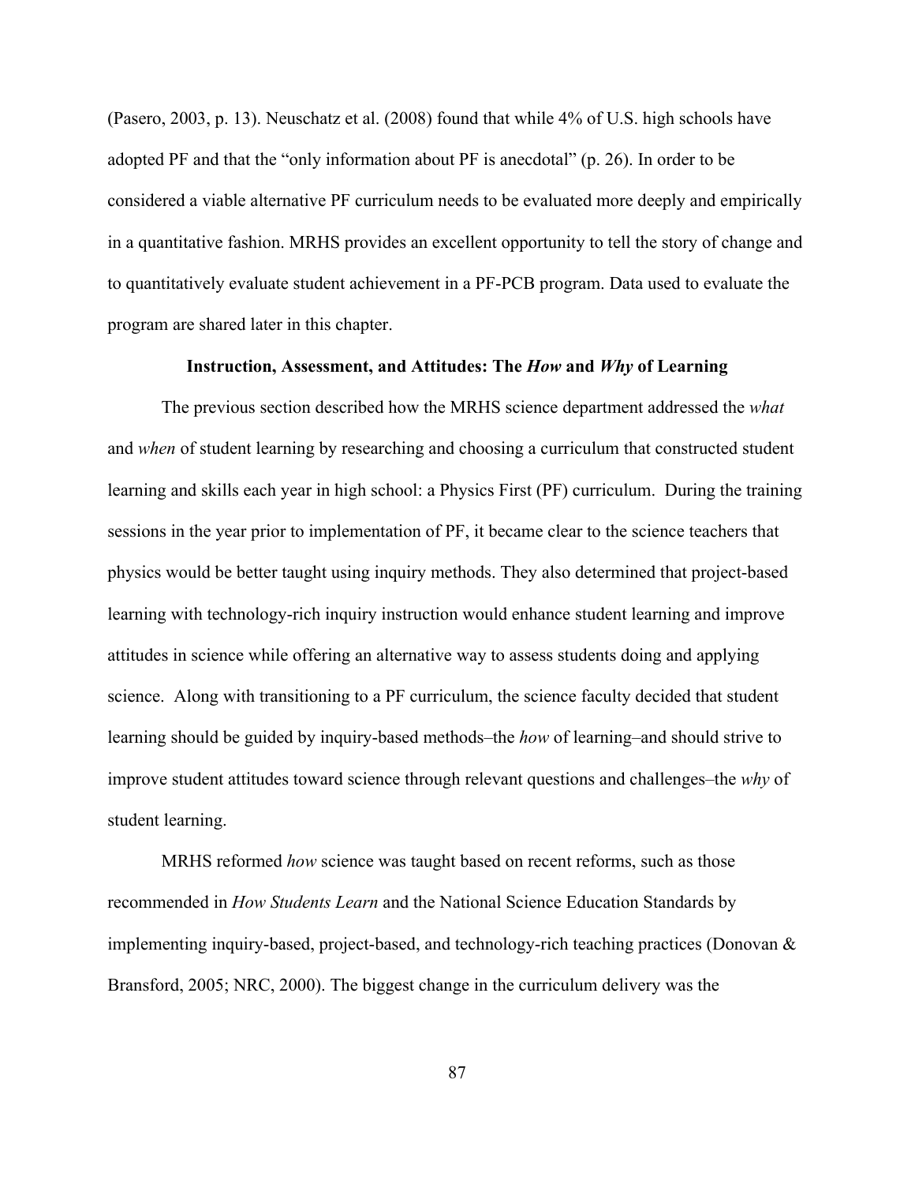(Pasero, 2003, p. 13). Neuschatz et al. (2008) found that while 4% of U.S. high schools have adopted PF and that the "only information about PF is anecdotal" (p. 26). In order to be considered a viable alternative PF curriculum needs to be evaluated more deeply and empirically in a quantitative fashion. MRHS provides an excellent opportunity to tell the story of change and to quantitatively evaluate student achievement in a PF-PCB program. Data used to evaluate the program are shared later in this chapter.

### Instruction, Assessment, and Attitudes: The *How* and *Why* of Learning

The previous section described how the MRHS science department addressed the *what* and *when* of student learning by researching and choosing a curriculum that constructed student learning and skills each year in high school: a Physics First (PF) curriculum. During the training sessions in the year prior to implementation of PF, it became clear to the science teachers that physics would be better taught using inquiry methods. They also determined that project-based learning with technology-rich inquiry instruction would enhance student learning and improve attitudes in science while offering an alternative way to assess students doing and applying science. Along with transitioning to a PF curriculum, the science faculty decided that student learning should be guided by inquiry-based methods–the *how* of learning–and should strive to improve student attitudes toward science through relevant questions and challenges–the *why* of student learning.

MRHS reformed *how* science was taught based on recent reforms, such as those recommended in *How Students Learn* and the National Science Education Standards by implementing inquiry-based, project-based, and technology-rich teaching practices (Donovan & Bransford, 2005; NRC, 2000). The biggest change in the curriculum delivery was the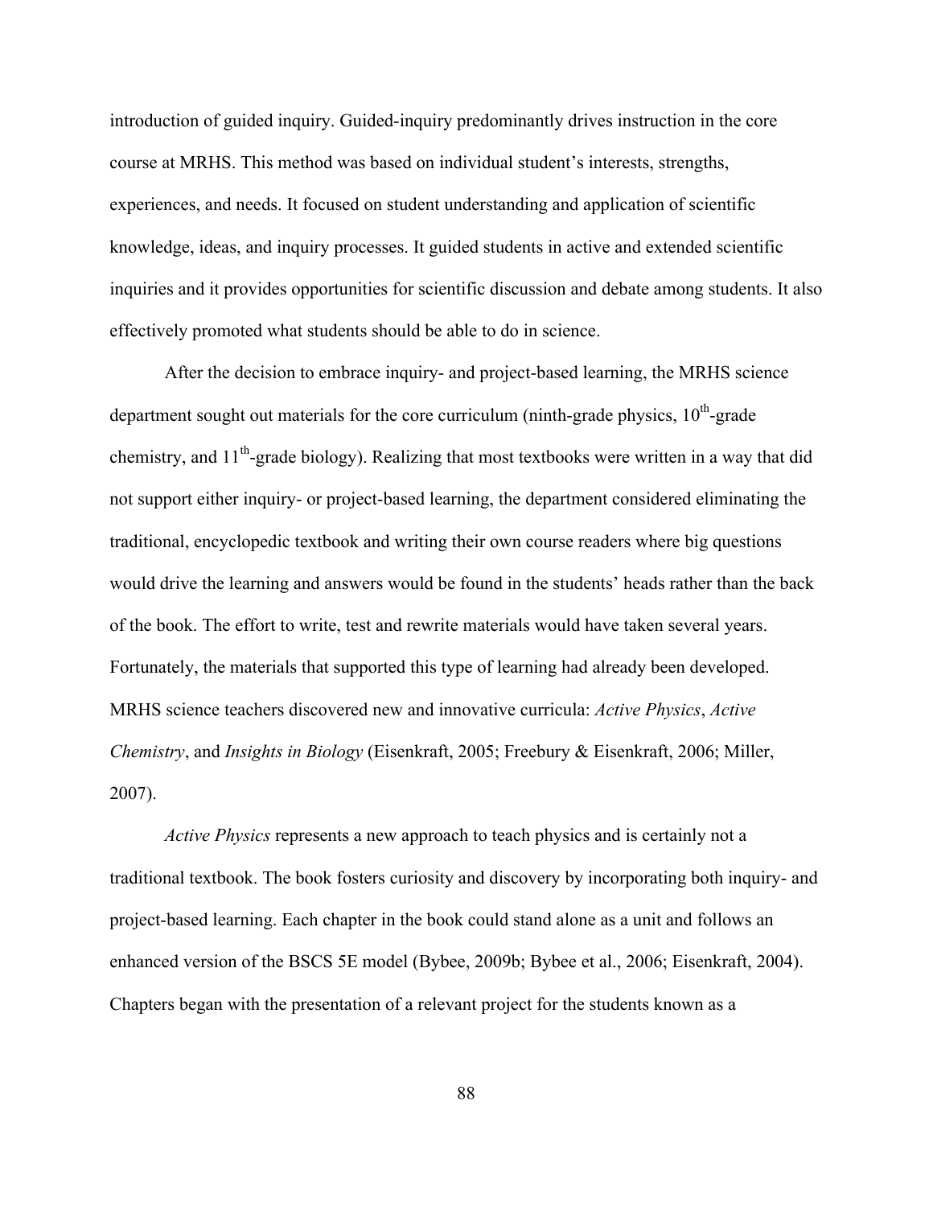introduction of guided inquiry. Guided-inquiry predominantly drives instruction in the core course at MRHS. This method was based on individual student's interests, strengths, experiences, and needs. It focused on student understanding and application of scientific knowledge, ideas, and inquiry processes. It guided students in active and extended scientific inquiries and it provides opportunities for scientific discussion and debate among students. It also effectively promoted what students should be able to do in science.

After the decision to embrace inquiry- and project-based learning, the MRHS science department sought out materials for the core curriculum (ninth-grade physics, 10th-grade chemistry, and 11th-grade biology). Realizing that most textbooks were written in a way that did not support either inquiry- or project-based learning, the department considered eliminating the traditional, encyclopedic textbook and writing their own course readers where big questions would drive the learning and answers would be found in the students' heads rather than the back of the book. The effort to write, test and rewrite materials would have taken several years. Fortunately, the materials that supported this type of learning had already been developed. MRHS science teachers discovered new and innovative curricula: *Active Physics*, *Active Chemistry*, and *Insights in Biology* (Eisenkraft, 2005; Freebury & Eisenkraft, 2006; Miller, 2007).

*Active Physics* represents a new approach to teach physics and is certainly not a traditional textbook. The book fosters curiosity and discovery by incorporating both inquiry- and project-based learning. Each chapter in the book could stand alone as a unit and follows an enhanced version of the BSCS 5E model (Bybee, 2009b; Bybee et al., 2006; Eisenkraft, 2004). Chapters began with the presentation of a relevant project for the students known as a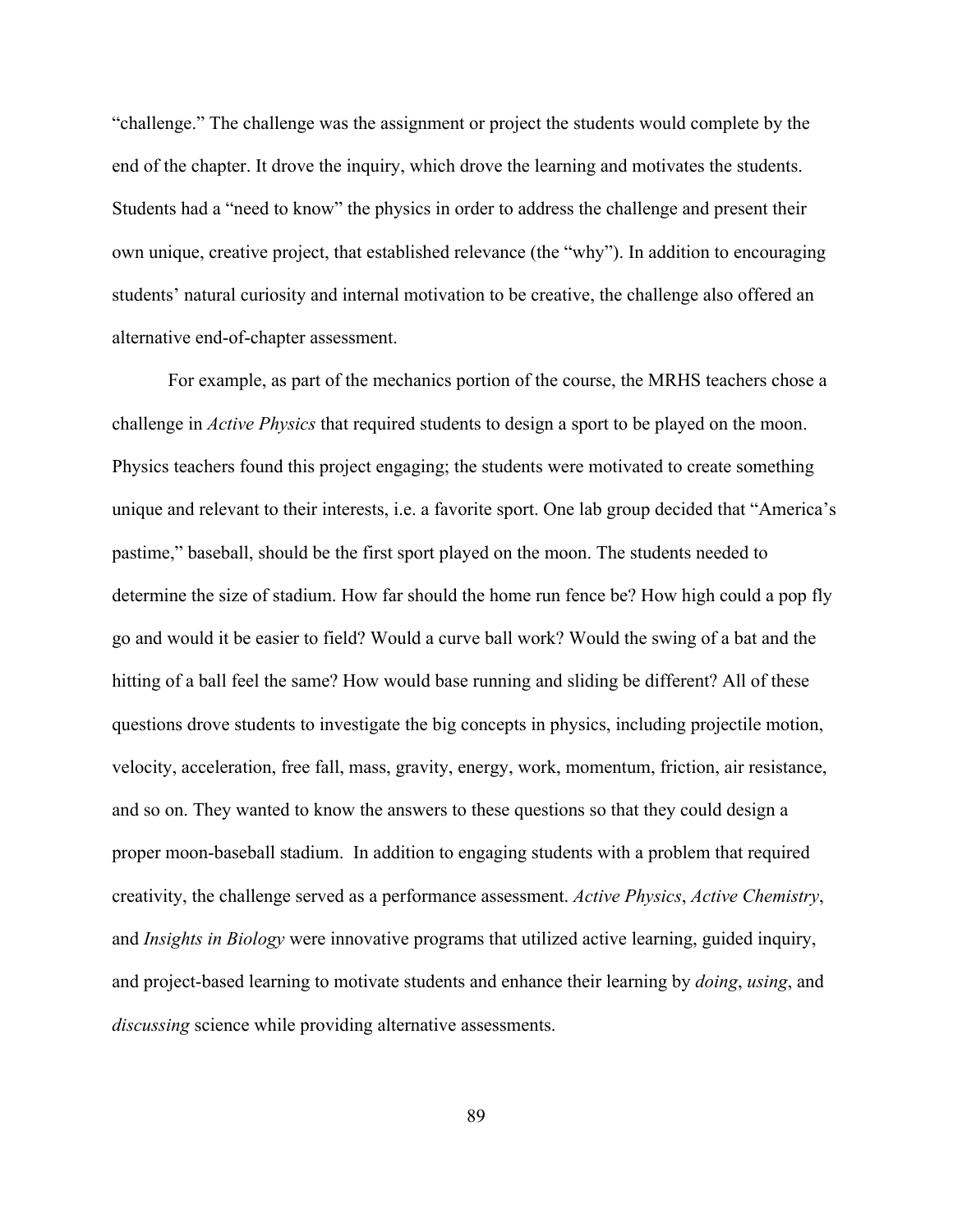“challenge.” The challenge was the assignment or project the students would complete by the end of the chapter. It drove the inquiry, which drove the learning and motivates the students. Students had a “need to know” the physics in order to address the challenge and present their own unique, creative project, that established relevance (the “why”). In addition to encouraging students’ natural curiosity and internal motivation to be creative, the challenge also offered an alternative end-of-chapter assessment.

For example, as part of the mechanics portion of the course, the MRHS teachers chose a challenge in *Active Physics* that required students to design a sport to be played on the moon. Physics teachers found this project engaging; the students were motivated to create something unique and relevant to their interests, i.e. a favorite sport. One lab group decided that “America’s pastime,” baseball, should be the first sport played on the moon. The students needed to determine the size of stadium. How far should the home run fence be? How high could a pop fly go and would it be easier to field? Would a curve ball work? Would the swing of a bat and the hitting of a ball feel the same? How would base running and sliding be different? All of these questions drove students to investigate the big concepts in physics, including projectile motion, velocity, acceleration, free fall, mass, gravity, energy, work, momentum, friction, air resistance, and so on. They wanted to know the answers to these questions so that they could design a proper moon-baseball stadium. In addition to engaging students with a problem that required creativity, the challenge served as a performance assessment. *Active Physics*, *Active Chemistry*, and *Insights in Biology* were innovative programs that utilized active learning, guided inquiry, and project-based learning to motivate students and enhance their learning by *doing*, *using*, and *discussing* science while providing alternative assessments.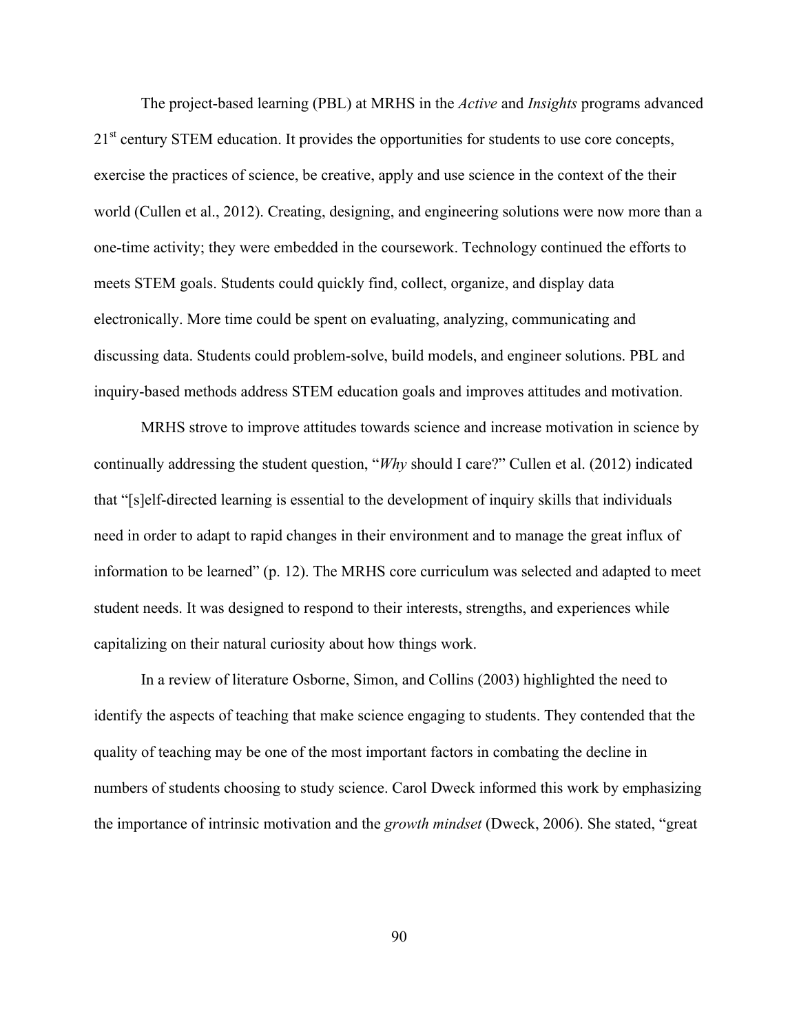The project-based learning (PBL) at MRHS in the *Active* and *Insights* programs advanced 21st century STEM education. It provides the opportunities for students to use core concepts, exercise the practices of science, be creative, apply and use science in the context of the their world (Cullen et al., 2012). Creating, designing, and engineering solutions were now more than a one-time activity; they were embedded in the coursework. Technology continued the efforts to meets STEM goals. Students could quickly find, collect, organize, and display data electronically. More time could be spent on evaluating, analyzing, communicating and discussing data. Students could problem-solve, build models, and engineer solutions. PBL and inquiry-based methods address STEM education goals and improves attitudes and motivation.

MRHS strove to improve attitudes towards science and increase motivation in science by continually addressing the student question, "*Why* should I care?" Cullen et al. (2012) indicated that "[s]elf-directed learning is essential to the development of inquiry skills that individuals need in order to adapt to rapid changes in their environment and to manage the great influx of information to be learned" (p. 12). The MRHS core curriculum was selected and adapted to meet student needs. It was designed to respond to their interests, strengths, and experiences while capitalizing on their natural curiosity about how things work.

In a review of literature Osborne, Simon, and Collins (2003) highlighted the need to identify the aspects of teaching that make science engaging to students. They contended that the quality of teaching may be one of the most important factors in combating the decline in numbers of students choosing to study science. Carol Dweck informed this work by emphasizing the importance of intrinsic motivation and the *growth mindset* (Dweck, 2006). She stated, "great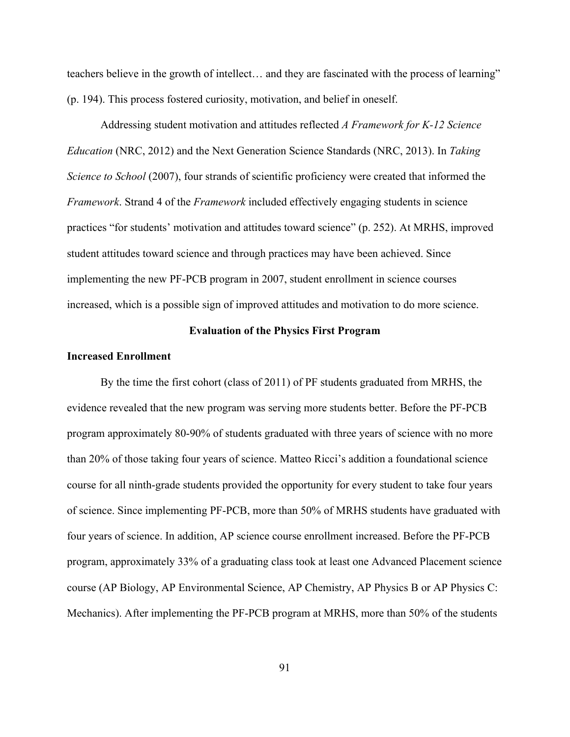teachers believe in the growth of intellect… and they are fascinated with the process of learning" (p. 194). This process fostered curiosity, motivation, and belief in oneself.

Addressing student motivation and attitudes reflected *A Framework for K-12 Science Education* (NRC, 2012) and the Next Generation Science Standards (NRC, 2013). In *Taking Science to School* (2007), four strands of scientific proficiency were created that informed the *Framework*. Strand 4 of the *Framework* included effectively engaging students in science practices "for students' motivation and attitudes toward science" (p. 252). At MRHS, improved student attitudes toward science and through practices may have been achieved. Since implementing the new PF-PCB program in 2007, student enrollment in science courses increased, which is a possible sign of improved attitudes and motivation to do more science.

## Evaluation of the Physics First Program

### Increased Enrollment

By the time the first cohort (class of 2011) of PF students graduated from MRHS, the evidence revealed that the new program was serving more students better. Before the PF-PCB program approximately 80-90% of students graduated with three years of science with no more than 20% of those taking four years of science. Matteo Ricci's addition a foundational science course for all ninth-grade students provided the opportunity for every student to take four years of science. Since implementing PF-PCB, more than 50% of MRHS students have graduated with four years of science. In addition, AP science course enrollment increased. Before the PF-PCB program, approximately 33% of a graduating class took at least one Advanced Placement science course (AP Biology, AP Environmental Science, AP Chemistry, AP Physics B or AP Physics C: Mechanics). After implementing the PF-PCB program at MRHS, more than 50% of the students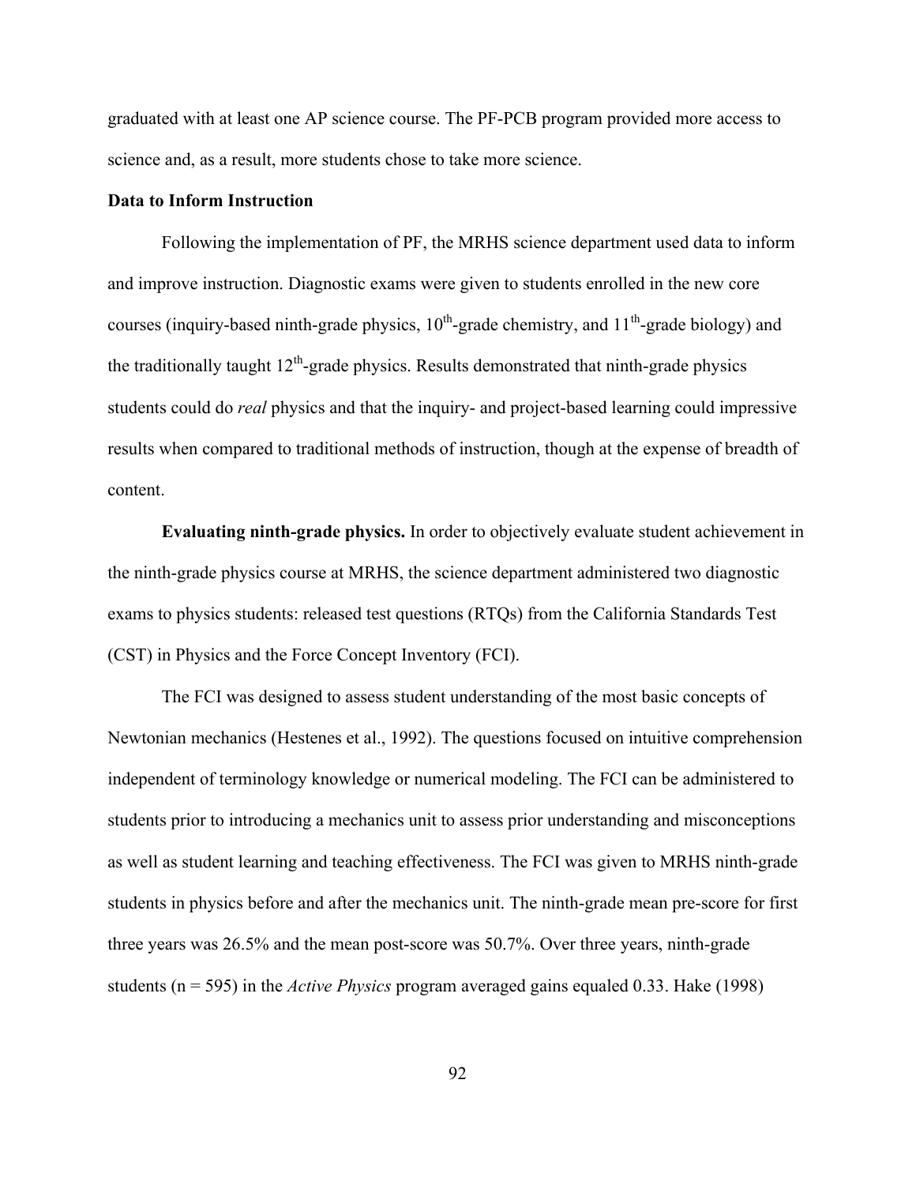graduated with at least one AP science course. The PF-PCB program provided more access to science and, as a result, more students chose to take more science.

**Data to Inform Instruction**

Following the implementation of PF, the MRHS science department used data to inform and improve instruction. Diagnostic exams were given to students enrolled in the new core courses (inquiry-based ninth-grade physics, 10th-grade chemistry, and 11th-grade biology) and the traditionally taught 12th-grade physics. Results demonstrated that ninth-grade physics students could do *real* physics and that the inquiry- and project-based learning could impressive results when compared to traditional methods of instruction, though at the expense of breadth of content.

**Evaluating ninth-grade physics.** In order to objectively evaluate student achievement in the ninth-grade physics course at MRHS, the science department administered two diagnostic exams to physics students: released test questions (RTQs) from the California Standards Test (CST) in Physics and the Force Concept Inventory (FCI).

The FCI was designed to assess student understanding of the most basic concepts of Newtonian mechanics (Hestenes et al., 1992). The questions focused on intuitive comprehension independent of terminology knowledge or numerical modeling. The FCI can be administered to students prior to introducing a mechanics unit to assess prior understanding and misconceptions as well as student learning and teaching effectiveness. The FCI was given to MRHS ninth-grade students in physics before and after the mechanics unit. The ninth-grade mean pre-score for first three years was 26.5% and the mean post-score was 50.7%. Over three years, ninth-grade students ($n = 595$) in the *Active Physics* program averaged gains equaled 0.33. Hake (1998)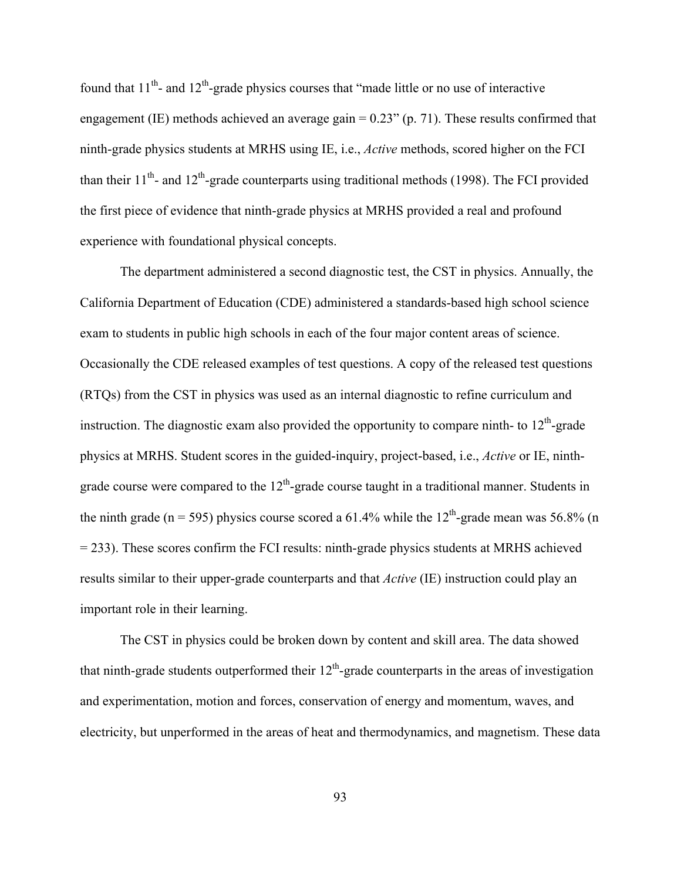found that $11^{th}$- and $12^{th}$-grade physics courses that "made little or no use of interactive engagement (IE) methods achieved an average gain = 0.23" (p. 71). These results confirmed that ninth-grade physics students at MRHS using IE, i.e., *Active* methods, scored higher on the FCI than their $11^{th}$- and $12^{th}$-grade counterparts using traditional methods (1998). The FCI provided the first piece of evidence that ninth-grade physics at MRHS provided a real and profound experience with foundational physical concepts.

The department administered a second diagnostic test, the CST in physics. Annually, the California Department of Education (CDE) administered a standards-based high school science exam to students in public high schools in each of the four major content areas of science. Occasionally the CDE released examples of test questions. A copy of the released test questions (RTQs) from the CST in physics was used as an internal diagnostic to refine curriculum and instruction. The diagnostic exam also provided the opportunity to compare ninth- to $12^{th}$-grade physics at MRHS. Student scores in the guided-inquiry, project-based, i.e., *Active* or IE, ninth-grade course were compared to the $12^{th}$-grade course taught in a traditional manner. Students in the ninth grade ($n = 595$) physics course scored a 61.4% while the $12^{th}$-grade mean was 56.8% ($n = 233$). These scores confirm the FCI results: ninth-grade physics students at MRHS achieved results similar to their upper-grade counterparts and that *Active* (IE) instruction could play an important role in their learning.

The CST in physics could be broken down by content and skill area. The data showed that ninth-grade students outperformed their $12^{th}$-grade counterparts in the areas of investigation and experimentation, motion and forces, conservation of energy and momentum, waves, and electricity, but unperformed in the areas of heat and thermodynamics, and magnetism. These data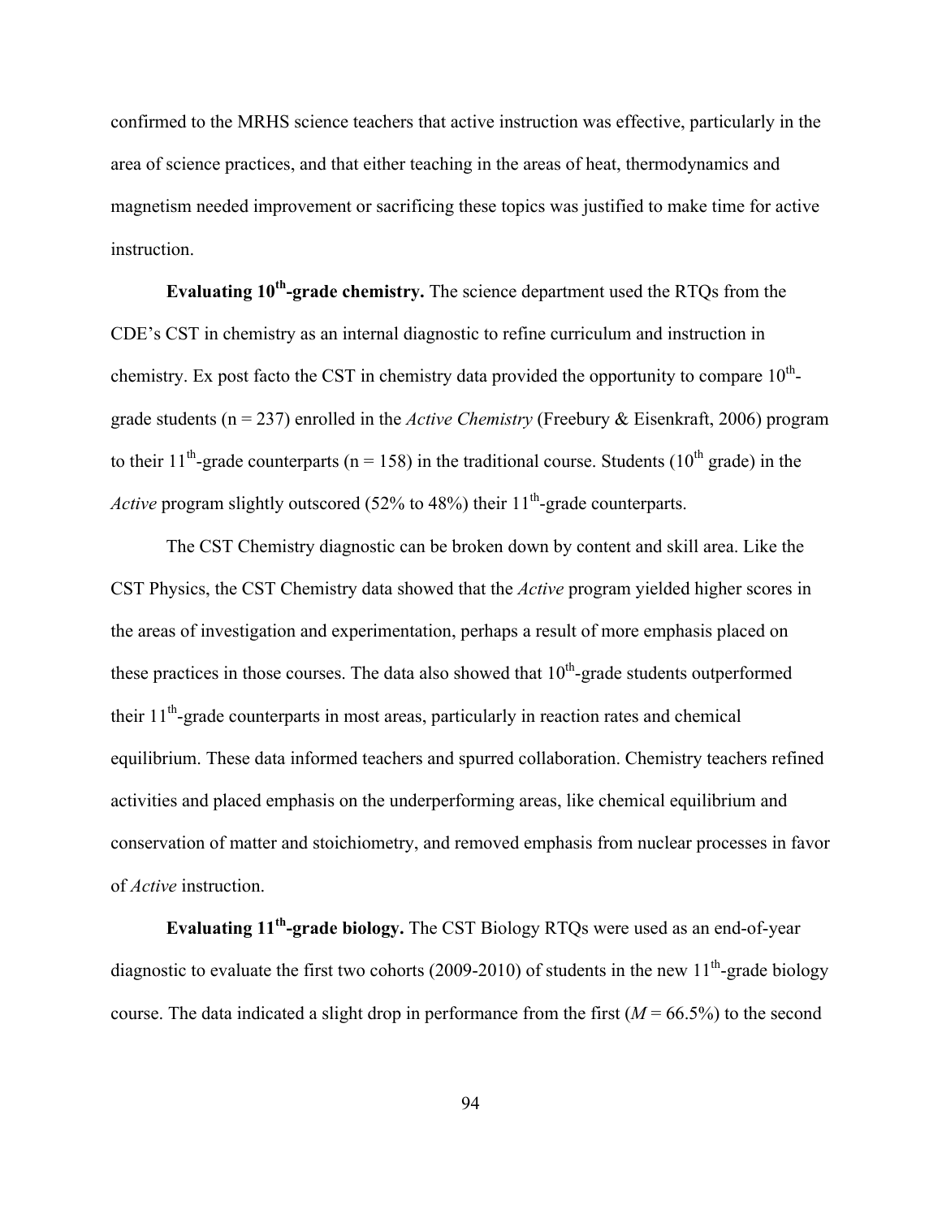confirmed to the MRHS science teachers that active instruction was effective, particularly in the area of science practices, and that either teaching in the areas of heat, thermodynamics and magnetism needed improvement or sacrificing these topics was justified to make time for active instruction.

**Evaluating 10th-grade chemistry.** The science department used the RTQs from the CDE's CST in chemistry as an internal diagnostic to refine curriculum and instruction in chemistry. Ex post facto the CST in chemistry data provided the opportunity to compare 10th-grade students (n = 237) enrolled in the *Active Chemistry* (Freebury & Eisenkraft, 2006) program to their 11th-grade counterparts (n = 158) in the traditional course. Students (10th grade) in the *Active* program slightly outscored (52% to 48%) their 11th-grade counterparts.

The CST Chemistry diagnostic can be broken down by content and skill area. Like the CST Physics, the CST Chemistry data showed that the *Active* program yielded higher scores in the areas of investigation and experimentation, perhaps a result of more emphasis placed on these practices in those courses. The data also showed that 10th-grade students outperformed their 11th-grade counterparts in most areas, particularly in reaction rates and chemical equilibrium. These data informed teachers and spurred collaboration. Chemistry teachers refined activities and placed emphasis on the underperforming areas, like chemical equilibrium and conservation of matter and stoichiometry, and removed emphasis from nuclear processes in favor of *Active* instruction.

**Evaluating 11th-grade biology.** The CST Biology RTQs were used as an end-of-year diagnostic to evaluate the first two cohorts (2009-2010) of students in the new 11th-grade biology course. The data indicated a slight drop in performance from the first ($M$ = 66.5%) to the second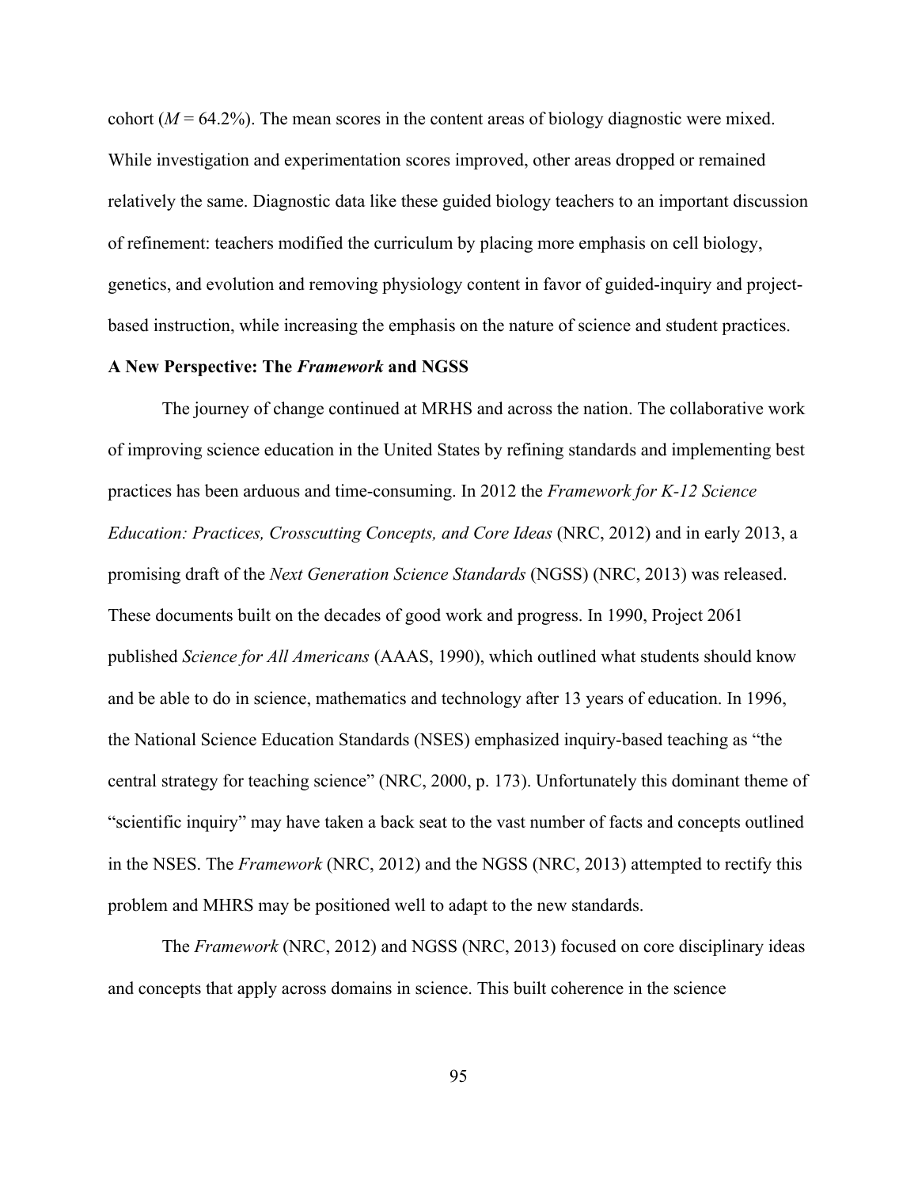cohort ($M$ = 64.2%). The mean scores in the content areas of biology diagnostic were mixed. While investigation and experimentation scores improved, other areas dropped or remained relatively the same. Diagnostic data like these guided biology teachers to an important discussion of refinement: teachers modified the curriculum by placing more emphasis on cell biology, genetics, and evolution and removing physiology content in favor of guided-inquiry and project-based instruction, while increasing the emphasis on the nature of science and student practices.

**A New Perspective: The *Framework* and NGSS**

The journey of change continued at MRHS and across the nation. The collaborative work of improving science education in the United States by refining standards and implementing best practices has been arduous and time-consuming. In 2012 the *Framework for K-12 Science Education: Practices, Crosscutting Concepts, and Core Ideas* (NRC, 2012) and in early 2013, a promising draft of the *Next Generation Science Standards* (NGSS) (NRC, 2013) was released. These documents built on the decades of good work and progress. In 1990, Project 2061 published *Science for All Americans* (AAAS, 1990), which outlined what students should know and be able to do in science, mathematics and technology after 13 years of education. In 1996, the National Science Education Standards (NSES) emphasized inquiry-based teaching as "the central strategy for teaching science" (NRC, 2000, p. 173). Unfortunately this dominant theme of "scientific inquiry" may have taken a back seat to the vast number of facts and concepts outlined in the NSES. The *Framework* (NRC, 2012) and the NGSS (NRC, 2013) attempted to rectify this problem and MHRS may be positioned well to adapt to the new standards.

The *Framework* (NRC, 2012) and NGSS (NRC, 2013) focused on core disciplinary ideas and concepts that apply across domains in science. This built coherence in the science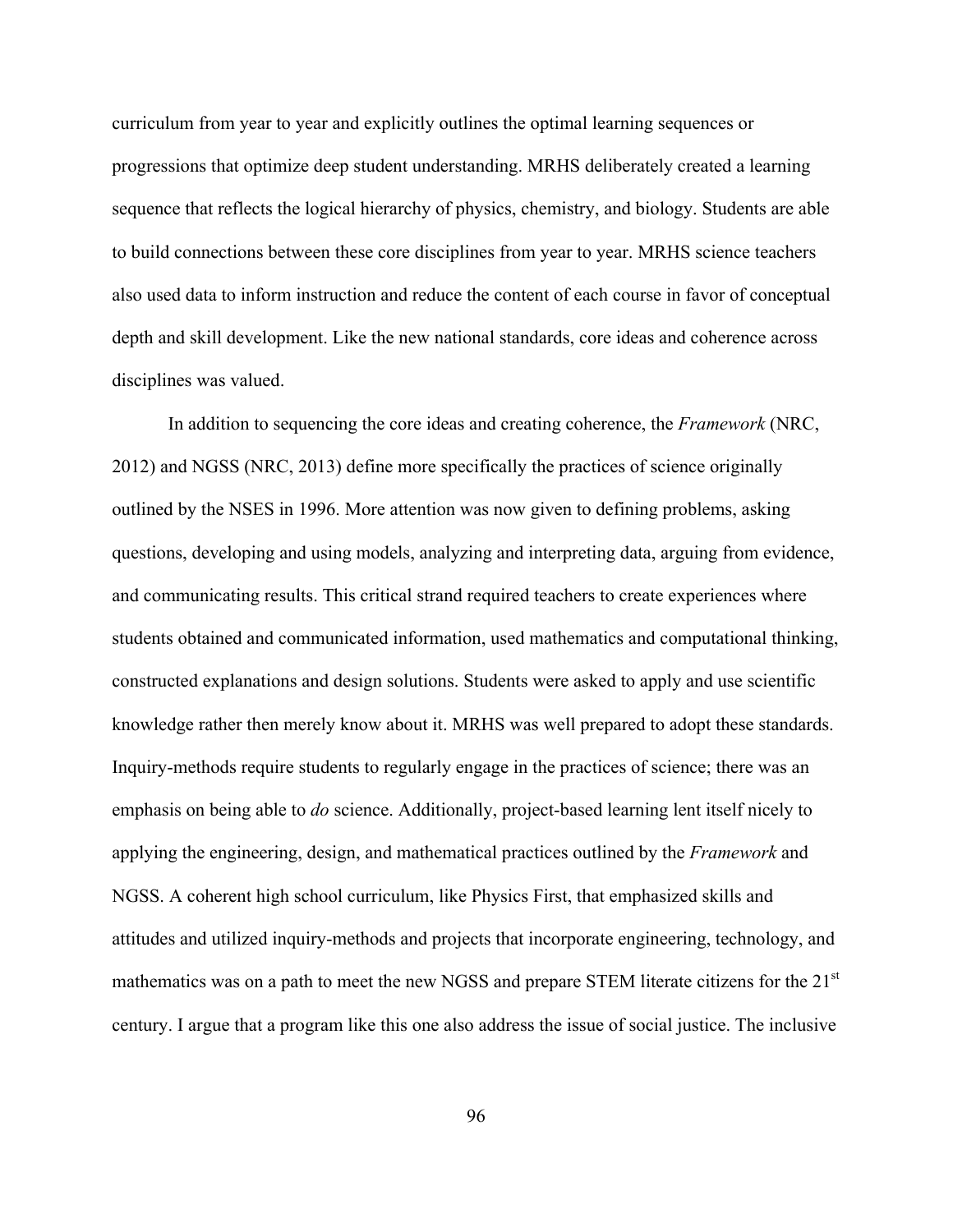curriculum from year to year and explicitly outlines the optimal learning sequences or progressions that optimize deep student understanding. MRHS deliberately created a learning sequence that reflects the logical hierarchy of physics, chemistry, and biology. Students are able to build connections between these core disciplines from year to year. MRHS science teachers also used data to inform instruction and reduce the content of each course in favor of conceptual depth and skill development. Like the new national standards, core ideas and coherence across disciplines was valued.

In addition to sequencing the core ideas and creating coherence, the *Framework* (NRC, 2012) and NGSS (NRC, 2013) define more specifically the practices of science originally outlined by the NSES in 1996. More attention was now given to defining problems, asking questions, developing and using models, analyzing and interpreting data, arguing from evidence, and communicating results. This critical strand required teachers to create experiences where students obtained and communicated information, used mathematics and computational thinking, constructed explanations and design solutions. Students were asked to apply and use scientific knowledge rather then merely know about it. MRHS was well prepared to adopt these standards. Inquiry-methods require students to regularly engage in the practices of science; there was an emphasis on being able to *do* science. Additionally, project-based learning lent itself nicely to applying the engineering, design, and mathematical practices outlined by the *Framework* and NGSS. A coherent high school curriculum, like Physics First, that emphasized skills and attitudes and utilized inquiry-methods and projects that incorporate engineering, technology, and mathematics was on a path to meet the new NGSS and prepare STEM literate citizens for the 21st century. I argue that a program like this one also address the issue of social justice. The inclusive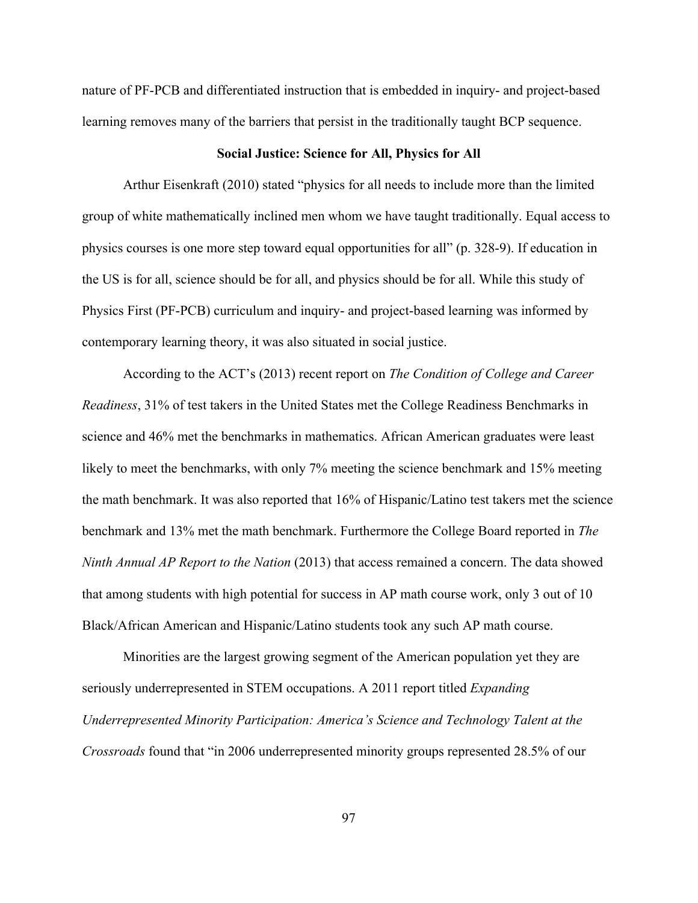nature of PF-PCB and differentiated instruction that is embedded in inquiry- and project-based learning removes many of the barriers that persist in the traditionally taught BCP sequence.

### Social Justice: Science for All, Physics for All

Arthur Eisenkraft (2010) stated "physics for all needs to include more than the limited group of white mathematically inclined men whom we have taught traditionally. Equal access to physics courses is one more step toward equal opportunities for all" (p. 328-9). If education in the US is for all, science should be for all, and physics should be for all. While this study of Physics First (PF-PCB) curriculum and inquiry- and project-based learning was informed by contemporary learning theory, it was also situated in social justice.

According to the ACT's (2013) recent report on *The Condition of College and Career Readiness*, 31% of test takers in the United States met the College Readiness Benchmarks in science and 46% met the benchmarks in mathematics. African American graduates were least likely to meet the benchmarks, with only 7% meeting the science benchmark and 15% meeting the math benchmark. It was also reported that 16% of Hispanic/Latino test takers met the science benchmark and 13% met the math benchmark. Furthermore the College Board reported in *The Ninth Annual AP Report to the Nation* (2013) that access remained a concern. The data showed that among students with high potential for success in AP math course work, only 3 out of 10 Black/African American and Hispanic/Latino students took any such AP math course.

Minorities are the largest growing segment of the American population yet they are seriously underrepresented in STEM occupations. A 2011 report titled *Expanding Underrepresented Minority Participation: America's Science and Technology Talent at the Crossroads* found that "in 2006 underrepresented minority groups represented 28.5% of our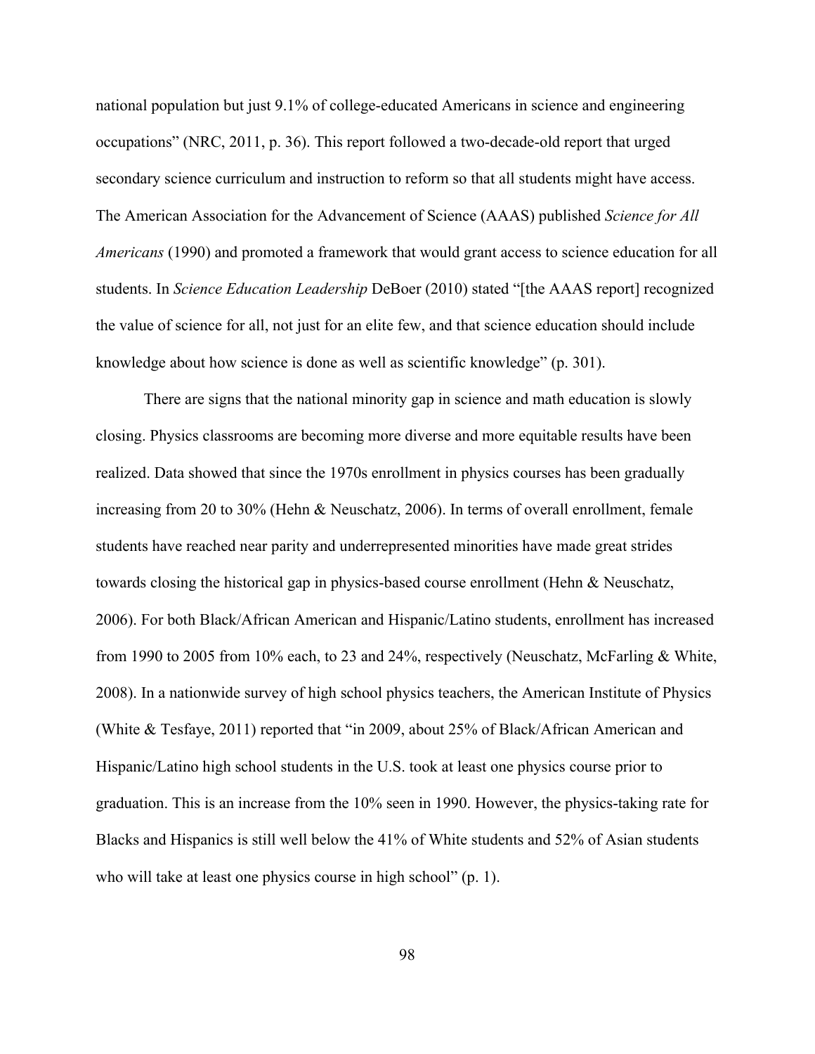national population but just 9.1% of college-educated Americans in science and engineering occupations" (NRC, 2011, p. 36). This report followed a two-decade-old report that urged secondary science curriculum and instruction to reform so that all students might have access. The American Association for the Advancement of Science (AAAS) published *Science for All Americans* (1990) and promoted a framework that would grant access to science education for all students. In *Science Education Leadership* DeBoer (2010) stated "[the AAAS report] recognized the value of science for all, not just for an elite few, and that science education should include knowledge about how science is done as well as scientific knowledge" (p. 301).

There are signs that the national minority gap in science and math education is slowly closing. Physics classrooms are becoming more diverse and more equitable results have been realized. Data showed that since the 1970s enrollment in physics courses has been gradually increasing from 20 to 30% (Hehn & Neuschatz, 2006). In terms of overall enrollment, female students have reached near parity and underrepresented minorities have made great strides towards closing the historical gap in physics-based course enrollment (Hehn & Neuschatz, 2006). For both Black/African American and Hispanic/Latino students, enrollment has increased from 1990 to 2005 from 10% each, to 23 and 24%, respectively (Neuschatz, McFarling & White, 2008). In a nationwide survey of high school physics teachers, the American Institute of Physics (White & Tesfaye, 2011) reported that "in 2009, about 25% of Black/African American and Hispanic/Latino high school students in the U.S. took at least one physics course prior to graduation. This is an increase from the 10% seen in 1990. However, the physics-taking rate for Blacks and Hispanics is still well below the 41% of White students and 52% of Asian students who will take at least one physics course in high school" (p. 1).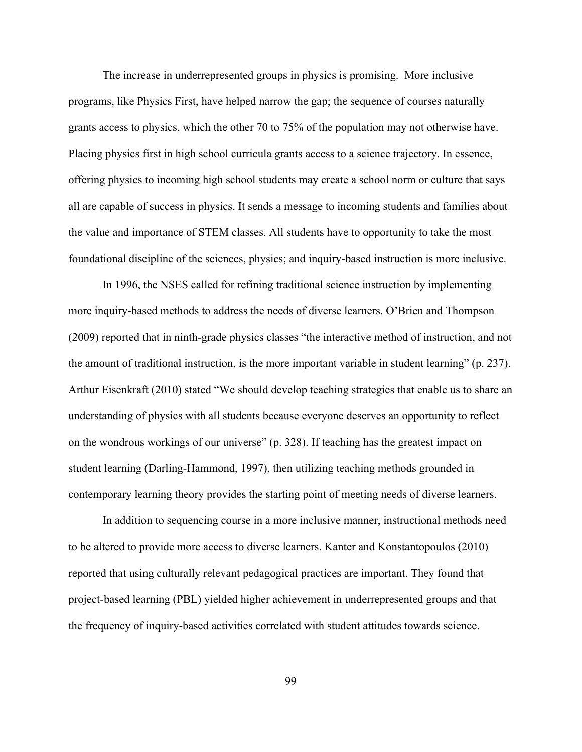The increase in underrepresented groups in physics is promising.  More inclusive programs, like Physics First, have helped narrow the gap; the sequence of courses naturally grants access to physics, which the other 70 to 75% of the population may not otherwise have. Placing physics first in high school curricula grants access to a science trajectory. In essence, offering physics to incoming high school students may create a school norm or culture that says all are capable of success in physics. It sends a message to incoming students and families about the value and importance of STEM classes. All students have to opportunity to take the most foundational discipline of the sciences, physics; and inquiry-based instruction is more inclusive.

In 1996, the NSES called for refining traditional science instruction by implementing more inquiry-based methods to address the needs of diverse learners. O'Brien and Thompson (2009) reported that in ninth-grade physics classes "the interactive method of instruction, and not the amount of traditional instruction, is the more important variable in student learning" (p. 237). Arthur Eisenkraft (2010) stated "We should develop teaching strategies that enable us to share an understanding of physics with all students because everyone deserves an opportunity to reflect on the wondrous workings of our universe" (p. 328). If teaching has the greatest impact on student learning (Darling-Hammond, 1997), then utilizing teaching methods grounded in contemporary learning theory provides the starting point of meeting needs of diverse learners.

In addition to sequencing course in a more inclusive manner, instructional methods need to be altered to provide more access to diverse learners. Kanter and Konstantopoulos (2010) reported that using culturally relevant pedagogical practices are important. They found that project-based learning (PBL) yielded higher achievement in underrepresented groups and that the frequency of inquiry-based activities correlated with student attitudes towards science.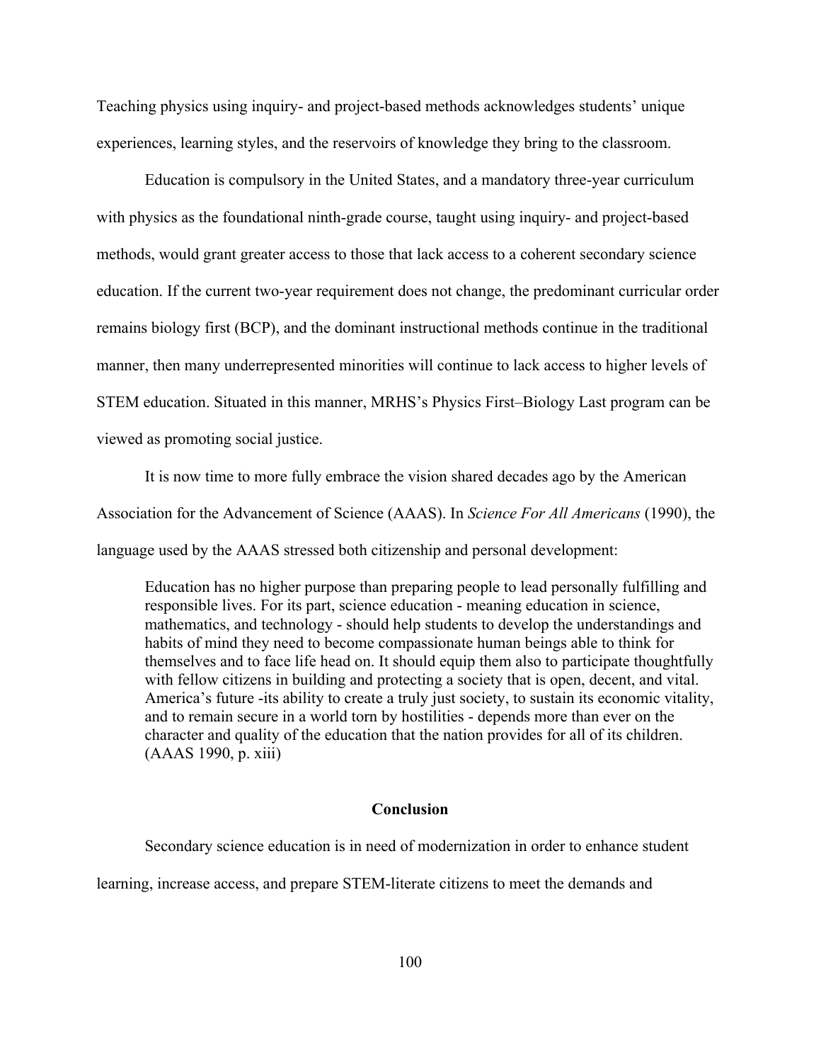Teaching physics using inquiry- and project-based methods acknowledges students' unique experiences, learning styles, and the reservoirs of knowledge they bring to the classroom.

Education is compulsory in the United States, and a mandatory three-year curriculum with physics as the foundational ninth-grade course, taught using inquiry- and project-based methods, would grant greater access to those that lack access to a coherent secondary science education. If the current two-year requirement does not change, the predominant curricular order remains biology first (BCP), and the dominant instructional methods continue in the traditional manner, then many underrepresented minorities will continue to lack access to higher levels of STEM education. Situated in this manner, MRHS's Physics First–Biology Last program can be viewed as promoting social justice.

It is now time to more fully embrace the vision shared decades ago by the American Association for the Advancement of Science (AAAS). In *Science For All Americans* (1990), the language used by the AAAS stressed both citizenship and personal development:

> Education has no higher purpose than preparing people to lead personally fulfilling and responsible lives. For its part, science education - meaning education in science, mathematics, and technology - should help students to develop the understandings and habits of mind they need to become compassionate human beings able to think for themselves and to face life head on. It should equip them also to participate thoughtfully with fellow citizens in building and protecting a society that is open, decent, and vital. America's future -its ability to create a truly just society, to sustain its economic vitality, and to remain secure in a world torn by hostilities - depends more than ever on the character and quality of the education that the nation provides for all of its children. (AAAS 1990, p. xiii)

## Conclusion

Secondary science education is in need of modernization in order to enhance student learning, increase access, and prepare STEM-literate citizens to meet the demands and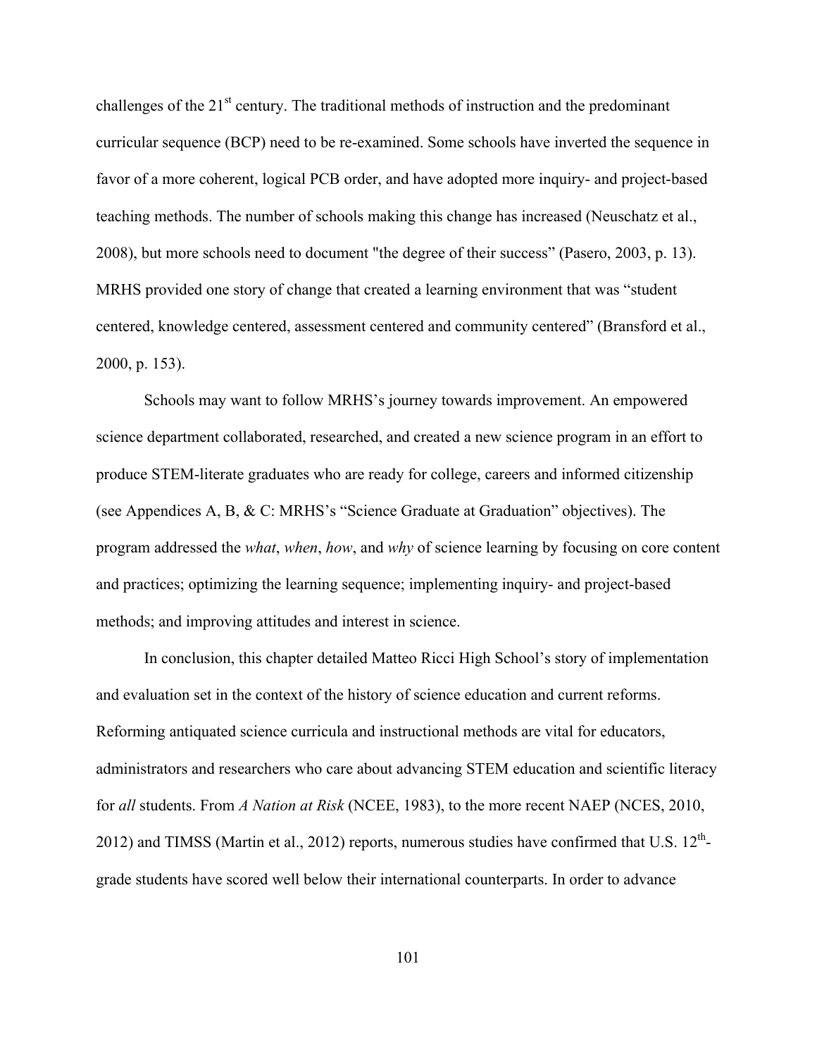challenges of the 21st century. The traditional methods of instruction and the predominant curricular sequence (BCP) need to be re-examined. Some schools have inverted the sequence in favor of a more coherent, logical PCB order, and have adopted more inquiry- and project-based teaching methods. The number of schools making this change has increased (Neuschatz et al., 2008), but more schools need to document "the degree of their success" (Pasero, 2003, p. 13). MRHS provided one story of change that created a learning environment that was "student centered, knowledge centered, assessment centered and community centered" (Bransford et al., 2000, p. 153).

Schools may want to follow MRHS's journey towards improvement. An empowered science department collaborated, researched, and created a new science program in an effort to produce STEM-literate graduates who are ready for college, careers and informed citizenship (see Appendices A, B, & C: MRHS's "Science Graduate at Graduation" objectives). The program addressed the *what*, *when*, *how*, and *why* of science learning by focusing on core content and practices; optimizing the learning sequence; implementing inquiry- and project-based methods; and improving attitudes and interest in science.

In conclusion, this chapter detailed Matteo Ricci High School's story of implementation and evaluation set in the context of the history of science education and current reforms. Reforming antiquated science curricula and instructional methods are vital for educators, administrators and researchers who care about advancing STEM education and scientific literacy for *all* students. From *A Nation at Risk* (NCEE, 1983), to the more recent NAEP (NCES, 2010, 2012) and TIMSS (Martin et al., 2012) reports, numerous studies have confirmed that U.S. 12th-grade students have scored well below their international counterparts. In order to advance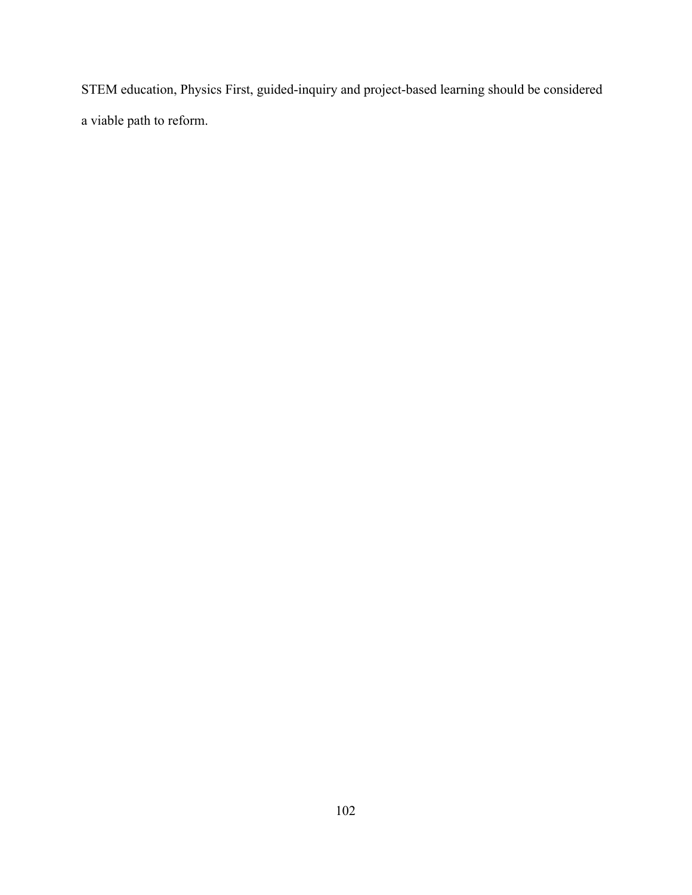STEM education, Physics First, guided-inquiry and project-based learning should be considered a viable path to reform.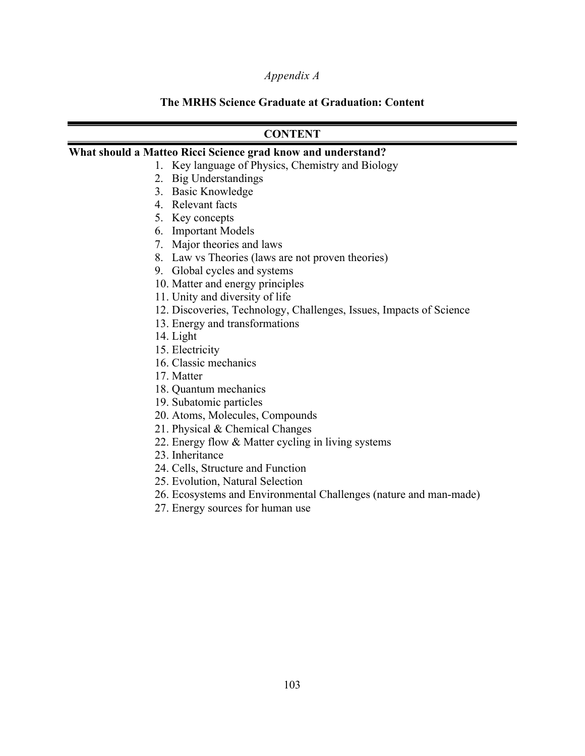*Appendix A*

## The MRHS Science Graduate at Graduation: Content

| CONTENT |
|---|

**What should a Matteo Ricci Science grad know and understand?**

1. Key language of Physics, Chemistry and Biology
2. Big Understandings
3. Basic Knowledge
4. Relevant facts
5. Key concepts
6. Important Models
7. Major theories and laws
8. Law vs Theories (laws are not proven theories)
9. Global cycles and systems
10. Matter and energy principles
11. Unity and diversity of life
12. Discoveries, Technology, Challenges, Issues, Impacts of Science
13. Energy and transformations
14. Light
15. Electricity
16. Classic mechanics
17. Matter
18. Quantum mechanics
19. Subatomic particles
20. Atoms, Molecules, Compounds
21. Physical & Chemical Changes
22. Energy flow & Matter cycling in living systems
23. Inheritance
24. Cells, Structure and Function
25. Evolution, Natural Selection
26. Ecosystems and Environmental Challenges (nature and man-made)
27. Energy sources for human use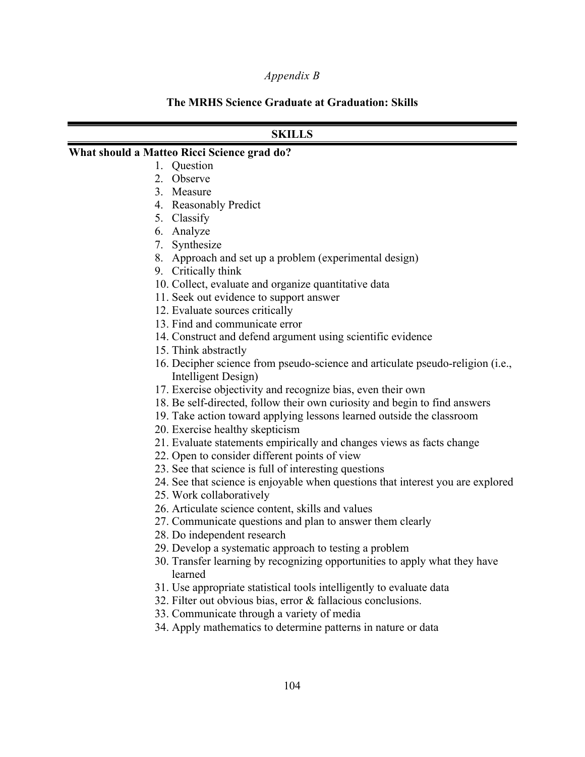*Appendix B*

**The MRHS Science Graduate at Graduation: Skills**

**SKILLS**

**What should a Matteo Ricci Science grad do?**

1. Question
2. Observe
3. Measure
4. Reasonably Predict
5. Classify
6. Analyze
7. Synthesize
8. Approach and set up a problem (experimental design)
9. Critically think
10. Collect, evaluate and organize quantitative data
11. Seek out evidence to support answer
12. Evaluate sources critically
13. Find and communicate error
14. Construct and defend argument using scientific evidence
15. Think abstractly
16. Decipher science from pseudo-science and articulate pseudo-religion (i.e., Intelligent Design)
17. Exercise objectivity and recognize bias, even their own
18. Be self-directed, follow their own curiosity and begin to find answers
19. Take action toward applying lessons learned outside the classroom
20. Exercise healthy skepticism
21. Evaluate statements empirically and changes views as facts change
22. Open to consider different points of view
23. See that science is full of interesting questions
24. See that science is enjoyable when questions that interest you are explored
25. Work collaboratively
26. Articulate science content, skills and values
27. Communicate questions and plan to answer them clearly
28. Do independent research
29. Develop a systematic approach to testing a problem
30. Transfer learning by recognizing opportunities to apply what they have learned
31. Use appropriate statistical tools intelligently to evaluate data
32. Filter out obvious bias, error & fallacious conclusions.
33. Communicate through a variety of media
34. Apply mathematics to determine patterns in nature or data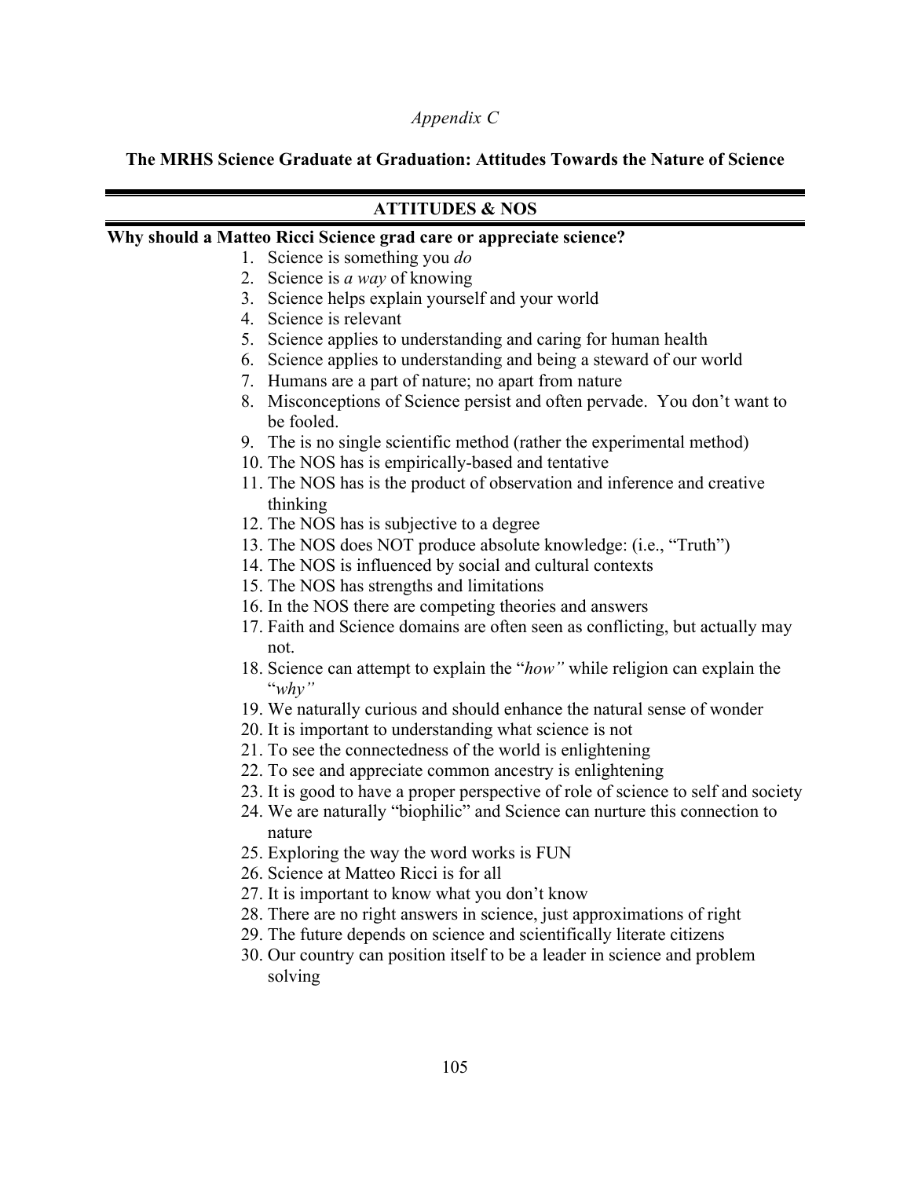*Appendix C*

**The MRHS Science Graduate at Graduation: Attitudes Towards the Nature of Science**

**ATTITUDES & NOS**

**Why should a Matteo Ricci Science grad care or appreciate science?**

1. Science is something you *do*
2. Science is *a way* of knowing
3. Science helps explain yourself and your world
4. Science is relevant
5. Science applies to understanding and caring for human health
6. Science applies to understanding and being a steward of our world
7. Humans are a part of nature; no apart from nature
8. Misconceptions of Science persist and often pervade. You don't want to be fooled.
9. The is no single scientific method (rather the experimental method)
10. The NOS has is empirically-based and tentative
11. The NOS has is the product of observation and inference and creative thinking
12. The NOS has is subjective to a degree
13. The NOS does NOT produce absolute knowledge: (i.e., "Truth")
14. The NOS is influenced by social and cultural contexts
15. The NOS has strengths and limitations
16. In the NOS there are competing theories and answers
17. Faith and Science domains are often seen as conflicting, but actually may not.
18. Science can attempt to explain the "*how"* while religion can explain the "*why"*
19. We naturally curious and should enhance the natural sense of wonder
20. It is important to understanding what science is not
21. To see the connectedness of the world is enlightening
22. To see and appreciate common ancestry is enlightening
23. It is good to have a proper perspective of role of science to self and society
24. We are naturally "biophilic" and Science can nurture this connection to nature
25. Exploring the way the word works is FUN
26. Science at Matteo Ricci is for all
27. It is important to know what you don't know
28. There are no right answers in science, just approximations of right
29. The future depends on science and scientifically literate citizens
30. Our country can position itself to be a leader in science and problem solving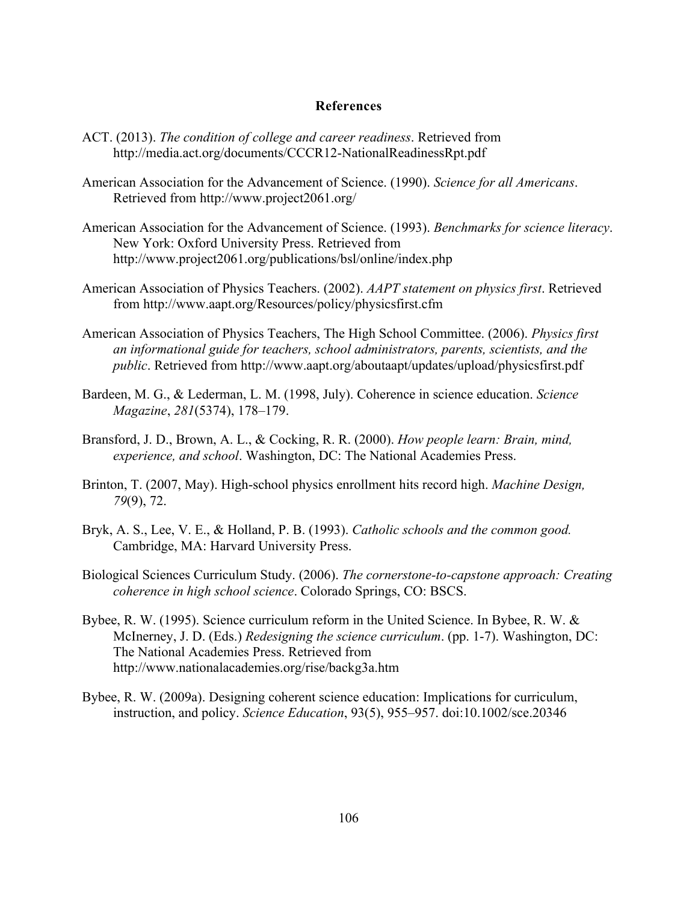# References

ACT. (2013). *The condition of college and career readiness*. Retrieved from http://media.act.org/documents/CCCR12-NationalReadinessRpt.pdf

American Association for the Advancement of Science. (1990). *Science for all Americans*. Retrieved from http://www.project2061.org/

American Association for the Advancement of Science. (1993). *Benchmarks for science literacy*. New York: Oxford University Press. Retrieved from http://www.project2061.org/publications/bsl/online/index.php

American Association of Physics Teachers. (2002). *AAPT statement on physics first*. Retrieved from http://www.aapt.org/Resources/policy/physicsfirst.cfm

American Association of Physics Teachers, The High School Committee. (2006). *Physics first an informational guide for teachers, school administrators, parents, scientists, and the public*. Retrieved from http://www.aapt.org/aboutaapt/updates/upload/physicsfirst.pdf

Bardeen, M. G., & Lederman, L. M. (1998, July). Coherence in science education. *Science Magazine*, *281*(5374), 178–179.

Bransford, J. D., Brown, A. L., & Cocking, R. R. (2000). *How people learn: Brain, mind, experience, and school*. Washington, DC: The National Academies Press.

Brinton, T. (2007, May). High-school physics enrollment hits record high. *Machine Design, 79*(9), 72.

Bryk, A. S., Lee, V. E., & Holland, P. B. (1993). *Catholic schools and the common good.* Cambridge, MA: Harvard University Press.

Biological Sciences Curriculum Study. (2006). *The cornerstone-to-capstone approach: Creating coherence in high school science*. Colorado Springs, CO: BSCS.

Bybee, R. W. (1995). Science curriculum reform in the United Science. In Bybee, R. W. & McInerney, J. D. (Eds.) *Redesigning the science curriculum*. (pp. 1-7). Washington, DC: The National Academies Press. Retrieved from http://www.nationalacademies.org/rise/backg3a.htm

Bybee, R. W. (2009a). Designing coherent science education: Implications for curriculum, instruction, and policy. *Science Education*, 93(5), 955–957. doi:10.1002/sce.20346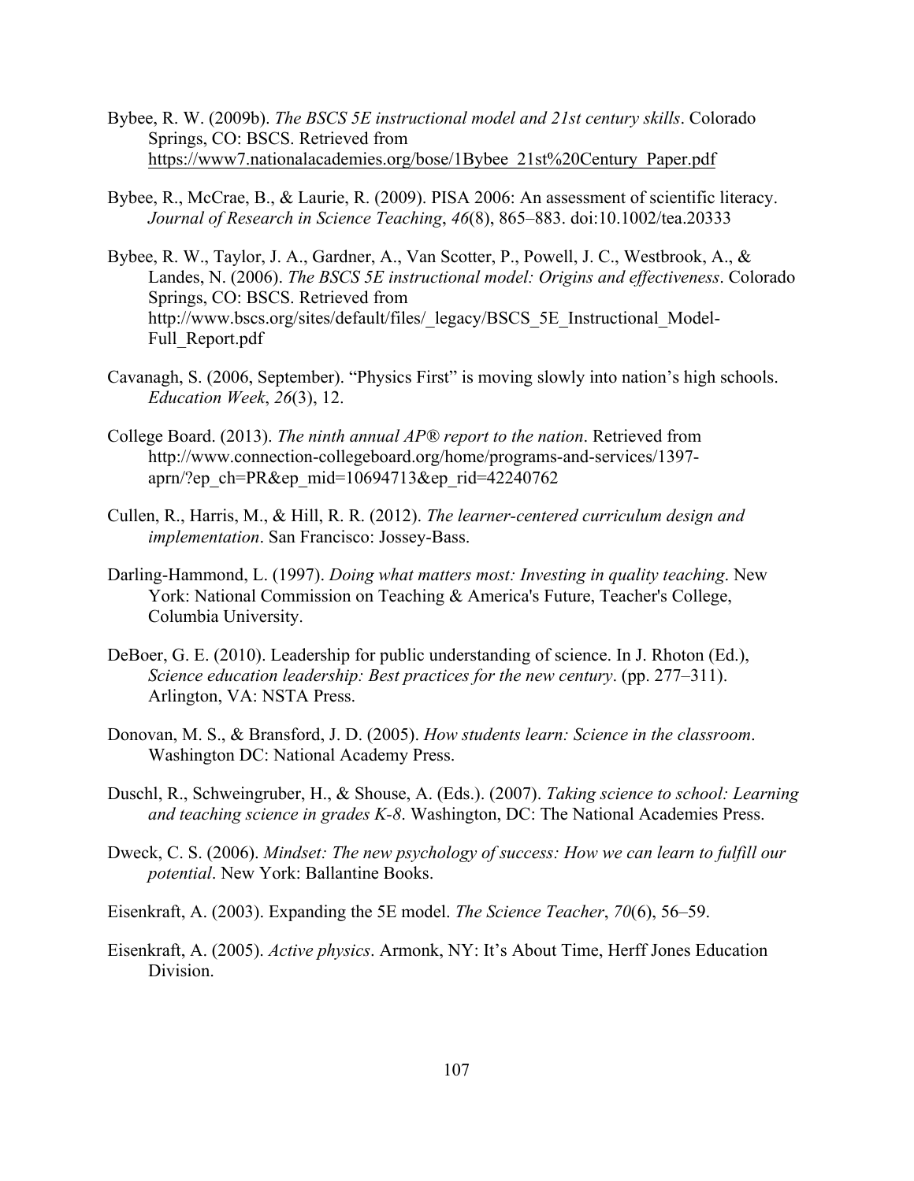Bybee, R. W. (2009b). *The BSCS 5E instructional model and 21st century skills*. Colorado Springs, CO: BSCS. Retrieved from https://www7.nationalacademies.org/bose/1Bybee_21st%20Century_Paper.pdf

Bybee, R., McCrae, B., & Laurie, R. (2009). PISA 2006: An assessment of scientific literacy. *Journal of Research in Science Teaching*, *46*(8), 865–883. doi:10.1002/tea.20333

Bybee, R. W., Taylor, J. A., Gardner, A., Van Scotter, P., Powell, J. C., Westbrook, A., & Landes, N. (2006). *The BSCS 5E instructional model: Origins and effectiveness*. Colorado Springs, CO: BSCS. Retrieved from http://www.bscs.org/sites/default/files/_legacy/BSCS_5E_Instructional_Model-Full_Report.pdf

Cavanagh, S. (2006, September). "Physics First" is moving slowly into nation's high schools. *Education Week*, *26*(3), 12.

College Board. (2013). *The ninth annual AP® report to the nation*. Retrieved from http://www.connection-collegeboard.org/home/programs-and-services/1397-aprn/?ep_ch=PR&ep_mid=10694713&ep_rid=42240762

Cullen, R., Harris, M., & Hill, R. R. (2012). *The learner-centered curriculum design and implementation*. San Francisco: Jossey-Bass.

Darling-Hammond, L. (1997). *Doing what matters most: Investing in quality teaching*. New York: National Commission on Teaching & America's Future, Teacher's College, Columbia University.

DeBoer, G. E. (2010). Leadership for public understanding of science. In J. Rhoton (Ed.), *Science education leadership: Best practices for the new century*. (pp. 277–311). Arlington, VA: NSTA Press.

Donovan, M. S., & Bransford, J. D. (2005). *How students learn: Science in the classroom*. Washington DC: National Academy Press.

Duschl, R., Schweingruber, H., & Shouse, A. (Eds.). (2007). *Taking science to school: Learning and teaching science in grades K-8*. Washington, DC: The National Academies Press.

Dweck, C. S. (2006). *Mindset: The new psychology of success: How we can learn to fulfill our potential*. New York: Ballantine Books.

Eisenkraft, A. (2003). Expanding the 5E model. *The Science Teacher*, *70*(6), 56–59.

Eisenkraft, A. (2005). *Active physics*. Armonk, NY: It's About Time, Herff Jones Education Division.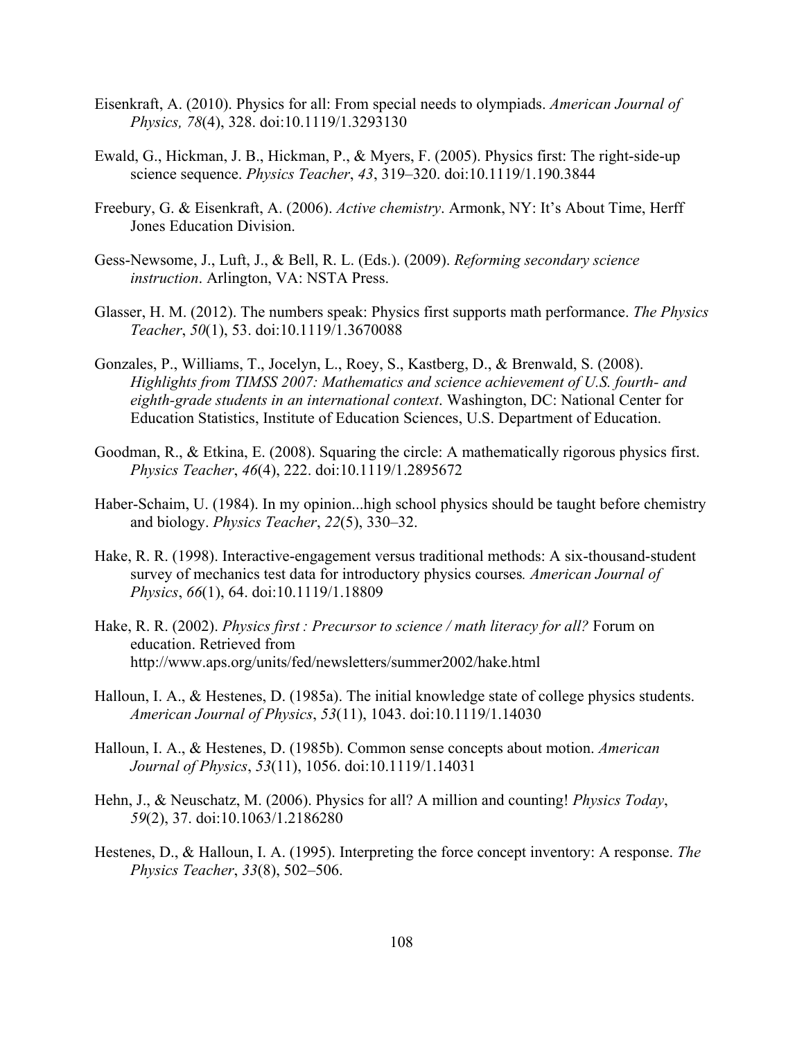Eisenkraft, A. (2010). Physics for all: From special needs to olympiads. *American Journal of Physics, 78*(4), 328. doi:10.1119/1.3293130

Ewald, G., Hickman, J. B., Hickman, P., & Myers, F. (2005). Physics first: The right-side-up science sequence. *Physics Teacher*, *43*, 319–320. doi:10.1119/1.190.3844

Freebury, G. & Eisenkraft, A. (2006). *Active chemistry*. Armonk, NY: It's About Time, Herff Jones Education Division.

Gess-Newsome, J., Luft, J., & Bell, R. L. (Eds.). (2009). *Reforming secondary science instruction*. Arlington, VA: NSTA Press.

Glasser, H. M. (2012). The numbers speak: Physics first supports math performance. *The Physics Teacher*, *50*(1), 53. doi:10.1119/1.3670088

Gonzales, P., Williams, T., Jocelyn, L., Roey, S., Kastberg, D., & Brenwald, S. (2008). *Highlights from TIMSS 2007: Mathematics and science achievement of U.S. fourth- and eighth-grade students in an international context*. Washington, DC: National Center for Education Statistics, Institute of Education Sciences, U.S. Department of Education.

Goodman, R., & Etkina, E. (2008). Squaring the circle: A mathematically rigorous physics first. *Physics Teacher*, *46*(4), 222. doi:10.1119/1.2895672

Haber-Schaim, U. (1984). In my opinion...high school physics should be taught before chemistry and biology. *Physics Teacher*, *22*(5), 330–32.

Hake, R. R. (1998). Interactive-engagement versus traditional methods: A six-thousand-student survey of mechanics test data for introductory physics courses*. American Journal of Physics*, *66*(1), 64. doi:10.1119/1.18809

Hake, R. R. (2002). *Physics first : Precursor to science / math literacy for all?* Forum on education. Retrieved from http://www.aps.org/units/fed/newsletters/summer2002/hake.html

Halloun, I. A., & Hestenes, D. (1985a). The initial knowledge state of college physics students. *American Journal of Physics*, *53*(11), 1043. doi:10.1119/1.14030

Halloun, I. A., & Hestenes, D. (1985b). Common sense concepts about motion. *American Journal of Physics*, *53*(11), 1056. doi:10.1119/1.14031

Hehn, J., & Neuschatz, M. (2006). Physics for all? A million and counting! *Physics Today*, *59*(2), 37. doi:10.1063/1.2186280

Hestenes, D., & Halloun, I. A. (1995). Interpreting the force concept inventory: A response. *The Physics Teacher*, *33*(8), 502–506.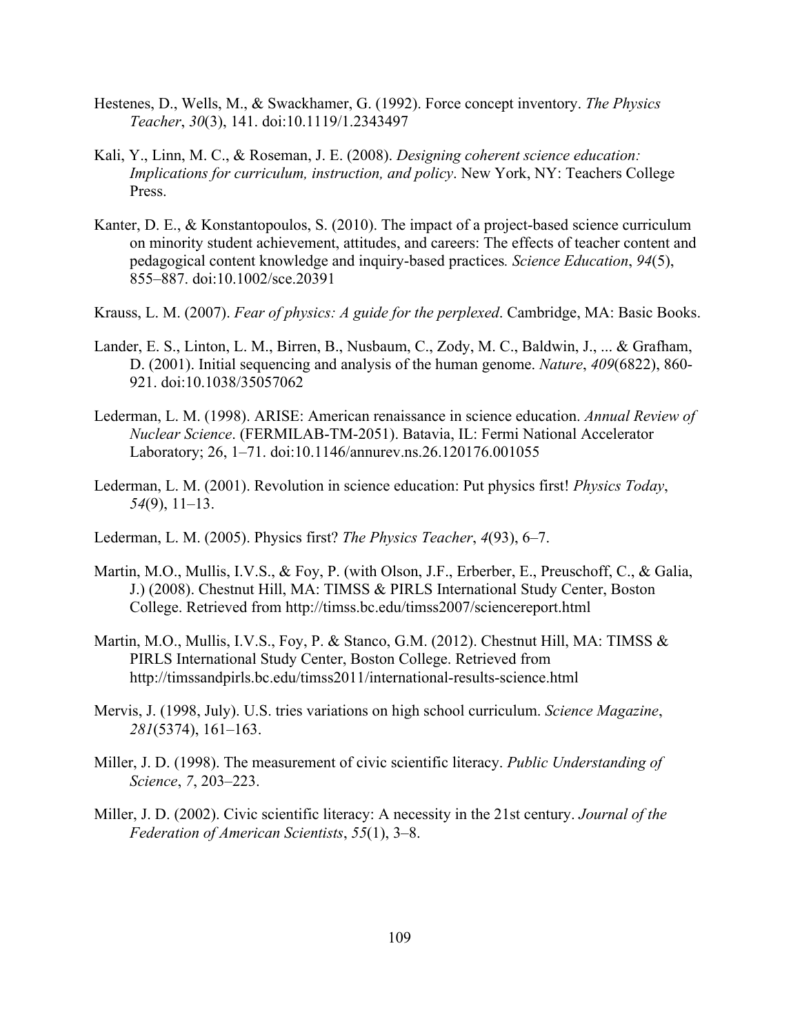Hestenes, D., Wells, M., & Swackhamer, G. (1992). Force concept inventory. *The Physics Teacher*, *30*(3), 141. doi:10.1119/1.2343497

Kali, Y., Linn, M. C., & Roseman, J. E. (2008). *Designing coherent science education: Implications for curriculum, instruction, and policy*. New York, NY: Teachers College Press.

Kanter, D. E., & Konstantopoulos, S. (2010). The impact of a project-based science curriculum on minority student achievement, attitudes, and careers: The effects of teacher content and pedagogical content knowledge and inquiry-based practices*. Science Education*, *94*(5), 855–887. doi:10.1002/sce.20391

Krauss, L. M. (2007). *Fear of physics: A guide for the perplexed*. Cambridge, MA: Basic Books.

Lander, E. S., Linton, L. M., Birren, B., Nusbaum, C., Zody, M. C., Baldwin, J., ... & Grafham, D. (2001). Initial sequencing and analysis of the human genome. *Nature*, *409*(6822), 860-921. doi:10.1038/35057062

Lederman, L. M. (1998). ARISE: American renaissance in science education. *Annual Review of Nuclear Science*. (FERMILAB-TM-2051). Batavia, IL: Fermi National Accelerator Laboratory; 26, 1–71. doi:10.1146/annurev.ns.26.120176.001055

Lederman, L. M. (2001). Revolution in science education: Put physics first! *Physics Today*, *54*(9), 11–13.

Lederman, L. M. (2005). Physics first? *The Physics Teacher*, *4*(93), 6–7.

Martin, M.O., Mullis, I.V.S., & Foy, P. (with Olson, J.F., Erberber, E., Preuschoff, C., & Galia, J.) (2008). Chestnut Hill, MA: TIMSS & PIRLS International Study Center, Boston College. Retrieved from http://timss.bc.edu/timss2007/sciencereport.html

Martin, M.O., Mullis, I.V.S., Foy, P. & Stanco, G.M. (2012). Chestnut Hill, MA: TIMSS & PIRLS International Study Center, Boston College. Retrieved from http://timssandpirls.bc.edu/timss2011/international-results-science.html

Mervis, J. (1998, July). U.S. tries variations on high school curriculum. *Science Magazine*, *281*(5374), 161–163.

Miller, J. D. (1998). The measurement of civic scientific literacy. *Public Understanding of Science*, *7*, 203–223.

Miller, J. D. (2002). Civic scientific literacy: A necessity in the 21st century. *Journal of the Federation of American Scientists*, *55*(1), 3–8.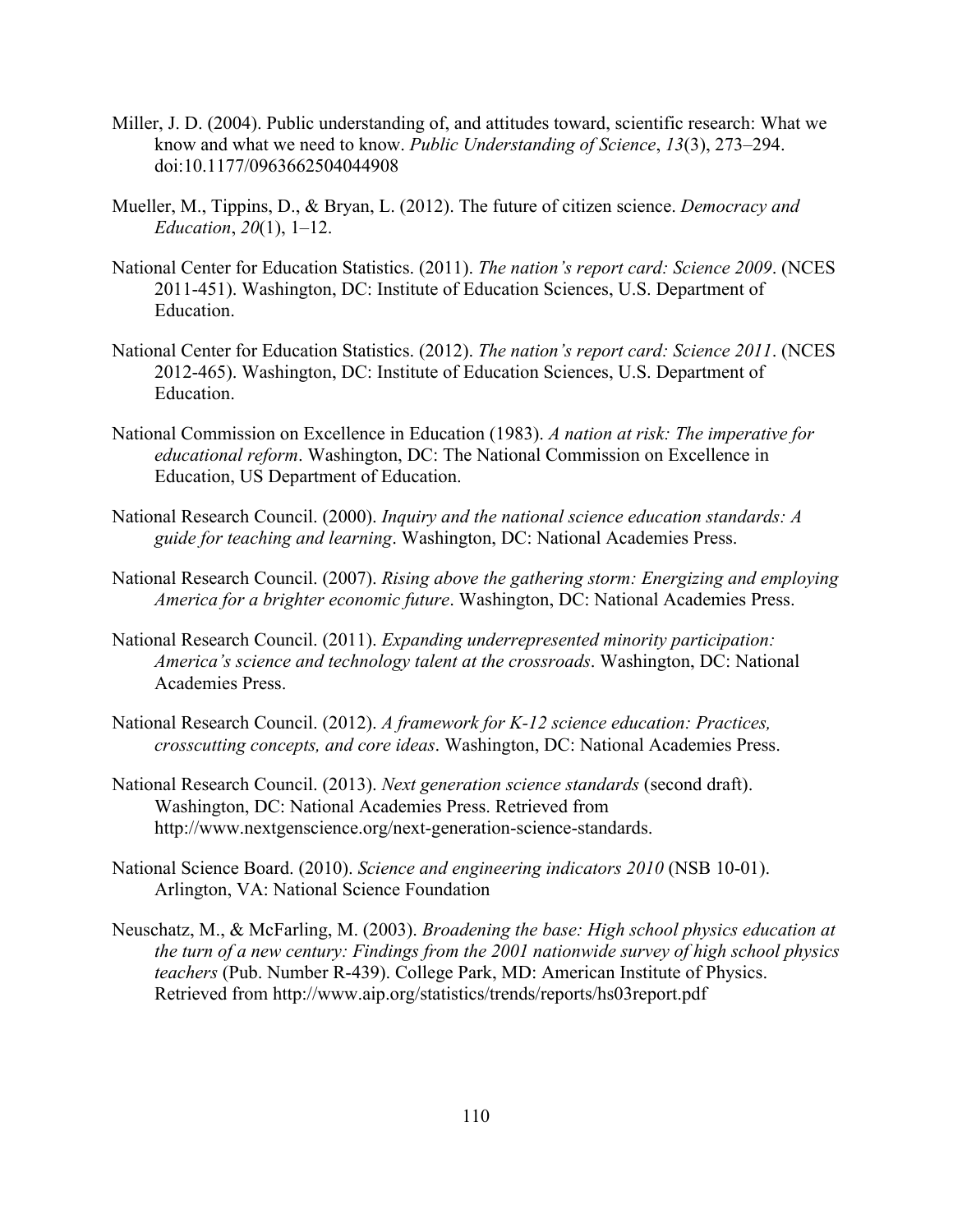Miller, J. D. (2004). Public understanding of, and attitudes toward, scientific research: What we know and what we need to know. *Public Understanding of Science*, *13*(3), 273–294. doi:10.1177/0963662504044908

Mueller, M., Tippins, D., & Bryan, L. (2012). The future of citizen science. *Democracy and Education*, *20*(1), 1–12.

National Center for Education Statistics. (2011). *The nation's report card: Science 2009*. (NCES 2011-451). Washington, DC: Institute of Education Sciences, U.S. Department of Education.

National Center for Education Statistics. (2012). *The nation's report card: Science 2011*. (NCES 2012-465). Washington, DC: Institute of Education Sciences, U.S. Department of Education.

National Commission on Excellence in Education (1983). *A nation at risk: The imperative for educational reform*. Washington, DC: The National Commission on Excellence in Education, US Department of Education.

National Research Council. (2000). *Inquiry and the national science education standards: A guide for teaching and learning*. Washington, DC: National Academies Press.

National Research Council. (2007). *Rising above the gathering storm: Energizing and employing America for a brighter economic future*. Washington, DC: National Academies Press.

National Research Council. (2011). *Expanding underrepresented minority participation: America's science and technology talent at the crossroads*. Washington, DC: National Academies Press.

National Research Council. (2012). *A framework for K-12 science education: Practices, crosscutting concepts, and core ideas*. Washington, DC: National Academies Press.

National Research Council. (2013). *Next generation science standards* (second draft). Washington, DC: National Academies Press. Retrieved from http://www.nextgenscience.org/next-generation-science-standards.

National Science Board. (2010). *Science and engineering indicators 2010* (NSB 10-01). Arlington, VA: National Science Foundation

Neuschatz, M., & McFarling, M. (2003). *Broadening the base: High school physics education at the turn of a new century: Findings from the 2001 nationwide survey of high school physics teachers* (Pub. Number R-439). College Park, MD: American Institute of Physics. Retrieved from http://www.aip.org/statistics/trends/reports/hs03report.pdf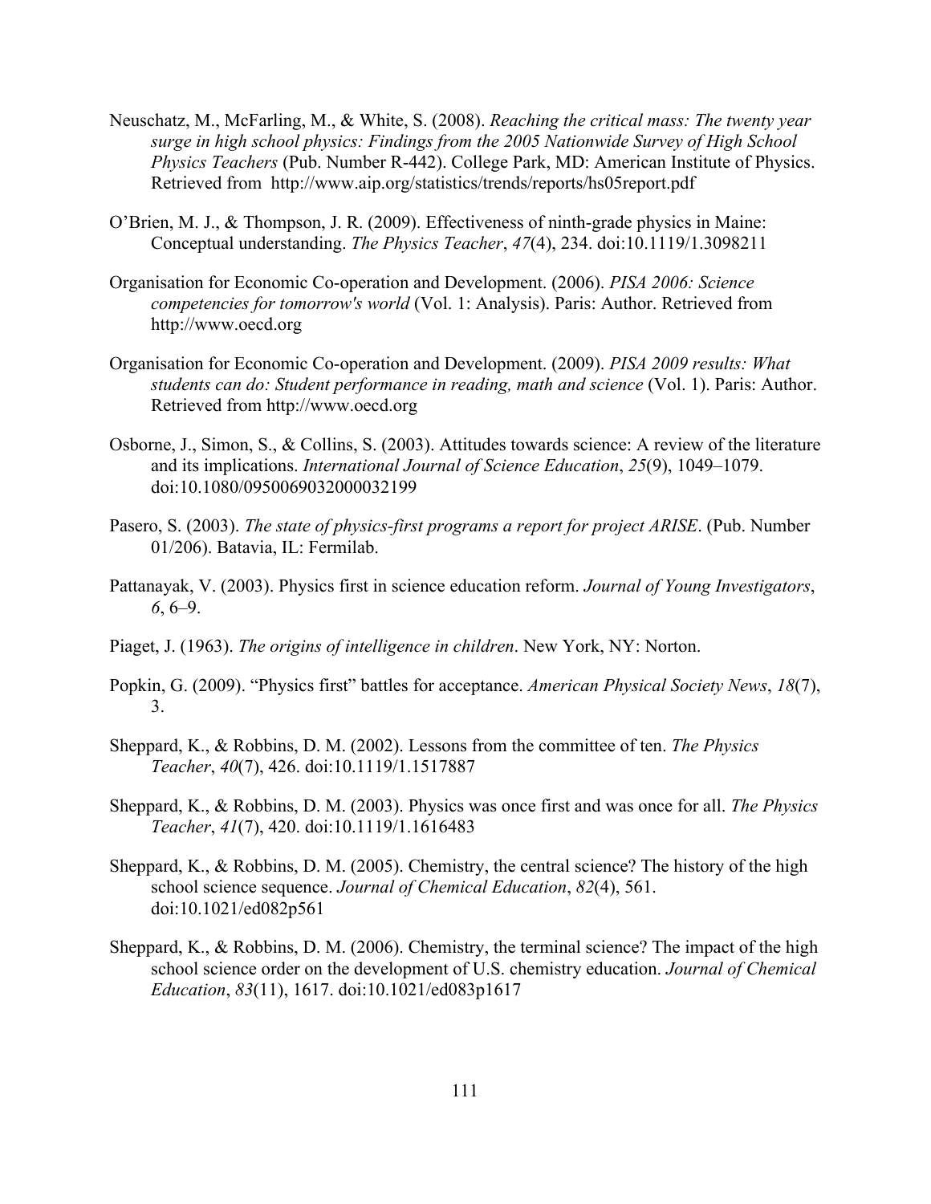Neuschatz, M., McFarling, M., & White, S. (2008). *Reaching the critical mass: The twenty year surge in high school physics: Findings from the 2005 Nationwide Survey of High School Physics Teachers* (Pub. Number R-442). College Park, MD: American Institute of Physics. Retrieved from http://www.aip.org/statistics/trends/reports/hs05report.pdf

O'Brien, M. J., & Thompson, J. R. (2009). Effectiveness of ninth-grade physics in Maine: Conceptual understanding. *The Physics Teacher*, *47*(4), 234. doi:10.1119/1.3098211

Organisation for Economic Co-operation and Development. (2006). *PISA 2006: Science competencies for tomorrow's world* (Vol. 1: Analysis). Paris: Author. Retrieved from http://www.oecd.org

Organisation for Economic Co-operation and Development. (2009). *PISA 2009 results: What students can do: Student performance in reading, math and science* (Vol. 1). Paris: Author. Retrieved from http://www.oecd.org

Osborne, J., Simon, S., & Collins, S. (2003). Attitudes towards science: A review of the literature and its implications. *International Journal of Science Education*, *25*(9), 1049–1079. doi:10.1080/0950069032000032199

Pasero, S. (2003). *The state of physics-first programs a report for project ARISE*. (Pub. Number 01/206). Batavia, IL: Fermilab.

Pattanayak, V. (2003). Physics first in science education reform. *Journal of Young Investigators*, *6*, 6–9.

Piaget, J. (1963). *The origins of intelligence in children*. New York, NY: Norton.

Popkin, G. (2009). "Physics first" battles for acceptance. *American Physical Society News*, *18*(7), 3.

Sheppard, K., & Robbins, D. M. (2002). Lessons from the committee of ten. *The Physics Teacher*, *40*(7), 426. doi:10.1119/1.1517887

Sheppard, K., & Robbins, D. M. (2003). Physics was once first and was once for all. *The Physics Teacher*, *41*(7), 420. doi:10.1119/1.1616483

Sheppard, K., & Robbins, D. M. (2005). Chemistry, the central science? The history of the high school science sequence. *Journal of Chemical Education*, *82*(4), 561. doi:10.1021/ed082p561

Sheppard, K., & Robbins, D. M. (2006). Chemistry, the terminal science? The impact of the high school science order on the development of U.S. chemistry education. *Journal of Chemical Education*, *83*(11), 1617. doi:10.1021/ed083p1617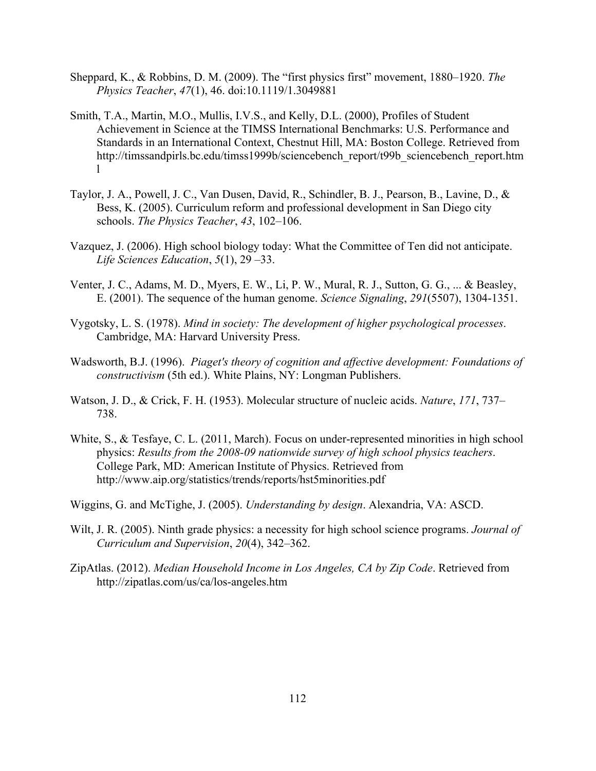Sheppard, K., & Robbins, D. M. (2009). The "first physics first" movement, 1880–1920. *The Physics Teacher*, *47*(1), 46. doi:10.1119/1.3049881

Smith, T.A., Martin, M.O., Mullis, I.V.S., and Kelly, D.L. (2000), Profiles of Student Achievement in Science at the TIMSS International Benchmarks: U.S. Performance and Standards in an International Context, Chestnut Hill, MA: Boston College. Retrieved from http://timssandpirls.bc.edu/timss1999b/sciencebench_report/t99b_sciencebench_report.html

Taylor, J. A., Powell, J. C., Van Dusen, David, R., Schindler, B. J., Pearson, B., Lavine, D., & Bess, K. (2005). Curriculum reform and professional development in San Diego city schools. *The Physics Teacher*, *43*, 102–106.

Vazquez, J. (2006). High school biology today: What the Committee of Ten did not anticipate. *Life Sciences Education*, *5*(1), 29 –33.

Venter, J. C., Adams, M. D., Myers, E. W., Li, P. W., Mural, R. J., Sutton, G. G., ... & Beasley, E. (2001). The sequence of the human genome. *Science Signaling*, *291*(5507), 1304-1351.

Vygotsky, L. S. (1978). *Mind in society: The development of higher psychological processes*. Cambridge, MA: Harvard University Press.

Wadsworth, B.J. (1996). *Piaget's theory of cognition and affective development: Foundations of constructivism* (5th ed.). White Plains, NY: Longman Publishers.

Watson, J. D., & Crick, F. H. (1953). Molecular structure of nucleic acids. *Nature*, *171*, 737–738.

White, S., & Tesfaye, C. L. (2011, March). Focus on under-represented minorities in high school physics: *Results from the 2008-09 nationwide survey of high school physics teachers*. College Park, MD: American Institute of Physics. Retrieved from http://www.aip.org/statistics/trends/reports/hst5minorities.pdf

Wiggins, G. and McTighe, J. (2005). *Understanding by design*. Alexandria, VA: ASCD.

Wilt, J. R. (2005). Ninth grade physics: a necessity for high school science programs. *Journal of Curriculum and Supervision*, *20*(4), 342–362.

ZipAtlas. (2012). *Median Household Income in Los Angeles, CA by Zip Code*. Retrieved from http://zipatlas.com/us/ca/los-angeles.htm